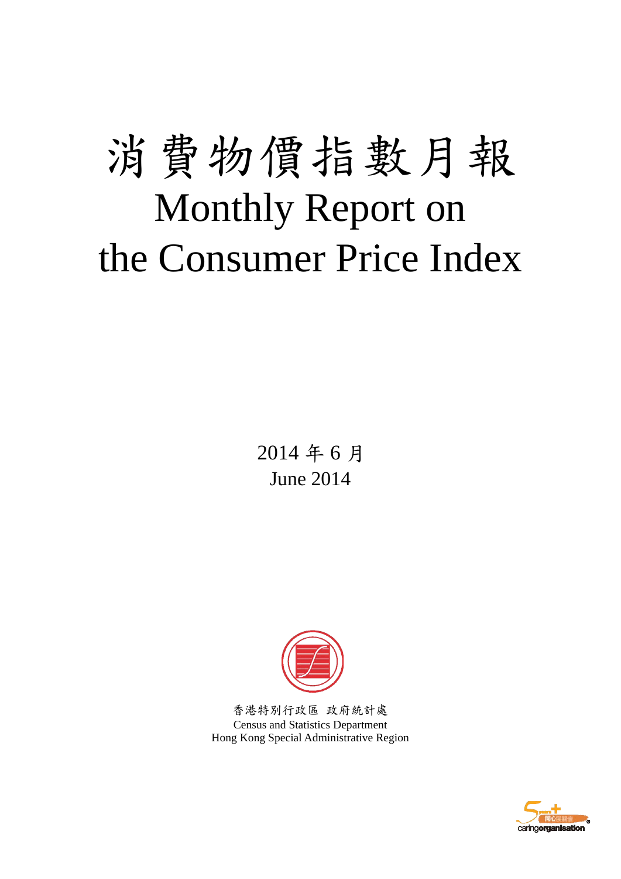# 消費物價指數月報

# Monthly Report on the Consumer Price Index

2014 年 6 月

June 2014

香港特別行政區 政府統計處

Census and Statistics Department

Hong Kong Special Administrative Region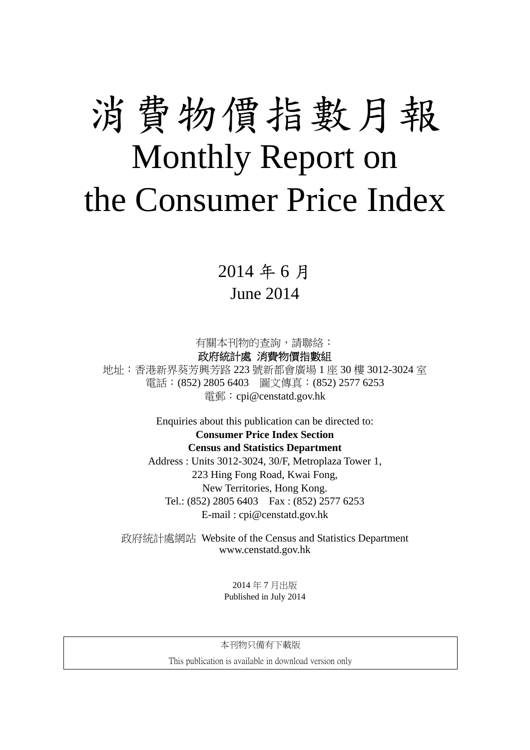# 消費物價指數月報

# Monthly Report on the Consumer Price Index

2014 年 6 月

June 2014

有關本刊物的查詢，請聯絡：

**政府統計處 消費物價指數組**

地址：香港新界葵芳興芳路 223 號新都會廣場 1 座 30 樓 3012-3024 室

電話：(852) 2805 6403　圖文傳真：(852) 2577 6253

電郵：cpi@censtatd.gov.hk

Enquiries about this publication can be directed to:

**Consumer Price Index Section**

**Census and Statistics Department**

Address : Units 3012-3024, 30/F, Metroplaza Tower 1,
223 Hing Fong Road, Kwai Fong,
New Territories, Hong Kong.

Tel.: (852) 2805 6403　Fax : (852) 2577 6253

E-mail : cpi@censtatd.gov.hk

政府統計處網站 Website of the Census and Statistics Department
www.censtatd.gov.hk

2014 年 7 月出版
Published in July 2014

本刊物只備有下載版

This publication is available in download version only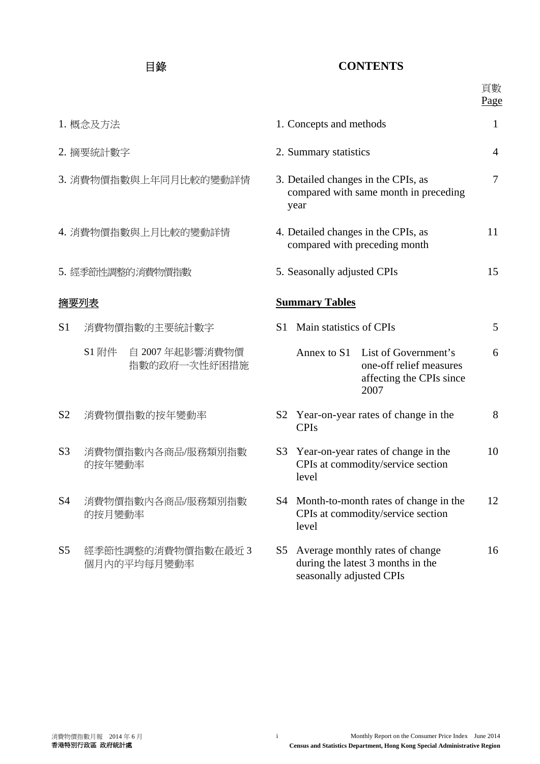# 目錄 CONTENTS

| 目錄 | CONTENTS | 頁數 Page |
|---|---|---|
| 1. 概念及方法 | 1. Concepts and methods | 1 |
| 2. 摘要統計數字 | 2. Summary statistics | 4 |
| 3. 消費物價指數與上年同月比較的變動詳情 | 3. Detailed changes in the CPIs, as compared with same month in preceding year | 7 |
| 4. 消費物價指數與上月比較的變動詳情 | 4. Detailed changes in the CPIs, as compared with preceding month | 11 |
| 5. 經季節性調整的消費物價指數 | 5. Seasonally adjusted CPIs | 15 |

## 摘要列表 Summary Tables

| 摘要列表 | Summary Tables | 頁數 Page |
|---|---|---|
| S1 消費物價指數的主要統計數字 | S1 Main statistics of CPIs | 5 |
| S1 附件 自 2007 年起影響消費物價指數的政府一次性紓困措施 | Annex to S1 List of Government's one-off relief measures affecting the CPIs since 2007 | 6 |
| S2 消費物價指數的按年變動率 | S2 Year-on-year rates of change in the CPIs | 8 |
| S3 消費物價指數內各商品/服務類別指數的按年變動率 | S3 Year-on-year rates of change in the CPIs at commodity/service section level | 10 |
| S4 消費物價指數內各商品/服務類別指數的按月變動率 | S4 Month-to-month rates of change in the CPIs at commodity/service section level | 12 |
| S5 經季節性調整的消費物價指數在最近 3 個月內的平均每月變動率 | S5 Average monthly rates of change during the latest 3 months in the seasonally adjusted CPIs | 16 |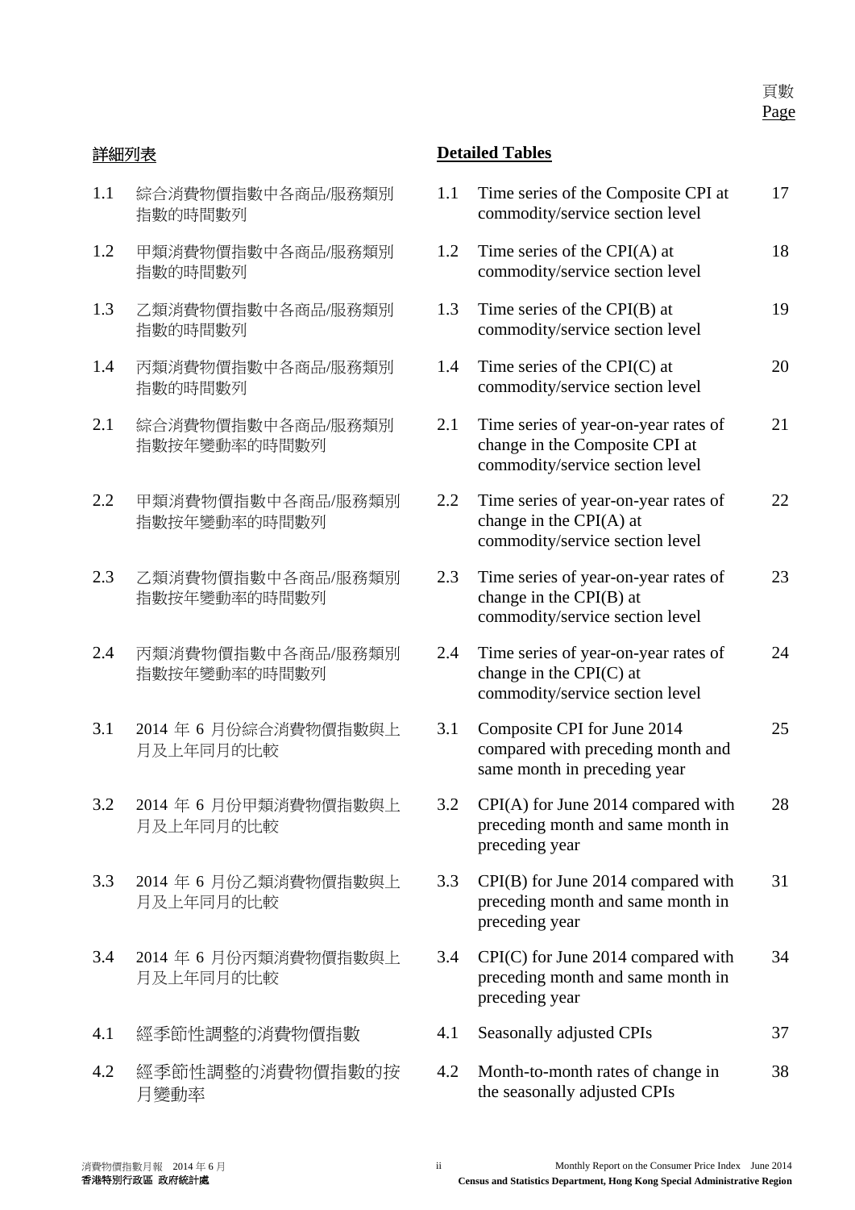頁數
Page

| 詳細列表 | | Detailed Tables | | |
|---|---|---|---|---|
| 1.1 | 綜合消費物價指數中各商品/服務類別指數的時間數列 | 1.1 | Time series of the Composite CPI at commodity/service section level | 17 |
| 1.2 | 甲類消費物價指數中各商品/服務類別指數的時間數列 | 1.2 | Time series of the CPI(A) at commodity/service section level | 18 |
| 1.3 | 乙類消費物價指數中各商品/服務類別指數的時間數列 | 1.3 | Time series of the CPI(B) at commodity/service section level | 19 |
| 1.4 | 丙類消費物價指數中各商品/服務類別指數的時間數列 | 1.4 | Time series of the CPI(C) at commodity/service section level | 20 |
| 2.1 | 綜合消費物價指數中各商品/服務類別指數按年變動率的時間數列 | 2.1 | Time series of year-on-year rates of change in the Composite CPI at commodity/service section level | 21 |
| 2.2 | 甲類消費物價指數中各商品/服務類別指數按年變動率的時間數列 | 2.2 | Time series of year-on-year rates of change in the CPI(A) at commodity/service section level | 22 |
| 2.3 | 乙類消費物價指數中各商品/服務類別指數按年變動率的時間數列 | 2.3 | Time series of year-on-year rates of change in the CPI(B) at commodity/service section level | 23 |
| 2.4 | 丙類消費物價指數中各商品/服務類別指數按年變動率的時間數列 | 2.4 | Time series of year-on-year rates of change in the CPI(C) at commodity/service section level | 24 |
| 3.1 | 2014 年 6 月份綜合消費物價指數與上月及上年同月的比較 | 3.1 | Composite CPI for June 2014 compared with preceding month and same month in preceding year | 25 |
| 3.2 | 2014 年 6 月份甲類消費物價指數與上月及上年同月的比較 | 3.2 | CPI(A) for June 2014 compared with preceding month and same month in preceding year | 28 |
| 3.3 | 2014 年 6 月份乙類消費物價指數與上月及上年同月的比較 | 3.3 | CPI(B) for June 2014 compared with preceding month and same month in preceding year | 31 |
| 3.4 | 2014 年 6 月份丙類消費物價指數與上月及上年同月的比較 | 3.4 | CPI(C) for June 2014 compared with preceding month and same month in preceding year | 34 |
| 4.1 | 經季節性調整的消費物價指數 | 4.1 | Seasonally adjusted CPIs | 37 |
| 4.2 | 經季節性調整的消費物價指數的按月變動率 | 4.2 | Month-to-month rates of change in the seasonally adjusted CPIs | 38 |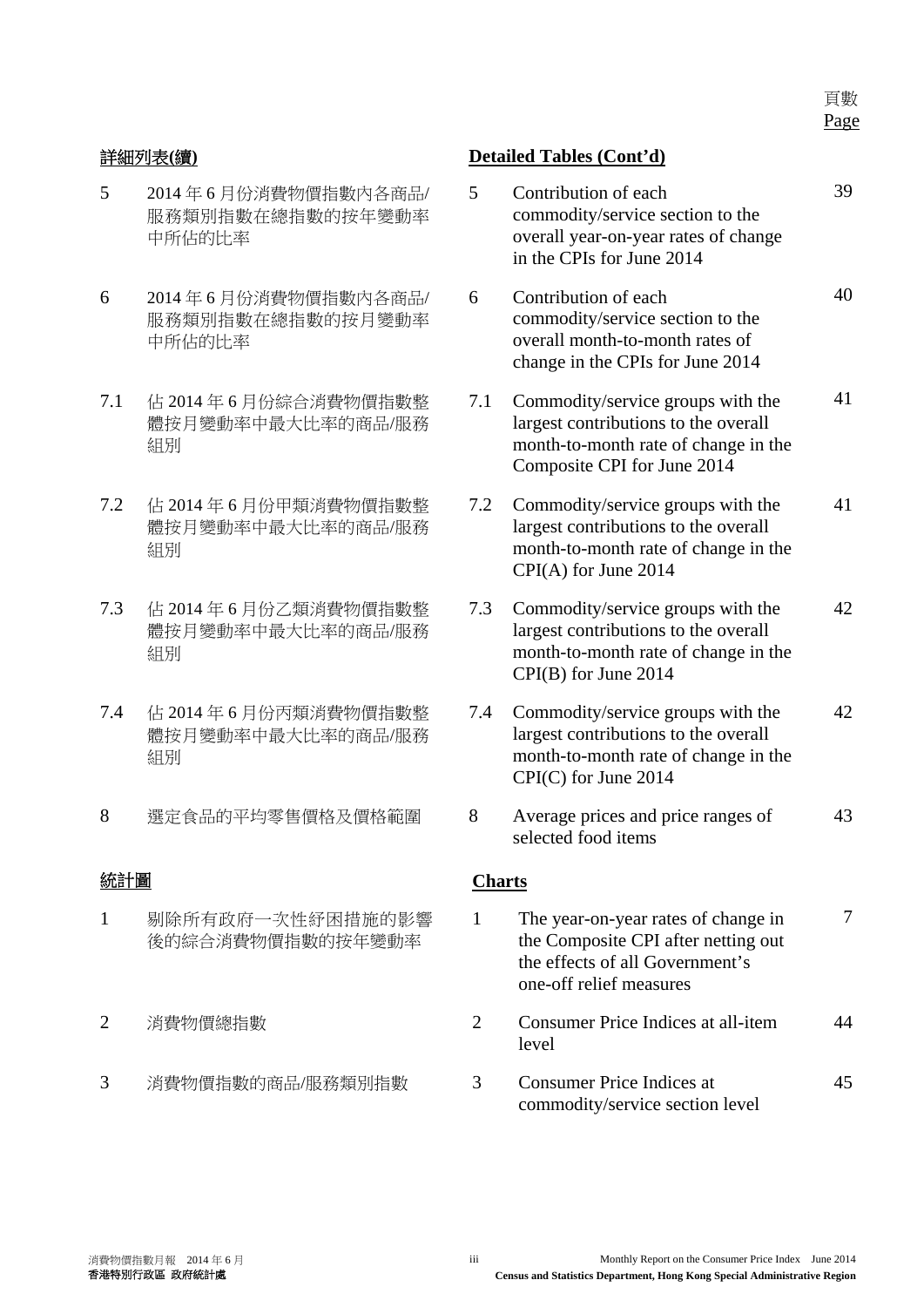頁數
Page

## 詳細列表(續) / Detailed Tables (Cont'd)

| | 詳細列表(續) | | Detailed Tables (Cont'd) | 頁數 Page |
|---|---|---|---|---|
| 5 | 2014年6月份消費物價指數內各商品/服務類別指數在總指數的按年變動率中所佔的比率 | 5 | Contribution of each commodity/service section to the overall year-on-year rates of change in the CPIs for June 2014 | 39 |
| 6 | 2014年6月份消費物價指數內各商品/服務類別指數在總指數的按月變動率中所佔的比率 | 6 | Contribution of each commodity/service section to the overall month-to-month rates of change in the CPIs for June 2014 | 40 |
| 7.1 | 佔2014年6月份綜合消費物價指數整體按月變動率中最大比率的商品/服務組別 | 7.1 | Commodity/service groups with the largest contributions to the overall month-to-month rate of change in the Composite CPI for June 2014 | 41 |
| 7.2 | 佔2014年6月份甲類消費物價指數整體按月變動率中最大比率的商品/服務組別 | 7.2 | Commodity/service groups with the largest contributions to the overall month-to-month rate of change in the CPI(A) for June 2014 | 41 |
| 7.3 | 佔2014年6月份乙類消費物價指數整體按月變動率中最大比率的商品/服務組別 | 7.3 | Commodity/service groups with the largest contributions to the overall month-to-month rate of change in the CPI(B) for June 2014 | 42 |
| 7.4 | 佔2014年6月份丙類消費物價指數整體按月變動率中最大比率的商品/服務組別 | 7.4 | Commodity/service groups with the largest contributions to the overall month-to-month rate of change in the CPI(C) for June 2014 | 42 |
| 8 | 選定食品的平均零售價格及價格範圍 | 8 | Average prices and price ranges of selected food items | 43 |

## 統計圖 / Charts

| | 統計圖 | | Charts | 頁數 Page |
|---|---|---|---|---|
| 1 | 剔除所有政府一次性紓困措施的影響後的綜合消費物價指數的按年變動率 | 1 | The year-on-year rates of change in the Composite CPI after netting out the effects of all Government's one-off relief measures | 7 |
| 2 | 消費物價總指數 | 2 | Consumer Price Indices at all-item level | 44 |
| 3 | 消費物價指數的商品/服務類別指數 | 3 | Consumer Price Indices at commodity/service section level | 45 |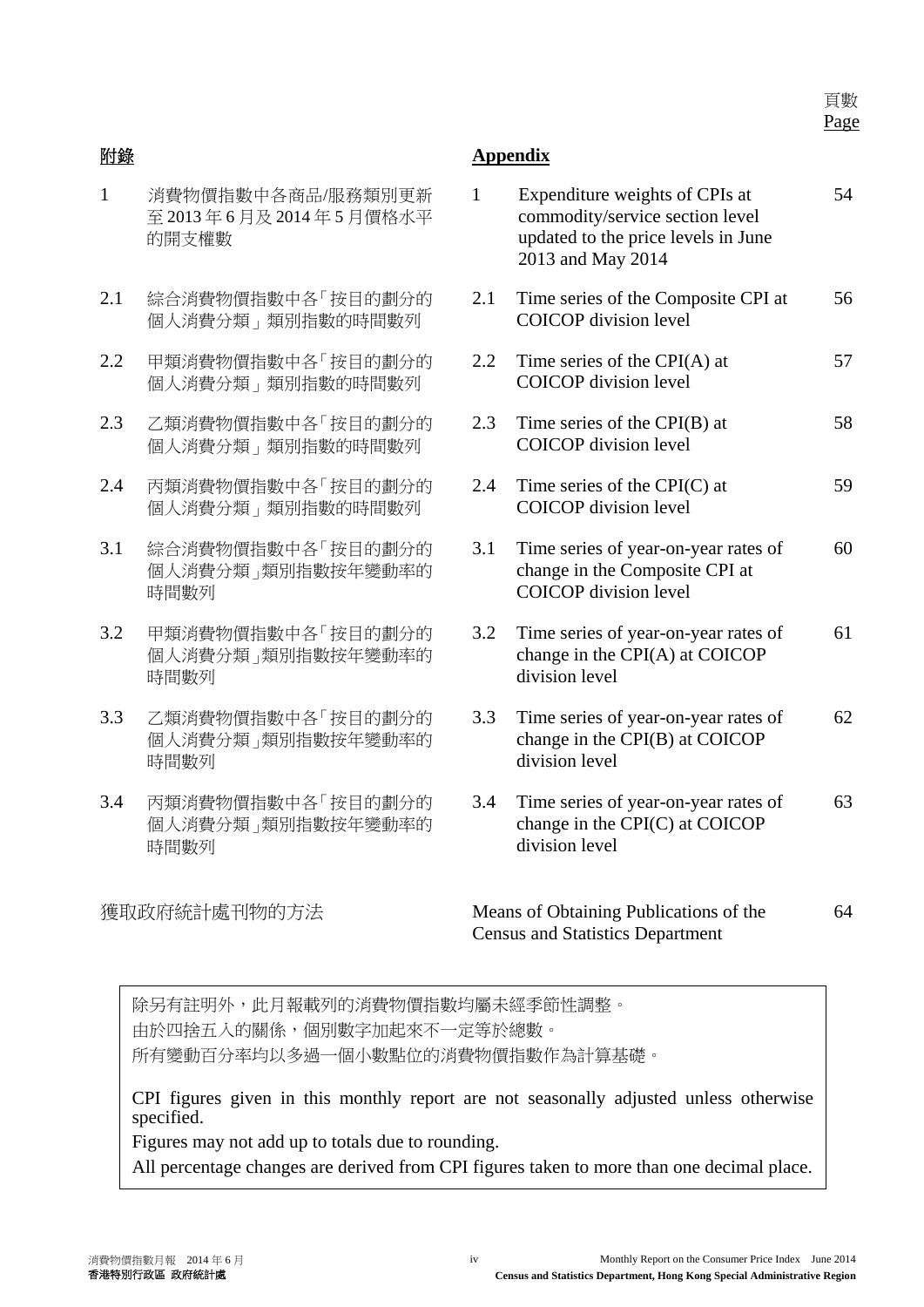| 附錄 | | Appendix | | 頁數 Page |
|---|---|---|---|---|
| 1 | 消費物價指數中各商品/服務類別更新至 2013 年 6 月及 2014 年 5 月價格水平的開支權數 | 1 | Expenditure weights of CPIs at commodity/service section level updated to the price levels in June 2013 and May 2014 | 54 |
| 2.1 | 綜合消費物價指數中各「按目的劃分的個人消費分類」類別指數的時間數列 | 2.1 | Time series of the Composite CPI at COICOP division level | 56 |
| 2.2 | 甲類消費物價指數中各「按目的劃分的個人消費分類」類別指數的時間數列 | 2.2 | Time series of the CPI(A) at COICOP division level | 57 |
| 2.3 | 乙類消費物價指數中各「按目的劃分的個人消費分類」類別指數的時間數列 | 2.3 | Time series of the CPI(B) at COICOP division level | 58 |
| 2.4 | 丙類消費物價指數中各「按目的劃分的個人消費分類」類別指數的時間數列 | 2.4 | Time series of the CPI(C) at COICOP division level | 59 |
| 3.1 | 綜合消費物價指數中各「按目的劃分的個人消費分類」類別指數按年變動率的時間數列 | 3.1 | Time series of year-on-year rates of change in the Composite CPI at COICOP division level | 60 |
| 3.2 | 甲類消費物價指數中各「按目的劃分的個人消費分類」類別指數按年變動率的時間數列 | 3.2 | Time series of year-on-year rates of change in the CPI(A) at COICOP division level | 61 |
| 3.3 | 乙類消費物價指數中各「按目的劃分的個人消費分類」類別指數按年變動率的時間數列 | 3.3 | Time series of year-on-year rates of change in the CPI(B) at COICOP division level | 62 |
| 3.4 | 丙類消費物價指數中各「按目的劃分的個人消費分類」類別指數按年變動率的時間數列 | 3.4 | Time series of year-on-year rates of change in the CPI(C) at COICOP division level | 63 |
| | 獲取政府統計處刊物的方法 | | Means of Obtaining Publications of the Census and Statistics Department | 64 |

除另有註明外，此月報載列的消費物價指數均屬未經季節性調整。
由於四捨五入的關係，個別數字加起來不一定等於總數。
所有變動百分率均以多過一個小數點位的消費物價指數作為計算基礎。

CPI figures given in this monthly report are not seasonally adjusted unless otherwise specified.
Figures may not add up to totals due to rounding.
All percentage changes are derived from CPI figures taken to more than one decimal place.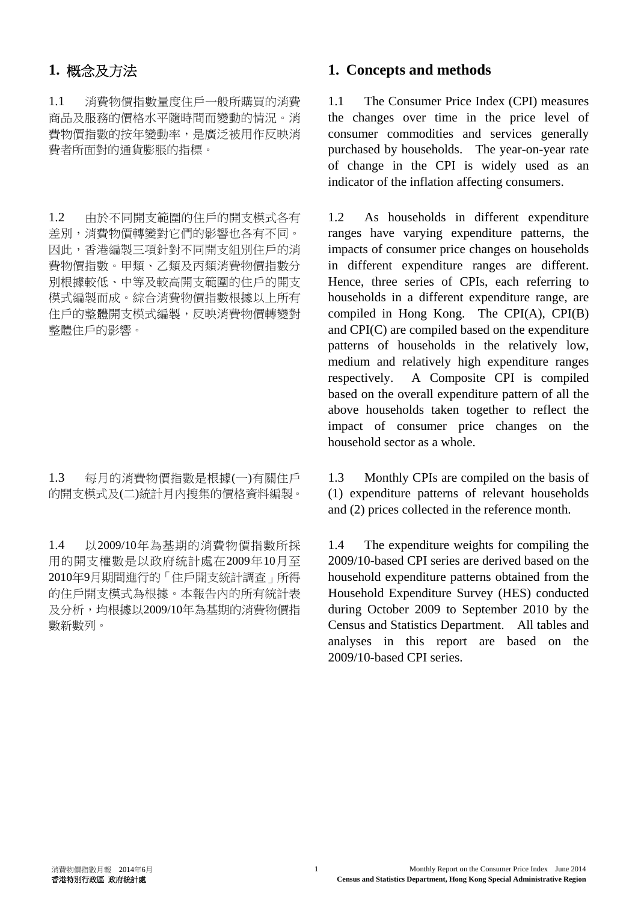## 1. 概念及方法

1.1 消費物價指數量度住戶一般所購買的消費商品及服務的價格水平隨時間而變動的情況。消費物價指數的按年變動率，是廣泛被用作反映消費者所面對的通貨膨脹的指標。

1.2 由於不同開支範圍的住戶的開支模式各有差別，消費物價轉變對它們的影響也各有不同。因此，香港編製三項針對不同開支組別住戶的消費物價指數。甲類、乙類及丙類消費物價指數分別根據較低、中等及較高開支範圍的住戶的開支模式編製而成。綜合消費物價指數根據以上所有住戶的整體開支模式編製，反映消費物價轉變對整體住戶的影響。

1.3 每月的消費物價指數是根據(一)有關住戶的開支模式及(二)統計月內搜集的價格資料編製。

1.4 以2009/10年為基期的消費物價指數所採用的開支權數是以政府統計處在2009年10月至2010年9月期間進行的「住戶開支統計調查」所得的住戶開支模式為根據。本報告內的所有統計表及分析，均根據以2009/10年為基期的消費物價指數新數列。

## 1. Concepts and methods

1.1 The Consumer Price Index (CPI) measures the changes over time in the price level of consumer commodities and services generally purchased by households. The year-on-year rate of change in the CPI is widely used as an indicator of the inflation affecting consumers.

1.2 As households in different expenditure ranges have varying expenditure patterns, the impacts of consumer price changes on households in different expenditure ranges are different. Hence, three series of CPIs, each referring to households in a different expenditure range, are compiled in Hong Kong. The CPI(A), CPI(B) and CPI(C) are compiled based on the expenditure patterns of households in the relatively low, medium and relatively high expenditure ranges respectively. A Composite CPI is compiled based on the overall expenditure pattern of all the above households taken together to reflect the impact of consumer price changes on the household sector as a whole.

1.3 Monthly CPIs are compiled on the basis of (1) expenditure patterns of relevant households and (2) prices collected in the reference month.

1.4 The expenditure weights for compiling the 2009/10-based CPI series are derived based on the household expenditure patterns obtained from the Household Expenditure Survey (HES) conducted during October 2009 to September 2010 by the Census and Statistics Department. All tables and analyses in this report are based on the 2009/10-based CPI series.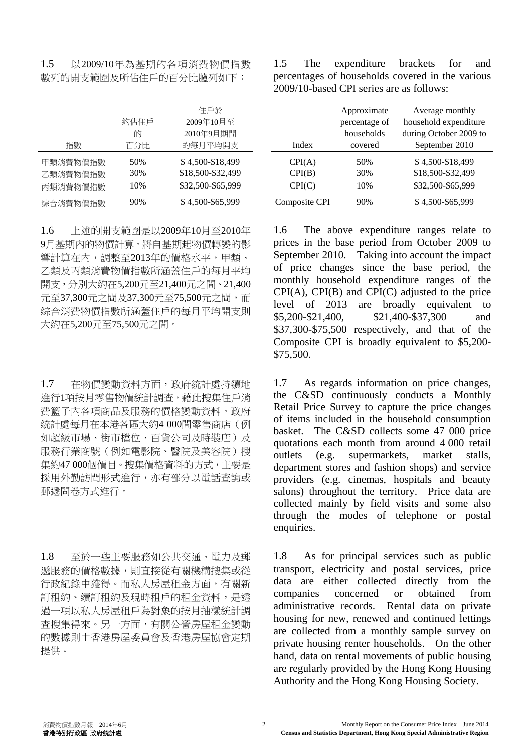1.5 以2009/10年為基期的各項消費物價指數數列的開支範圍及所佔住戶的百分比臚列如下：

| 指數 | 約佔住戶的百分比 | 住戶於2009年10月至2010年9月期間的每月平均開支 |
|---|---|---|
| 甲類消費物價指數 | 50% | $ 4,500-$18,499 |
| 乙類消費物價指數 | 30% | $18,500-$32,499 |
| 丙類消費物價指數 | 10% | $32,500-$65,999 |
| 綜合消費物價指數 | 90% | $ 4,500-$65,999 |

1.6 上述的開支範圍是以2009年10月至2010年9月基期內的物價計算。將自基期起物價轉變的影響計算在內，調整至2013年的價格水平，甲類、乙類及丙類消費物價指數所涵蓋住戶的每月平均開支，分別大約在5,200元至21,400元之間、21,400元至37,300元之間及37,300元至75,500元之間，而綜合消費物價指數所涵蓋住戶的每月平均開支則大約在5,200元至75,500元之間。

1.7 在物價變動資料方面，政府統計處持續地進行1項按月零售物價統計調查，藉此搜集住戶消費籃子內各項商品及服務的價格變動資料。政府統計處每月在本港各區大約4 000間零售商店（例如超級市場、街市檔位、百貨公司及時裝店）及服務行業商號（例如電影院、醫院及美容院）搜集約47 000個價目。搜集價格資料的方式，主要是採用外勤訪問形式進行，亦有部分以電話查詢或郵遞問卷方式進行。

1.8 至於一些主要服務如公共交通、電力及郵遞服務的價格數據，則直接從有關機構搜集或從行政紀錄中獲得。而私人房屋租金方面，有關新訂租約、續訂租約及現時租戶的租金資料，是透過一項以私人房屋租戶為對象的按月抽樣統計調查搜集得來。另一方面，有關公營房屋租金變動的數據則由香港房屋委員會及香港房屋協會定期提供。

1.5 The expenditure brackets for and percentages of households covered in the various 2009/10-based CPI series are as follows:

| Index | Approximate percentage of households covered | Average monthly household expenditure during October 2009 to September 2010 |
|---|---|---|
| CPI(A) | 50% | $ 4,500-$18,499 |
| CPI(B) | 30% | $18,500-$32,499 |
| CPI(C) | 10% | $32,500-$65,999 |
| Composite CPI | 90% | $ 4,500-$65,999 |

1.6 The above expenditure ranges relate to prices in the base period from October 2009 to September 2010. Taking into account the impact of price changes since the base period, the monthly household expenditure ranges of the CPI(A), CPI(B) and CPI(C) adjusted to the price level of 2013 are broadly equivalent to $5,200-$21,400, $21,400-$37,300 and $37,300-$75,500 respectively, and that of the Composite CPI is broadly equivalent to $5,200-$75,500.

1.7 As regards information on price changes, the C&SD continuously conducts a Monthly Retail Price Survey to capture the price changes of items included in the household consumption basket. The C&SD collects some 47 000 price quotations each month from around 4 000 retail outlets (e.g. supermarkets, market stalls, department stores and fashion shops) and service providers (e.g. cinemas, hospitals and beauty salons) throughout the territory. Price data are collected mainly by field visits and some also through the modes of telephone or postal enquiries.

1.8 As for principal services such as public transport, electricity and postal services, price data are either collected directly from the companies concerned or obtained from administrative records. Rental data on private housing for new, renewed and continued lettings are collected from a monthly sample survey on private housing renter households. On the other hand, data on rental movements of public housing are regularly provided by the Hong Kong Housing Authority and the Hong Kong Housing Society.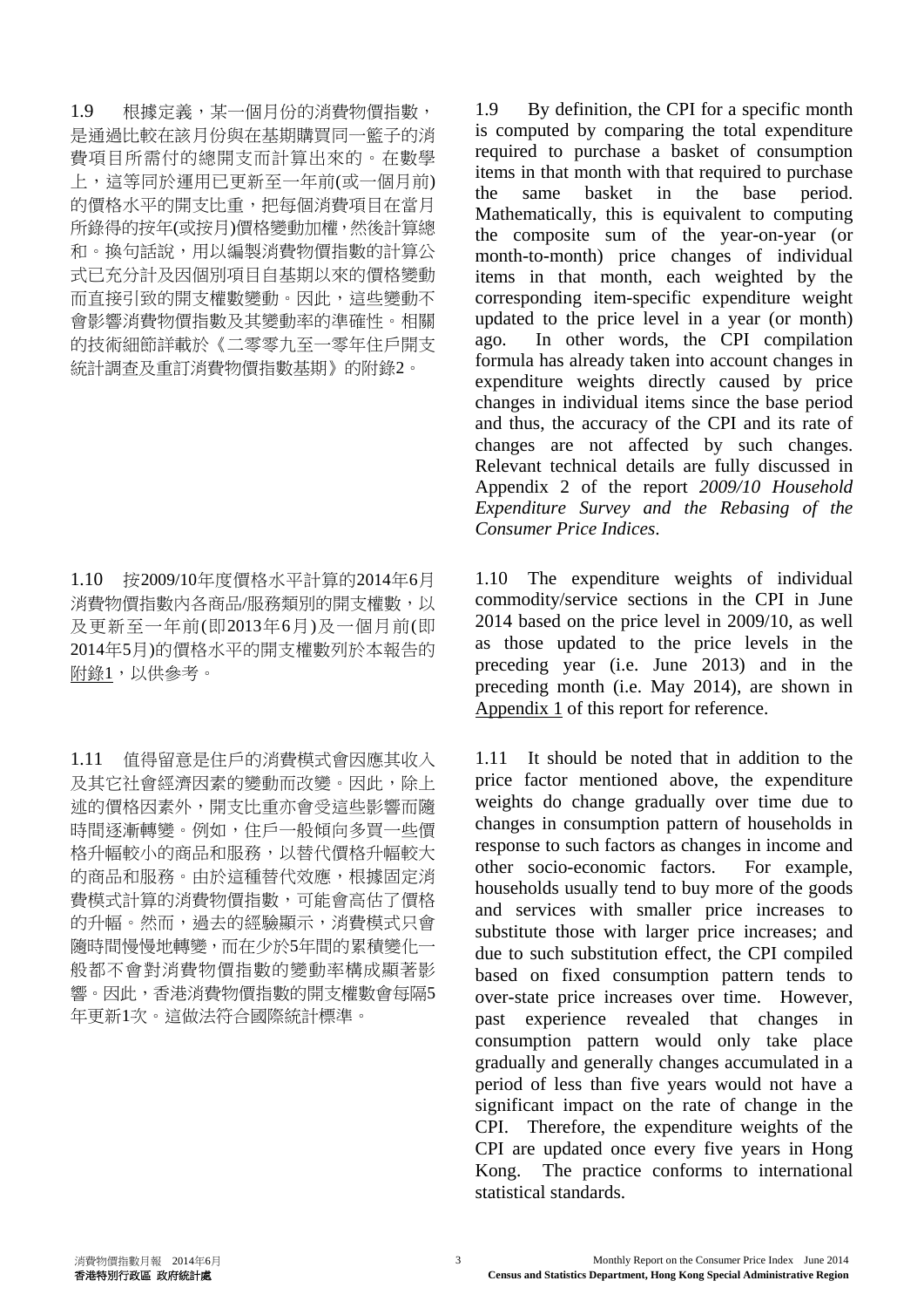1.9 根據定義，某一個月份的消費物價指數，是通過比較在該月份與在基期購買同一籃子的消費項目所需付的總開支而計算出來的。在數學上，這等同於運用已更新至一年前(或一個月前)的價格水平的開支比重，把每個消費項目在當月所錄得的按年(或按月)價格變動加權，然後計算總和。換句話說，用以編製消費物價指數的計算公式已充分計及因個別項目自基期以來的價格變動而直接引致的開支權數變動。因此，這些變動不會影響消費物價指數及其變動率的準確性。相關的技術細節詳載於《二零零九至一零年住戶開支統計調查及重訂消費物價指數基期》的附錄2。

1.9 By definition, the CPI for a specific month is computed by comparing the total expenditure required to purchase a basket of consumption items in that month with that required to purchase the same basket in the base period. Mathematically, this is equivalent to computing the composite sum of the year-on-year (or month-to-month) price changes of individual items in that month, each weighted by the corresponding item-specific expenditure weight updated to the price level in a year (or month) ago. In other words, the CPI compilation formula has already taken into account changes in expenditure weights directly caused by price changes in individual items since the base period and thus, the accuracy of the CPI and its rate of changes are not affected by such changes. Relevant technical details are fully discussed in Appendix 2 of the report *2009/10 Household Expenditure Survey and the Rebasing of the Consumer Price Indices*.

1.10 按2009/10年度價格水平計算的2014年6月消費物價指數內各商品/服務類別的開支權數，以及更新至一年前(即2013年6月)及一個月前(即2014年5月)的價格水平的開支權數列於本報告的附錄1，以供參考。

1.10 The expenditure weights of individual commodity/service sections in the CPI in June 2014 based on the price level in 2009/10, as well as those updated to the price levels in the preceding year (i.e. June 2013) and in the preceding month (i.e. May 2014), are shown in Appendix 1 of this report for reference.

1.11 值得留意是住戶的消費模式會因應其收入及其它社會經濟因素的變動而改變。因此，除上述的價格因素外，開支比重亦會受這些影響而隨時間逐漸轉變。例如，住戶一般傾向多買一些價格升幅較小的商品和服務，以替代價格升幅較大的商品和服務。由於這種替代效應，根據固定消費模式計算的消費物價指數，可能會高估了價格的升幅。然而，過去的經驗顯示，消費模式只會隨時間慢慢地轉變，而在少於5年間的累積變化一般都不會對消費物價指數的變動率構成顯著影響。因此，香港消費物價指數的開支權數會每隔5年更新1次。這做法符合國際統計標準。

1.11 It should be noted that in addition to the price factor mentioned above, the expenditure weights do change gradually over time due to changes in consumption pattern of households in response to such factors as changes in income and other socio-economic factors. For example, households usually tend to buy more of the goods and services with smaller price increases to substitute those with larger price increases; and due to such substitution effect, the CPI compiled based on fixed consumption pattern tends to over-state price increases over time. However, past experience revealed that changes in consumption pattern would only take place gradually and generally changes accumulated in a period of less than five years would not have a significant impact on the rate of change in the CPI. Therefore, the expenditure weights of the CPI are updated once every five years in Hong Kong. The practice conforms to international statistical standards.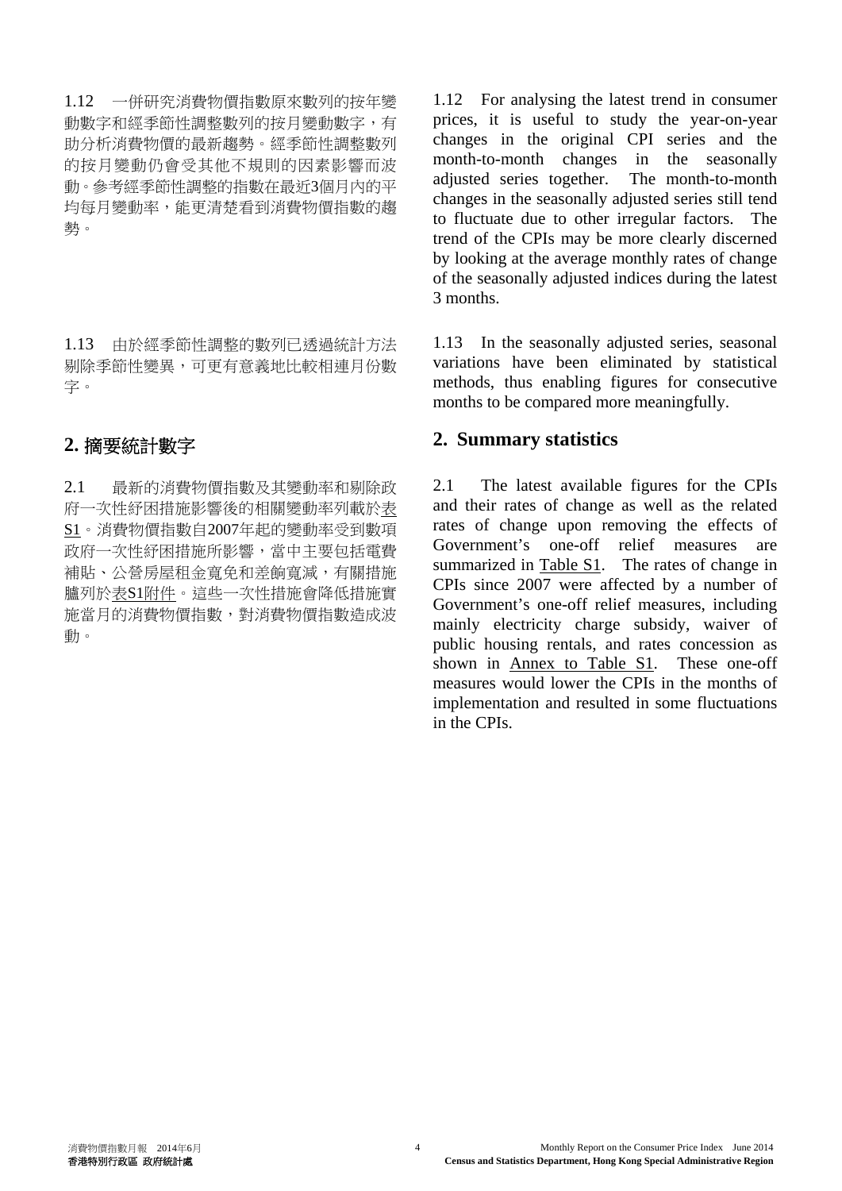1.12 一併研究消費物價指數原來數列的按年變動數字和經季節性調整數列的按月變動數字，有助分析消費物價的最新趨勢。經季節性調整數列的按月變動仍會受其他不規則的因素影響而波動。參考經季節性調整的指數在最近3個月內的平均每月變動率，能更清楚看到消費物價指數的趨勢。

1.13 由於經季節性調整的數列已透過統計方法剔除季節性變異，可更有意義地比較相連月份數字。

## 2. 摘要統計數字

2.1 最新的消費物價指數及其變動率和剔除政府一次性紓困措施影響後的相關變動率列載於表S1。消費物價指數自2007年起的變動率受到數項政府一次性紓困措施所影響，當中主要包括電費補貼、公營房屋租金寬免和差餉寬減，有關措施臚列於表S1附件。這些一次性措施會降低措施實施當月的消費物價指數，對消費物價指數造成波動。

1.12 For analysing the latest trend in consumer prices, it is useful to study the year-on-year changes in the original CPI series and the month-to-month changes in the seasonally adjusted series together. The month-to-month changes in the seasonally adjusted series still tend to fluctuate due to other irregular factors. The trend of the CPIs may be more clearly discerned by looking at the average monthly rates of change of the seasonally adjusted indices during the latest 3 months.

1.13 In the seasonally adjusted series, seasonal variations have been eliminated by statistical methods, thus enabling figures for consecutive months to be compared more meaningfully.

## 2. Summary statistics

2.1 The latest available figures for the CPIs and their rates of change as well as the related rates of change upon removing the effects of Government's one-off relief measures are summarized in Table S1. The rates of change in CPIs since 2007 were affected by a number of Government's one-off relief measures, including mainly electricity charge subsidy, waiver of public housing rentals, and rates concession as shown in Annex to Table S1. These one-off measures would lower the CPIs in the months of implementation and resulted in some fluctuations in the CPIs.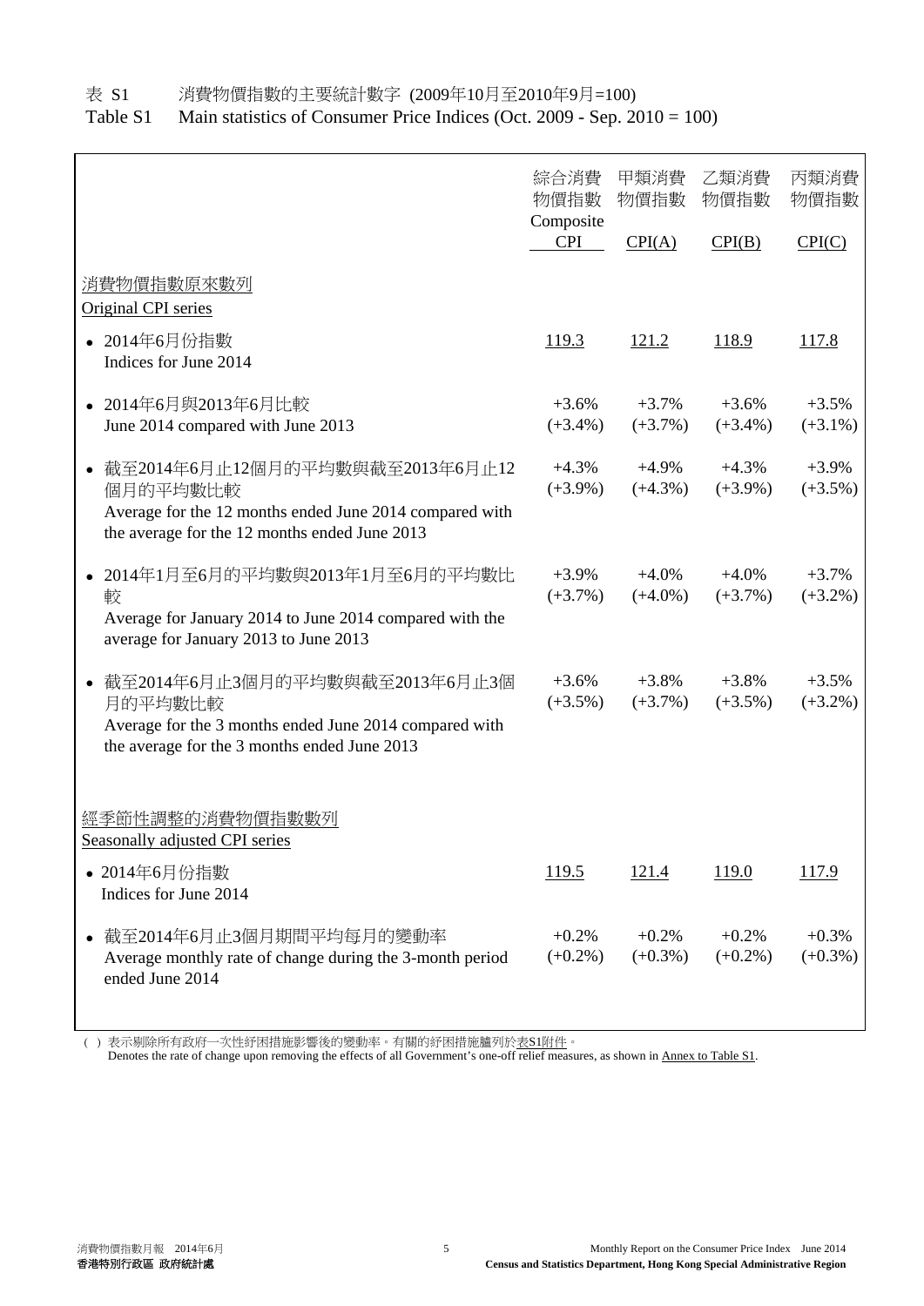表 S1　　消費物價指數的主要統計數字 (2009年10月至2010年9月=100)

Table S1　　Main statistics of Consumer Price Indices (Oct. 2009 - Sep. 2010 = 100)

| | 綜合消費物價指數 Composite CPI | 甲類消費物價指數 CPI(A) | 乙類消費物價指數 CPI(B) | 丙類消費物價指數 CPI(C) |
|---|---|---|---|---|
| 消費物價指數原來數列 Original CPI series | | | | |
| • 2014年6月份指數 Indices for June 2014 | 119.3 | 121.2 | 118.9 | 117.8 |
| • 2014年6月與2013年6月比較 June 2014 compared with June 2013 | +3.6% (+3.4%) | +3.7% (+3.7%) | +3.6% (+3.4%) | +3.5% (+3.1%) |
| • 截至2014年6月止12個月的平均數與截至2013年6月止12個月的平均數比較 Average for the 12 months ended June 2014 compared with the average for the 12 months ended June 2013 | +4.3% (+3.9%) | +4.9% (+4.3%) | +4.3% (+3.9%) | +3.9% (+3.5%) |
| • 2014年1月至6月的平均數與2013年1月至6月的平均數比較 Average for January 2014 to June 2014 compared with the average for January 2013 to June 2013 | +3.9% (+3.7%) | +4.0% (+4.0%) | +4.0% (+3.7%) | +3.7% (+3.2%) |
| • 截至2014年6月止3個月的平均數與截至2013年6月止3個月的平均數比較 Average for the 3 months ended June 2014 compared with the average for the 3 months ended June 2013 | +3.6% (+3.5%) | +3.8% (+3.7%) | +3.8% (+3.5%) | +3.5% (+3.2%) |
| 經季節性調整的消費物價指數數列 Seasonally adjusted CPI series | | | | |
| • 2014年6月份指數 Indices for June 2014 | 119.5 | 121.4 | 119.0 | 117.9 |
| • 截至2014年6月止3個月期間平均每月的變動率 Average monthly rate of change during the 3-month period ended June 2014 | +0.2% (+0.2%) | +0.2% (+0.3%) | +0.2% (+0.2%) | +0.3% (+0.3%) |

( ) 表示剔除所有政府一次性紓困措施影響後的變動率。有關的紓困措施臚列於表S1附件。
Denotes the rate of change upon removing the effects of all Government's one-off relief measures, as shown in Annex to Table S1.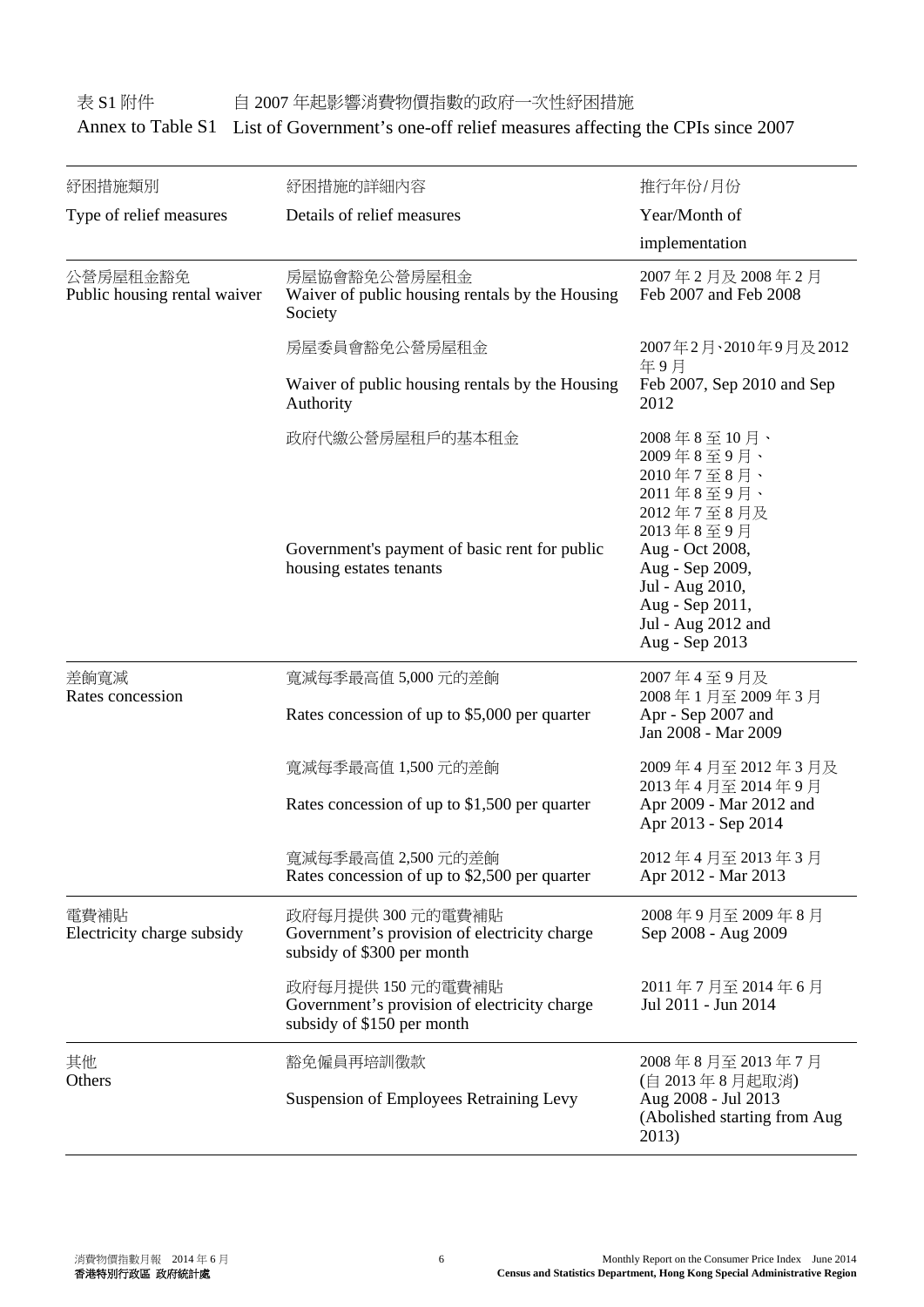表 S1 附件　　自 2007 年起影響消費物價指數的政府一次性紓困措施

Annex to Table S1　List of Government's one-off relief measures affecting the CPIs since 2007

| 紓困措施類別<br>Type of relief measures | 紓困措施的詳細內容<br>Details of relief measures | 推行年份/月份<br>Year/Month of implementation |
|---|---|---|
| 公營房屋租金豁免<br>Public housing rental waiver | 房屋協會豁免公營房屋租金<br>Waiver of public housing rentals by the Housing Society | 2007 年 2 月及 2008 年 2 月<br>Feb 2007 and Feb 2008 |
| | 房屋委員會豁免公營房屋租金<br>Waiver of public housing rentals by the Housing Authority | 2007年2月、2010年9月及2012年9月<br>Feb 2007, Sep 2010 and Sep 2012 |
| | 政府代繳公營房屋租戶的基本租金<br>Government's payment of basic rent for public housing estates tenants | 2008 年 8 至 10 月、2009 年 8 至 9 月、2010 年 7 至 8 月、2011 年 8 至 9 月、2012 年 7 至 8 月及 2013 年 8 至 9 月<br>Aug - Oct 2008, Aug - Sep 2009, Jul - Aug 2010, Aug - Sep 2011, Jul - Aug 2012 and Aug - Sep 2013 |
| 差餉寬減<br>Rates concession | 寬減每季最高值 5,000 元的差餉<br>Rates concession of up to $5,000 per quarter | 2007 年 4 至 9 月及 2008 年 1 月至 2009 年 3 月<br>Apr - Sep 2007 and Jan 2008 - Mar 2009 |
| | 寬減每季最高值 1,500 元的差餉<br>Rates concession of up to $1,500 per quarter | 2009 年 4 月至 2012 年 3 月及 2013 年 4 月至 2014 年 9 月<br>Apr 2009 - Mar 2012 and Apr 2013 - Sep 2014 |
| | 寬減每季最高值 2,500 元的差餉<br>Rates concession of up to $2,500 per quarter | 2012 年 4 月至 2013 年 3 月<br>Apr 2012 - Mar 2013 |
| 電費補貼<br>Electricity charge subsidy | 政府每月提供 300 元的電費補貼<br>Government's provision of electricity charge subsidy of $300 per month | 2008 年 9 月至 2009 年 8 月<br>Sep 2008 - Aug 2009 |
| | 政府每月提供 150 元的電費補貼<br>Government's provision of electricity charge subsidy of $150 per month | 2011 年 7 月至 2014 年 6 月<br>Jul 2011 - Jun 2014 |
| 其他<br>Others | 豁免僱員再培訓徵款<br>Suspension of Employees Retraining Levy | 2008 年 8 月至 2013 年 7 月 (自 2013 年 8 月起取消)<br>Aug 2008 - Jul 2013 (Abolished starting from Aug 2013) |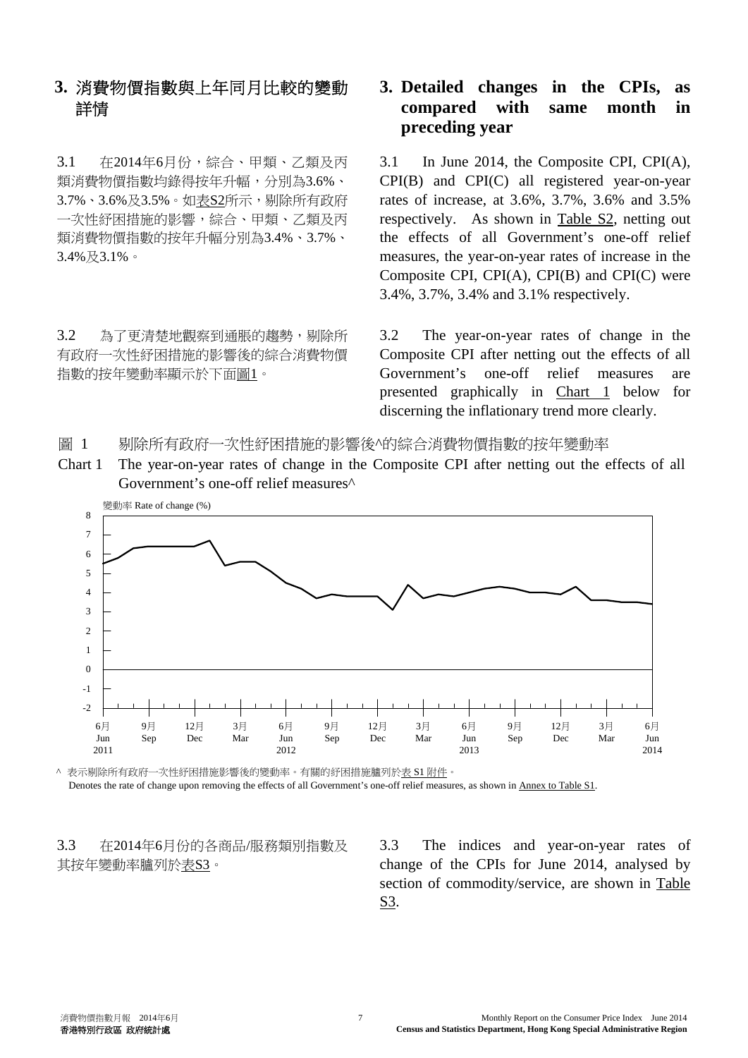## 3. 消費物價指數與上年同月比較的變動詳情

## 3. Detailed changes in the CPIs, as compared with same month in preceding year

3.1 在2014年6月份，綜合、甲類、乙類及丙類消費物價指數均錄得按年升幅，分別為3.6%、3.7%、3.6%及3.5%。如表S2所示，剔除所有政府一次性紓困措施的影響，綜合、甲類、乙類及丙類消費物價指數的按年升幅分別為3.4%、3.7%、3.4%及3.1%。

3.1 In June 2014, the Composite CPI, CPI(A), CPI(B) and CPI(C) all registered year-on-year rates of increase, at 3.6%, 3.7%, 3.6% and 3.5% respectively. As shown in Table S2, netting out the effects of all Government's one-off relief measures, the year-on-year rates of increase in the Composite CPI, CPI(A), CPI(B) and CPI(C) were 3.4%, 3.7%, 3.4% and 3.1% respectively.

3.2 為了更清楚地觀察到通脹的趨勢，剔除所有政府一次性紓困措施的影響後的綜合消費物價指數的按年變動率顯示於下面圖1。

3.2 The year-on-year rates of change in the Composite CPI after netting out the effects of all Government's one-off relief measures are presented graphically in Chart 1 below for discerning the inflationary trend more clearly.

圖 1 剔除所有政府一次性紓困措施的影響後^的綜合消費物價指數的按年變動率

Chart 1 The year-on-year rates of change in the Composite CPI after netting out the effects of all Government's one-off relief measures^

^ 表示剔除所有政府一次性紓困措施影響後的變動率。有關的紓困措施臚列於表 S1 附件。

Denotes the rate of change upon removing the effects of all Government's one-off relief measures, as shown in Annex to Table S1.

3.3 在2014年6月份的各商品/服務類別指數及其按年變動率臚列於表S3。

3.3 The indices and year-on-year rates of change of the CPIs for June 2014, analysed by section of commodity/service, are shown in Table S3.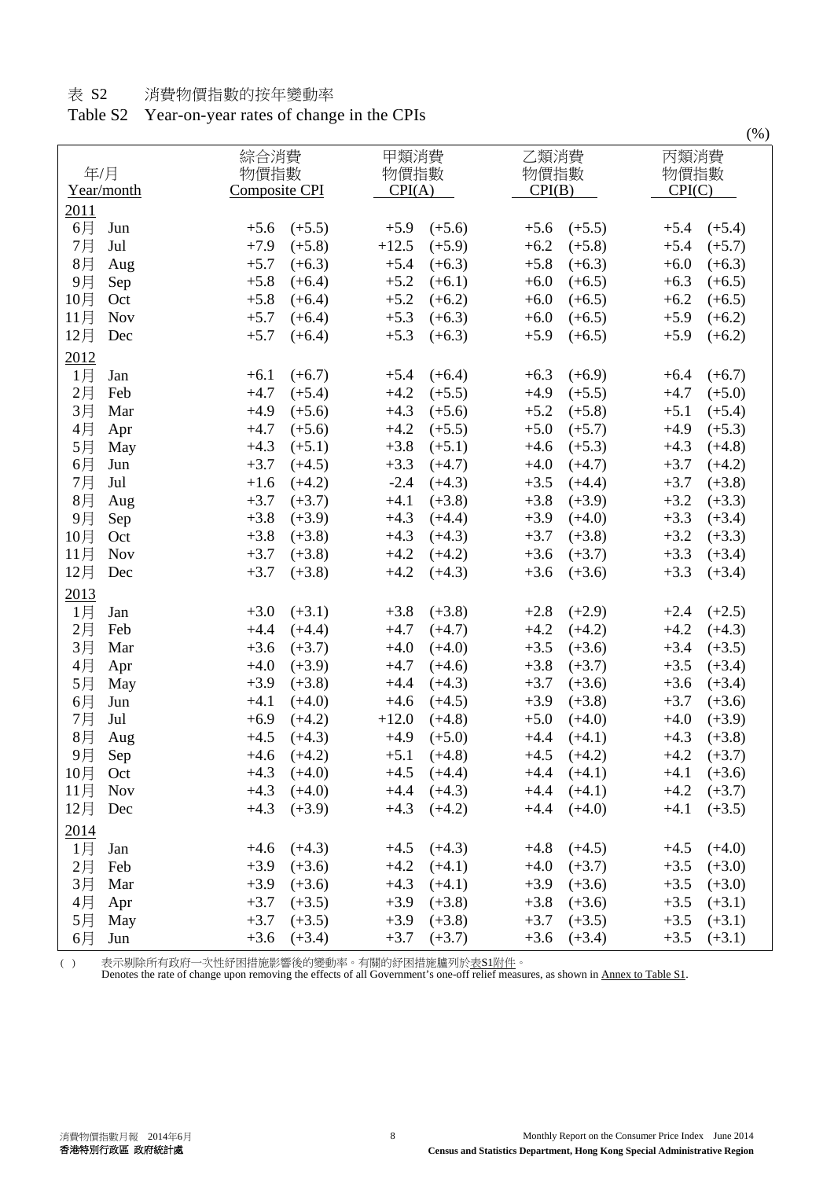表 S2　　消費物價指數的按年變動率

Table S2　Year-on-year rates of change in the CPIs

(%)

| 年/月 Year/month | | 綜合消費物價指數 Composite CPI | | 甲類消費物價指數 CPI(A) | | 乙類消費物價指數 CPI(B) | | 丙類消費物價指數 CPI(C) | |
|---|---|---|---|---|---|---|---|---|---|
| 2011 | | | | | | | | | |
| 6月 | Jun | +5.6 | (+5.5) | +5.9 | (+5.6) | +5.6 | (+5.5) | +5.4 | (+5.4) |
| 7月 | Jul | +7.9 | (+5.8) | +12.5 | (+5.9) | +6.2 | (+5.8) | +5.4 | (+5.7) |
| 8月 | Aug | +5.7 | (+6.3) | +5.4 | (+6.3) | +5.8 | (+6.3) | +6.0 | (+6.3) |
| 9月 | Sep | +5.8 | (+6.4) | +5.2 | (+6.1) | +6.0 | (+6.5) | +6.3 | (+6.5) |
| 10月 | Oct | +5.8 | (+6.4) | +5.2 | (+6.2) | +6.0 | (+6.5) | +6.2 | (+6.5) |
| 11月 | Nov | +5.7 | (+6.4) | +5.3 | (+6.3) | +6.0 | (+6.5) | +5.9 | (+6.2) |
| 12月 | Dec | +5.7 | (+6.4) | +5.3 | (+6.3) | +5.9 | (+6.5) | +5.9 | (+6.2) |
| 2012 | | | | | | | | | |
| 1月 | Jan | +6.1 | (+6.7) | +5.4 | (+6.4) | +6.3 | (+6.9) | +6.4 | (+6.7) |
| 2月 | Feb | +4.7 | (+5.4) | +4.2 | (+5.5) | +4.9 | (+5.5) | +4.7 | (+5.0) |
| 3月 | Mar | +4.9 | (+5.6) | +4.3 | (+5.6) | +5.2 | (+5.8) | +5.1 | (+5.4) |
| 4月 | Apr | +4.7 | (+5.6) | +4.2 | (+5.5) | +5.0 | (+5.7) | +4.9 | (+5.3) |
| 5月 | May | +4.3 | (+5.1) | +3.8 | (+5.1) | +4.6 | (+5.3) | +4.3 | (+4.8) |
| 6月 | Jun | +3.7 | (+4.5) | +3.3 | (+4.7) | +4.0 | (+4.7) | +3.7 | (+4.2) |
| 7月 | Jul | +1.6 | (+4.2) | -2.4 | (+4.3) | +3.5 | (+4.4) | +3.7 | (+3.8) |
| 8月 | Aug | +3.7 | (+3.7) | +4.1 | (+3.8) | +3.8 | (+3.9) | +3.2 | (+3.3) |
| 9月 | Sep | +3.8 | (+3.9) | +4.3 | (+4.4) | +3.9 | (+4.0) | +3.3 | (+3.4) |
| 10月 | Oct | +3.8 | (+3.8) | +4.3 | (+4.3) | +3.7 | (+3.8) | +3.2 | (+3.3) |
| 11月 | Nov | +3.7 | (+3.8) | +4.2 | (+4.2) | +3.6 | (+3.7) | +3.3 | (+3.4) |
| 12月 | Dec | +3.7 | (+3.8) | +4.2 | (+4.3) | +3.6 | (+3.6) | +3.3 | (+3.4) |
| 2013 | | | | | | | | | |
| 1月 | Jan | +3.0 | (+3.1) | +3.8 | (+3.8) | +2.8 | (+2.9) | +2.4 | (+2.5) |
| 2月 | Feb | +4.4 | (+4.4) | +4.7 | (+4.7) | +4.2 | (+4.2) | +4.2 | (+4.3) |
| 3月 | Mar | +3.6 | (+3.7) | +4.0 | (+4.0) | +3.5 | (+3.6) | +3.4 | (+3.5) |
| 4月 | Apr | +4.0 | (+3.9) | +4.7 | (+4.6) | +3.8 | (+3.7) | +3.5 | (+3.4) |
| 5月 | May | +3.9 | (+3.8) | +4.4 | (+4.3) | +3.7 | (+3.6) | +3.6 | (+3.4) |
| 6月 | Jun | +4.1 | (+4.0) | +4.6 | (+4.5) | +3.9 | (+3.8) | +3.7 | (+3.6) |
| 7月 | Jul | +6.9 | (+4.2) | +12.0 | (+4.8) | +5.0 | (+4.0) | +4.0 | (+3.9) |
| 8月 | Aug | +4.5 | (+4.3) | +4.9 | (+5.0) | +4.4 | (+4.1) | +4.3 | (+3.8) |
| 9月 | Sep | +4.6 | (+4.2) | +5.1 | (+4.8) | +4.5 | (+4.2) | +4.2 | (+3.7) |
| 10月 | Oct | +4.3 | (+4.0) | +4.5 | (+4.4) | +4.4 | (+4.1) | +4.1 | (+3.6) |
| 11月 | Nov | +4.3 | (+4.0) | +4.4 | (+4.3) | +4.4 | (+4.1) | +4.2 | (+3.7) |
| 12月 | Dec | +4.3 | (+3.9) | +4.3 | (+4.2) | +4.4 | (+4.0) | +4.1 | (+3.5) |
| 2014 | | | | | | | | | |
| 1月 | Jan | +4.6 | (+4.3) | +4.5 | (+4.3) | +4.8 | (+4.5) | +4.5 | (+4.0) |
| 2月 | Feb | +3.9 | (+3.6) | +4.2 | (+4.1) | +4.0 | (+3.7) | +3.5 | (+3.0) |
| 3月 | Mar | +3.9 | (+3.6) | +4.3 | (+4.1) | +3.9 | (+3.6) | +3.5 | (+3.0) |
| 4月 | Apr | +3.7 | (+3.5) | +3.9 | (+3.8) | +3.8 | (+3.6) | +3.5 | (+3.1) |
| 5月 | May | +3.7 | (+3.5) | +3.9 | (+3.8) | +3.7 | (+3.5) | +3.5 | (+3.1) |
| 6月 | Jun | +3.6 | (+3.4) | +3.7 | (+3.7) | +3.6 | (+3.4) | +3.5 | (+3.1) |

( )　表示剔除所有政府一次性紓困措施影響後的變動率。有關的紓困措施臚列於表S1附件。
Denotes the rate of change upon removing the effects of all Government's one-off relief measures, as shown in Annex to Table S1.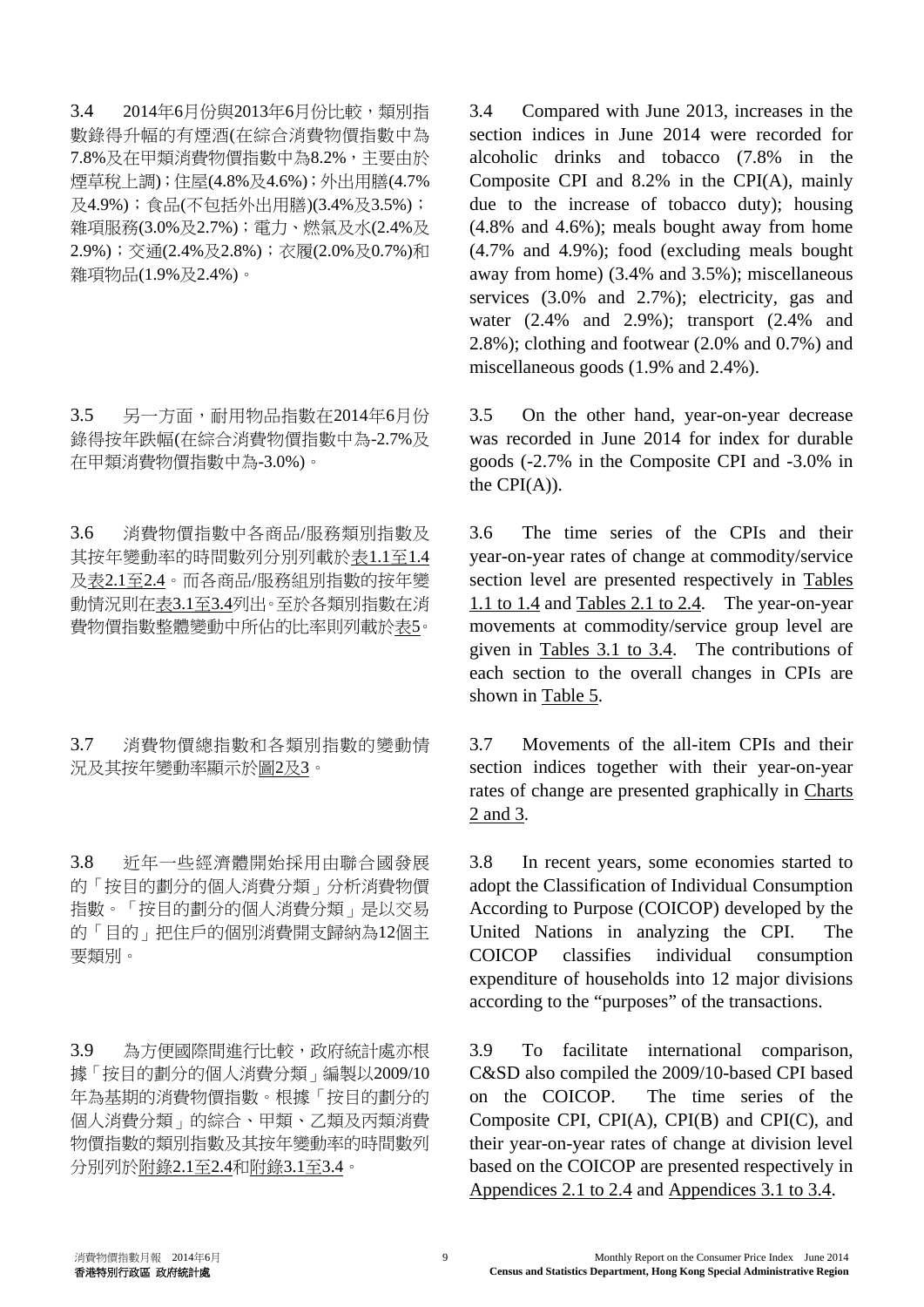3.4 2014年6月份與2013年6月份比較，類別指數錄得升幅的有煙酒(在綜合消費物價指數中為7.8%及在甲類消費物價指數中為8.2%，主要由於煙草稅上調)；住屋(4.8%及4.6%)；外出用膳(4.7%及4.9%)；食品(不包括外出用膳)(3.4%及3.5%)；雜項服務(3.0%及2.7%)；電力、燃氣及水(2.4%及2.9%)；交通(2.4%及2.8%)；衣履(2.0%及0.7%)和雜項物品(1.9%及2.4%)。

3.4 Compared with June 2013, increases in the section indices in June 2014 were recorded for alcoholic drinks and tobacco (7.8% in the Composite CPI and 8.2% in the CPI(A), mainly due to the increase of tobacco duty); housing (4.8% and 4.6%); meals bought away from home (4.7% and 4.9%); food (excluding meals bought away from home) (3.4% and 3.5%); miscellaneous services (3.0% and 2.7%); electricity, gas and water (2.4% and 2.9%); transport (2.4% and 2.8%); clothing and footwear (2.0% and 0.7%) and miscellaneous goods (1.9% and 2.4%).

3.5 另一方面，耐用物品指數在2014年6月份錄得按年跌幅(在綜合消費物價指數中為-2.7%及在甲類消費物價指數中為-3.0%)。

3.5 On the other hand, year-on-year decrease was recorded in June 2014 for index for durable goods (-2.7% in the Composite CPI and -3.0% in the CPI(A)).

3.6 消費物價指數中各商品/服務類別指數及其按年變動率的時間數列分別列載於表1.1至1.4及表2.1至2.4。而各商品/服務組別指數的按年變動情況則在表3.1至3.4列出。至於各類別指數在消費物價指數整體變動中所佔的比率則列載於表5。

3.6 The time series of the CPIs and their year-on-year rates of change at commodity/service section level are presented respectively in Tables 1.1 to 1.4 and Tables 2.1 to 2.4. The year-on-year movements at commodity/service group level are given in Tables 3.1 to 3.4. The contributions of each section to the overall changes in CPIs are shown in Table 5.

3.7 消費物價總指數和各類別指數的變動情況及其按年變動率顯示於圖2及3。

3.7 Movements of the all-item CPIs and their section indices together with their year-on-year rates of change are presented graphically in Charts 2 and 3.

3.8 近年一些經濟體開始採用由聯合國發展的「按目的劃分的個人消費分類」分析消費物價指數。「按目的劃分的個人消費分類」是以交易的「目的」把住戶的個別消費開支歸納為12個主要類別。

3.8 In recent years, some economies started to adopt the Classification of Individual Consumption According to Purpose (COICOP) developed by the United Nations in analyzing the CPI. The COICOP classifies individual consumption expenditure of households into 12 major divisions according to the "purposes" of the transactions.

3.9 為方便國際間進行比較，政府統計處亦根據「按目的劃分的個人消費分類」編製以2009/10年為基期的消費物價指數。根據「按目的劃分的個人消費分類」的綜合、甲類、乙類及丙類消費物價指數的類別指數及其按年變動率的時間數列分別列於附錄2.1至2.4和附錄3.1至3.4。

3.9 To facilitate international comparison, C&SD also compiled the 2009/10-based CPI based on the COICOP. The time series of the Composite CPI, CPI(A), CPI(B) and CPI(C), and their year-on-year rates of change at division level based on the COICOP are presented respectively in Appendices 2.1 to 2.4 and Appendices 3.1 to 3.4.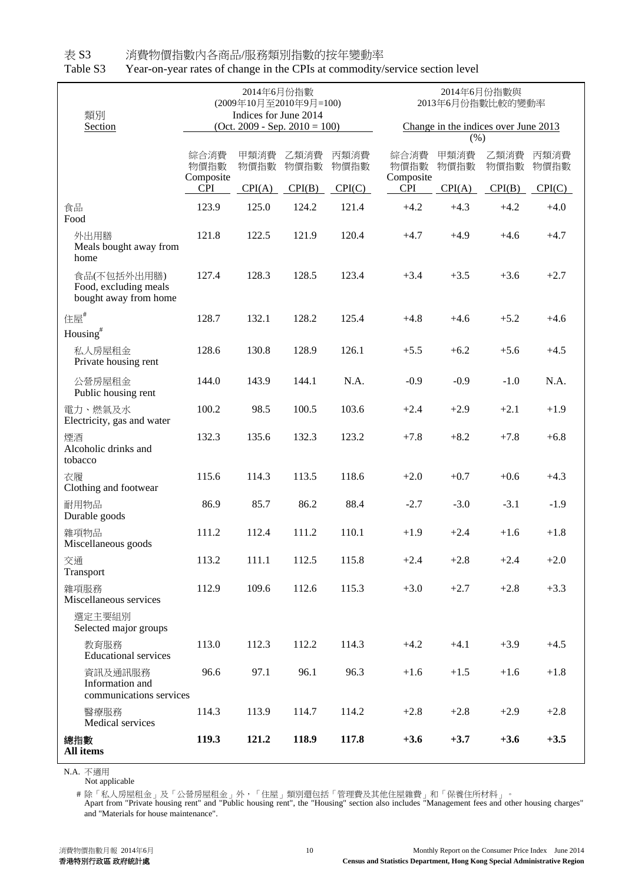表 S3　　消費物價指數內各商品/服務類別指數的按年變動率

Table S3　　Year-on-year rates of change in the CPIs at commodity/service section level

| 類別<br>Section | 2014年6月份指數<br>(2009年10月至2010年9月=100)<br>Indices for June 2014<br>(Oct. 2009 - Sep. 2010 = 100) | | | | 2014年6月份指數與<br>2013年6月份指數比較的變動率<br>Change in the indices over June 2013<br>(%) | | | |
|---|---|---|---|---|---|---|---|---|
| | 綜合消費物價指數<br>Composite CPI | 甲類消費物價指數<br>CPI(A) | 乙類消費物價指數<br>CPI(B) | 丙類消費物價指數<br>CPI(C) | 綜合消費物價指數<br>Composite CPI | 甲類消費物價指數<br>CPI(A) | 乙類消費物價指數<br>CPI(B) | 丙類消費物價指數<br>CPI(C) |
| 食品<br>Food | 123.9 | 125.0 | 124.2 | 121.4 | +4.2 | +4.3 | +4.2 | +4.0 |
| 外出用膳<br>Meals bought away from home | 121.8 | 122.5 | 121.9 | 120.4 | +4.7 | +4.9 | +4.6 | +4.7 |
| 食品(不包括外出用膳)<br>Food, excluding meals bought away from home | 127.4 | 128.3 | 128.5 | 123.4 | +3.4 | +3.5 | +3.6 | +2.7 |
| 住屋#<br>Housing# | 128.7 | 132.1 | 128.2 | 125.4 | +4.8 | +4.6 | +5.2 | +4.6 |
| 私人房屋租金<br>Private housing rent | 128.6 | 130.8 | 128.9 | 126.1 | +5.5 | +6.2 | +5.6 | +4.5 |
| 公營房屋租金<br>Public housing rent | 144.0 | 143.9 | 144.1 | N.A. | -0.9 | -0.9 | -1.0 | N.A. |
| 電力、燃氣及水<br>Electricity, gas and water | 100.2 | 98.5 | 100.5 | 103.6 | +2.4 | +2.9 | +2.1 | +1.9 |
| 煙酒<br>Alcoholic drinks and tobacco | 132.3 | 135.6 | 132.3 | 123.2 | +7.8 | +8.2 | +7.8 | +6.8 |
| 衣履<br>Clothing and footwear | 115.6 | 114.3 | 113.5 | 118.6 | +2.0 | +0.7 | +0.6 | +4.3 |
| 耐用物品<br>Durable goods | 86.9 | 85.7 | 86.2 | 88.4 | -2.7 | -3.0 | -3.1 | -1.9 |
| 雜項物品<br>Miscellaneous goods | 111.2 | 112.4 | 111.2 | 110.1 | +1.9 | +2.4 | +1.6 | +1.8 |
| 交通<br>Transport | 113.2 | 111.1 | 112.5 | 115.8 | +2.4 | +2.8 | +2.4 | +2.0 |
| 雜項服務<br>Miscellaneous services | 112.9 | 109.6 | 112.6 | 115.3 | +3.0 | +2.7 | +2.8 | +3.3 |
| 選定主要組別<br>Selected major groups | | | | | | | | |
| 教育服務<br>Educational services | 113.0 | 112.3 | 112.2 | 114.3 | +4.2 | +4.1 | +3.9 | +4.5 |
| 資訊及通訊服務<br>Information and communications services | 96.6 | 97.1 | 96.1 | 96.3 | +1.6 | +1.5 | +1.6 | +1.8 |
| 醫療服務<br>Medical services | 114.3 | 113.9 | 114.7 | 114.2 | +2.8 | +2.8 | +2.9 | +2.8 |
| **總指數<br>All items** | **119.3** | **121.2** | **118.9** | **117.8** | **+3.6** | **+3.7** | **+3.6** | **+3.5** |

N.A.　不適用
Not applicable

\# 除「私人房屋租金」及「公營房屋租金」外，「住屋」類別還包括「管理費及其他住屋雜費」和「保養住所材料」。
Apart from "Private housing rent" and "Public housing rent", the "Housing" section also includes "Management fees and other housing charges" and "Materials for house maintenance".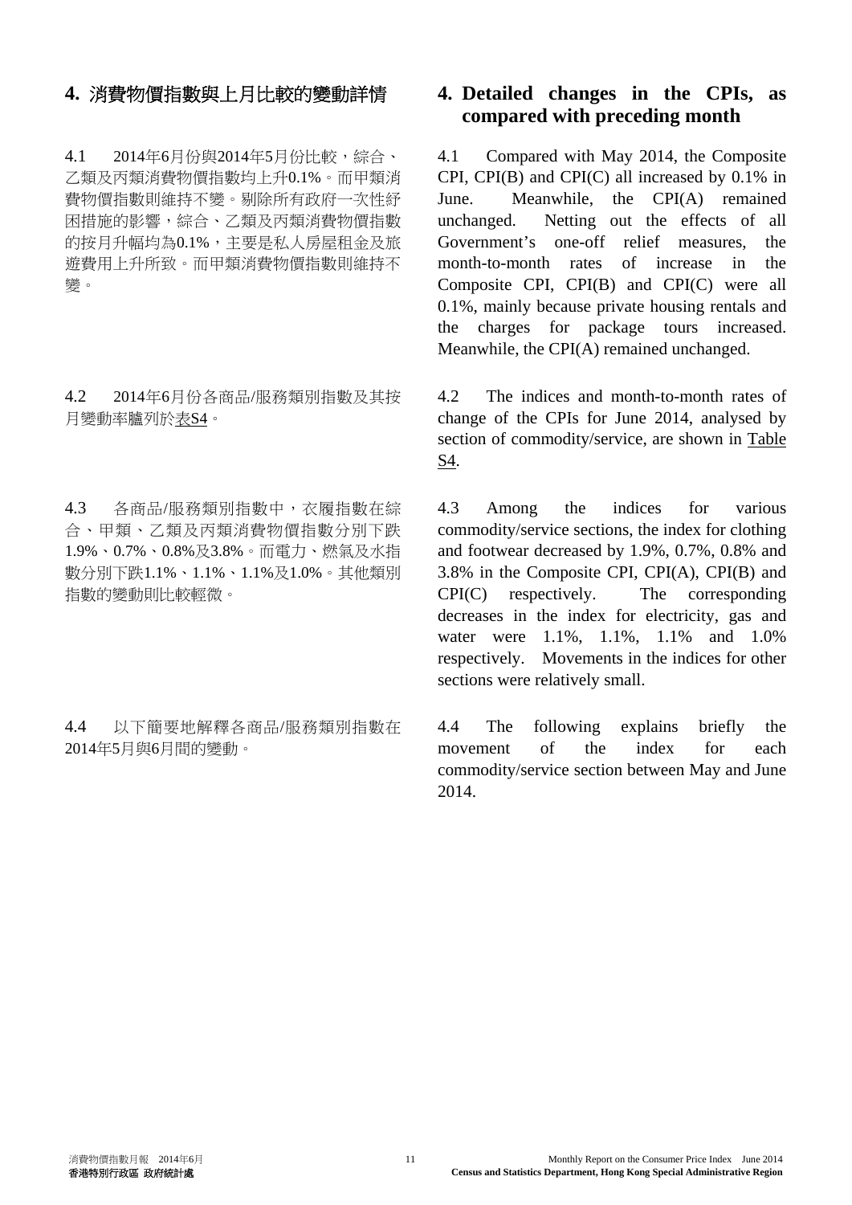## 4. 消費物價指數與上月比較的變動詳情

4.1 2014年6月份與2014年5月份比較，綜合、乙類及丙類消費物價指數均上升0.1%。而甲類消費物價指數則維持不變。剔除所有政府一次性紓困措施的影響，綜合、乙類及丙類消費物價指數的按月升幅均為0.1%，主要是私人房屋租金及旅遊費用上升所致。而甲類消費物價指數則維持不變。

4.2 2014年6月份各商品/服務類別指數及其按月變動率臚列於表S4。

4.3 各商品/服務類別指數中，衣履指數在綜合、甲類、乙類及丙類消費物價指數分別下跌1.9%、0.7%、0.8%及3.8%。而電力、燃氣及水指數分別下跌1.1%、1.1%、1.1%及1.0%。其他類別指數的變動則比較輕微。

4.4 以下簡要地解釋各商品/服務類別指數在2014年5月與6月間的變動。

## 4. Detailed changes in the CPIs, as compared with preceding month

4.1 Compared with May 2014, the Composite CPI, CPI(B) and CPI(C) all increased by 0.1% in June. Meanwhile, the CPI(A) remained unchanged. Netting out the effects of all Government's one-off relief measures, the month-to-month rates of increase in the Composite CPI, CPI(B) and CPI(C) were all 0.1%, mainly because private housing rentals and the charges for package tours increased. Meanwhile, the CPI(A) remained unchanged.

4.2 The indices and month-to-month rates of change of the CPIs for June 2014, analysed by section of commodity/service, are shown in Table S4.

4.3 Among the indices for various commodity/service sections, the index for clothing and footwear decreased by 1.9%, 0.7%, 0.8% and 3.8% in the Composite CPI, CPI(A), CPI(B) and CPI(C) respectively. The corresponding decreases in the index for electricity, gas and water were 1.1%, 1.1%, 1.1% and 1.0% respectively. Movements in the indices for other sections were relatively small.

4.4 The following explains briefly the movement of the index for each commodity/service section between May and June 2014.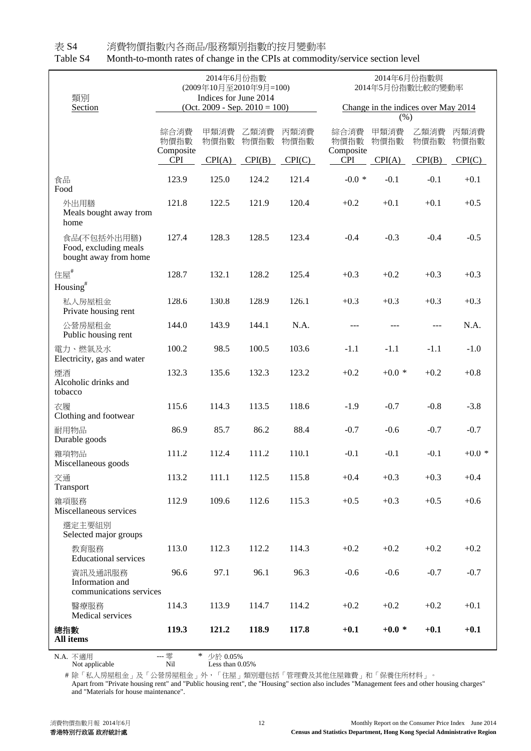表 S4　　消費物價指數內各商品/服務類別指數的按月變動率

Table S4　　Month-to-month rates of change in the CPIs at commodity/service section level

| 類別<br>Section | 2014年6月份指數<br>(2009年10月至2010年9月=100)<br>Indices for June 2014<br>(Oct. 2009 - Sep. 2010 = 100) | | | | 2014年6月份指數與<br>2014年5月份指數比較的變動率<br>Change in the indices over May 2014<br>(%) | | | |
|---|---|---|---|---|---|---|---|---|
| | 綜合消費物價指數<br>Composite CPI | 甲類消費物價指數<br>CPI(A) | 乙類消費物價指數<br>CPI(B) | 丙類消費物價指數<br>CPI(C) | 綜合消費物價指數<br>Composite CPI | 甲類消費物價指數<br>CPI(A) | 乙類消費物價指數<br>CPI(B) | 丙類消費物價指數<br>CPI(C) |
| 食品<br>Food | 123.9 | 125.0 | 124.2 | 121.4 | -0.0 * | -0.1 | -0.1 | +0.1 |
| 外出用膳<br>Meals bought away from home | 121.8 | 122.5 | 121.9 | 120.4 | +0.2 | +0.1 | +0.1 | +0.5 |
| 食品(不包括外出用膳)<br>Food, excluding meals bought away from home | 127.4 | 128.3 | 128.5 | 123.4 | -0.4 | -0.3 | -0.4 | -0.5 |
| 住屋#<br>Housing# | 128.7 | 132.1 | 128.2 | 125.4 | +0.3 | +0.2 | +0.3 | +0.3 |
| 私人房屋租金<br>Private housing rent | 128.6 | 130.8 | 128.9 | 126.1 | +0.3 | +0.3 | +0.3 | +0.3 |
| 公營房屋租金<br>Public housing rent | 144.0 | 143.9 | 144.1 | N.A. | --- | --- | --- | N.A. |
| 電力、燃氣及水<br>Electricity, gas and water | 100.2 | 98.5 | 100.5 | 103.6 | -1.1 | -1.1 | -1.1 | -1.0 |
| 煙酒<br>Alcoholic drinks and tobacco | 132.3 | 135.6 | 132.3 | 123.2 | +0.2 | +0.0 * | +0.2 | +0.8 |
| 衣履<br>Clothing and footwear | 115.6 | 114.3 | 113.5 | 118.6 | -1.9 | -0.7 | -0.8 | -3.8 |
| 耐用物品<br>Durable goods | 86.9 | 85.7 | 86.2 | 88.4 | -0.7 | -0.6 | -0.7 | -0.7 |
| 雜項物品<br>Miscellaneous goods | 111.2 | 112.4 | 111.2 | 110.1 | -0.1 | -0.1 | -0.1 | +0.0 * |
| 交通<br>Transport | 113.2 | 111.1 | 112.5 | 115.8 | +0.4 | +0.3 | +0.3 | +0.4 |
| 雜項服務<br>Miscellaneous services | 112.9 | 109.6 | 112.6 | 115.3 | +0.5 | +0.3 | +0.5 | +0.6 |
| 選定主要組別<br>Selected major groups | | | | | | | | |
| 教育服務<br>Educational services | 113.0 | 112.3 | 112.2 | 114.3 | +0.2 | +0.2 | +0.2 | +0.2 |
| 資訊及通訊服務<br>Information and communications services | 96.6 | 97.1 | 96.1 | 96.3 | -0.6 | -0.6 | -0.7 | -0.7 |
| 醫療服務<br>Medical services | 114.3 | 113.9 | 114.7 | 114.2 | +0.2 | +0.2 | +0.2 | +0.1 |
| **總指數<br>All items** | **119.3** | **121.2** | **118.9** | **117.8** | **+0.1** | **+0.0 *** | **+0.1** | **+0.1** |

N.A. 不適用 Not applicable　　--- 零 Nil　　* 少於 0.05% Less than 0.05%

# 除「私人房屋租金」及「公營房屋租金」外，「住屋」類別還包括「管理費及其他住屋雜費」和「保養住所材料」。
Apart from "Private housing rent" and "Public housing rent", the "Housing" section also includes "Management fees and other housing charges" and "Materials for house maintenance".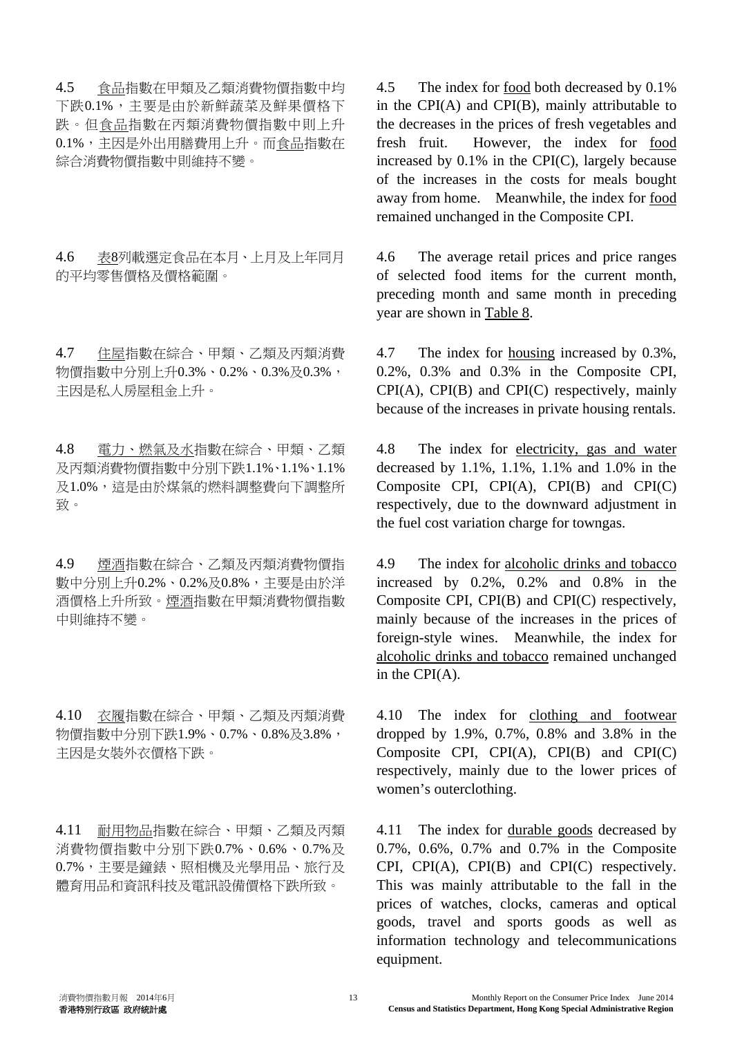4.5 <u>食品</u>指數在甲類及乙類消費物價指數中均下跌0.1%，主要是由於新鮮蔬菜及鮮果價格下跌。但<u>食品</u>指數在丙類消費物價指數中則上升0.1%，主因是外出用膳費用上升。而<u>食品</u>指數在綜合消費物價指數中則維持不變。

4.5 The index for <u>food</u> both decreased by 0.1% in the CPI(A) and CPI(B), mainly attributable to the decreases in the prices of fresh vegetables and fresh fruit. However, the index for <u>food</u> increased by 0.1% in the CPI(C), largely because of the increases in the costs for meals bought away from home. Meanwhile, the index for <u>food</u> remained unchanged in the Composite CPI.

4.6 <u>表8</u>列載選定食品在本月、上月及上年同月的平均零售價格及價格範圍。

4.6 The average retail prices and price ranges of selected food items for the current month, preceding month and same month in preceding year are shown in <u>Table 8</u>.

4.7 <u>住屋</u>指數在綜合、甲類、乙類及丙類消費物價指數中分別上升0.3%、0.2%、0.3%及0.3%，主因是私人房屋租金上升。

4.7 The index for <u>housing</u> increased by 0.3%, 0.2%, 0.3% and 0.3% in the Composite CPI, CPI(A), CPI(B) and CPI(C) respectively, mainly because of the increases in private housing rentals.

4.8 <u>電力、燃氣及水</u>指數在綜合、甲類、乙類及丙類消費物價指數中分別下跌1.1%、1.1%、1.1%及1.0%，這是由於煤氣的燃料調整費向下調整所致。

4.8 The index for <u>electricity, gas and water</u> decreased by 1.1%, 1.1%, 1.1% and 1.0% in the Composite CPI, CPI(A), CPI(B) and CPI(C) respectively, due to the downward adjustment in the fuel cost variation charge for towngas.

4.9 <u>煙酒</u>指數在綜合、乙類及丙類消費物價指數中分別上升0.2%、0.2%及0.8%，主要是由於洋酒價格上升所致。<u>煙酒</u>指數在甲類消費物價指數中則維持不變。

4.9 The index for <u>alcoholic drinks and tobacco</u> increased by 0.2%, 0.2% and 0.8% in the Composite CPI, CPI(B) and CPI(C) respectively, mainly because of the increases in the prices of foreign-style wines. Meanwhile, the index for <u>alcoholic drinks and tobacco</u> remained unchanged in the CPI(A).

4.10 <u>衣履</u>指數在綜合、甲類、乙類及丙類消費物價指數中分別下跌1.9%、0.7%、0.8%及3.8%，主因是女裝外衣價格下跌。

4.10 The index for <u>clothing and footwear</u> dropped by 1.9%, 0.7%, 0.8% and 3.8% in the Composite CPI, CPI(A), CPI(B) and CPI(C) respectively, mainly due to the lower prices of women's outerclothing.

4.11 <u>耐用物品</u>指數在綜合、甲類、乙類及丙類消費物價指數中分別下跌0.7%、0.6%、0.7%及0.7%，主要是鐘錶、照相機及光學用品、旅行及體育用品和資訊科技及電訊設備價格下跌所致。

4.11 The index for <u>durable goods</u> decreased by 0.7%, 0.6%, 0.7% and 0.7% in the Composite CPI, CPI(A), CPI(B) and CPI(C) respectively. This was mainly attributable to the fall in the prices of watches, clocks, cameras and optical goods, travel and sports goods as well as information technology and telecommunications equipment.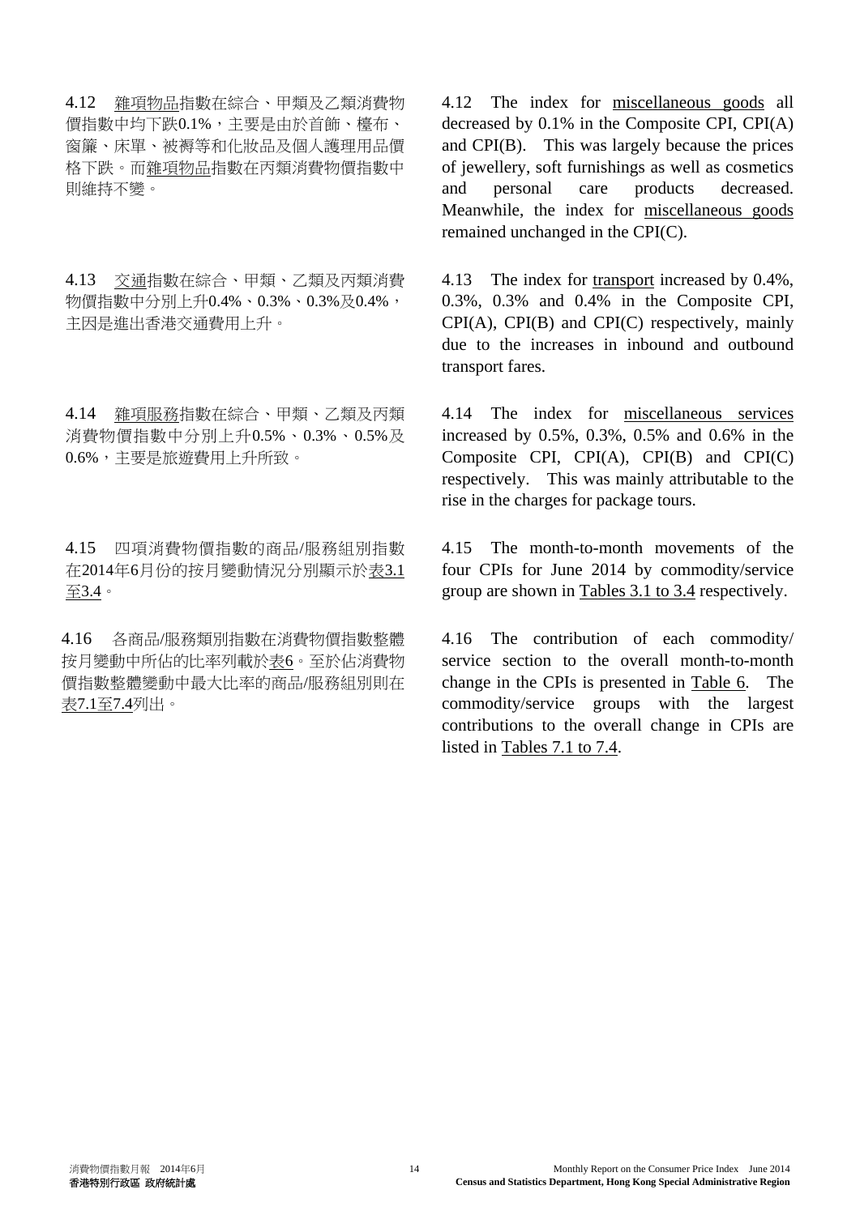4.12 雜項物品指數在綜合、甲類及乙類消費物價指數中均下跌0.1%，主要是由於首飾、檯布、窗簾、床單、被褥等和化妝品及個人護理用品價格下跌。而雜項物品指數在丙類消費物價指數中則維持不變。

4.12 The index for miscellaneous goods all decreased by 0.1% in the Composite CPI, CPI(A) and CPI(B). This was largely because the prices of jewellery, soft furnishings as well as cosmetics and personal care products decreased. Meanwhile, the index for miscellaneous goods remained unchanged in the CPI(C).

4.13 交通指數在綜合、甲類、乙類及丙類消費物價指數中分別上升0.4%、0.3%、0.3%及0.4%，主因是進出香港交通費用上升。

4.13 The index for transport increased by 0.4%, 0.3%, 0.3% and 0.4% in the Composite CPI, CPI(A), CPI(B) and CPI(C) respectively, mainly due to the increases in inbound and outbound transport fares.

4.14 雜項服務指數在綜合、甲類、乙類及丙類消費物價指數中分別上升0.5%、0.3%、0.5%及0.6%，主要是旅遊費用上升所致。

4.14 The index for miscellaneous services increased by 0.5%, 0.3%, 0.5% and 0.6% in the Composite CPI, CPI(A), CPI(B) and CPI(C) respectively. This was mainly attributable to the rise in the charges for package tours.

4.15 四項消費物價指數的商品/服務組別指數在2014年6月份的按月變動情況分別顯示於表3.1至3.4。

4.15 The month-to-month movements of the four CPIs for June 2014 by commodity/service group are shown in Tables 3.1 to 3.4 respectively.

4.16 各商品/服務類別指數在消費物價指數整體按月變動中所佔的比率列載於表6。至於佔消費物價指數整體變動中最大比率的商品/服務組別則在表7.1至7.4列出。

4.16 The contribution of each commodity/service section to the overall month-to-month change in the CPIs is presented in Table 6. The commodity/service groups with the largest contributions to the overall change in CPIs are listed in Tables 7.1 to 7.4.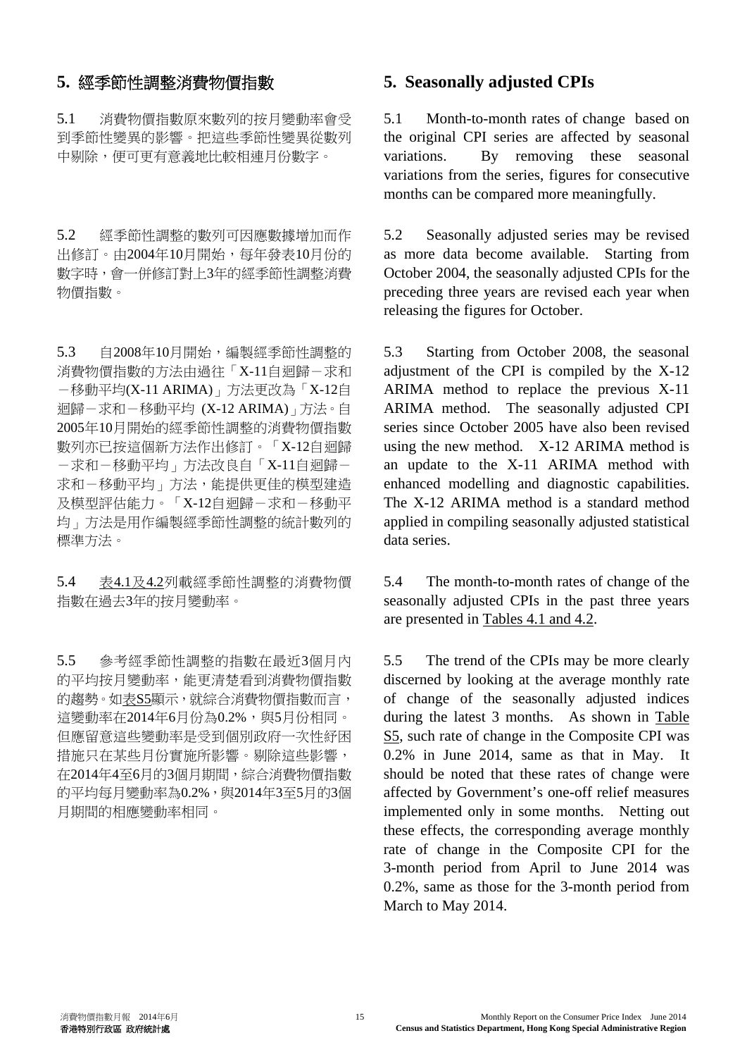## 5. 經季節性調整消費物價指數

5.1 消費物價指數原來數列的按月變動率會受到季節性變異的影響。把這些季節性變異從數列中剔除，便可更有意義地比較相連月份數字。

5.2 經季節性調整的數列可因應數據增加而作出修訂。由2004年10月開始，每年發表10月份的數字時，會一併修訂對上3年的經季節性調整消費物價指數。

5.3 自2008年10月開始，編製經季節性調整的消費物價指數的方法由過往「X-11自迴歸－求和－移動平均(X-11 ARIMA)」方法更改為「X-12自迴歸－求和－移動平均 (X-12 ARIMA)」方法。自2005年10月開始的經季節性調整的消費物價指數數列亦已按這個新方法作出修訂。「X-12自迴歸－求和－移動平均」方法改良自「X-11自迴歸－求和－移動平均」方法，能提供更佳的模型建造及模型評估能力。「X-12自迴歸－求和－移動平均」方法是用作編製經季節性調整的統計數列的標準方法。

5.4 表4.1及4.2列載經季節性調整的消費物價指數在過去3年的按月變動率。

5.5 參考經季節性調整的指數在最近3個月內的平均按月變動率，能更清楚看到消費物價指數的趨勢。如表S5顯示，就綜合消費物價指數而言，這變動率在2014年6月份為0.2%，與5月份相同。但應留意這些變動率是受到個別政府一次性紓困措施只在某些月份實施所影響。剔除這些影響，在2014年4至6月的3個月期間，綜合消費物價指數的平均每月變動率為0.2%，與2014年3至5月的3個月期間的相應變動率相同。

## 5. Seasonally adjusted CPIs

5.1 Month-to-month rates of change based on the original CPI series are affected by seasonal variations. By removing these seasonal variations from the series, figures for consecutive months can be compared more meaningfully.

5.2 Seasonally adjusted series may be revised as more data become available. Starting from October 2004, the seasonally adjusted CPIs for the preceding three years are revised each year when releasing the figures for October.

5.3 Starting from October 2008, the seasonal adjustment of the CPI is compiled by the X-12 ARIMA method to replace the previous X-11 ARIMA method. The seasonally adjusted CPI series since October 2005 have also been revised using the new method. X-12 ARIMA method is an update to the X-11 ARIMA method with enhanced modelling and diagnostic capabilities. The X-12 ARIMA method is a standard method applied in compiling seasonally adjusted statistical data series.

5.4 The month-to-month rates of change of the seasonally adjusted CPIs in the past three years are presented in Tables 4.1 and 4.2.

5.5 The trend of the CPIs may be more clearly discerned by looking at the average monthly rate of change of the seasonally adjusted indices during the latest 3 months. As shown in Table S5, such rate of change in the Composite CPI was 0.2% in June 2014, same as that in May. It should be noted that these rates of change were affected by Government's one-off relief measures implemented only in some months. Netting out these effects, the corresponding average monthly rate of change in the Composite CPI for the 3-month period from April to June 2014 was 0.2%, same as those for the 3-month period from March to May 2014.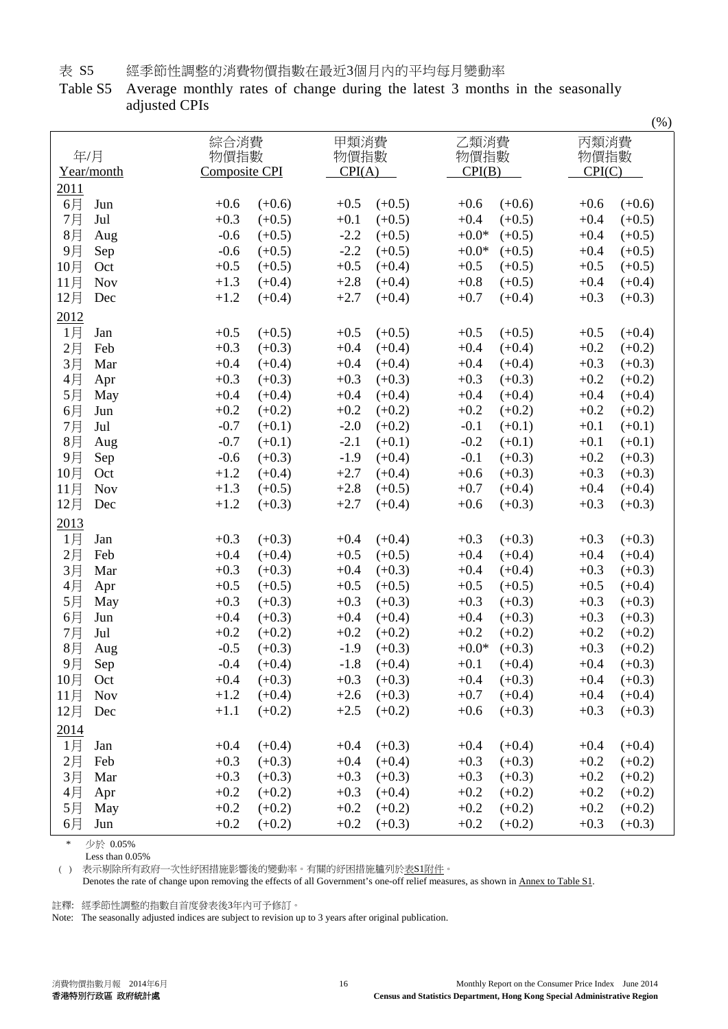表 S5　經季節性調整的消費物價指數在最近3個月內的平均每月變動率

Table S5　Average monthly rates of change during the latest 3 months in the seasonally adjusted CPIs

(%)

| 年/月 Year/month | | 綜合消費物價指數 Composite CPI | | 甲類消費物價指數 CPI(A) | | 乙類消費物價指數 CPI(B) | | 丙類消費物價指數 CPI(C) | |
|---|---|---|---|---|---|---|---|---|---|
| **2011** | | | | | | | | | |
| 6月 | Jun | +0.6 | (+0.6) | +0.5 | (+0.5) | +0.6 | (+0.6) | +0.6 | (+0.6) |
| 7月 | Jul | +0.3 | (+0.5) | +0.1 | (+0.5) | +0.4 | (+0.5) | +0.4 | (+0.5) |
| 8月 | Aug | -0.6 | (+0.5) | -2.2 | (+0.5) | +0.0* | (+0.5) | +0.4 | (+0.5) |
| 9月 | Sep | -0.6 | (+0.5) | -2.2 | (+0.5) | +0.0* | (+0.5) | +0.4 | (+0.5) |
| 10月 | Oct | +0.5 | (+0.5) | +0.5 | (+0.4) | +0.5 | (+0.5) | +0.5 | (+0.5) |
| 11月 | Nov | +1.3 | (+0.4) | +2.8 | (+0.4) | +0.8 | (+0.5) | +0.4 | (+0.4) |
| 12月 | Dec | +1.2 | (+0.4) | +2.7 | (+0.4) | +0.7 | (+0.4) | +0.3 | (+0.3) |
| **2012** | | | | | | | | | |
| 1月 | Jan | +0.5 | (+0.5) | +0.5 | (+0.5) | +0.5 | (+0.5) | +0.5 | (+0.4) |
| 2月 | Feb | +0.3 | (+0.3) | +0.4 | (+0.4) | +0.4 | (+0.4) | +0.2 | (+0.2) |
| 3月 | Mar | +0.4 | (+0.4) | +0.4 | (+0.4) | +0.4 | (+0.4) | +0.3 | (+0.3) |
| 4月 | Apr | +0.3 | (+0.3) | +0.3 | (+0.3) | +0.3 | (+0.3) | +0.2 | (+0.2) |
| 5月 | May | +0.4 | (+0.4) | +0.4 | (+0.4) | +0.4 | (+0.4) | +0.4 | (+0.4) |
| 6月 | Jun | +0.2 | (+0.2) | +0.2 | (+0.2) | +0.2 | (+0.2) | +0.2 | (+0.2) |
| 7月 | Jul | -0.7 | (+0.1) | -2.0 | (+0.2) | -0.1 | (+0.1) | +0.1 | (+0.1) |
| 8月 | Aug | -0.7 | (+0.1) | -2.1 | (+0.1) | -0.2 | (+0.1) | +0.1 | (+0.1) |
| 9月 | Sep | -0.6 | (+0.3) | -1.9 | (+0.4) | -0.1 | (+0.3) | +0.2 | (+0.3) |
| 10月 | Oct | +1.2 | (+0.4) | +2.7 | (+0.4) | +0.6 | (+0.3) | +0.3 | (+0.3) |
| 11月 | Nov | +1.3 | (+0.5) | +2.8 | (+0.5) | +0.7 | (+0.4) | +0.4 | (+0.4) |
| 12月 | Dec | +1.2 | (+0.3) | +2.7 | (+0.4) | +0.6 | (+0.3) | +0.3 | (+0.3) |
| **2013** | | | | | | | | | |
| 1月 | Jan | +0.3 | (+0.3) | +0.4 | (+0.4) | +0.3 | (+0.3) | +0.3 | (+0.3) |
| 2月 | Feb | +0.4 | (+0.4) | +0.5 | (+0.5) | +0.4 | (+0.4) | +0.4 | (+0.4) |
| 3月 | Mar | +0.3 | (+0.3) | +0.4 | (+0.3) | +0.4 | (+0.4) | +0.3 | (+0.3) |
| 4月 | Apr | +0.5 | (+0.5) | +0.5 | (+0.5) | +0.5 | (+0.5) | +0.5 | (+0.4) |
| 5月 | May | +0.3 | (+0.3) | +0.3 | (+0.3) | +0.3 | (+0.3) | +0.3 | (+0.3) |
| 6月 | Jun | +0.4 | (+0.3) | +0.4 | (+0.4) | +0.4 | (+0.3) | +0.3 | (+0.3) |
| 7月 | Jul | +0.2 | (+0.2) | +0.2 | (+0.2) | +0.2 | (+0.2) | +0.2 | (+0.2) |
| 8月 | Aug | -0.5 | (+0.3) | -1.9 | (+0.3) | +0.0* | (+0.3) | +0.3 | (+0.2) |
| 9月 | Sep | -0.4 | (+0.4) | -1.8 | (+0.4) | +0.1 | (+0.4) | +0.4 | (+0.3) |
| 10月 | Oct | +0.4 | (+0.3) | +0.3 | (+0.3) | +0.4 | (+0.3) | +0.4 | (+0.3) |
| 11月 | Nov | +1.2 | (+0.4) | +2.6 | (+0.3) | +0.7 | (+0.4) | +0.4 | (+0.4) |
| 12月 | Dec | +1.1 | (+0.2) | +2.5 | (+0.2) | +0.6 | (+0.3) | +0.3 | (+0.3) |
| **2014** | | | | | | | | | |
| 1月 | Jan | +0.4 | (+0.4) | +0.4 | (+0.3) | +0.4 | (+0.4) | +0.4 | (+0.4) |
| 2月 | Feb | +0.3 | (+0.3) | +0.4 | (+0.4) | +0.3 | (+0.3) | +0.2 | (+0.2) |
| 3月 | Mar | +0.3 | (+0.3) | +0.3 | (+0.3) | +0.3 | (+0.3) | +0.2 | (+0.2) |
| 4月 | Apr | +0.2 | (+0.2) | +0.3 | (+0.4) | +0.2 | (+0.2) | +0.2 | (+0.2) |
| 5月 | May | +0.2 | (+0.2) | +0.2 | (+0.2) | +0.2 | (+0.2) | +0.2 | (+0.2) |
| 6月 | Jun | +0.2 | (+0.2) | +0.2 | (+0.3) | +0.2 | (+0.2) | +0.3 | (+0.3) |

\*　少於 0.05%
Less than 0.05%

( )　表示剔除所有政府一次性紓困措施影響後的變動率。有關的紓困措施臚列於表S1附件。
Denotes the rate of change upon removing the effects of all Government's one-off relief measures, as shown in Annex to Table S1.

註釋:　經季節性調整的指數自首度發表後3年內可予修訂。

Note:　The seasonally adjusted indices are subject to revision up to 3 years after original publication.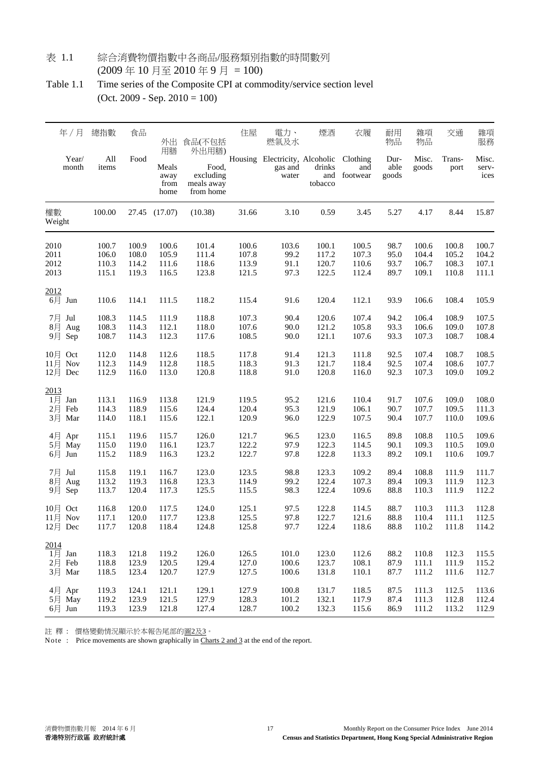# 表 1.1 綜合消費物價指數中各商品/服務類別指數的時間數列 (2009 年 10 月至 2010 年 9 月 = 100)

# Table 1.1 Time series of the Composite CPI at commodity/service section level (Oct. 2009 - Sep. 2010 = 100)

| 年 / 月 Year/ month | 總指數 All items | 食品 Food | 外出用膳 Meals away from home | 食品(不包括外出用膳) Food, excluding meals away from home | 住屋 Housing | 電力、燃氣及水 Electricity, gas and water | 煙酒 Alcoholic drinks and tobacco | 衣履 Clothing and footwear | 耐用物品 Durable goods | 雜項物品 Misc. goods | 交通 Transport | 雜項服務 Misc. services |
|---|---|---|---|---|---|---|---|---|---|---|---|---|
| 權數 Weight | 100.00 | 27.45 | (17.07) | (10.38) | 31.66 | 3.10 | 0.59 | 3.45 | 5.27 | 4.17 | 8.44 | 15.87 |
| 2010 | 100.7 | 100.9 | 100.6 | 101.4 | 100.6 | 103.6 | 100.1 | 100.5 | 98.7 | 100.6 | 100.8 | 100.7 |
| 2011 | 106.0 | 108.0 | 105.9 | 111.4 | 107.8 | 99.2 | 117.2 | 107.3 | 95.0 | 104.4 | 105.2 | 104.2 |
| 2012 | 110.3 | 114.2 | 111.6 | 118.6 | 113.9 | 91.1 | 120.7 | 110.6 | 93.7 | 106.7 | 108.3 | 107.1 |
| 2013 | 115.1 | 119.3 | 116.5 | 123.8 | 121.5 | 97.3 | 122.5 | 112.4 | 89.7 | 109.1 | 110.8 | 111.1 |
| **2012** | | | | | | | | | | | | |
| 6月 Jun | 110.6 | 114.1 | 111.5 | 118.2 | 115.4 | 91.6 | 120.4 | 112.1 | 93.9 | 106.6 | 108.4 | 105.9 |
| 7月 Jul | 108.3 | 114.5 | 111.9 | 118.8 | 107.3 | 90.4 | 120.6 | 107.4 | 94.2 | 106.4 | 108.9 | 107.5 |
| 8月 Aug | 108.3 | 114.3 | 112.1 | 118.0 | 107.6 | 90.0 | 121.2 | 105.8 | 93.3 | 106.6 | 109.0 | 107.8 |
| 9月 Sep | 108.7 | 114.3 | 112.3 | 117.6 | 108.5 | 90.0 | 121.1 | 107.6 | 93.3 | 107.3 | 108.7 | 108.4 |
| 10月 Oct | 112.0 | 114.8 | 112.6 | 118.5 | 117.8 | 91.4 | 121.3 | 111.8 | 92.5 | 107.4 | 108.7 | 108.5 |
| 11月 Nov | 112.3 | 114.9 | 112.8 | 118.5 | 118.3 | 91.3 | 121.7 | 118.4 | 92.5 | 107.4 | 108.6 | 107.7 |
| 12月 Dec | 112.9 | 116.0 | 113.0 | 120.8 | 118.8 | 91.0 | 120.8 | 116.0 | 92.3 | 107.3 | 109.0 | 109.2 |
| **2013** | | | | | | | | | | | | |
| 1月 Jan | 113.1 | 116.9 | 113.8 | 121.9 | 119.5 | 95.2 | 121.6 | 110.4 | 91.7 | 107.6 | 109.0 | 108.0 |
| 2月 Feb | 114.3 | 118.9 | 115.6 | 124.4 | 120.4 | 95.3 | 121.9 | 106.1 | 90.7 | 107.7 | 109.5 | 111.3 |
| 3月 Mar | 114.0 | 118.1 | 115.6 | 122.1 | 120.9 | 96.0 | 122.9 | 107.5 | 90.4 | 107.7 | 110.0 | 109.6 |
| 4月 Apr | 115.1 | 119.6 | 115.7 | 126.0 | 121.7 | 96.5 | 123.0 | 116.5 | 89.8 | 108.8 | 110.5 | 109.6 |
| 5月 May | 115.0 | 119.0 | 116.1 | 123.7 | 122.2 | 97.9 | 122.3 | 114.5 | 90.1 | 109.3 | 110.5 | 109.0 |
| 6月 Jun | 115.2 | 118.9 | 116.3 | 123.2 | 122.7 | 97.8 | 122.8 | 113.3 | 89.2 | 109.1 | 110.6 | 109.7 |
| 7月 Jul | 115.8 | 119.1 | 116.7 | 123.0 | 123.5 | 98.8 | 123.3 | 109.2 | 89.4 | 108.8 | 111.9 | 111.7 |
| 8月 Aug | 113.2 | 119.3 | 116.8 | 123.3 | 114.9 | 99.2 | 122.4 | 107.3 | 89.4 | 109.3 | 111.9 | 112.3 |
| 9月 Sep | 113.7 | 120.4 | 117.3 | 125.5 | 115.5 | 98.3 | 122.4 | 109.6 | 88.8 | 110.3 | 111.9 | 112.2 |
| 10月 Oct | 116.8 | 120.0 | 117.5 | 124.0 | 125.1 | 97.5 | 122.8 | 114.5 | 88.7 | 110.3 | 111.3 | 112.8 |
| 11月 Nov | 117.1 | 120.0 | 117.7 | 123.8 | 125.5 | 97.8 | 122.7 | 121.6 | 88.8 | 110.4 | 111.1 | 112.5 |
| 12月 Dec | 117.7 | 120.8 | 118.4 | 124.8 | 125.8 | 97.7 | 122.4 | 118.6 | 88.8 | 110.2 | 111.8 | 114.2 |
| **2014** | | | | | | | | | | | | |
| 1月 Jan | 118.3 | 121.8 | 119.2 | 126.0 | 126.5 | 101.0 | 123.0 | 112.6 | 88.2 | 110.8 | 112.3 | 115.5 |
| 2月 Feb | 118.8 | 123.9 | 120.5 | 129.4 | 127.0 | 100.6 | 123.7 | 108.1 | 87.9 | 111.1 | 111.9 | 115.2 |
| 3月 Mar | 118.5 | 123.4 | 120.7 | 127.9 | 127.5 | 100.6 | 131.8 | 110.1 | 87.7 | 111.2 | 111.6 | 112.7 |
| 4月 Apr | 119.3 | 124.1 | 121.1 | 129.1 | 127.9 | 100.8 | 131.7 | 118.5 | 87.5 | 111.3 | 112.5 | 113.6 |
| 5月 May | 119.2 | 123.9 | 121.5 | 127.9 | 128.3 | 101.2 | 132.1 | 117.9 | 87.4 | 111.3 | 112.8 | 112.4 |
| 6月 Jun | 119.3 | 123.9 | 121.8 | 127.4 | 128.7 | 100.2 | 132.3 | 115.6 | 86.9 | 111.2 | 113.2 | 112.9 |

註 釋： 價格變動情況顯示於本報告尾部的圖2及3。

Note : Price movements are shown graphically in Charts 2 and 3 at the end of the report.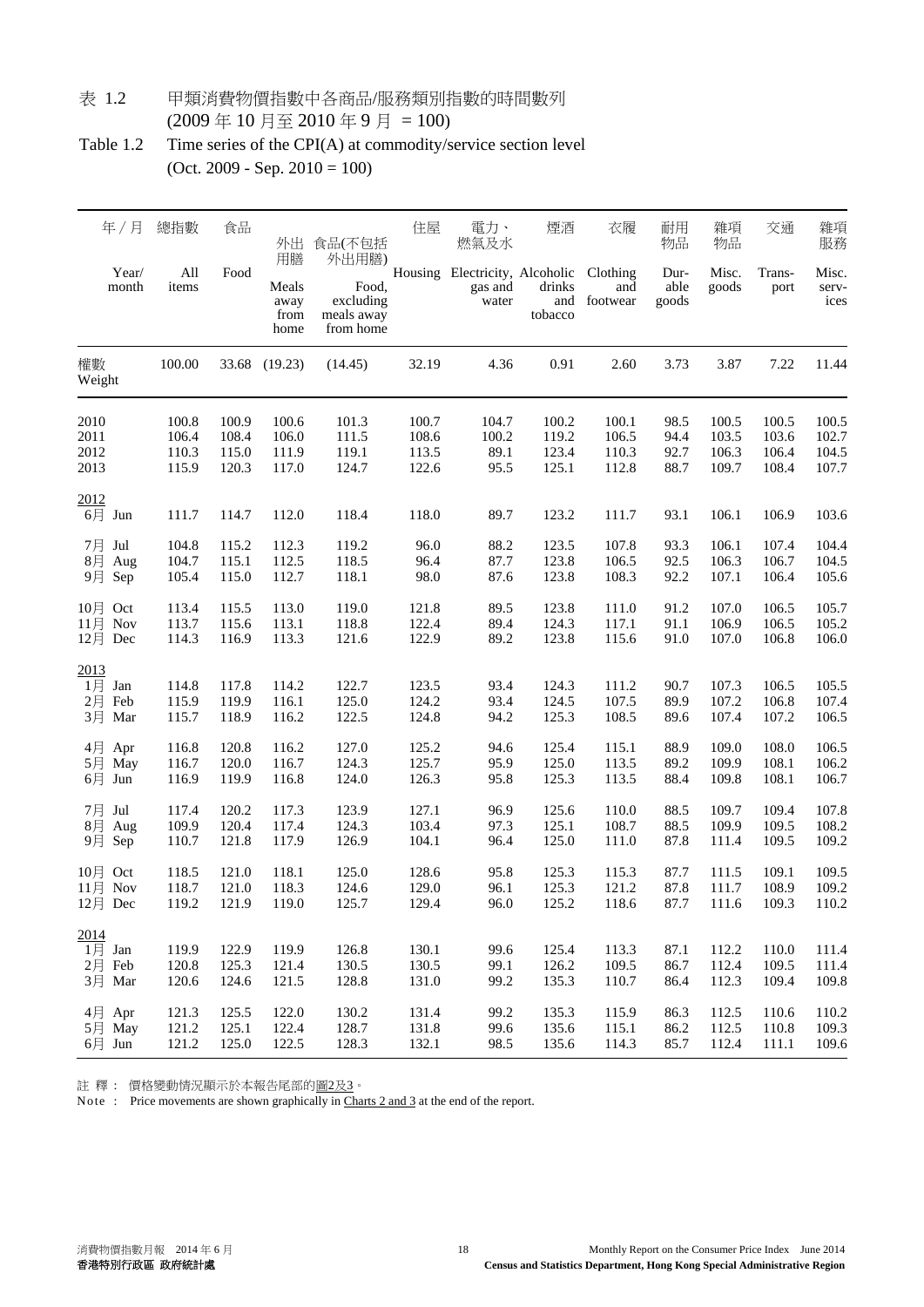表 1.2　　甲類消費物價指數中各商品/服務類別指數的時間數列
(2009 年 10 月至 2010 年 9 月 = 100)

Table 1.2　　Time series of the CPI(A) at commodity/service section level
(Oct. 2009 - Sep. 2010 = 100)

| 年 / 月 Year/ month | 總指數 All items | 食品 Food | 外出用膳 Meals away from home | 食品(不包括外出用膳) Food, excluding meals away from home | 住屋 Housing | 電力、燃氣及水 Electricity, gas and water | 煙酒 Alcoholic drinks and tobacco | 衣履 Clothing and footwear | 耐用物品 Durable goods | 雜項物品 Misc. goods | 交通 Transport | 雜項服務 Misc. services |
|---|---|---|---|---|---|---|---|---|---|---|---|---|
| 權數 Weight | 100.00 | 33.68 | (19.23) | (14.45) | 32.19 | 4.36 | 0.91 | 2.60 | 3.73 | 3.87 | 7.22 | 11.44 |
| 2010 | 100.8 | 100.9 | 100.6 | 101.3 | 100.7 | 104.7 | 100.2 | 100.1 | 98.5 | 100.5 | 100.5 | 100.5 |
| 2011 | 106.4 | 108.4 | 106.0 | 111.5 | 108.6 | 100.2 | 119.2 | 106.5 | 94.4 | 103.5 | 103.6 | 102.7 |
| 2012 | 110.3 | 115.0 | 111.9 | 119.1 | 113.5 | 89.1 | 123.4 | 110.3 | 92.7 | 106.3 | 106.4 | 104.5 |
| 2013 | 115.9 | 120.3 | 117.0 | 124.7 | 122.6 | 95.5 | 125.1 | 112.8 | 88.7 | 109.7 | 108.4 | 107.7 |
| 2012 | | | | | | | | | | | | |
| 6月 Jun | 111.7 | 114.7 | 112.0 | 118.4 | 118.0 | 89.7 | 123.2 | 111.7 | 93.1 | 106.1 | 106.9 | 103.6 |
| 7月 Jul | 104.8 | 115.2 | 112.3 | 119.2 | 96.0 | 88.2 | 123.5 | 107.8 | 93.3 | 106.1 | 107.4 | 104.4 |
| 8月 Aug | 104.7 | 115.1 | 112.5 | 118.5 | 96.4 | 87.7 | 123.8 | 106.5 | 92.5 | 106.3 | 106.7 | 104.5 |
| 9月 Sep | 105.4 | 115.0 | 112.7 | 118.1 | 98.0 | 87.6 | 123.8 | 108.3 | 92.2 | 107.1 | 106.4 | 105.6 |
| 10月 Oct | 113.4 | 115.5 | 113.0 | 119.0 | 121.8 | 89.5 | 123.8 | 111.0 | 91.2 | 107.0 | 106.5 | 105.7 |
| 11月 Nov | 113.7 | 115.6 | 113.1 | 118.8 | 122.4 | 89.4 | 124.3 | 117.1 | 91.1 | 106.9 | 106.5 | 105.2 |
| 12月 Dec | 114.3 | 116.9 | 113.3 | 121.6 | 122.9 | 89.2 | 123.8 | 115.6 | 91.0 | 107.0 | 106.8 | 106.0 |
| 2013 | | | | | | | | | | | | |
| 1月 Jan | 114.8 | 117.8 | 114.2 | 122.7 | 123.5 | 93.4 | 124.3 | 111.2 | 90.7 | 107.3 | 106.5 | 105.5 |
| 2月 Feb | 115.9 | 119.9 | 116.1 | 125.0 | 124.2 | 93.4 | 124.5 | 107.5 | 89.9 | 107.2 | 106.8 | 107.4 |
| 3月 Mar | 115.7 | 118.9 | 116.2 | 122.5 | 124.8 | 94.2 | 125.3 | 108.5 | 89.6 | 107.4 | 107.2 | 106.5 |
| 4月 Apr | 116.8 | 120.8 | 116.2 | 127.0 | 125.2 | 94.6 | 125.4 | 115.1 | 88.9 | 109.0 | 108.0 | 106.5 |
| 5月 May | 116.7 | 120.0 | 116.7 | 124.3 | 125.7 | 95.9 | 125.0 | 113.5 | 89.2 | 109.9 | 108.1 | 106.2 |
| 6月 Jun | 116.9 | 119.9 | 116.8 | 124.0 | 126.3 | 95.8 | 125.3 | 113.5 | 88.4 | 109.8 | 108.1 | 106.7 |
| 7月 Jul | 117.4 | 120.2 | 117.3 | 123.9 | 127.1 | 96.9 | 125.6 | 110.0 | 88.5 | 109.7 | 109.4 | 107.8 |
| 8月 Aug | 109.9 | 120.4 | 117.4 | 124.3 | 103.4 | 97.3 | 125.1 | 108.7 | 88.5 | 109.9 | 109.5 | 108.2 |
| 9月 Sep | 110.7 | 121.8 | 117.9 | 126.9 | 104.1 | 96.4 | 125.0 | 111.0 | 87.8 | 111.4 | 109.5 | 109.2 |
| 10月 Oct | 118.5 | 121.0 | 118.1 | 125.0 | 128.6 | 95.8 | 125.3 | 115.3 | 87.7 | 111.5 | 109.1 | 109.5 |
| 11月 Nov | 118.7 | 121.0 | 118.3 | 124.6 | 129.0 | 96.1 | 125.3 | 121.2 | 87.8 | 111.7 | 108.9 | 109.2 |
| 12月 Dec | 119.2 | 121.9 | 119.0 | 125.7 | 129.4 | 96.0 | 125.2 | 118.6 | 87.7 | 111.6 | 109.3 | 110.2 |
| 2014 | | | | | | | | | | | | |
| 1月 Jan | 119.9 | 122.9 | 119.9 | 126.8 | 130.1 | 99.6 | 125.4 | 113.3 | 87.1 | 112.2 | 110.0 | 111.4 |
| 2月 Feb | 120.8 | 125.3 | 121.4 | 130.5 | 130.5 | 99.1 | 126.2 | 109.5 | 86.7 | 112.4 | 109.5 | 111.4 |
| 3月 Mar | 120.6 | 124.6 | 121.5 | 128.8 | 131.0 | 99.2 | 135.3 | 110.7 | 86.4 | 112.3 | 109.4 | 109.8 |
| 4月 Apr | 121.3 | 125.5 | 122.0 | 130.2 | 131.4 | 99.2 | 135.3 | 115.9 | 86.3 | 112.5 | 110.6 | 110.2 |
| 5月 May | 121.2 | 125.1 | 122.4 | 128.7 | 131.8 | 99.6 | 135.6 | 115.1 | 86.2 | 112.5 | 110.8 | 109.3 |
| 6月 Jun | 121.2 | 125.0 | 122.5 | 128.3 | 132.1 | 98.5 | 135.6 | 114.3 | 85.7 | 112.4 | 111.1 | 109.6 |

註 釋 :　價格變動情況顯示於本報告尾部的圖2及3。

Note :　Price movements are shown graphically in Charts 2 and 3 at the end of the report.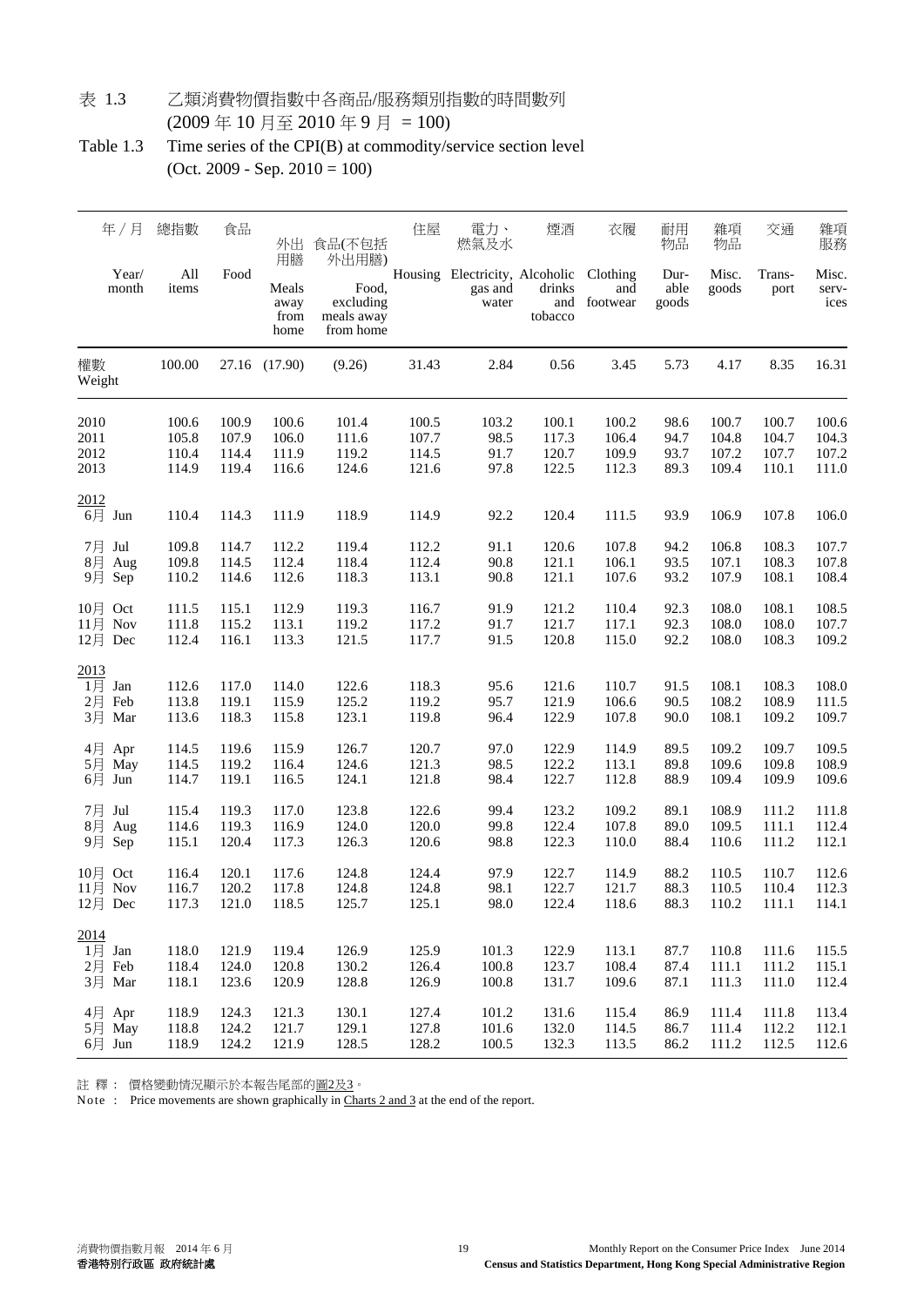表 1.3　　乙類消費物價指數中各商品/服務類別指數的時間數列
(2009 年 10 月至 2010 年 9 月 = 100)

Table 1.3　　Time series of the CPI(B) at commodity/service section level
(Oct. 2009 - Sep. 2010 = 100)

| 年 / 月 Year/ month | 總指數 All items | 食品 Food | 外出用膳 Meals away from home | 食品(不包括外出用膳) Food, excluding meals away from home | 住屋 Housing | 電力、燃氣及水 Electricity, gas and water | 煙酒 Alcoholic drinks and tobacco | 衣履 Clothing and footwear | 耐用物品 Durable goods | 雜項物品 Misc. goods | 交通 Transport | 雜項服務 Misc. services |
|---|---|---|---|---|---|---|---|---|---|---|---|---|
| 權數 Weight | 100.00 | 27.16 | (17.90) | (9.26) | 31.43 | 2.84 | 0.56 | 3.45 | 5.73 | 4.17 | 8.35 | 16.31 |
| 2010 | 100.6 | 100.9 | 100.6 | 101.4 | 100.5 | 103.2 | 100.1 | 100.2 | 98.6 | 100.7 | 100.7 | 100.6 |
| 2011 | 105.8 | 107.9 | 106.0 | 111.6 | 107.7 | 98.5 | 117.3 | 106.4 | 94.7 | 104.8 | 104.7 | 104.3 |
| 2012 | 110.4 | 114.4 | 111.9 | 119.2 | 114.5 | 91.7 | 120.7 | 109.9 | 93.7 | 107.2 | 107.7 | 107.2 |
| 2013 | 114.9 | 119.4 | 116.6 | 124.6 | 121.6 | 97.8 | 122.5 | 112.3 | 89.3 | 109.4 | 110.1 | 111.0 |
| **2012** | | | | | | | | | | | | |
| 6月 Jun | 110.4 | 114.3 | 111.9 | 118.9 | 114.9 | 92.2 | 120.4 | 111.5 | 93.9 | 106.9 | 107.8 | 106.0 |
| 7月 Jul | 109.8 | 114.7 | 112.2 | 119.4 | 112.2 | 91.1 | 120.6 | 107.8 | 94.2 | 106.8 | 108.3 | 107.7 |
| 8月 Aug | 109.8 | 114.5 | 112.4 | 118.4 | 112.4 | 90.8 | 121.1 | 106.1 | 93.5 | 107.1 | 108.3 | 107.8 |
| 9月 Sep | 110.2 | 114.6 | 112.6 | 118.3 | 113.1 | 90.8 | 121.1 | 107.6 | 93.2 | 107.9 | 108.1 | 108.4 |
| 10月 Oct | 111.5 | 115.1 | 112.9 | 119.3 | 116.7 | 91.9 | 121.2 | 110.4 | 92.3 | 108.0 | 108.1 | 108.5 |
| 11月 Nov | 111.8 | 115.2 | 113.1 | 119.2 | 117.2 | 91.7 | 121.7 | 117.1 | 92.3 | 108.0 | 108.0 | 107.7 |
| 12月 Dec | 112.4 | 116.1 | 113.3 | 121.5 | 117.7 | 91.5 | 120.8 | 115.0 | 92.2 | 108.0 | 108.3 | 109.2 |
| **2013** | | | | | | | | | | | | |
| 1月 Jan | 112.6 | 117.0 | 114.0 | 122.6 | 118.3 | 95.6 | 121.6 | 110.7 | 91.5 | 108.1 | 108.3 | 108.0 |
| 2月 Feb | 113.8 | 119.1 | 115.9 | 125.2 | 119.2 | 95.7 | 121.9 | 106.6 | 90.5 | 108.2 | 108.9 | 111.5 |
| 3月 Mar | 113.6 | 118.3 | 115.8 | 123.1 | 119.8 | 96.4 | 122.9 | 107.8 | 90.0 | 108.1 | 109.2 | 109.7 |
| 4月 Apr | 114.5 | 119.6 | 115.9 | 126.7 | 120.7 | 97.0 | 122.9 | 114.9 | 89.5 | 109.2 | 109.7 | 109.5 |
| 5月 May | 114.5 | 119.2 | 116.4 | 124.6 | 121.3 | 98.5 | 122.2 | 113.1 | 89.8 | 109.6 | 109.8 | 108.9 |
| 6月 Jun | 114.7 | 119.1 | 116.5 | 124.1 | 121.8 | 98.4 | 122.7 | 112.8 | 88.9 | 109.4 | 109.9 | 109.6 |
| 7月 Jul | 115.4 | 119.3 | 117.0 | 123.8 | 122.6 | 99.4 | 123.2 | 109.2 | 89.1 | 108.9 | 111.2 | 111.8 |
| 8月 Aug | 114.6 | 119.3 | 116.9 | 124.0 | 120.0 | 99.8 | 122.4 | 107.8 | 89.0 | 109.5 | 111.1 | 112.4 |
| 9月 Sep | 115.1 | 120.4 | 117.3 | 126.3 | 120.6 | 98.8 | 122.3 | 110.0 | 88.4 | 110.6 | 111.2 | 112.1 |
| 10月 Oct | 116.4 | 120.1 | 117.6 | 124.8 | 124.4 | 97.9 | 122.7 | 114.9 | 88.2 | 110.5 | 110.7 | 112.6 |
| 11月 Nov | 116.7 | 120.2 | 117.8 | 124.8 | 124.8 | 98.1 | 122.7 | 121.7 | 88.3 | 110.5 | 110.4 | 112.3 |
| 12月 Dec | 117.3 | 121.0 | 118.5 | 125.7 | 125.1 | 98.0 | 122.4 | 118.6 | 88.3 | 110.2 | 111.1 | 114.1 |
| **2014** | | | | | | | | | | | | |
| 1月 Jan | 118.0 | 121.9 | 119.4 | 126.9 | 125.9 | 101.3 | 122.9 | 113.1 | 87.7 | 110.8 | 111.6 | 115.5 |
| 2月 Feb | 118.4 | 124.0 | 120.8 | 130.2 | 126.4 | 100.8 | 123.7 | 108.4 | 87.4 | 111.1 | 111.2 | 115.1 |
| 3月 Mar | 118.1 | 123.6 | 120.9 | 128.8 | 126.9 | 100.8 | 131.7 | 109.6 | 87.1 | 111.3 | 111.0 | 112.4 |
| 4月 Apr | 118.9 | 124.3 | 121.3 | 130.1 | 127.4 | 101.2 | 131.6 | 115.4 | 86.9 | 111.4 | 111.8 | 113.4 |
| 5月 May | 118.8 | 124.2 | 121.7 | 129.1 | 127.8 | 101.6 | 132.0 | 114.5 | 86.7 | 111.4 | 112.2 | 112.1 |
| 6月 Jun | 118.9 | 124.2 | 121.9 | 128.5 | 128.2 | 100.5 | 132.3 | 113.5 | 86.2 | 111.2 | 112.5 | 112.6 |

註 釋 :　價格變動情況顯示於本報告尾部的圖2及3。

Note :　Price movements are shown graphically in Charts 2 and 3 at the end of the report.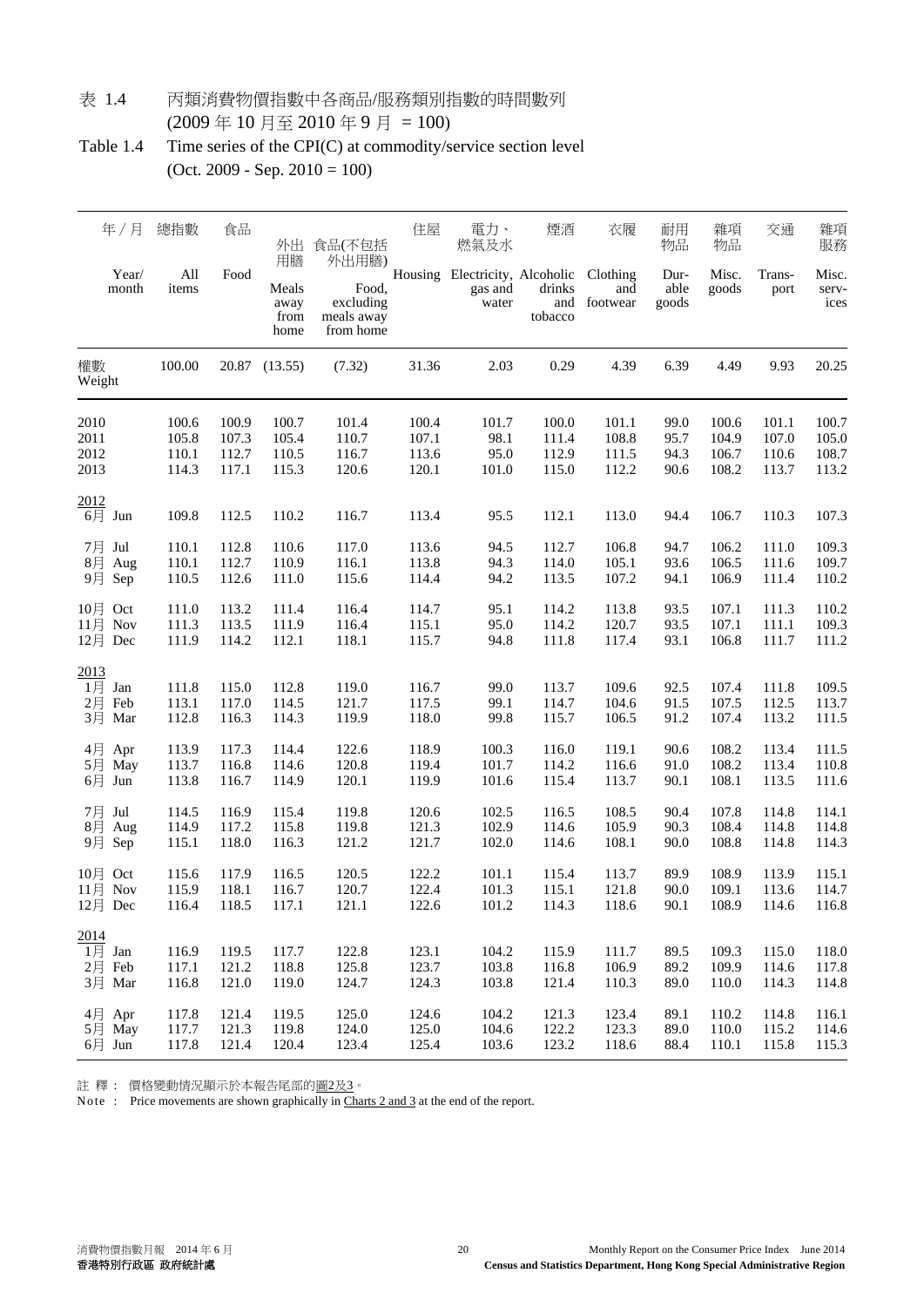表 1.4 丙類消費物價指數中各商品/服務類別指數的時間數列
(2009 年 10 月至 2010 年 9 月 = 100)

Table 1.4 Time series of the CPI(C) at commodity/service section level
(Oct. 2009 - Sep. 2010 = 100)

| 年 / 月 Year/ month | 總指數 All items | 食品 Food | 外出用膳 Meals away from home | 食品(不包括外出用膳) Food, excluding meals away from home | 住屋 Housing | 電力、燃氣及水 Electricity, gas and water | 煙酒 Alcoholic drinks and tobacco | 衣履 Clothing and footwear | 耐用物品 Durable goods | 雜項物品 Misc. goods | 交通 Transport | 雜項服務 Misc. services |
|---|---|---|---|---|---|---|---|---|---|---|---|---|
| 權數 Weight | 100.00 | 20.87 | (13.55) | (7.32) | 31.36 | 2.03 | 0.29 | 4.39 | 6.39 | 4.49 | 9.93 | 20.25 |
| 2010 | 100.6 | 100.9 | 100.7 | 101.4 | 100.4 | 101.7 | 100.0 | 101.1 | 99.0 | 100.6 | 101.1 | 100.7 |
| 2011 | 105.8 | 107.3 | 105.4 | 110.7 | 107.1 | 98.1 | 111.4 | 108.8 | 95.7 | 104.9 | 107.0 | 105.0 |
| 2012 | 110.1 | 112.7 | 110.5 | 116.7 | 113.6 | 95.0 | 112.9 | 111.5 | 94.3 | 106.7 | 110.6 | 108.7 |
| 2013 | 114.3 | 117.1 | 115.3 | 120.6 | 120.1 | 101.0 | 115.0 | 112.2 | 90.6 | 108.2 | 113.7 | 113.2 |
| 2012 | | | | | | | | | | | | |
| 6月 Jun | 109.8 | 112.5 | 110.2 | 116.7 | 113.4 | 95.5 | 112.1 | 113.0 | 94.4 | 106.7 | 110.3 | 107.3 |
| 7月 Jul | 110.1 | 112.8 | 110.6 | 117.0 | 113.6 | 94.5 | 112.7 | 106.8 | 94.7 | 106.2 | 111.0 | 109.3 |
| 8月 Aug | 110.1 | 112.7 | 110.9 | 116.1 | 113.8 | 94.3 | 114.0 | 105.1 | 93.6 | 106.5 | 111.6 | 109.7 |
| 9月 Sep | 110.5 | 112.6 | 111.0 | 115.6 | 114.4 | 94.2 | 113.5 | 107.2 | 94.1 | 106.9 | 111.4 | 110.2 |
| 10月 Oct | 111.0 | 113.2 | 111.4 | 116.4 | 114.7 | 95.1 | 114.2 | 113.8 | 93.5 | 107.1 | 111.3 | 110.2 |
| 11月 Nov | 111.3 | 113.5 | 111.9 | 116.4 | 115.1 | 95.0 | 114.2 | 120.7 | 93.5 | 107.1 | 111.1 | 109.3 |
| 12月 Dec | 111.9 | 114.2 | 112.1 | 118.1 | 115.7 | 94.8 | 111.8 | 117.4 | 93.1 | 106.8 | 111.7 | 111.2 |
| 2013 | | | | | | | | | | | | |
| 1月 Jan | 111.8 | 115.0 | 112.8 | 119.0 | 116.7 | 99.0 | 113.7 | 109.6 | 92.5 | 107.4 | 111.8 | 109.5 |
| 2月 Feb | 113.1 | 117.0 | 114.5 | 121.7 | 117.5 | 99.1 | 114.7 | 104.6 | 91.5 | 107.5 | 112.5 | 113.7 |
| 3月 Mar | 112.8 | 116.3 | 114.3 | 119.9 | 118.0 | 99.8 | 115.7 | 106.5 | 91.2 | 107.4 | 113.2 | 111.5 |
| 4月 Apr | 113.9 | 117.3 | 114.4 | 122.6 | 118.9 | 100.3 | 116.0 | 119.1 | 90.6 | 108.2 | 113.4 | 111.5 |
| 5月 May | 113.7 | 116.8 | 114.6 | 120.8 | 119.4 | 101.7 | 114.2 | 116.6 | 91.0 | 108.2 | 113.4 | 110.8 |
| 6月 Jun | 113.8 | 116.7 | 114.9 | 120.1 | 119.9 | 101.6 | 115.4 | 113.7 | 90.1 | 108.1 | 113.5 | 111.6 |
| 7月 Jul | 114.5 | 116.9 | 115.4 | 119.8 | 120.6 | 102.5 | 116.5 | 108.5 | 90.4 | 107.8 | 114.8 | 114.1 |
| 8月 Aug | 114.9 | 117.2 | 115.8 | 119.8 | 121.3 | 102.9 | 114.6 | 105.9 | 90.3 | 108.4 | 114.8 | 114.8 |
| 9月 Sep | 115.1 | 118.0 | 116.3 | 121.2 | 121.7 | 102.0 | 114.6 | 108.1 | 90.0 | 108.8 | 114.8 | 114.3 |
| 10月 Oct | 115.6 | 117.9 | 116.5 | 120.5 | 122.2 | 101.1 | 115.4 | 113.7 | 89.9 | 108.9 | 113.9 | 115.1 |
| 11月 Nov | 115.9 | 118.1 | 116.7 | 120.7 | 122.4 | 101.3 | 115.1 | 121.8 | 90.0 | 109.1 | 113.6 | 114.7 |
| 12月 Dec | 116.4 | 118.5 | 117.1 | 121.1 | 122.6 | 101.2 | 114.3 | 118.6 | 90.1 | 108.9 | 114.6 | 116.8 |
| 2014 | | | | | | | | | | | | |
| 1月 Jan | 116.9 | 119.5 | 117.7 | 122.8 | 123.1 | 104.2 | 115.9 | 111.7 | 89.5 | 109.3 | 115.0 | 118.0 |
| 2月 Feb | 117.1 | 121.2 | 118.8 | 125.8 | 123.7 | 103.8 | 116.8 | 106.9 | 89.2 | 109.9 | 114.6 | 117.8 |
| 3月 Mar | 116.8 | 121.0 | 119.0 | 124.7 | 124.3 | 103.8 | 121.4 | 110.3 | 89.0 | 110.0 | 114.3 | 114.8 |
| 4月 Apr | 117.8 | 121.4 | 119.5 | 125.0 | 124.6 | 104.2 | 121.3 | 123.4 | 89.1 | 110.2 | 114.8 | 116.1 |
| 5月 May | 117.7 | 121.3 | 119.8 | 124.0 | 125.0 | 104.6 | 122.2 | 123.3 | 89.0 | 110.0 | 115.2 | 114.6 |
| 6月 Jun | 117.8 | 121.4 | 120.4 | 123.4 | 125.4 | 103.6 | 123.2 | 118.6 | 88.4 | 110.1 | 115.8 | 115.3 |

註 釋： 價格變動情況顯示於本報告尾部的圖2及3。

Note : Price movements are shown graphically in Charts 2 and 3 at the end of the report.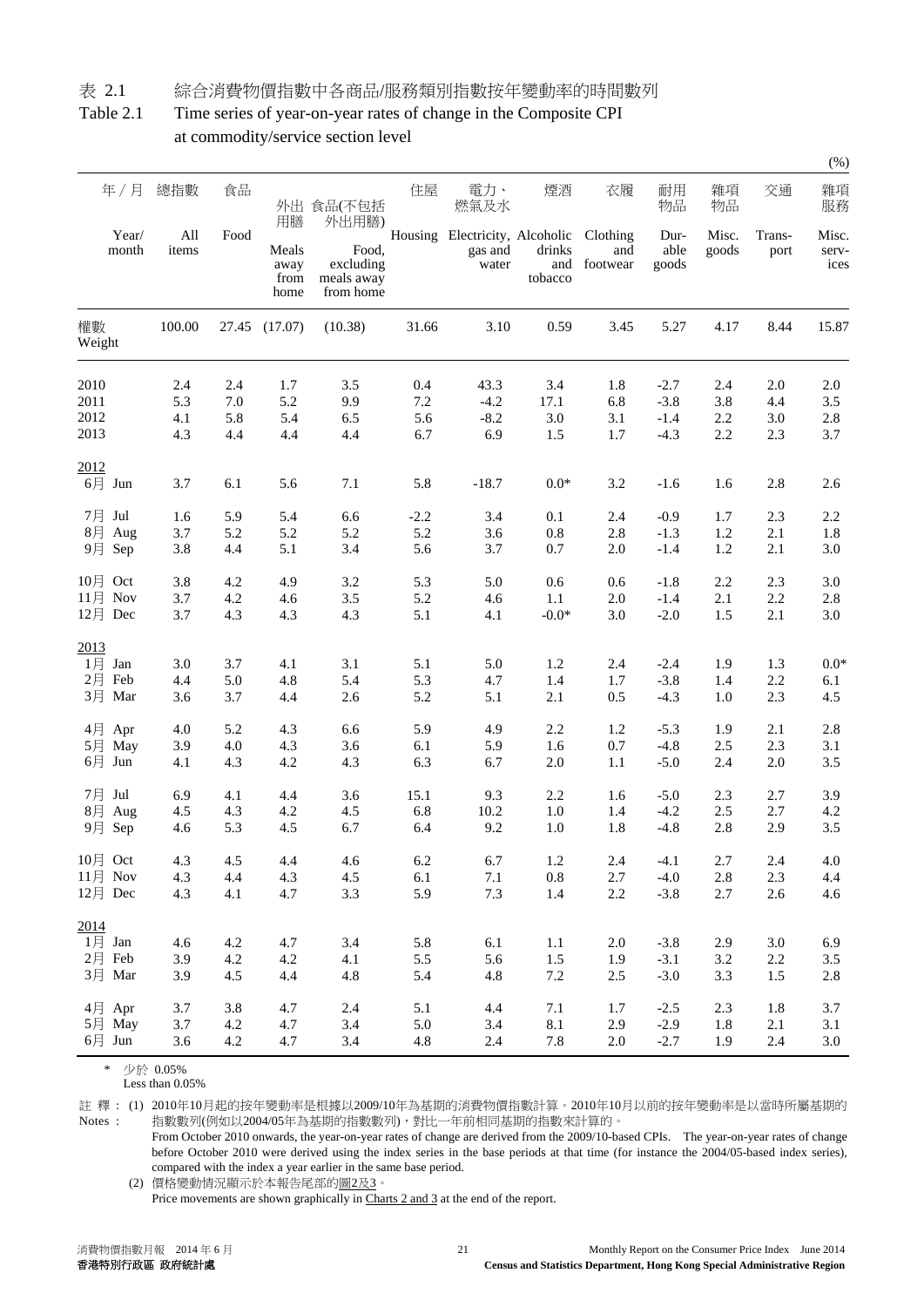表 2.1　　綜合消費物價指數中各商品/服務類別指數按年變動率的時間數列

Table 2.1　　Time series of year-on-year rates of change in the Composite CPI at commodity/service section level

(%)

| 年／月 Year/ month | 總指數 All items | 食品 Food | 外出用膳 Meals away from home | 食品(不包括外出用膳) Food, excluding meals away from home | 住屋 Housing | 電力、燃氣及水 Electricity, gas and water | 煙酒 Alcoholic drinks and tobacco | 衣履 Clothing and footwear | 耐用物品 Durable goods | 雜項物品 Misc. goods | 交通 Transport | 雜項服務 Misc. services |
|---|---|---|---|---|---|---|---|---|---|---|---|---|
| 權數 Weight | 100.00 | 27.45 | (17.07) | (10.38) | 31.66 | 3.10 | 0.59 | 3.45 | 5.27 | 4.17 | 8.44 | 15.87 |
| 2010 | 2.4 | 2.4 | 1.7 | 3.5 | 0.4 | 43.3 | 3.4 | 1.8 | -2.7 | 2.4 | 2.0 | 2.0 |
| 2011 | 5.3 | 7.0 | 5.2 | 9.9 | 7.2 | -4.2 | 17.1 | 6.8 | -3.8 | 3.8 | 4.4 | 3.5 |
| 2012 | 4.1 | 5.8 | 5.4 | 6.5 | 5.6 | -8.2 | 3.0 | 3.1 | -1.4 | 2.2 | 3.0 | 2.8 |
| 2013 | 4.3 | 4.4 | 4.4 | 4.4 | 6.7 | 6.9 | 1.5 | 1.7 | -4.3 | 2.2 | 2.3 | 3.7 |
| 2012 | | | | | | | | | | | | |
| 6月 Jun | 3.7 | 6.1 | 5.6 | 7.1 | 5.8 | -18.7 | 0.0* | 3.2 | -1.6 | 1.6 | 2.8 | 2.6 |
| 7月 Jul | 1.6 | 5.9 | 5.4 | 6.6 | -2.2 | 3.4 | 0.1 | 2.4 | -0.9 | 1.7 | 2.3 | 2.2 |
| 8月 Aug | 3.7 | 5.2 | 5.2 | 5.2 | 5.2 | 3.6 | 0.8 | 2.8 | -1.3 | 1.2 | 2.1 | 1.8 |
| 9月 Sep | 3.8 | 4.4 | 5.1 | 3.4 | 5.6 | 3.7 | 0.7 | 2.0 | -1.4 | 1.2 | 2.1 | 3.0 |
| 10月 Oct | 3.8 | 4.2 | 4.9 | 3.2 | 5.3 | 5.0 | 0.6 | 0.6 | -1.8 | 2.2 | 2.3 | 3.0 |
| 11月 Nov | 3.7 | 4.2 | 4.6 | 3.5 | 5.2 | 4.6 | 1.1 | 2.0 | -1.4 | 2.1 | 2.2 | 2.8 |
| 12月 Dec | 3.7 | 4.3 | 4.3 | 4.3 | 5.1 | 4.1 | -0.0* | 3.0 | -2.0 | 1.5 | 2.1 | 3.0 |
| 2013 | | | | | | | | | | | | |
| 1月 Jan | 3.0 | 3.7 | 4.1 | 3.1 | 5.1 | 5.0 | 1.2 | 2.4 | -2.4 | 1.9 | 1.3 | 0.0* |
| 2月 Feb | 4.4 | 5.0 | 4.8 | 5.4 | 5.3 | 4.7 | 1.4 | 1.7 | -3.8 | 1.4 | 2.2 | 6.1 |
| 3月 Mar | 3.6 | 3.7 | 4.4 | 2.6 | 5.2 | 5.1 | 2.1 | 0.5 | -4.3 | 1.0 | 2.3 | 4.5 |
| 4月 Apr | 4.0 | 5.2 | 4.3 | 6.6 | 5.9 | 4.9 | 2.2 | 1.2 | -5.3 | 1.9 | 2.1 | 2.8 |
| 5月 May | 3.9 | 4.0 | 4.3 | 3.6 | 6.1 | 5.9 | 1.6 | 0.7 | -4.8 | 2.5 | 2.3 | 3.1 |
| 6月 Jun | 4.1 | 4.3 | 4.2 | 4.3 | 6.3 | 6.7 | 2.0 | 1.1 | -5.0 | 2.4 | 2.0 | 3.5 |
| 7月 Jul | 6.9 | 4.1 | 4.4 | 3.6 | 15.1 | 9.3 | 2.2 | 1.6 | -5.0 | 2.3 | 2.7 | 3.9 |
| 8月 Aug | 4.5 | 4.3 | 4.2 | 4.5 | 6.8 | 10.2 | 1.0 | 1.4 | -4.2 | 2.5 | 2.7 | 4.2 |
| 9月 Sep | 4.6 | 5.3 | 4.5 | 6.7 | 6.4 | 9.2 | 1.0 | 1.8 | -4.8 | 2.8 | 2.9 | 3.5 |
| 10月 Oct | 4.3 | 4.5 | 4.4 | 4.6 | 6.2 | 6.7 | 1.2 | 2.4 | -4.1 | 2.7 | 2.4 | 4.0 |
| 11月 Nov | 4.3 | 4.4 | 4.3 | 4.5 | 6.1 | 7.1 | 0.8 | 2.7 | -4.0 | 2.8 | 2.3 | 4.4 |
| 12月 Dec | 4.3 | 4.1 | 4.7 | 3.3 | 5.9 | 7.3 | 1.4 | 2.2 | -3.8 | 2.7 | 2.6 | 4.6 |
| 2014 | | | | | | | | | | | | |
| 1月 Jan | 4.6 | 4.2 | 4.7 | 3.4 | 5.8 | 6.1 | 1.1 | 2.0 | -3.8 | 2.9 | 3.0 | 6.9 |
| 2月 Feb | 3.9 | 4.2 | 4.2 | 4.1 | 5.5 | 5.6 | 1.5 | 1.9 | -3.1 | 3.2 | 2.2 | 3.5 |
| 3月 Mar | 3.9 | 4.5 | 4.4 | 4.8 | 5.4 | 4.8 | 7.2 | 2.5 | -3.0 | 3.3 | 1.5 | 2.8 |
| 4月 Apr | 3.7 | 3.8 | 4.7 | 2.4 | 5.1 | 4.4 | 7.1 | 1.7 | -2.5 | 2.3 | 1.8 | 3.7 |
| 5月 May | 3.7 | 4.2 | 4.7 | 3.4 | 5.0 | 3.4 | 8.1 | 2.9 | -2.9 | 1.8 | 2.1 | 3.1 |
| 6月 Jun | 3.6 | 4.2 | 4.7 | 3.4 | 4.8 | 2.4 | 7.8 | 2.0 | -2.7 | 1.9 | 2.4 | 3.0 |

\* 少於 0.05%
Less than 0.05%

註釋：(1) 2010年10月起的按年變動率是根據以2009/10年為基期的消費物價指數計算。2010年10月以前的按年變動率是以當時所屬基期的指數數列(例如以2004/05年為基期的指數數列)，對比一年前相同基期的指數來計算的。

Notes: From October 2010 onwards, the year-on-year rates of change are derived from the 2009/10-based CPIs. The year-on-year rates of change before October 2010 were derived using the index series in the base periods at that time (for instance the 2004/05-based index series), compared with the index a year earlier in the same base period.

(2) 價格變動情況顯示於本報告尾部的圖2及3。
Price movements are shown graphically in Charts 2 and 3 at the end of the report.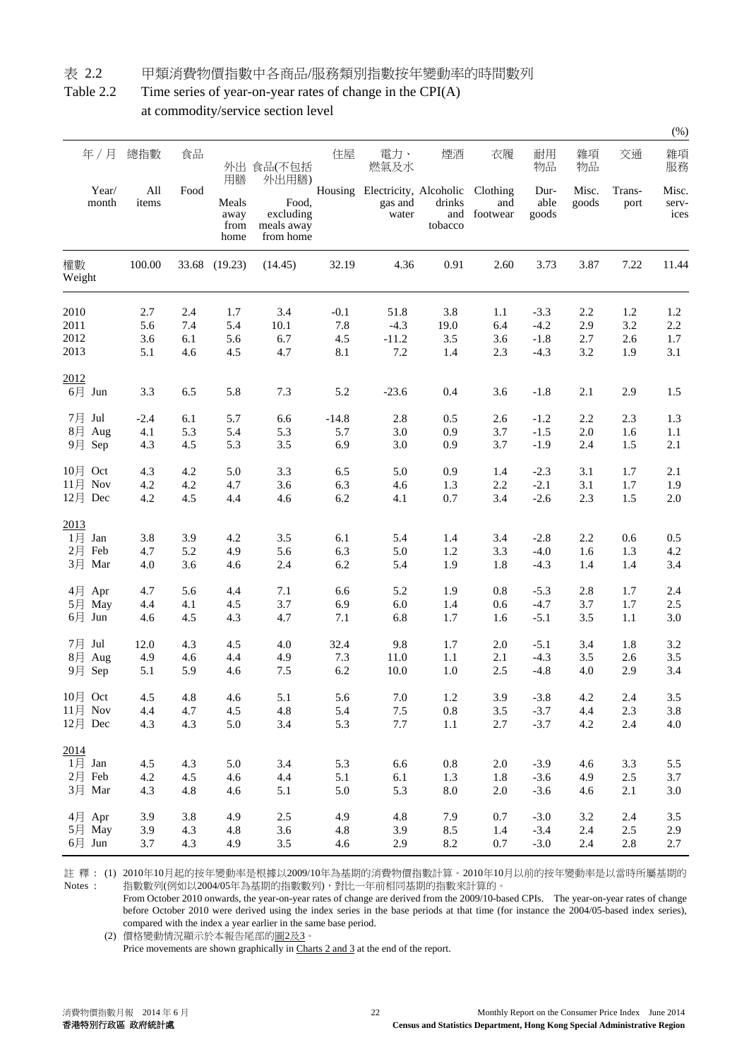表 2.2　　甲類消費物價指數中各商品/服務類別指數按年變動率的時間數列

Table 2.2　　Time series of year-on-year rates of change in the CPI(A) at commodity/service section level

(%)

| 年／月 Year/ month | 總指數 All items | 食品 Food | 外出用膳 Meals away from home | 食品(不包括外出用膳) Food, excluding meals away from home | 住屋 Housing | 電力、燃氣及水 Electricity, gas and water | 煙酒 Alcoholic drinks and tobacco | 衣履 Clothing and footwear | 耐用物品 Durable goods | 雜項物品 Misc. goods | 交通 Transport | 雜項服務 Misc. services |
|---|---|---|---|---|---|---|---|---|---|---|---|---|
| 權數 Weight | 100.00 | 33.68 | (19.23) | (14.45) | 32.19 | 4.36 | 0.91 | 2.60 | 3.73 | 3.87 | 7.22 | 11.44 |
| 2010 | 2.7 | 2.4 | 1.7 | 3.4 | -0.1 | 51.8 | 3.8 | 1.1 | -3.3 | 2.2 | 1.2 | 1.2 |
| 2011 | 5.6 | 7.4 | 5.4 | 10.1 | 7.8 | -4.3 | 19.0 | 6.4 | -4.2 | 2.9 | 3.2 | 2.2 |
| 2012 | 3.6 | 6.1 | 5.6 | 6.7 | 4.5 | -11.2 | 3.5 | 3.6 | -1.8 | 2.7 | 2.6 | 1.7 |
| 2013 | 5.1 | 4.6 | 4.5 | 4.7 | 8.1 | 7.2 | 1.4 | 2.3 | -4.3 | 3.2 | 1.9 | 3.1 |
| 2012 | | | | | | | | | | | | |
| 6月 Jun | 3.3 | 6.5 | 5.8 | 7.3 | 5.2 | -23.6 | 0.4 | 3.6 | -1.8 | 2.1 | 2.9 | 1.5 |
| 7月 Jul | -2.4 | 6.1 | 5.7 | 6.6 | -14.8 | 2.8 | 0.5 | 2.6 | -1.2 | 2.2 | 2.3 | 1.3 |
| 8月 Aug | 4.1 | 5.3 | 5.4 | 5.3 | 5.7 | 3.0 | 0.9 | 3.7 | -1.5 | 2.0 | 1.6 | 1.1 |
| 9月 Sep | 4.3 | 4.5 | 5.3 | 3.5 | 6.9 | 3.0 | 0.9 | 3.7 | -1.9 | 2.4 | 1.5 | 2.1 |
| 10月 Oct | 4.3 | 4.2 | 5.0 | 3.3 | 6.5 | 5.0 | 0.9 | 1.4 | -2.3 | 3.1 | 1.7 | 2.1 |
| 11月 Nov | 4.2 | 4.2 | 4.7 | 3.6 | 6.3 | 4.6 | 1.3 | 2.2 | -2.1 | 3.1 | 1.7 | 1.9 |
| 12月 Dec | 4.2 | 4.5 | 4.4 | 4.6 | 6.2 | 4.1 | 0.7 | 3.4 | -2.6 | 2.3 | 1.5 | 2.0 |
| 2013 | | | | | | | | | | | | |
| 1月 Jan | 3.8 | 3.9 | 4.2 | 3.5 | 6.1 | 5.4 | 1.4 | 3.4 | -2.8 | 2.2 | 0.6 | 0.5 |
| 2月 Feb | 4.7 | 5.2 | 4.9 | 5.6 | 6.3 | 5.0 | 1.2 | 3.3 | -4.0 | 1.6 | 1.3 | 4.2 |
| 3月 Mar | 4.0 | 3.6 | 4.6 | 2.4 | 6.2 | 5.4 | 1.9 | 1.8 | -4.3 | 1.4 | 1.4 | 3.4 |
| 4月 Apr | 4.7 | 5.6 | 4.4 | 7.1 | 6.6 | 5.2 | 1.9 | 0.8 | -5.3 | 2.8 | 1.7 | 2.4 |
| 5月 May | 4.4 | 4.1 | 4.5 | 3.7 | 6.9 | 6.0 | 1.4 | 0.6 | -4.7 | 3.7 | 1.7 | 2.5 |
| 6月 Jun | 4.6 | 4.5 | 4.3 | 4.7 | 7.1 | 6.8 | 1.7 | 1.6 | -5.1 | 3.5 | 1.1 | 3.0 |
| 7月 Jul | 12.0 | 4.3 | 4.5 | 4.0 | 32.4 | 9.8 | 1.7 | 2.0 | -5.1 | 3.4 | 1.8 | 3.2 |
| 8月 Aug | 4.9 | 4.6 | 4.4 | 4.9 | 7.3 | 11.0 | 1.1 | 2.1 | -4.3 | 3.5 | 2.6 | 3.5 |
| 9月 Sep | 5.1 | 5.9 | 4.6 | 7.5 | 6.2 | 10.0 | 1.0 | 2.5 | -4.8 | 4.0 | 2.9 | 3.4 |
| 10月 Oct | 4.5 | 4.8 | 4.6 | 5.1 | 5.6 | 7.0 | 1.2 | 3.9 | -3.8 | 4.2 | 2.4 | 3.5 |
| 11月 Nov | 4.4 | 4.7 | 4.5 | 4.8 | 5.4 | 7.5 | 0.8 | 3.5 | -3.7 | 4.4 | 2.3 | 3.8 |
| 12月 Dec | 4.3 | 4.3 | 5.0 | 3.4 | 5.3 | 7.7 | 1.1 | 2.7 | -3.7 | 4.2 | 2.4 | 4.0 |
| 2014 | | | | | | | | | | | | |
| 1月 Jan | 4.5 | 4.3 | 5.0 | 3.4 | 5.3 | 6.6 | 0.8 | 2.0 | -3.9 | 4.6 | 3.3 | 5.5 |
| 2月 Feb | 4.2 | 4.5 | 4.6 | 4.4 | 5.1 | 6.1 | 1.3 | 1.8 | -3.6 | 4.9 | 2.5 | 3.7 |
| 3月 Mar | 4.3 | 4.8 | 4.6 | 5.1 | 5.0 | 5.3 | 8.0 | 2.0 | -3.6 | 4.6 | 2.1 | 3.0 |
| 4月 Apr | 3.9 | 3.8 | 4.9 | 2.5 | 4.9 | 4.8 | 7.9 | 0.7 | -3.0 | 3.2 | 2.4 | 3.5 |
| 5月 May | 3.9 | 4.3 | 4.8 | 3.6 | 4.8 | 3.9 | 8.5 | 1.4 | -3.4 | 2.4 | 2.5 | 2.9 |
| 6月 Jun | 3.7 | 4.3 | 4.9 | 3.5 | 4.6 | 2.9 | 8.2 | 0.7 | -3.0 | 2.4 | 2.8 | 2.7 |

註 釋：(1) 2010年10月起的按年變動率是根據以2009/10年為基期的消費物價指數計算。2010年10月以前的按年變動率是以當時所屬基期的指數數列(例如以2004/05年為基期的指數數列)，對比一年前相同基期的指數來計算的。

Notes : From October 2010 onwards, the year-on-year rates of change are derived from the 2009/10-based CPIs. The year-on-year rates of change before October 2010 were derived using the index series in the base periods at that time (for instance the 2004/05-based index series), compared with the index a year earlier in the same base period.

(2) 價格變動情況顯示於本報告尾部的圖2及3。

Price movements are shown graphically in Charts 2 and 3 at the end of the report.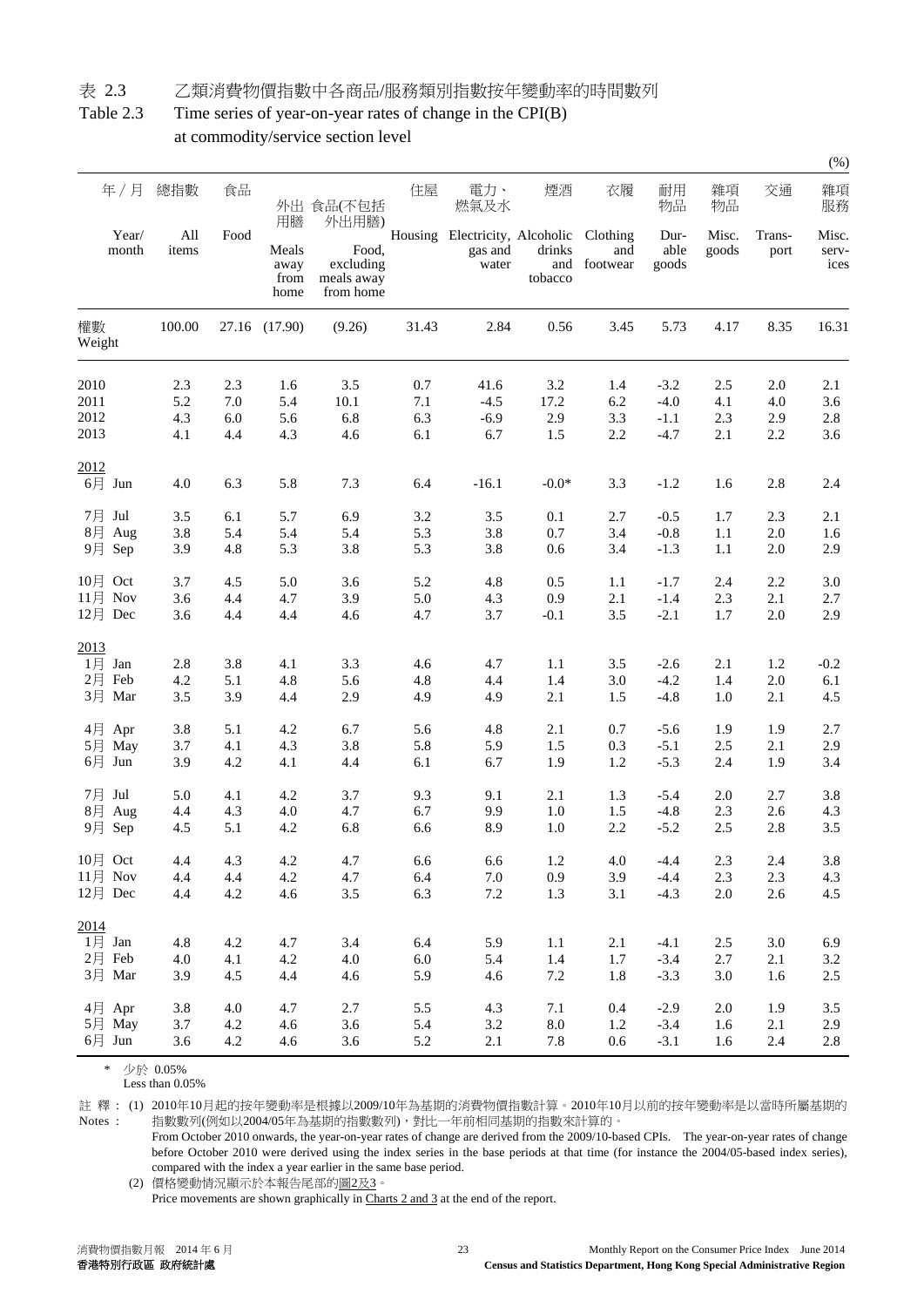# 表 2.3 乙類消費物價指數中各商品/服務類別指數按年變動率的時間數列

# Table 2.3 Time series of year-on-year rates of change in the CPI(B) at commodity/service section level

(%)

| 年／月 Year/ month | 總指數 All items | 食品 Food | 外出用膳 Meals away from home | 食品(不包括外出用膳) Food, excluding meals away from home | 住屋 Housing | 電力、燃氣及水 Electricity, gas and water | 煙酒 Alcoholic drinks and tobacco | 衣履 Clothing and footwear | 耐用物品 Durable goods | 雜項物品 Misc. goods | 交通 Transport | 雜項服務 Misc. services |
|---|---|---|---|---|---|---|---|---|---|---|---|---|
| 權數 Weight | 100.00 | 27.16 | (17.90) | (9.26) | 31.43 | 2.84 | 0.56 | 3.45 | 5.73 | 4.17 | 8.35 | 16.31 |
| 2010 | 2.3 | 2.3 | 1.6 | 3.5 | 0.7 | 41.6 | 3.2 | 1.4 | -3.2 | 2.5 | 2.0 | 2.1 |
| 2011 | 5.2 | 7.0 | 5.4 | 10.1 | 7.1 | -4.5 | 17.2 | 6.2 | -4.0 | 4.1 | 4.0 | 3.6 |
| 2012 | 4.3 | 6.0 | 5.6 | 6.8 | 6.3 | -6.9 | 2.9 | 3.3 | -1.1 | 2.3 | 2.9 | 2.8 |
| 2013 | 4.1 | 4.4 | 4.3 | 4.6 | 6.1 | 6.7 | 1.5 | 2.2 | -4.7 | 2.1 | 2.2 | 3.6 |
| **2012** | | | | | | | | | | | | |
| 6月 Jun | 4.0 | 6.3 | 5.8 | 7.3 | 6.4 | -16.1 | -0.0* | 3.3 | -1.2 | 1.6 | 2.8 | 2.4 |
| 7月 Jul | 3.5 | 6.1 | 5.7 | 6.9 | 3.2 | 3.5 | 0.1 | 2.7 | -0.5 | 1.7 | 2.3 | 2.1 |
| 8月 Aug | 3.8 | 5.4 | 5.4 | 5.4 | 5.3 | 3.8 | 0.7 | 3.4 | -0.8 | 1.1 | 2.0 | 1.6 |
| 9月 Sep | 3.9 | 4.8 | 5.3 | 3.8 | 5.3 | 3.8 | 0.6 | 3.4 | -1.3 | 1.1 | 2.0 | 2.9 |
| 10月 Oct | 3.7 | 4.5 | 5.0 | 3.6 | 5.2 | 4.8 | 0.5 | 1.1 | -1.7 | 2.4 | 2.2 | 3.0 |
| 11月 Nov | 3.6 | 4.4 | 4.7 | 3.9 | 5.0 | 4.3 | 0.9 | 2.1 | -1.4 | 2.3 | 2.1 | 2.7 |
| 12月 Dec | 3.6 | 4.4 | 4.4 | 4.6 | 4.7 | 3.7 | -0.1 | 3.5 | -2.1 | 1.7 | 2.0 | 2.9 |
| **2013** | | | | | | | | | | | | |
| 1月 Jan | 2.8 | 3.8 | 4.1 | 3.3 | 4.6 | 4.7 | 1.1 | 3.5 | -2.6 | 2.1 | 1.2 | -0.2 |
| 2月 Feb | 4.2 | 5.1 | 4.8 | 5.6 | 4.8 | 4.4 | 1.4 | 3.0 | -4.2 | 1.4 | 2.0 | 6.1 |
| 3月 Mar | 3.5 | 3.9 | 4.4 | 2.9 | 4.9 | 4.9 | 2.1 | 1.5 | -4.8 | 1.0 | 2.1 | 4.5 |
| 4月 Apr | 3.8 | 5.1 | 4.2 | 6.7 | 5.6 | 4.8 | 2.1 | 0.7 | -5.6 | 1.9 | 1.9 | 2.7 |
| 5月 May | 3.7 | 4.1 | 4.3 | 3.8 | 5.8 | 5.9 | 1.5 | 0.3 | -5.1 | 2.5 | 2.1 | 2.9 |
| 6月 Jun | 3.9 | 4.2 | 4.1 | 4.4 | 6.1 | 6.7 | 1.9 | 1.2 | -5.3 | 2.4 | 1.9 | 3.4 |
| 7月 Jul | 5.0 | 4.1 | 4.2 | 3.7 | 9.3 | 9.1 | 2.1 | 1.3 | -5.4 | 2.0 | 2.7 | 3.8 |
| 8月 Aug | 4.4 | 4.3 | 4.0 | 4.7 | 6.7 | 9.9 | 1.0 | 1.5 | -4.8 | 2.3 | 2.6 | 4.3 |
| 9月 Sep | 4.5 | 5.1 | 4.2 | 6.8 | 6.6 | 8.9 | 1.0 | 2.2 | -5.2 | 2.5 | 2.8 | 3.5 |
| 10月 Oct | 4.4 | 4.3 | 4.2 | 4.7 | 6.6 | 6.6 | 1.2 | 4.0 | -4.4 | 2.3 | 2.4 | 3.8 |
| 11月 Nov | 4.4 | 4.4 | 4.2 | 4.7 | 6.4 | 7.0 | 0.9 | 3.9 | -4.4 | 2.3 | 2.3 | 4.3 |
| 12月 Dec | 4.4 | 4.2 | 4.6 | 3.5 | 6.3 | 7.2 | 1.3 | 3.1 | -4.3 | 2.0 | 2.6 | 4.5 |
| **2014** | | | | | | | | | | | | |
| 1月 Jan | 4.8 | 4.2 | 4.7 | 3.4 | 6.4 | 5.9 | 1.1 | 2.1 | -4.1 | 2.5 | 3.0 | 6.9 |
| 2月 Feb | 4.0 | 4.1 | 4.2 | 4.0 | 6.0 | 5.4 | 1.4 | 1.7 | -3.4 | 2.7 | 2.1 | 3.2 |
| 3月 Mar | 3.9 | 4.5 | 4.4 | 4.6 | 5.9 | 4.6 | 7.2 | 1.8 | -3.3 | 3.0 | 1.6 | 2.5 |
| 4月 Apr | 3.8 | 4.0 | 4.7 | 2.7 | 5.5 | 4.3 | 7.1 | 0.4 | -2.9 | 2.0 | 1.9 | 3.5 |
| 5月 May | 3.7 | 4.2 | 4.6 | 3.6 | 5.4 | 3.2 | 8.0 | 1.2 | -3.4 | 1.6 | 2.1 | 2.9 |
| 6月 Jun | 3.6 | 4.2 | 4.6 | 3.6 | 5.2 | 2.1 | 7.8 | 0.6 | -3.1 | 1.6 | 2.4 | 2.8 |

\* 少於 0.05%
Less than 0.05%

註釋： (1) 2010年10月起的按年變動率是根據以2009/10年為基期的消費物價指數計算。2010年10月以前的按年變動率是以當時所屬基期的指數數列(例如以2004/05年為基期的指數數列)，對比一年前相同基期的指數來計算的。

Notes : From October 2010 onwards, the year-on-year rates of change are derived from the 2009/10-based CPIs. The year-on-year rates of change before October 2010 were derived using the index series in the base periods at that time (for instance the 2004/05-based index series), compared with the index a year earlier in the same base period.

(2) 價格變動情況顯示於本報告尾部的圖2及3。
Price movements are shown graphically in Charts 2 and 3 at the end of the report.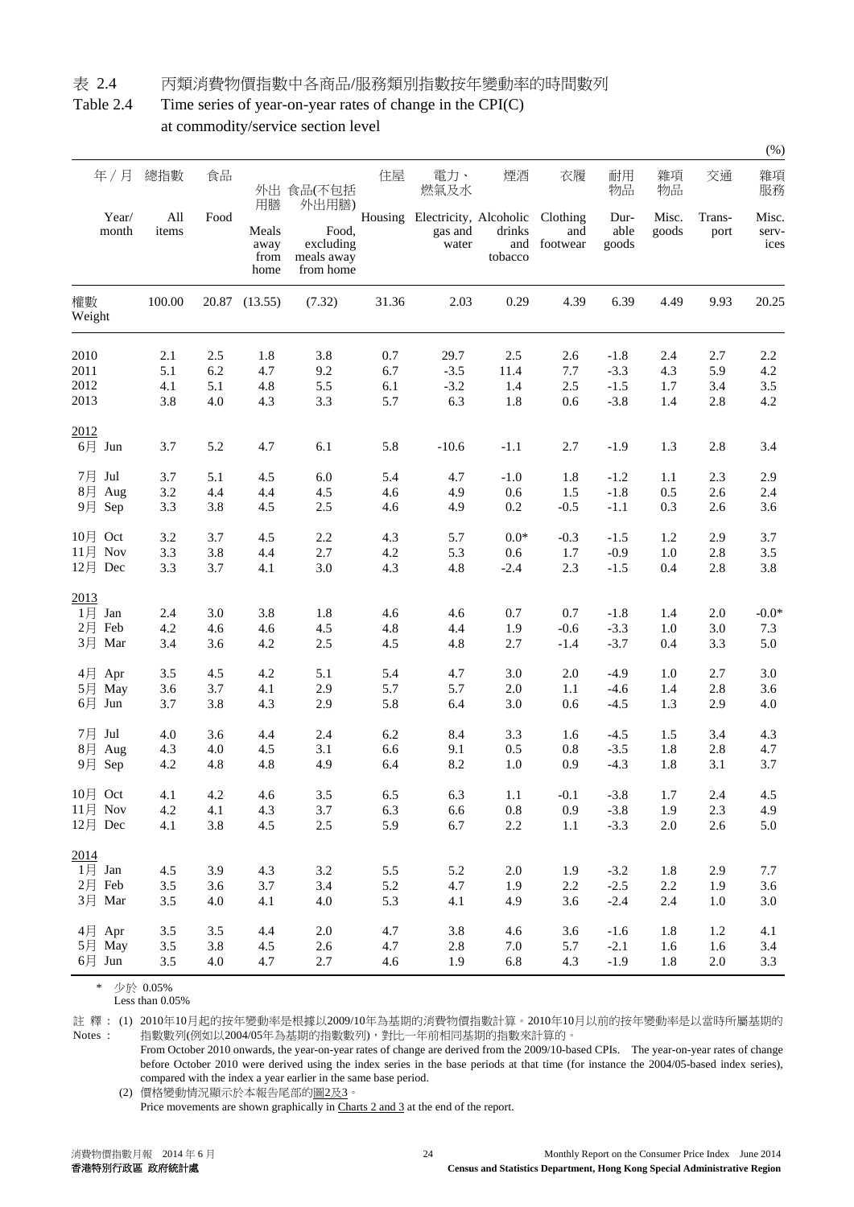# 表 2.4 丙類消費物價指數中各商品/服務類別指數按年變動率的時間數列

# Table 2.4 Time series of year-on-year rates of change in the CPI(C) at commodity/service section level

(%)

| 年 / 月 Year/ month | 總指數 All items | 食品 Food | 外出用膳 Meals away from home | 食品(不包括外出用膳) Food, excluding meals away from home | 住屋 Housing | 電力、燃氣及水 Electricity, gas and water | 煙酒 Alcoholic drinks and tobacco | 衣履 Clothing and footwear | 耐用物品 Durable goods | 雜項物品 Misc. goods | 交通 Transport | 雜項服務 Misc. services |
|---|---|---|---|---|---|---|---|---|---|---|---|---|
| 權數 Weight | 100.00 | 20.87 | (13.55) | (7.32) | 31.36 | 2.03 | 0.29 | 4.39 | 6.39 | 4.49 | 9.93 | 20.25 |
| 2010 | 2.1 | 2.5 | 1.8 | 3.8 | 0.7 | 29.7 | 2.5 | 2.6 | -1.8 | 2.4 | 2.7 | 2.2 |
| 2011 | 5.1 | 6.2 | 4.7 | 9.2 | 6.7 | -3.5 | 11.4 | 7.7 | -3.3 | 4.3 | 5.9 | 4.2 |
| 2012 | 4.1 | 5.1 | 4.8 | 5.5 | 6.1 | -3.2 | 1.4 | 2.5 | -1.5 | 1.7 | 3.4 | 3.5 |
| 2013 | 3.8 | 4.0 | 4.3 | 3.3 | 5.7 | 6.3 | 1.8 | 0.6 | -3.8 | 1.4 | 2.8 | 4.2 |
| 2012 | | | | | | | | | | | | |
| 6月 Jun | 3.7 | 5.2 | 4.7 | 6.1 | 5.8 | -10.6 | -1.1 | 2.7 | -1.9 | 1.3 | 2.8 | 3.4 |
| 7月 Jul | 3.7 | 5.1 | 4.5 | 6.0 | 5.4 | 4.7 | -1.0 | 1.8 | -1.2 | 1.1 | 2.3 | 2.9 |
| 8月 Aug | 3.2 | 4.4 | 4.4 | 4.5 | 4.6 | 4.9 | 0.6 | 1.5 | -1.8 | 0.5 | 2.6 | 2.4 |
| 9月 Sep | 3.3 | 3.8 | 4.5 | 2.5 | 4.6 | 4.9 | 0.2 | -0.5 | -1.1 | 0.3 | 2.6 | 3.6 |
| 10月 Oct | 3.2 | 3.7 | 4.5 | 2.2 | 4.3 | 5.7 | 0.0* | -0.3 | -1.5 | 1.2 | 2.9 | 3.7 |
| 11月 Nov | 3.3 | 3.8 | 4.4 | 2.7 | 4.2 | 5.3 | 0.6 | 1.7 | -0.9 | 1.0 | 2.8 | 3.5 |
| 12月 Dec | 3.3 | 3.7 | 4.1 | 3.0 | 4.3 | 4.8 | -2.4 | 2.3 | -1.5 | 0.4 | 2.8 | 3.8 |
| 2013 | | | | | | | | | | | | |
| 1月 Jan | 2.4 | 3.0 | 3.8 | 1.8 | 4.6 | 4.6 | 0.7 | 0.7 | -1.8 | 1.4 | 2.0 | -0.0* |
| 2月 Feb | 4.2 | 4.6 | 4.6 | 4.5 | 4.8 | 4.4 | 1.9 | -0.6 | -3.3 | 1.0 | 3.0 | 7.3 |
| 3月 Mar | 3.4 | 3.6 | 4.2 | 2.5 | 4.5 | 4.8 | 2.7 | -1.4 | -3.7 | 0.4 | 3.3 | 5.0 |
| 4月 Apr | 3.5 | 4.5 | 4.2 | 5.1 | 5.4 | 4.7 | 3.0 | 2.0 | -4.9 | 1.0 | 2.7 | 3.0 |
| 5月 May | 3.6 | 3.7 | 4.1 | 2.9 | 5.7 | 5.7 | 2.0 | 1.1 | -4.6 | 1.4 | 2.8 | 3.6 |
| 6月 Jun | 3.7 | 3.8 | 4.3 | 2.9 | 5.8 | 6.4 | 3.0 | 0.6 | -4.5 | 1.3 | 2.9 | 4.0 |
| 7月 Jul | 4.0 | 3.6 | 4.4 | 2.4 | 6.2 | 8.4 | 3.3 | 1.6 | -4.5 | 1.5 | 3.4 | 4.3 |
| 8月 Aug | 4.3 | 4.0 | 4.5 | 3.1 | 6.6 | 9.1 | 0.5 | 0.8 | -3.5 | 1.8 | 2.8 | 4.7 |
| 9月 Sep | 4.2 | 4.8 | 4.8 | 4.9 | 6.4 | 8.2 | 1.0 | 0.9 | -4.3 | 1.8 | 3.1 | 3.7 |
| 10月 Oct | 4.1 | 4.2 | 4.6 | 3.5 | 6.5 | 6.3 | 1.1 | -0.1 | -3.8 | 1.7 | 2.4 | 4.5 |
| 11月 Nov | 4.2 | 4.1 | 4.3 | 3.7 | 6.3 | 6.6 | 0.8 | 0.9 | -3.8 | 1.9 | 2.3 | 4.9 |
| 12月 Dec | 4.1 | 3.8 | 4.5 | 2.5 | 5.9 | 6.7 | 2.2 | 1.1 | -3.3 | 2.0 | 2.6 | 5.0 |
| 2014 | | | | | | | | | | | | |
| 1月 Jan | 4.5 | 3.9 | 4.3 | 3.2 | 5.5 | 5.2 | 2.0 | 1.9 | -3.2 | 1.8 | 2.9 | 7.7 |
| 2月 Feb | 3.5 | 3.6 | 3.7 | 3.4 | 5.2 | 4.7 | 1.9 | 2.2 | -2.5 | 2.2 | 1.9 | 3.6 |
| 3月 Mar | 3.5 | 4.0 | 4.1 | 4.0 | 5.3 | 4.1 | 4.9 | 3.6 | -2.4 | 2.4 | 1.0 | 3.0 |
| 4月 Apr | 3.5 | 3.5 | 4.4 | 2.0 | 4.7 | 3.8 | 4.6 | 3.6 | -1.6 | 1.8 | 1.2 | 4.1 |
| 5月 May | 3.5 | 3.8 | 4.5 | 2.6 | 4.7 | 2.8 | 7.0 | 5.7 | -2.1 | 1.6 | 1.6 | 3.4 |
| 6月 Jun | 3.5 | 4.0 | 4.7 | 2.7 | 4.6 | 1.9 | 6.8 | 4.3 | -1.9 | 1.8 | 2.0 | 3.3 |

\* 少於 0.05%
Less than 0.05%

註釋： (1) 2010年10月起的按年變動率是根據以2009/10年為基期的消費物價指數計算。2010年10月以前的按年變動率是以當時所屬基期的指數數列(例如以2004/05年為基期的指數數列)，對比一年前相同基期的指數來計算的。

Notes : From October 2010 onwards, the year-on-year rates of change are derived from the 2009/10-based CPIs. The year-on-year rates of change before October 2010 were derived using the index series in the base periods at that time (for instance the 2004/05-based index series), compared with the index a year earlier in the same base period.

(2) 價格變動情況顯示於本報告尾部的圖2及3。
Price movements are shown graphically in Charts 2 and 3 at the end of the report.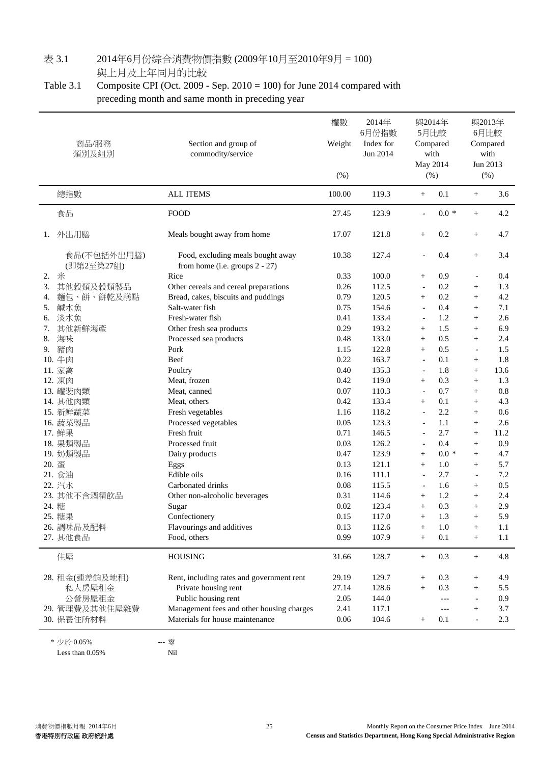表 3.1　2014年6月份綜合消費物價指數 (2009年10月至2010年9月 = 100) 與上月及上年同月的比較

Table 3.1　Composite CPI (Oct. 2009 - Sep. 2010 = 100) for June 2014 compared with preceding month and same month in preceding year

| 商品/服務 類別及組別 | Section and group of commodity/service | 權數 Weight (%) | 2014年 6月份指數 Index for Jun 2014 | 與2014年 5月比較 Compared with May 2014 (%) | 與2013年 6月比較 Compared with Jun 2013 (%) |
|---|---|---|---|---|---|
| 總指數 | ALL ITEMS | 100.00 | 119.3 | + 0.1 | + 3.6 |
| 食品 | FOOD | 27.45 | 123.9 | - 0.0 * | + 4.2 |
| 1. 外出用膳 | Meals bought away from home | 17.07 | 121.8 | + 0.2 | + 4.7 |
| 食品(不包括外出用膳) (即第2至第27組) | Food, excluding meals bought away from home (i.e. groups 2 - 27) | 10.38 | 127.4 | - 0.4 | + 3.4 |
| 2. 米 | Rice | 0.33 | 100.0 | + 0.9 | - 0.4 |
| 3. 其他穀類及穀類製品 | Other cereals and cereal preparations | 0.26 | 112.5 | - 0.2 | + 1.3 |
| 4. 麵包、餅、餅乾及糕點 | Bread, cakes, biscuits and puddings | 0.79 | 120.5 | + 0.2 | + 4.2 |
| 5. 鹹水魚 | Salt-water fish | 0.75 | 154.6 | - 0.4 | + 7.1 |
| 6. 淡水魚 | Fresh-water fish | 0.41 | 133.4 | - 1.2 | + 2.6 |
| 7. 其他新鮮海產 | Other fresh sea products | 0.29 | 193.2 | + 1.5 | + 6.9 |
| 8. 海味 | Processed sea products | 0.48 | 133.0 | + 0.5 | + 2.4 |
| 9. 豬肉 | Pork | 1.15 | 122.8 | + 0.5 | - 1.5 |
| 10. 牛肉 | Beef | 0.22 | 163.7 | - 0.1 | + 1.8 |
| 11. 家禽 | Poultry | 0.40 | 135.3 | - 1.8 | + 13.6 |
| 12. 凍肉 | Meat, frozen | 0.42 | 119.0 | + 0.3 | + 1.3 |
| 13. 罐裝肉類 | Meat, canned | 0.07 | 110.3 | - 0.7 | + 0.8 |
| 14. 其他肉類 | Meat, others | 0.42 | 133.4 | + 0.1 | + 4.3 |
| 15. 新鮮蔬菜 | Fresh vegetables | 1.16 | 118.2 | - 2.2 | + 0.6 |
| 16. 蔬菜製品 | Processed vegetables | 0.05 | 123.3 | - 1.1 | + 2.6 |
| 17. 鮮果 | Fresh fruit | 0.71 | 146.5 | - 2.7 | + 11.2 |
| 18. 果類製品 | Processed fruit | 0.03 | 126.2 | - 0.4 | + 0.9 |
| 19. 奶類製品 | Dairy products | 0.47 | 123.9 | + 0.0 * | + 4.7 |
| 20. 蛋 | Eggs | 0.13 | 121.1 | + 1.0 | + 5.7 |
| 21. 食油 | Edible oils | 0.16 | 111.1 | - 2.7 | - 7.2 |
| 22. 汽水 | Carbonated drinks | 0.08 | 115.5 | - 1.6 | + 0.5 |
| 23. 其他不含酒精飲品 | Other non-alcoholic beverages | 0.31 | 114.6 | + 1.2 | + 2.4 |
| 24. 糖 | Sugar | 0.02 | 123.4 | + 0.3 | + 2.9 |
| 25. 糖果 | Confectionery | 0.15 | 117.0 | + 1.3 | + 5.9 |
| 26. 調味品及配料 | Flavourings and additives | 0.13 | 112.6 | + 1.0 | + 1.1 |
| 27. 其他食品 | Food, others | 0.99 | 107.9 | + 0.1 | + 1.1 |
| 住屋 | HOUSING | 31.66 | 128.7 | + 0.3 | + 4.8 |
| 28. 租金(連差餉及地租) | Rent, including rates and government rent | 29.19 | 129.7 | + 0.3 | + 4.9 |
| 私人房屋租金 | Private housing rent | 27.14 | 128.6 | + 0.3 | + 5.5 |
| 公營房屋租金 | Public housing rent | 2.05 | 144.0 | --- | - 0.9 |
| 29. 管理費及其他住屋雜費 | Management fees and other housing charges | 2.41 | 117.1 | --- | + 3.7 |
| 30. 保養住所材料 | Materials for house maintenance | 0.06 | 104.6 | + 0.1 | - 2.3 |

\* 少於 0.05%　Less than 0.05%

--- 零　Nil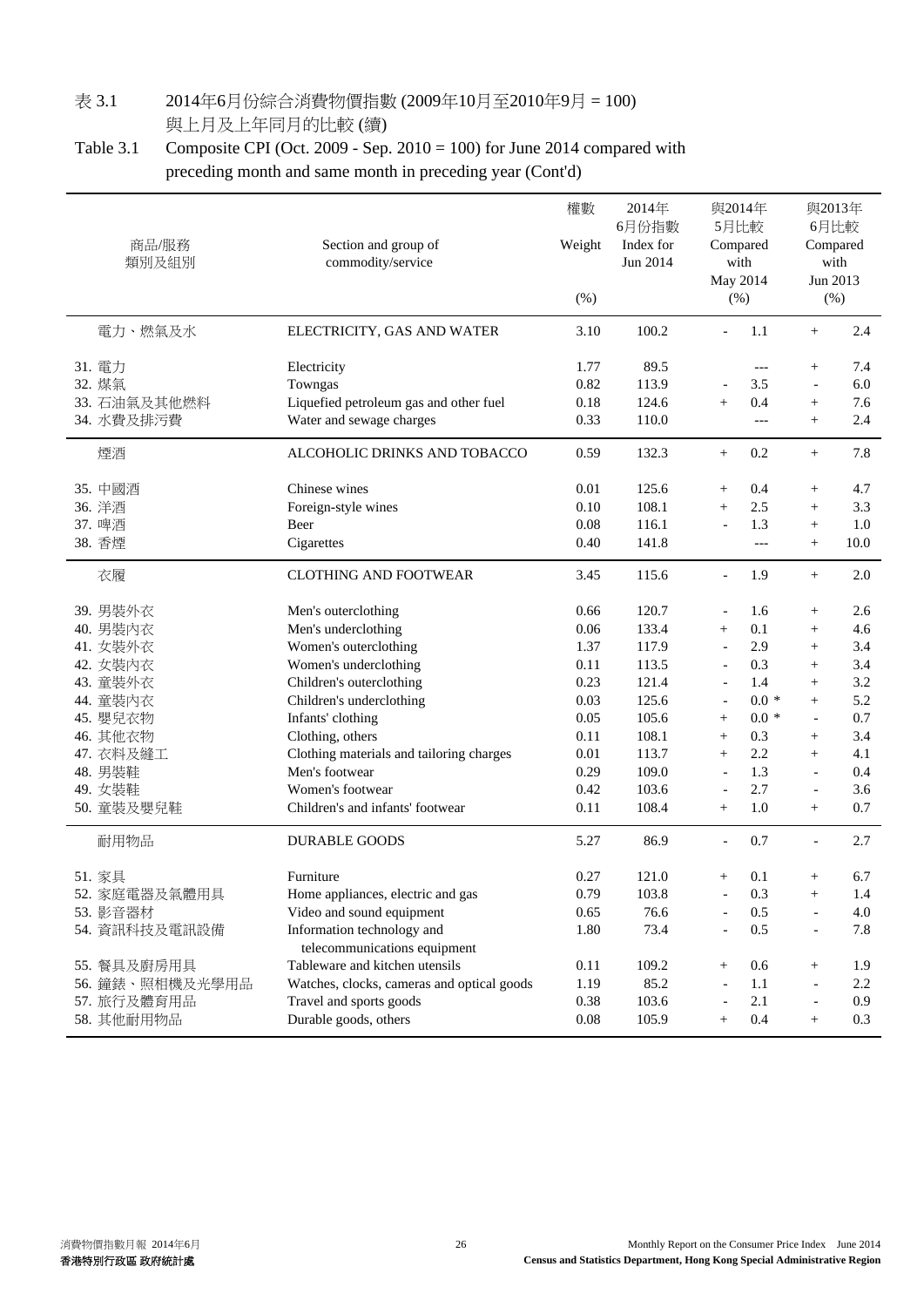表 3.1　　2014年6月份綜合消費物價指數 (2009年10月至2010年9月 = 100)
與上月及上年同月的比較 (續)

Table 3.1　　Composite CPI (Oct. 2009 - Sep. 2010 = 100) for June 2014 compared with preceding month and same month in preceding year (Cont'd)

| 商品/服務 類別及組別 | Section and group of commodity/service | 權數 Weight (%) | 2014年6月份指數 Index for Jun 2014 | 與2014年5月比較 Compared with May 2014 (%) | 與2013年6月比較 Compared with Jun 2013 (%) |
|---|---|---|---|---|---|
| 電力、燃氣及水 | ELECTRICITY, GAS AND WATER | 3.10 | 100.2 | - 1.1 | + 2.4 |
| 31. 電力 | Electricity | 1.77 | 89.5 | --- | + 7.4 |
| 32. 煤氣 | Towngas | 0.82 | 113.9 | - 3.5 | - 6.0 |
| 33. 石油氣及其他燃料 | Liquefied petroleum gas and other fuel | 0.18 | 124.6 | + 0.4 | + 7.6 |
| 34. 水費及排污費 | Water and sewage charges | 0.33 | 110.0 | --- | + 2.4 |
| 煙酒 | ALCOHOLIC DRINKS AND TOBACCO | 0.59 | 132.3 | + 0.2 | + 7.8 |
| 35. 中國酒 | Chinese wines | 0.01 | 125.6 | + 0.4 | + 4.7 |
| 36. 洋酒 | Foreign-style wines | 0.10 | 108.1 | + 2.5 | + 3.3 |
| 37. 啤酒 | Beer | 0.08 | 116.1 | - 1.3 | + 1.0 |
| 38. 香煙 | Cigarettes | 0.40 | 141.8 | --- | + 10.0 |
| 衣履 | CLOTHING AND FOOTWEAR | 3.45 | 115.6 | - 1.9 | + 2.0 |
| 39. 男裝外衣 | Men's outerclothing | 0.66 | 120.7 | - 1.6 | + 2.6 |
| 40. 男裝內衣 | Men's underclothing | 0.06 | 133.4 | + 0.1 | + 4.6 |
| 41. 女裝外衣 | Women's outerclothing | 1.37 | 117.9 | - 2.9 | + 3.4 |
| 42. 女裝內衣 | Women's underclothing | 0.11 | 113.5 | - 0.3 | + 3.4 |
| 43. 童裝外衣 | Children's outerclothing | 0.23 | 121.4 | - 1.4 | + 3.2 |
| 44. 童裝內衣 | Children's underclothing | 0.03 | 125.6 | - 0.0 * | + 5.2 |
| 45. 嬰兒衣物 | Infants' clothing | 0.05 | 105.6 | + 0.0 * | - 0.7 |
| 46. 其他衣物 | Clothing, others | 0.11 | 108.1 | + 0.3 | + 3.4 |
| 47. 衣料及縫工 | Clothing materials and tailoring charges | 0.01 | 113.7 | + 2.2 | + 4.1 |
| 48. 男裝鞋 | Men's footwear | 0.29 | 109.0 | - 1.3 | - 0.4 |
| 49. 女裝鞋 | Women's footwear | 0.42 | 103.6 | - 2.7 | - 3.6 |
| 50. 童裝及嬰兒鞋 | Children's and infants' footwear | 0.11 | 108.4 | + 1.0 | + 0.7 |
| 耐用物品 | DURABLE GOODS | 5.27 | 86.9 | - 0.7 | - 2.7 |
| 51. 家具 | Furniture | 0.27 | 121.0 | + 0.1 | + 6.7 |
| 52. 家庭電器及氣體用具 | Home appliances, electric and gas | 0.79 | 103.8 | - 0.3 | + 1.4 |
| 53. 影音器材 | Video and sound equipment | 0.65 | 76.6 | - 0.5 | - 4.0 |
| 54. 資訊科技及電訊設備 | Information technology and telecommunications equipment | 1.80 | 73.4 | - 0.5 | - 7.8 |
| 55. 餐具及廚房用具 | Tableware and kitchen utensils | 0.11 | 109.2 | + 0.6 | + 1.9 |
| 56. 鐘錶、照相機及光學用品 | Watches, clocks, cameras and optical goods | 1.19 | 85.2 | - 1.1 | - 2.2 |
| 57. 旅行及體育用品 | Travel and sports goods | 0.38 | 103.6 | - 2.1 | - 0.9 |
| 58. 其他耐用物品 | Durable goods, others | 0.08 | 105.9 | + 0.4 | + 0.3 |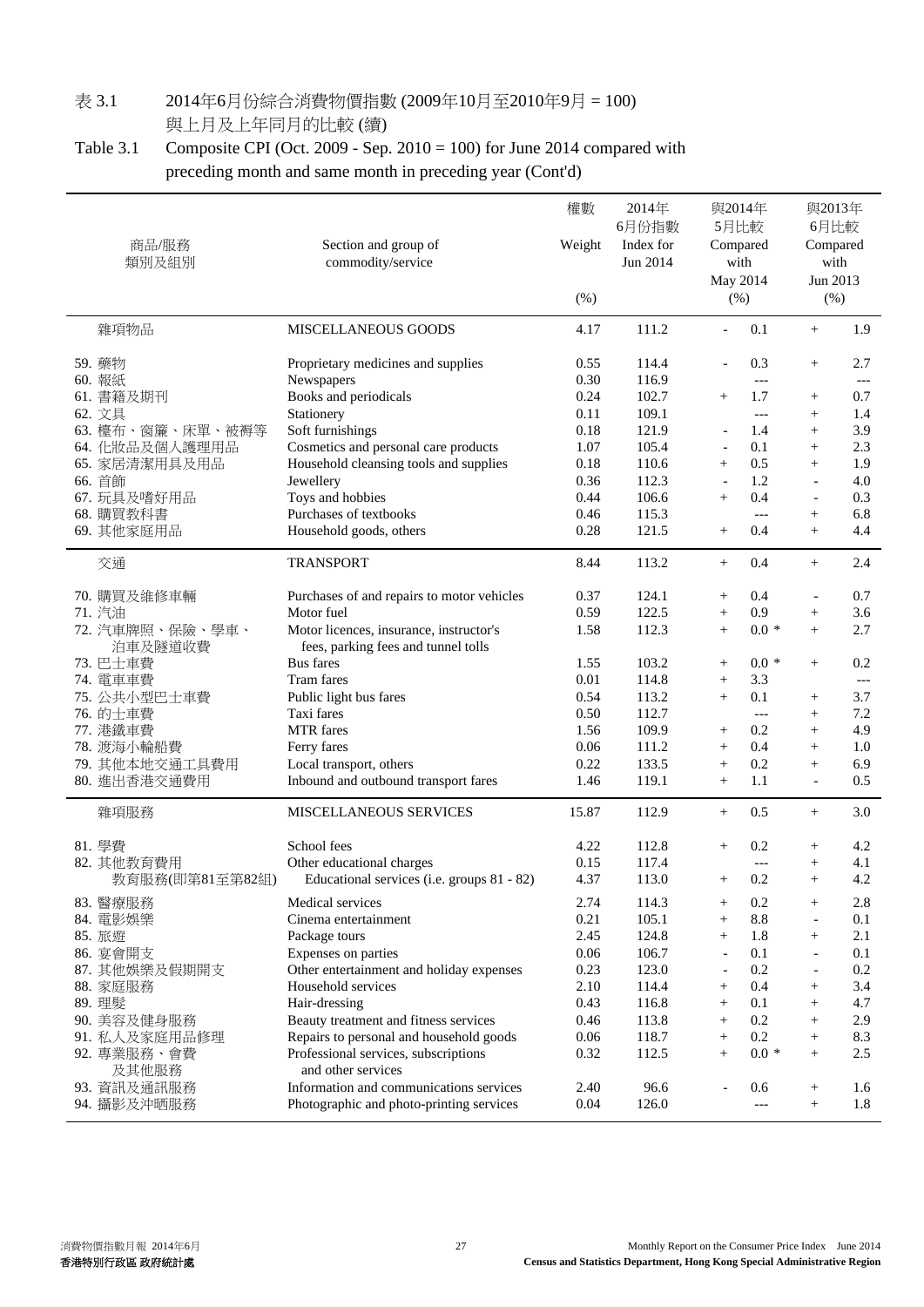# 表 3.1　2014年6月份綜合消費物價指數 (2009年10月至2010年9月 = 100) 與上月及上年同月的比較 (續)

# Table 3.1　Composite CPI (Oct. 2009 - Sep. 2010 = 100) for June 2014 compared with preceding month and same month in preceding year (Cont'd)

| 商品/服務 類別及組別 | Section and group of commodity/service | 權數 Weight (%) | 2014年6月份指數 Index for Jun 2014 | 與2014年5月比較 Compared with May 2014 (%) | 與2013年6月比較 Compared with Jun 2013 (%) |
|---|---|---|---|---|---|
| 雜項物品 | MISCELLANEOUS GOODS | 4.17 | 111.2 | - 0.1 | + 1.9 |
| 59. 藥物 | Proprietary medicines and supplies | 0.55 | 114.4 | - 0.3 | + 2.7 |
| 60. 報紙 | Newspapers | 0.30 | 116.9 | --- | --- |
| 61. 書籍及期刊 | Books and periodicals | 0.24 | 102.7 | + 1.7 | + 0.7 |
| 62. 文具 | Stationery | 0.11 | 109.1 | --- | + 1.4 |
| 63. 檯布、窗簾、床單、被褥等 | Soft furnishings | 0.18 | 121.9 | - 1.4 | + 3.9 |
| 64. 化妝品及個人護理用品 | Cosmetics and personal care products | 1.07 | 105.4 | - 0.1 | + 2.3 |
| 65. 家居清潔用具及用品 | Household cleansing tools and supplies | 0.18 | 110.6 | + 0.5 | + 1.9 |
| 66. 首飾 | Jewellery | 0.36 | 112.3 | - 1.2 | - 4.0 |
| 67. 玩具及嗜好用品 | Toys and hobbies | 0.44 | 106.6 | + 0.4 | - 0.3 |
| 68. 購買教科書 | Purchases of textbooks | 0.46 | 115.3 | --- | + 6.8 |
| 69. 其他家庭用品 | Household goods, others | 0.28 | 121.5 | + 0.4 | + 4.4 |
| 交通 | TRANSPORT | 8.44 | 113.2 | + 0.4 | + 2.4 |
| 70. 購買及維修車輛 | Purchases of and repairs to motor vehicles | 0.37 | 124.1 | + 0.4 | - 0.7 |
| 71. 汽油 | Motor fuel | 0.59 | 122.5 | + 0.9 | + 3.6 |
| 72. 汽車牌照、保險、學車、泊車及隧道收費 | Motor licences, insurance, instructor's fees, parking fees and tunnel tolls | 1.58 | 112.3 | + 0.0 * | + 2.7 |
| 73. 巴士車費 | Bus fares | 1.55 | 103.2 | + 0.0 * | + 0.2 |
| 74. 電車車費 | Tram fares | 0.01 | 114.8 | + 3.3 | --- |
| 75. 公共小型巴士車費 | Public light bus fares | 0.54 | 113.2 | + 0.1 | + 3.7 |
| 76. 的士車費 | Taxi fares | 0.50 | 112.7 | --- | + 7.2 |
| 77. 港鐵車費 | MTR fares | 1.56 | 109.9 | + 0.2 | + 4.9 |
| 78. 渡海小輪船費 | Ferry fares | 0.06 | 111.2 | + 0.4 | + 1.0 |
| 79. 其他本地交通工具費用 | Local transport, others | 0.22 | 133.5 | + 0.2 | + 6.9 |
| 80. 進出香港交通費用 | Inbound and outbound transport fares | 1.46 | 119.1 | + 1.1 | - 0.5 |
| 雜項服務 | MISCELLANEOUS SERVICES | 15.87 | 112.9 | + 0.5 | + 3.0 |
| 81. 學費 | School fees | 4.22 | 112.8 | + 0.2 | + 4.2 |
| 82. 其他教育費用 | Other educational charges | 0.15 | 117.4 | --- | + 4.1 |
| 教育服務(即第81至第82組) | Educational services (i.e. groups 81 - 82) | 4.37 | 113.0 | + 0.2 | + 4.2 |
| 83. 醫療服務 | Medical services | 2.74 | 114.3 | + 0.2 | + 2.8 |
| 84. 電影娛樂 | Cinema entertainment | 0.21 | 105.1 | + 8.8 | - 0.1 |
| 85. 旅遊 | Package tours | 2.45 | 124.8 | + 1.8 | + 2.1 |
| 86. 宴會開支 | Expenses on parties | 0.06 | 106.7 | - 0.1 | - 0.1 |
| 87. 其他娛樂及假期開支 | Other entertainment and holiday expenses | 0.23 | 123.0 | - 0.2 | - 0.2 |
| 88. 家庭服務 | Household services | 2.10 | 114.4 | + 0.4 | + 3.4 |
| 89. 理髮 | Hair-dressing | 0.43 | 116.8 | + 0.1 | + 4.7 |
| 90. 美容及健身服務 | Beauty treatment and fitness services | 0.46 | 113.8 | + 0.2 | + 2.9 |
| 91. 私人及家庭用品修理 | Repairs to personal and household goods | 0.06 | 118.7 | + 0.2 | + 8.3 |
| 92. 專業服務、會費及其他服務 | Professional services, subscriptions and other services | 0.32 | 112.5 | + 0.0 * | + 2.5 |
| 93. 資訊及通訊服務 | Information and communications services | 2.40 | 96.6 | - 0.6 | + 1.6 |
| 94. 攝影及沖晒服務 | Photographic and photo-printing services | 0.04 | 126.0 | --- | + 1.8 |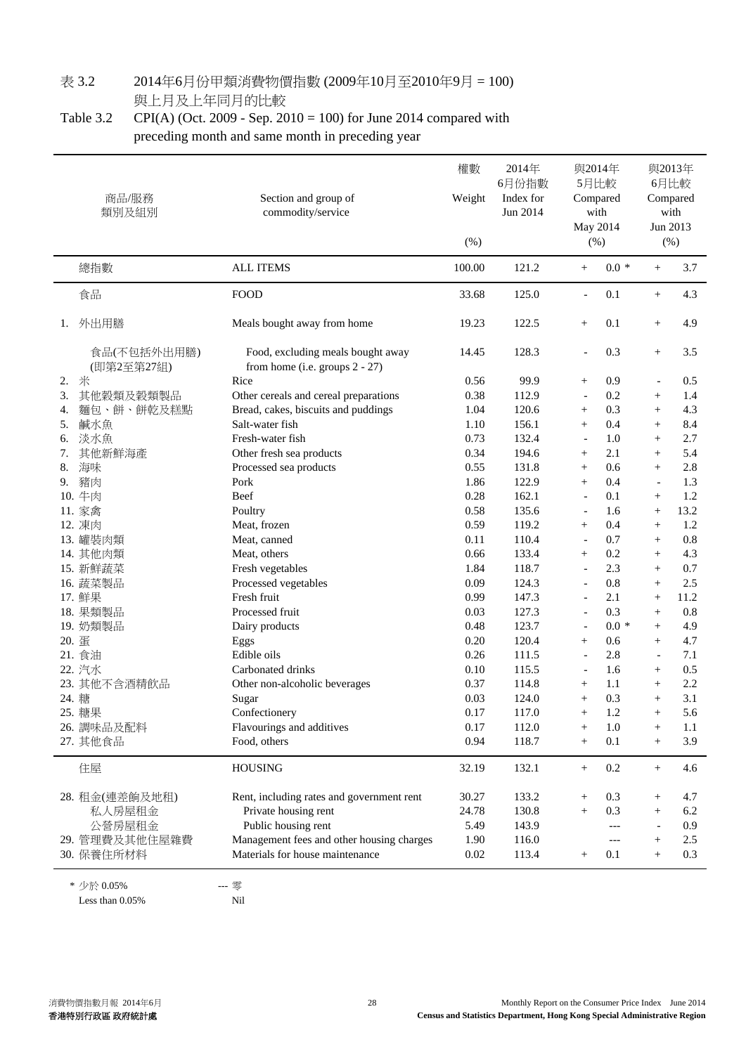# 表 3.2　2014年6月份甲類消費物價指數 (2009年10月至2010年9月 = 100) 與上月及上年同月的比較

# Table 3.2　CPI(A) (Oct. 2009 - Sep. 2010 = 100) for June 2014 compared with preceding month and same month in preceding year

| 商品/服務 類別及組別 | Section and group of commodity/service | 權數 Weight (%) | 2014年6月份指數 Index for Jun 2014 | 與2014年5月比較 Compared with May 2014 (%) | 與2013年6月比較 Compared with Jun 2013 (%) |
|---|---|---|---|---|---|
| 總指數 | ALL ITEMS | 100.00 | 121.2 | + 0.0 * | + 3.7 |
| 食品 | FOOD | 33.68 | 125.0 | - 0.1 | + 4.3 |
| 1. 外出用膳 | Meals bought away from home | 19.23 | 122.5 | + 0.1 | + 4.9 |
| 食品(不包括外出用膳) (即第2至第27組) | Food, excluding meals bought away from home (i.e. groups 2 - 27) | 14.45 | 128.3 | - 0.3 | + 3.5 |
| 2. 米 | Rice | 0.56 | 99.9 | + 0.9 | - 0.5 |
| 3. 其他穀類及穀類製品 | Other cereals and cereal preparations | 0.38 | 112.9 | - 0.2 | + 1.4 |
| 4. 麵包、餅、餅乾及糕點 | Bread, cakes, biscuits and puddings | 1.04 | 120.6 | + 0.3 | + 4.3 |
| 5. 鹹水魚 | Salt-water fish | 1.10 | 156.1 | + 0.4 | + 8.4 |
| 6. 淡水魚 | Fresh-water fish | 0.73 | 132.4 | - 1.0 | + 2.7 |
| 7. 其他新鮮海產 | Other fresh sea products | 0.34 | 194.6 | + 2.1 | + 5.4 |
| 8. 海味 | Processed sea products | 0.55 | 131.8 | + 0.6 | + 2.8 |
| 9. 豬肉 | Pork | 1.86 | 122.9 | + 0.4 | - 1.3 |
| 10. 牛肉 | Beef | 0.28 | 162.1 | - 0.1 | + 1.2 |
| 11. 家禽 | Poultry | 0.58 | 135.6 | - 1.6 | + 13.2 |
| 12. 凍肉 | Meat, frozen | 0.59 | 119.2 | + 0.4 | + 1.2 |
| 13. 罐裝肉類 | Meat, canned | 0.11 | 110.4 | - 0.7 | + 0.8 |
| 14. 其他肉類 | Meat, others | 0.66 | 133.4 | + 0.2 | + 4.3 |
| 15. 新鮮蔬菜 | Fresh vegetables | 1.84 | 118.7 | - 2.3 | + 0.7 |
| 16. 蔬菜製品 | Processed vegetables | 0.09 | 124.3 | - 0.8 | + 2.5 |
| 17. 鮮果 | Fresh fruit | 0.99 | 147.3 | - 2.1 | + 11.2 |
| 18. 果類製品 | Processed fruit | 0.03 | 127.3 | - 0.3 | + 0.8 |
| 19. 奶類製品 | Dairy products | 0.48 | 123.7 | - 0.0 * | + 4.9 |
| 20. 蛋 | Eggs | 0.20 | 120.4 | + 0.6 | + 4.7 |
| 21. 食油 | Edible oils | 0.26 | 111.5 | - 2.8 | - 7.1 |
| 22. 汽水 | Carbonated drinks | 0.10 | 115.5 | - 1.6 | + 0.5 |
| 23. 其他不含酒精飲品 | Other non-alcoholic beverages | 0.37 | 114.8 | + 1.1 | + 2.2 |
| 24. 糖 | Sugar | 0.03 | 124.0 | + 0.3 | + 3.1 |
| 25. 糖果 | Confectionery | 0.17 | 117.0 | + 1.2 | + 5.6 |
| 26. 調味品及配料 | Flavourings and additives | 0.17 | 112.0 | + 1.0 | + 1.1 |
| 27. 其他食品 | Food, others | 0.94 | 118.7 | + 0.1 | + 3.9 |
| 住屋 | HOUSING | 32.19 | 132.1 | + 0.2 | + 4.6 |
| 28. 租金(連差餉及地租) | Rent, including rates and government rent | 30.27 | 133.2 | + 0.3 | + 4.7 |
| 私人房屋租金 | Private housing rent | 24.78 | 130.8 | + 0.3 | + 6.2 |
| 公營房屋租金 | Public housing rent | 5.49 | 143.9 | --- | - 0.9 |
| 29. 管理費及其他住屋雜費 | Management fees and other housing charges | 1.90 | 116.0 | --- | + 2.5 |
| 30. 保養住所材料 | Materials for house maintenance | 0.02 | 113.4 | + 0.1 | + 0.3 |

\* 少於 0.05%　Less than 0.05%

--- 零　Nil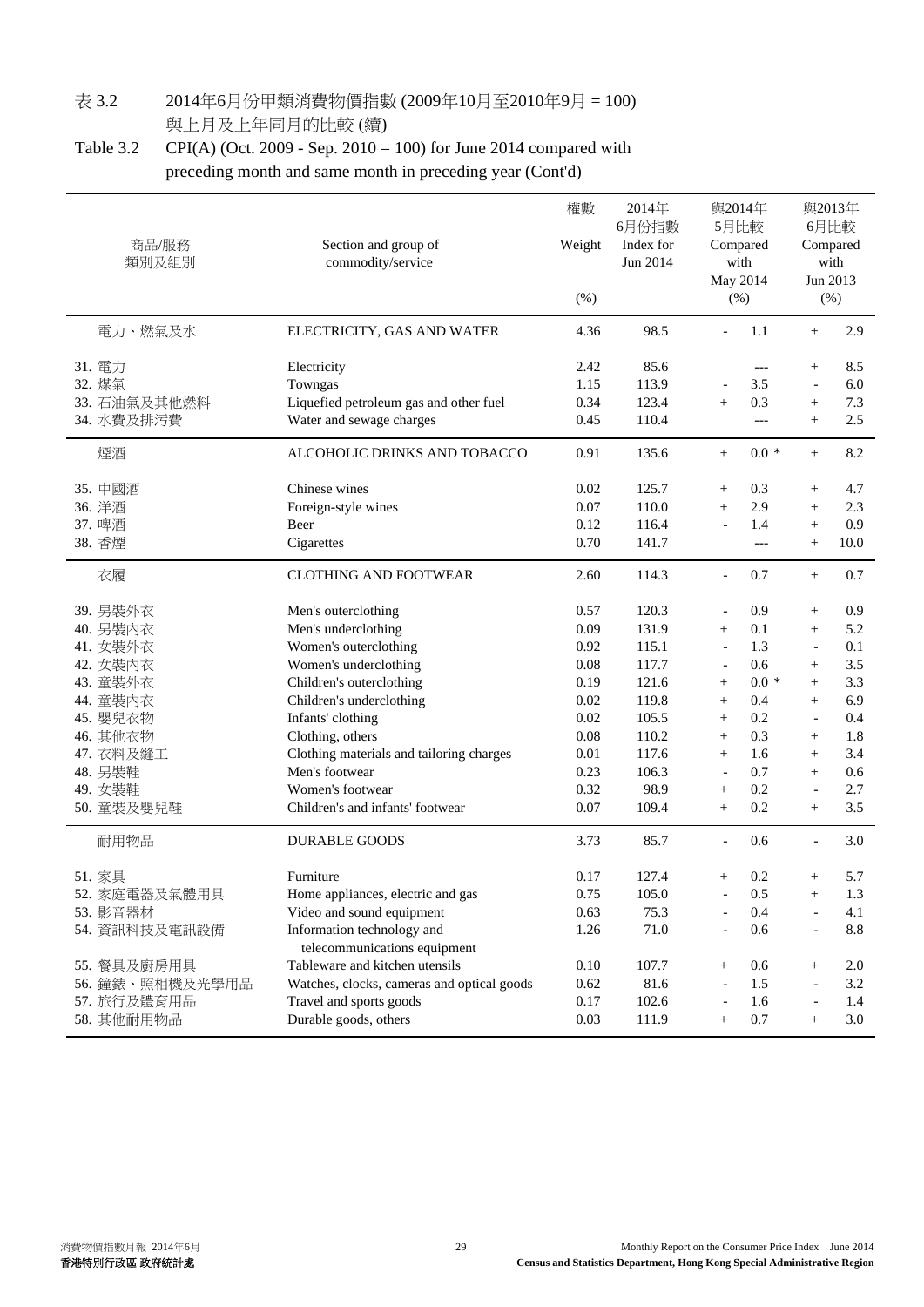表 3.2　2014年6月份甲類消費物價指數 (2009年10月至2010年9月 = 100) 與上月及上年同月的比較 (續)

Table 3.2　CPI(A) (Oct. 2009 - Sep. 2010 = 100) for June 2014 compared with preceding month and same month in preceding year (Cont'd)

| 商品/服務 類別及組別 | Section and group of commodity/service | 權數 Weight (%) | 2014年6月份指數 Index for Jun 2014 | 與2014年5月比較 Compared with May 2014 (%) | 與2013年6月比較 Compared with Jun 2013 (%) |
|---|---|---|---|---|---|
| 電力、燃氣及水 | ELECTRICITY, GAS AND WATER | 4.36 | 98.5 | - 1.1 | + 2.9 |
| 31. 電力 | Electricity | 2.42 | 85.6 | --- | + 8.5 |
| 32. 煤氣 | Towngas | 1.15 | 113.9 | - 3.5 | - 6.0 |
| 33. 石油氣及其他燃料 | Liquefied petroleum gas and other fuel | 0.34 | 123.4 | + 0.3 | + 7.3 |
| 34. 水費及排污費 | Water and sewage charges | 0.45 | 110.4 | --- | + 2.5 |
| 煙酒 | ALCOHOLIC DRINKS AND TOBACCO | 0.91 | 135.6 | + 0.0 * | + 8.2 |
| 35. 中國酒 | Chinese wines | 0.02 | 125.7 | + 0.3 | + 4.7 |
| 36. 洋酒 | Foreign-style wines | 0.07 | 110.0 | + 2.9 | + 2.3 |
| 37. 啤酒 | Beer | 0.12 | 116.4 | - 1.4 | + 0.9 |
| 38. 香煙 | Cigarettes | 0.70 | 141.7 | --- | + 10.0 |
| 衣履 | CLOTHING AND FOOTWEAR | 2.60 | 114.3 | - 0.7 | + 0.7 |
| 39. 男裝外衣 | Men's outerclothing | 0.57 | 120.3 | - 0.9 | + 0.9 |
| 40. 男裝內衣 | Men's underclothing | 0.09 | 131.9 | + 0.1 | + 5.2 |
| 41. 女裝外衣 | Women's outerclothing | 0.92 | 115.1 | - 1.3 | - 0.1 |
| 42. 女裝內衣 | Women's underclothing | 0.08 | 117.7 | - 0.6 | + 3.5 |
| 43. 童裝外衣 | Children's outerclothing | 0.19 | 121.6 | + 0.0 * | + 3.3 |
| 44. 童裝內衣 | Children's underclothing | 0.02 | 119.8 | + 0.4 | + 6.9 |
| 45. 嬰兒衣物 | Infants' clothing | 0.02 | 105.5 | + 0.2 | - 0.4 |
| 46. 其他衣物 | Clothing, others | 0.08 | 110.2 | + 0.3 | + 1.8 |
| 47. 衣料及縫工 | Clothing materials and tailoring charges | 0.01 | 117.6 | + 1.6 | + 3.4 |
| 48. 男裝鞋 | Men's footwear | 0.23 | 106.3 | - 0.7 | + 0.6 |
| 49. 女裝鞋 | Women's footwear | 0.32 | 98.9 | + 0.2 | - 2.7 |
| 50. 童裝及嬰兒鞋 | Children's and infants' footwear | 0.07 | 109.4 | + 0.2 | + 3.5 |
| 耐用物品 | DURABLE GOODS | 3.73 | 85.7 | - 0.6 | - 3.0 |
| 51. 家具 | Furniture | 0.17 | 127.4 | + 0.2 | + 5.7 |
| 52. 家庭電器及氣體用具 | Home appliances, electric and gas | 0.75 | 105.0 | - 0.5 | + 1.3 |
| 53. 影音器材 | Video and sound equipment | 0.63 | 75.3 | - 0.4 | - 4.1 |
| 54. 資訊科技及電訊設備 | Information technology and telecommunications equipment | 1.26 | 71.0 | - 0.6 | - 8.8 |
| 55. 餐具及廚房用具 | Tableware and kitchen utensils | 0.10 | 107.7 | + 0.6 | + 2.0 |
| 56. 鐘錶、照相機及光學用品 | Watches, clocks, cameras and optical goods | 0.62 | 81.6 | - 1.5 | - 3.2 |
| 57. 旅行及體育用品 | Travel and sports goods | 0.17 | 102.6 | - 1.6 | - 1.4 |
| 58. 其他耐用物品 | Durable goods, others | 0.03 | 111.9 | + 0.7 | + 3.0 |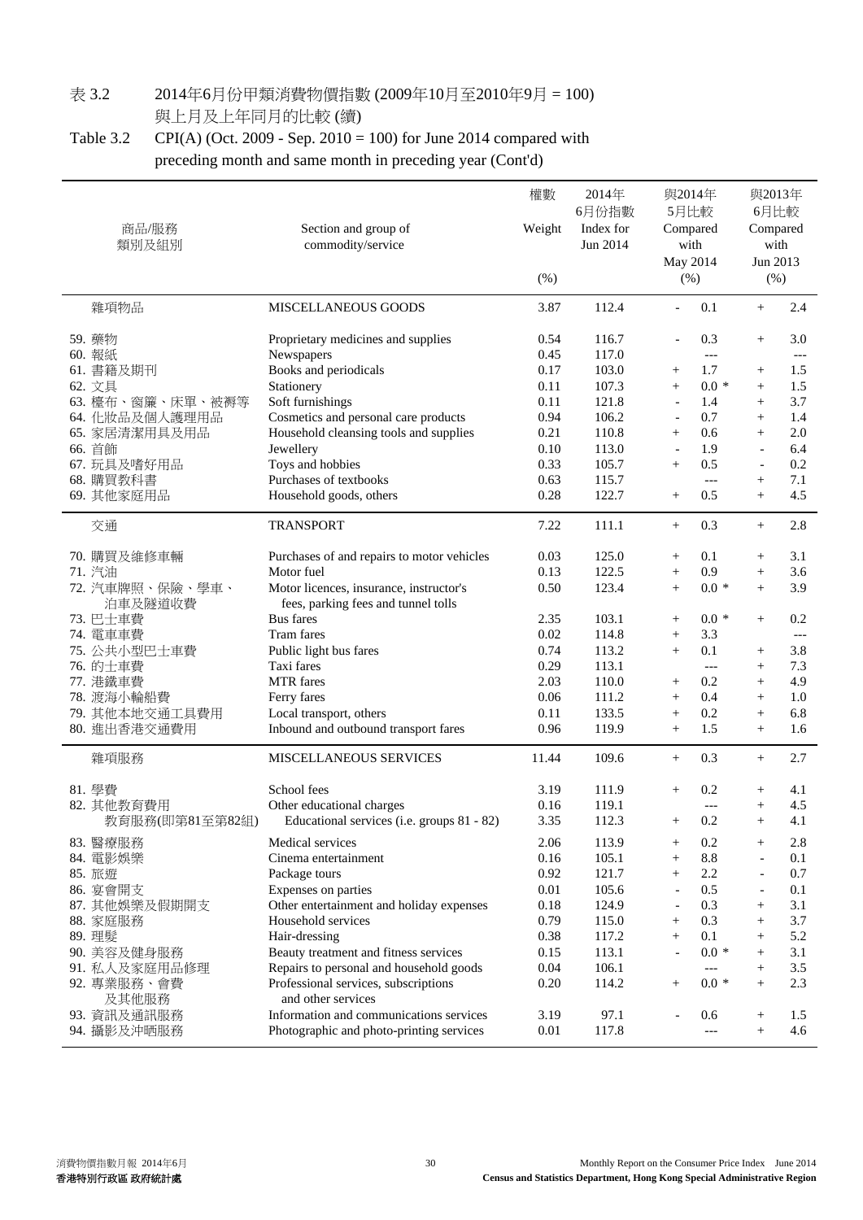表 3.2　2014年6月份甲類消費物價指數 (2009年10月至2010年9月 = 100) 與上月及上年同月的比較 (續)

Table 3.2　CPI(A) (Oct. 2009 - Sep. 2010 = 100) for June 2014 compared with preceding month and same month in preceding year (Cont'd)

| 商品/服務 類別及組別 | Section and group of commodity/service | 權數 Weight (%) | 2014年6月份指數 Index for Jun 2014 | 與2014年5月比較 Compared with May 2014 (%) | 與2013年6月比較 Compared with Jun 2013 (%) |
|---|---|---|---|---|---|
| 雜項物品 | MISCELLANEOUS GOODS | 3.87 | 112.4 | - 0.1 | + 2.4 |
| 59. 藥物 | Proprietary medicines and supplies | 0.54 | 116.7 | - 0.3 | + 3.0 |
| 60. 報紙 | Newspapers | 0.45 | 117.0 | --- | --- |
| 61. 書籍及期刊 | Books and periodicals | 0.17 | 103.0 | + 1.7 | + 1.5 |
| 62. 文具 | Stationery | 0.11 | 107.3 | + 0.0 * | + 1.5 |
| 63. 檯布、窗簾、床單、被褥等 | Soft furnishings | 0.11 | 121.8 | - 1.4 | + 3.7 |
| 64. 化妝品及個人護理用品 | Cosmetics and personal care products | 0.94 | 106.2 | - 0.7 | + 1.4 |
| 65. 家居清潔用具及用品 | Household cleansing tools and supplies | 0.21 | 110.8 | + 0.6 | + 2.0 |
| 66. 首飾 | Jewellery | 0.10 | 113.0 | - 1.9 | - 6.4 |
| 67. 玩具及嗜好用品 | Toys and hobbies | 0.33 | 105.7 | + 0.5 | - 0.2 |
| 68. 購買教科書 | Purchases of textbooks | 0.63 | 115.7 | --- | + 7.1 |
| 69. 其他家庭用品 | Household goods, others | 0.28 | 122.7 | + 0.5 | + 4.5 |
| 交通 | TRANSPORT | 7.22 | 111.1 | + 0.3 | + 2.8 |
| 70. 購買及維修車輛 | Purchases of and repairs to motor vehicles | 0.03 | 125.0 | + 0.1 | + 3.1 |
| 71. 汽油 | Motor fuel | 0.13 | 122.5 | + 0.9 | + 3.6 |
| 72. 汽車牌照、保險、學車、泊車及隧道收費 | Motor licences, insurance, instructor's fees, parking fees and tunnel tolls | 0.50 | 123.4 | + 0.0 * | + 3.9 |
| 73. 巴士車費 | Bus fares | 2.35 | 103.1 | + 0.0 * | + 0.2 |
| 74. 電車車費 | Tram fares | 0.02 | 114.8 | + 3.3 | --- |
| 75. 公共小型巴士車費 | Public light bus fares | 0.74 | 113.2 | + 0.1 | + 3.8 |
| 76. 的士車費 | Taxi fares | 0.29 | 113.1 | --- | + 7.3 |
| 77. 港鐵車費 | MTR fares | 2.03 | 110.0 | + 0.2 | + 4.9 |
| 78. 渡海小輪船費 | Ferry fares | 0.06 | 111.2 | + 0.4 | + 1.0 |
| 79. 其他本地交通工具費用 | Local transport, others | 0.11 | 133.5 | + 0.2 | + 6.8 |
| 80. 進出香港交通費用 | Inbound and outbound transport fares | 0.96 | 119.9 | + 1.5 | + 1.6 |
| 雜項服務 | MISCELLANEOUS SERVICES | 11.44 | 109.6 | + 0.3 | + 2.7 |
| 81. 學費 | School fees | 3.19 | 111.9 | + 0.2 | + 4.1 |
| 82. 其他教育費用 | Other educational charges | 0.16 | 119.1 | --- | + 4.5 |
| 教育服務(即第81至第82組) | Educational services (i.e. groups 81 - 82) | 3.35 | 112.3 | + 0.2 | + 4.1 |
| 83. 醫療服務 | Medical services | 2.06 | 113.9 | + 0.2 | + 2.8 |
| 84. 電影娛樂 | Cinema entertainment | 0.16 | 105.1 | + 8.8 | - 0.1 |
| 85. 旅遊 | Package tours | 0.92 | 121.7 | + 2.2 | - 0.7 |
| 86. 宴會開支 | Expenses on parties | 0.01 | 105.6 | - 0.5 | - 0.1 |
| 87. 其他娛樂及假期開支 | Other entertainment and holiday expenses | 0.18 | 124.9 | - 0.3 | + 3.1 |
| 88. 家庭服務 | Household services | 0.79 | 115.0 | + 0.3 | + 3.7 |
| 89. 理髮 | Hair-dressing | 0.38 | 117.2 | + 0.1 | + 5.2 |
| 90. 美容及健身服務 | Beauty treatment and fitness services | 0.15 | 113.1 | - 0.0 * | + 3.1 |
| 91. 私人及家庭用品修理 | Repairs to personal and household goods | 0.04 | 106.1 | --- | + 3.5 |
| 92. 專業服務、會費及其他服務 | Professional services, subscriptions and other services | 0.20 | 114.2 | + 0.0 * | + 2.3 |
| 93. 資訊及通訊服務 | Information and communications services | 3.19 | 97.1 | - 0.6 | + 1.5 |
| 94. 攝影及沖晒服務 | Photographic and photo-printing services | 0.01 | 117.8 | --- | + 4.6 |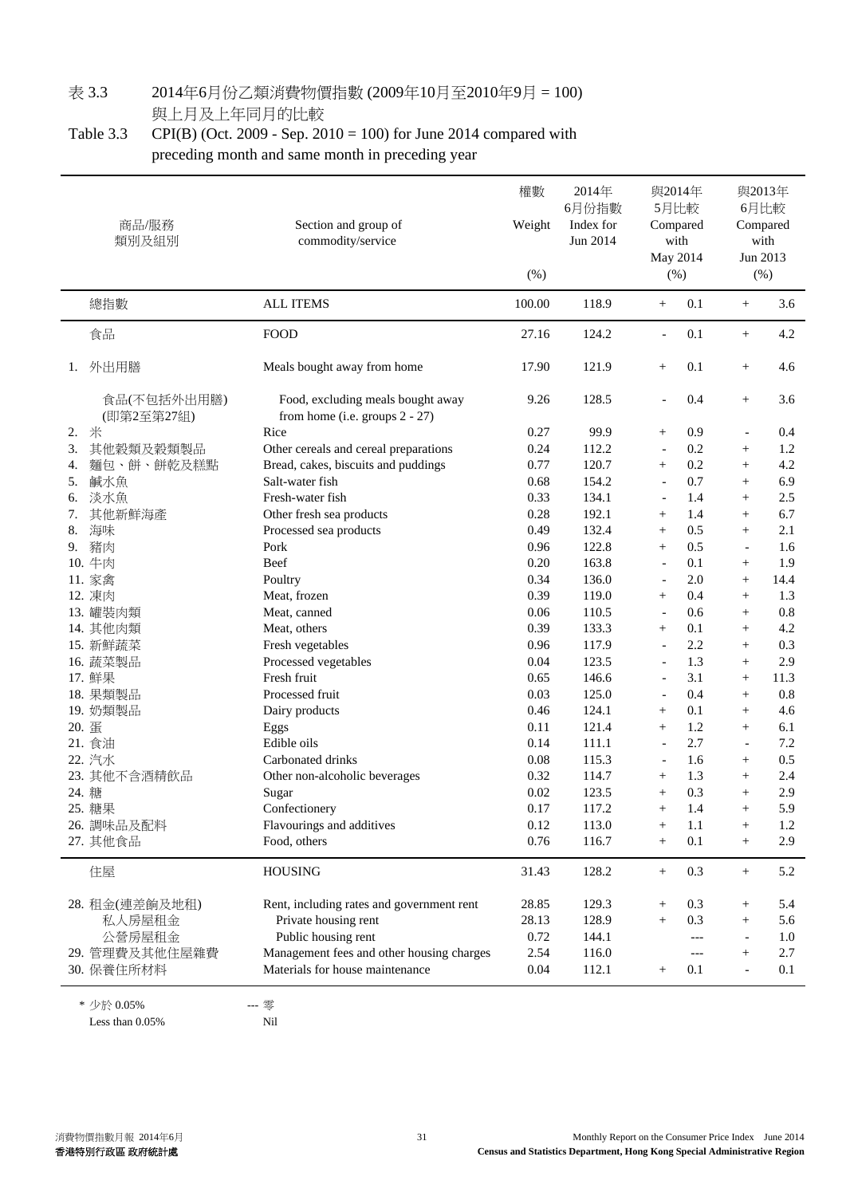表 3.3　　2014年6月份乙類消費物價指數 (2009年10月至2010年9月 = 100) 與上月及上年同月的比較

Table 3.3　　CPI(B) (Oct. 2009 - Sep. 2010 = 100) for June 2014 compared with preceding month and same month in preceding year

| 商品/服務 類別及組別 | Section and group of commodity/service | 權數 Weight (%) | 2014年6月份指數 Index for Jun 2014 | 與2014年5月比較 Compared with May 2014 (%) | 與2013年6月比較 Compared with Jun 2013 (%) |
|---|---|---|---|---|---|
| 總指數 | ALL ITEMS | 100.00 | 118.9 | + 0.1 | + 3.6 |
| 食品 | FOOD | 27.16 | 124.2 | - 0.1 | + 4.2 |
| 1. 外出用膳 | Meals bought away from home | 17.90 | 121.9 | + 0.1 | + 4.6 |
| 食品(不包括外出用膳) (即第2至第27組) | Food, excluding meals bought away from home (i.e. groups 2 - 27) | 9.26 | 128.5 | - 0.4 | + 3.6 |
| 2. 米 | Rice | 0.27 | 99.9 | + 0.9 | - 0.4 |
| 3. 其他穀類及穀類製品 | Other cereals and cereal preparations | 0.24 | 112.2 | - 0.2 | + 1.2 |
| 4. 麵包、餅、餅乾及糕點 | Bread, cakes, biscuits and puddings | 0.77 | 120.7 | + 0.2 | + 4.2 |
| 5. 鹹水魚 | Salt-water fish | 0.68 | 154.2 | - 0.7 | + 6.9 |
| 6. 淡水魚 | Fresh-water fish | 0.33 | 134.1 | - 1.4 | + 2.5 |
| 7. 其他新鮮海產 | Other fresh sea products | 0.28 | 192.1 | + 1.4 | + 6.7 |
| 8. 海味 | Processed sea products | 0.49 | 132.4 | + 0.5 | + 2.1 |
| 9. 豬肉 | Pork | 0.96 | 122.8 | + 0.5 | - 1.6 |
| 10. 牛肉 | Beef | 0.20 | 163.8 | - 0.1 | + 1.9 |
| 11. 家禽 | Poultry | 0.34 | 136.0 | - 2.0 | + 14.4 |
| 12. 凍肉 | Meat, frozen | 0.39 | 119.0 | + 0.4 | + 1.3 |
| 13. 罐裝肉類 | Meat, canned | 0.06 | 110.5 | - 0.6 | + 0.8 |
| 14. 其他肉類 | Meat, others | 0.39 | 133.3 | + 0.1 | + 4.2 |
| 15. 新鮮蔬菜 | Fresh vegetables | 0.96 | 117.9 | - 2.2 | + 0.3 |
| 16. 蔬菜製品 | Processed vegetables | 0.04 | 123.5 | - 1.3 | + 2.9 |
| 17. 鮮果 | Fresh fruit | 0.65 | 146.6 | - 3.1 | + 11.3 |
| 18. 果類製品 | Processed fruit | 0.03 | 125.0 | - 0.4 | + 0.8 |
| 19. 奶類製品 | Dairy products | 0.46 | 124.1 | + 0.1 | + 4.6 |
| 20. 蛋 | Eggs | 0.11 | 121.4 | + 1.2 | + 6.1 |
| 21. 食油 | Edible oils | 0.14 | 111.1 | - 2.7 | - 7.2 |
| 22. 汽水 | Carbonated drinks | 0.08 | 115.3 | - 1.6 | + 0.5 |
| 23. 其他不含酒精飲品 | Other non-alcoholic beverages | 0.32 | 114.7 | + 1.3 | + 2.4 |
| 24. 糖 | Sugar | 0.02 | 123.5 | + 0.3 | + 2.9 |
| 25. 糖果 | Confectionery | 0.17 | 117.2 | + 1.4 | + 5.9 |
| 26. 調味品及配料 | Flavourings and additives | 0.12 | 113.0 | + 1.1 | + 1.2 |
| 27. 其他食品 | Food, others | 0.76 | 116.7 | + 0.1 | + 2.9 |
| 住屋 | HOUSING | 31.43 | 128.2 | + 0.3 | + 5.2 |
| 28. 租金(連差餉及地租) | Rent, including rates and government rent | 28.85 | 129.3 | + 0.3 | + 5.4 |
| 私人房屋租金 | Private housing rent | 28.13 | 128.9 | + 0.3 | + 5.6 |
| 公營房屋租金 | Public housing rent | 0.72 | 144.1 | --- | - 1.0 |
| 29. 管理費及其他住屋雜費 | Management fees and other housing charges | 2.54 | 116.0 | --- | + 2.7 |
| 30. 保養住所材料 | Materials for house maintenance | 0.04 | 112.1 | + 0.1 | - 0.1 |

\* 少於 0.05% Less than 0.05%　　　--- 零 Nil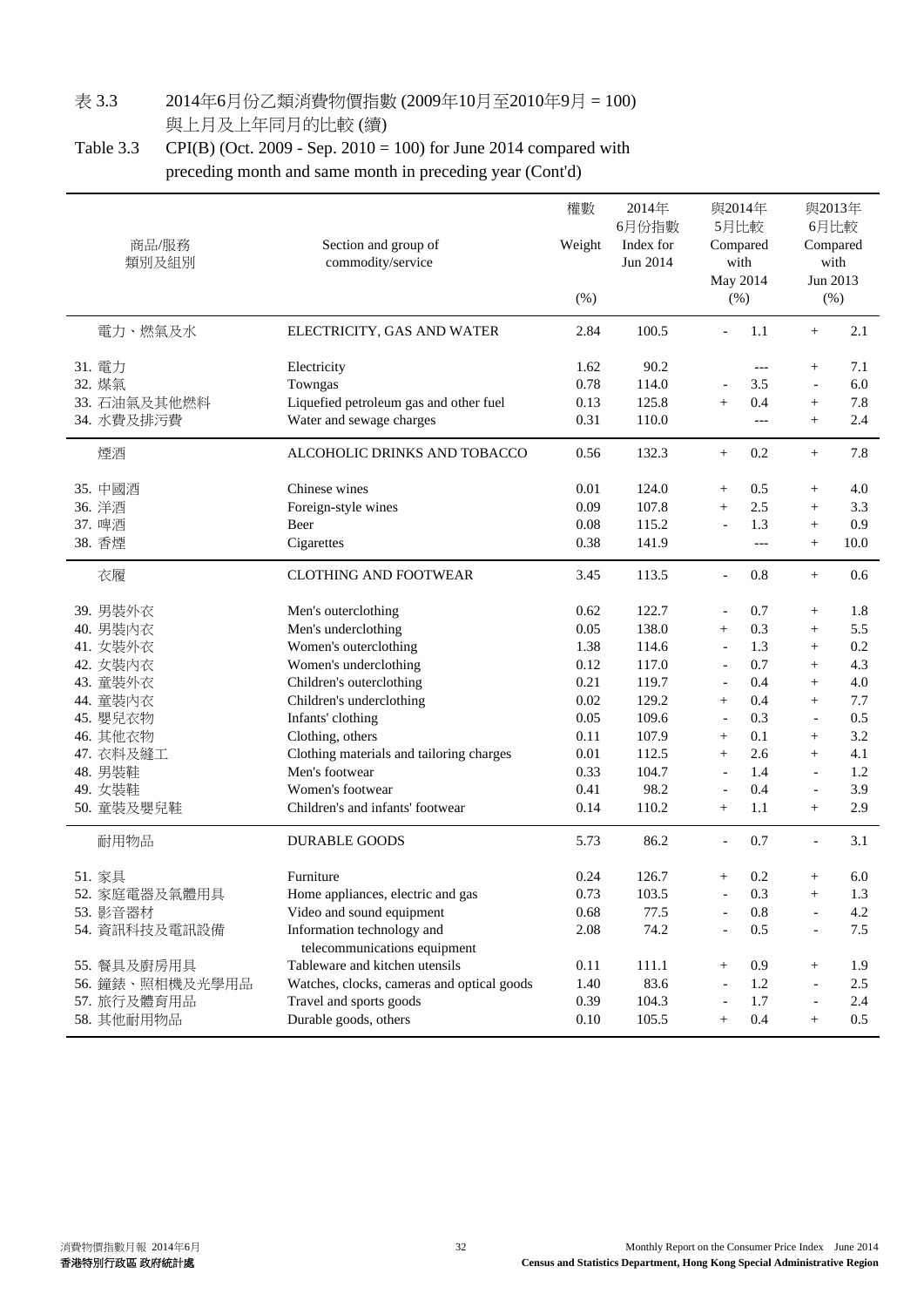表 3.3　　2014年6月份乙類消費物價指數 (2009年10月至2010年9月 = 100) 與上月及上年同月的比較 (續)

Table 3.3　　CPI(B) (Oct. 2009 - Sep. 2010 = 100) for June 2014 compared with preceding month and same month in preceding year (Cont'd)

| 商品/服務 類別及組別 | Section and group of commodity/service | 權數 Weight (%) | 2014年6月份指數 Index for Jun 2014 | 與2014年5月比較 Compared with May 2014 (%) | 與2013年6月比較 Compared with Jun 2013 (%) |
|---|---|---|---|---|---|
| 電力、燃氣及水 | ELECTRICITY, GAS AND WATER | 2.84 | 100.5 | - 1.1 | + 2.1 |
| 31. 電力 | Electricity | 1.62 | 90.2 | --- | + 7.1 |
| 32. 煤氣 | Towngas | 0.78 | 114.0 | - 3.5 | - 6.0 |
| 33. 石油氣及其他燃料 | Liquefied petroleum gas and other fuel | 0.13 | 125.8 | + 0.4 | + 7.8 |
| 34. 水費及排污費 | Water and sewage charges | 0.31 | 110.0 | --- | + 2.4 |
| 煙酒 | ALCOHOLIC DRINKS AND TOBACCO | 0.56 | 132.3 | + 0.2 | + 7.8 |
| 35. 中國酒 | Chinese wines | 0.01 | 124.0 | + 0.5 | + 4.0 |
| 36. 洋酒 | Foreign-style wines | 0.09 | 107.8 | + 2.5 | + 3.3 |
| 37. 啤酒 | Beer | 0.08 | 115.2 | - 1.3 | + 0.9 |
| 38. 香煙 | Cigarettes | 0.38 | 141.9 | --- | + 10.0 |
| 衣履 | CLOTHING AND FOOTWEAR | 3.45 | 113.5 | - 0.8 | + 0.6 |
| 39. 男裝外衣 | Men's outerclothing | 0.62 | 122.7 | - 0.7 | + 1.8 |
| 40. 男裝內衣 | Men's underclothing | 0.05 | 138.0 | + 0.3 | + 5.5 |
| 41. 女裝外衣 | Women's outerclothing | 1.38 | 114.6 | - 1.3 | + 0.2 |
| 42. 女裝內衣 | Women's underclothing | 0.12 | 117.0 | - 0.7 | + 4.3 |
| 43. 童裝外衣 | Children's outerclothing | 0.21 | 119.7 | - 0.4 | + 4.0 |
| 44. 童裝內衣 | Children's underclothing | 0.02 | 129.2 | + 0.4 | + 7.7 |
| 45. 嬰兒衣物 | Infants' clothing | 0.05 | 109.6 | - 0.3 | - 0.5 |
| 46. 其他衣物 | Clothing, others | 0.11 | 107.9 | + 0.1 | + 3.2 |
| 47. 衣料及縫工 | Clothing materials and tailoring charges | 0.01 | 112.5 | + 2.6 | + 4.1 |
| 48. 男裝鞋 | Men's footwear | 0.33 | 104.7 | - 1.4 | - 1.2 |
| 49. 女裝鞋 | Women's footwear | 0.41 | 98.2 | - 0.4 | - 3.9 |
| 50. 童裝及嬰兒鞋 | Children's and infants' footwear | 0.14 | 110.2 | + 1.1 | + 2.9 |
| 耐用物品 | DURABLE GOODS | 5.73 | 86.2 | - 0.7 | - 3.1 |
| 51. 家具 | Furniture | 0.24 | 126.7 | + 0.2 | + 6.0 |
| 52. 家庭電器及氣體用具 | Home appliances, electric and gas | 0.73 | 103.5 | - 0.3 | + 1.3 |
| 53. 影音器材 | Video and sound equipment | 0.68 | 77.5 | - 0.8 | - 4.2 |
| 54. 資訊科技及電訊設備 | Information technology and telecommunications equipment | 2.08 | 74.2 | - 0.5 | - 7.5 |
| 55. 餐具及廚房用具 | Tableware and kitchen utensils | 0.11 | 111.1 | + 0.9 | + 1.9 |
| 56. 鐘錶、照相機及光學用品 | Watches, clocks, cameras and optical goods | 1.40 | 83.6 | - 1.2 | - 2.5 |
| 57. 旅行及體育用品 | Travel and sports goods | 0.39 | 104.3 | - 1.7 | - 2.4 |
| 58. 其他耐用物品 | Durable goods, others | 0.10 | 105.5 | + 0.4 | + 0.5 |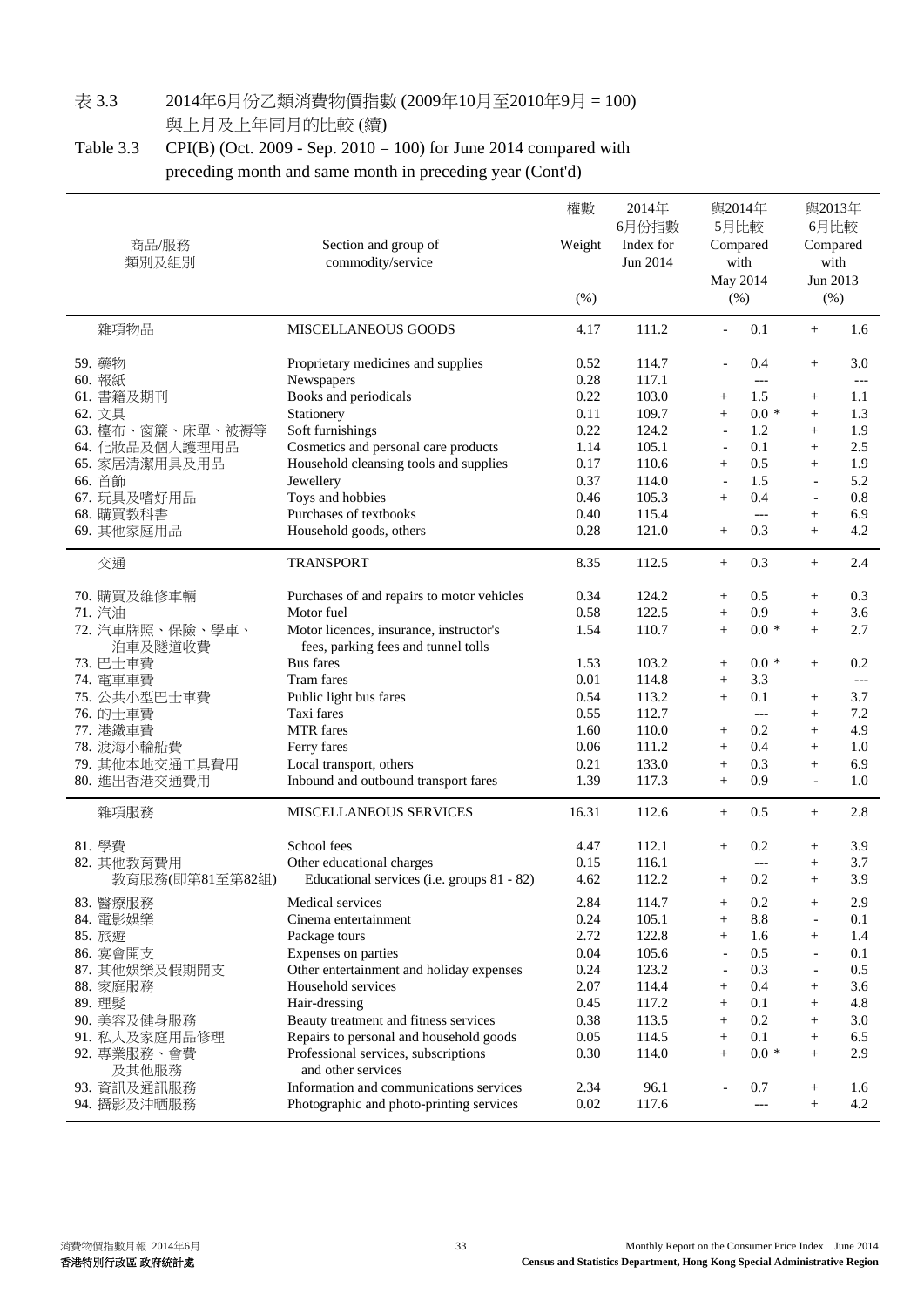# 表 3.3　2014年6月份乙類消費物價指數 (2009年10月至2010年9月 = 100) 與上月及上年同月的比較 (續)

# Table 3.3　CPI(B) (Oct. 2009 - Sep. 2010 = 100) for June 2014 compared with preceding month and same month in preceding year (Cont'd)

| 商品/服務 類別及組別 | Section and group of commodity/service | 權數 Weight (%) | 2014年 6月份指數 Index for Jun 2014 | 與2014年 5月比較 Compared with May 2014 (%) | 與2013年 6月比較 Compared with Jun 2013 (%) |
|---|---|---|---|---|---|
| 雜項物品 | MISCELLANEOUS GOODS | 4.17 | 111.2 | - 0.1 | + 1.6 |
| 59. 藥物 | Proprietary medicines and supplies | 0.52 | 114.7 | - 0.4 | + 3.0 |
| 60. 報紙 | Newspapers | 0.28 | 117.1 | --- | --- |
| 61. 書籍及期刊 | Books and periodicals | 0.22 | 103.0 | + 1.5 | + 1.1 |
| 62. 文具 | Stationery | 0.11 | 109.7 | + 0.0 * | + 1.3 |
| 63. 檯布、窗簾、床單、被褥等 | Soft furnishings | 0.22 | 124.2 | - 1.2 | + 1.9 |
| 64. 化妝品及個人護理用品 | Cosmetics and personal care products | 1.14 | 105.1 | - 0.1 | + 2.5 |
| 65. 家居清潔用具及用品 | Household cleansing tools and supplies | 0.17 | 110.6 | + 0.5 | + 1.9 |
| 66. 首飾 | Jewellery | 0.37 | 114.0 | - 1.5 | - 5.2 |
| 67. 玩具及嗜好用品 | Toys and hobbies | 0.46 | 105.3 | + 0.4 | - 0.8 |
| 68. 購買教科書 | Purchases of textbooks | 0.40 | 115.4 | --- | + 6.9 |
| 69. 其他家庭用品 | Household goods, others | 0.28 | 121.0 | + 0.3 | + 4.2 |
| 交通 | TRANSPORT | 8.35 | 112.5 | + 0.3 | + 2.4 |
| 70. 購買及維修車輛 | Purchases of and repairs to motor vehicles | 0.34 | 124.2 | + 0.5 | + 0.3 |
| 71. 汽油 | Motor fuel | 0.58 | 122.5 | + 0.9 | + 3.6 |
| 72. 汽車牌照、保險、學車、泊車及隧道收費 | Motor licences, insurance, instructor's fees, parking fees and tunnel tolls | 1.54 | 110.7 | + 0.0 * | + 2.7 |
| 73. 巴士車費 | Bus fares | 1.53 | 103.2 | + 0.0 * | + 0.2 |
| 74. 電車車費 | Tram fares | 0.01 | 114.8 | + 3.3 | --- |
| 75. 公共小型巴士車費 | Public light bus fares | 0.54 | 113.2 | + 0.1 | + 3.7 |
| 76. 的士車費 | Taxi fares | 0.55 | 112.7 | --- | + 7.2 |
| 77. 港鐵車費 | MTR fares | 1.60 | 110.0 | + 0.2 | + 4.9 |
| 78. 渡海小輪船費 | Ferry fares | 0.06 | 111.2 | + 0.4 | + 1.0 |
| 79. 其他本地交通工具費用 | Local transport, others | 0.21 | 133.0 | + 0.3 | + 6.9 |
| 80. 進出香港交通費用 | Inbound and outbound transport fares | 1.39 | 117.3 | + 0.9 | - 1.0 |
| 雜項服務 | MISCELLANEOUS SERVICES | 16.31 | 112.6 | + 0.5 | + 2.8 |
| 81. 學費 | School fees | 4.47 | 112.1 | + 0.2 | + 3.9 |
| 82. 其他教育費用 | Other educational charges | 0.15 | 116.1 | --- | + 3.7 |
| 教育服務(即第81至第82組) | Educational services (i.e. groups 81 - 82) | 4.62 | 112.2 | + 0.2 | + 3.9 |
| 83. 醫療服務 | Medical services | 2.84 | 114.7 | + 0.2 | + 2.9 |
| 84. 電影娛樂 | Cinema entertainment | 0.24 | 105.1 | + 8.8 | - 0.1 |
| 85. 旅遊 | Package tours | 2.72 | 122.8 | + 1.6 | + 1.4 |
| 86. 宴會開支 | Expenses on parties | 0.04 | 105.6 | - 0.5 | - 0.1 |
| 87. 其他娛樂及假期開支 | Other entertainment and holiday expenses | 0.24 | 123.2 | - 0.3 | - 0.5 |
| 88. 家庭服務 | Household services | 2.07 | 114.4 | + 0.4 | + 3.6 |
| 89. 理髮 | Hair-dressing | 0.45 | 117.2 | + 0.1 | + 4.8 |
| 90. 美容及健身服務 | Beauty treatment and fitness services | 0.38 | 113.5 | + 0.2 | + 3.0 |
| 91. 私人及家庭用品修理 | Repairs to personal and household goods | 0.05 | 114.5 | + 0.1 | + 6.5 |
| 92. 專業服務、會費及其他服務 | Professional services, subscriptions and other services | 0.30 | 114.0 | + 0.0 * | + 2.9 |
| 93. 資訊及通訊服務 | Information and communications services | 2.34 | 96.1 | - 0.7 | + 1.6 |
| 94. 攝影及沖曬服務 | Photographic and photo-printing services | 0.02 | 117.6 | --- | + 4.2 |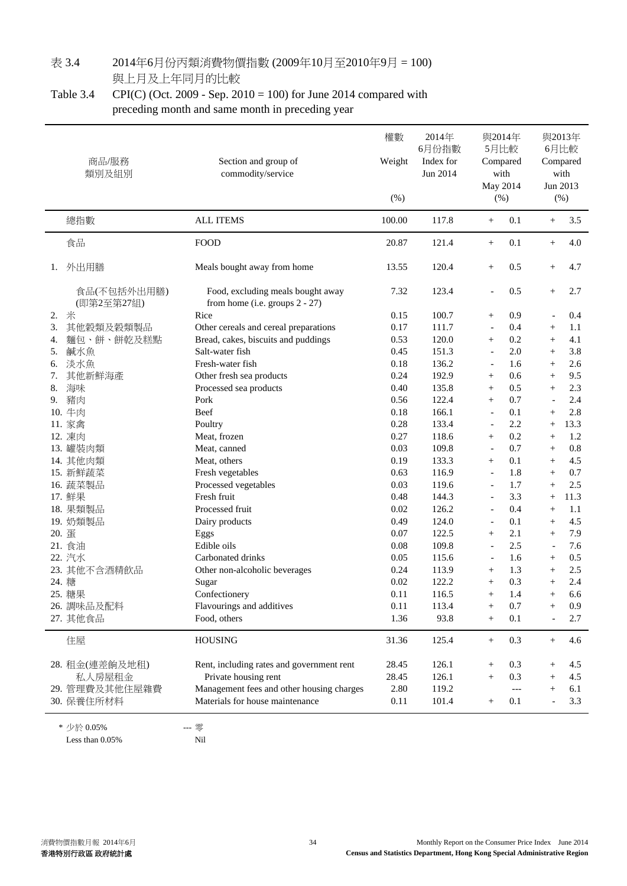表 3.4　　2014年6月份丙類消費物價指數 (2009年10月至2010年9月 = 100)
與上月及上年同月的比較

Table 3.4　　CPI(C) (Oct. 2009 - Sep. 2010 = 100) for June 2014 compared with preceding month and same month in preceding year

| 商品/服務 類別及組別 | Section and group of commodity/service | 權數 Weight (%) | 2014年6月份指數 Index for Jun 2014 | 與2014年5月比較 Compared with May 2014 (%) | 與2013年6月比較 Compared with Jun 2013 (%) |
|---|---|---|---|---|---|
| 總指數 | ALL ITEMS | 100.00 | 117.8 | + 0.1 | + 3.5 |
| 食品 | FOOD | 20.87 | 121.4 | + 0.1 | + 4.0 |
| 1. 外出用膳 | Meals bought away from home | 13.55 | 120.4 | + 0.5 | + 4.7 |
| 食品(不包括外出用膳) (即第2至第27組) | Food, excluding meals bought away from home (i.e. groups 2 - 27) | 7.32 | 123.4 | - 0.5 | + 2.7 |
| 2. 米 | Rice | 0.15 | 100.7 | + 0.9 | - 0.4 |
| 3. 其他穀類及穀類製品 | Other cereals and cereal preparations | 0.17 | 111.7 | - 0.4 | + 1.1 |
| 4. 麵包、餅、餅乾及糕點 | Bread, cakes, biscuits and puddings | 0.53 | 120.0 | + 0.2 | + 4.1 |
| 5. 鹹水魚 | Salt-water fish | 0.45 | 151.3 | - 2.0 | + 3.8 |
| 6. 淡水魚 | Fresh-water fish | 0.18 | 136.2 | - 1.6 | + 2.6 |
| 7. 其他新鮮海產 | Other fresh sea products | 0.24 | 192.9 | + 0.6 | + 9.5 |
| 8. 海味 | Processed sea products | 0.40 | 135.8 | + 0.5 | + 2.3 |
| 9. 豬肉 | Pork | 0.56 | 122.4 | + 0.7 | - 2.4 |
| 10. 牛肉 | Beef | 0.18 | 166.1 | - 0.1 | + 2.8 |
| 11. 家禽 | Poultry | 0.28 | 133.4 | - 2.2 | + 13.3 |
| 12. 凍肉 | Meat, frozen | 0.27 | 118.6 | + 0.2 | + 1.2 |
| 13. 罐裝肉類 | Meat, canned | 0.03 | 109.8 | - 0.7 | + 0.8 |
| 14. 其他肉類 | Meat, others | 0.19 | 133.3 | + 0.1 | + 4.5 |
| 15. 新鮮蔬菜 | Fresh vegetables | 0.63 | 116.9 | - 1.8 | + 0.7 |
| 16. 蔬菜製品 | Processed vegetables | 0.03 | 119.6 | - 1.7 | + 2.5 |
| 17. 鮮果 | Fresh fruit | 0.48 | 144.3 | - 3.3 | + 11.3 |
| 18. 果類製品 | Processed fruit | 0.02 | 126.2 | - 0.4 | + 1.1 |
| 19. 奶類製品 | Dairy products | 0.49 | 124.0 | - 0.1 | + 4.5 |
| 20. 蛋 | Eggs | 0.07 | 122.5 | + 2.1 | + 7.9 |
| 21. 食油 | Edible oils | 0.08 | 109.8 | - 2.5 | - 7.6 |
| 22. 汽水 | Carbonated drinks | 0.05 | 115.6 | - 1.6 | + 0.5 |
| 23. 其他不含酒精飲品 | Other non-alcoholic beverages | 0.24 | 113.9 | + 1.3 | + 2.5 |
| 24. 糖 | Sugar | 0.02 | 122.2 | + 0.3 | + 2.4 |
| 25. 糖果 | Confectionery | 0.11 | 116.5 | + 1.4 | + 6.6 |
| 26. 調味品及配料 | Flavourings and additives | 0.11 | 113.4 | + 0.7 | + 0.9 |
| 27. 其他食品 | Food, others | 1.36 | 93.8 | + 0.1 | - 2.7 |
| 住屋 | HOUSING | 31.36 | 125.4 | + 0.3 | + 4.6 |
| 28. 租金(連差餉及地租) | Rent, including rates and government rent | 28.45 | 126.1 | + 0.3 | + 4.5 |
| 私人房屋租金 | Private housing rent | 28.45 | 126.1 | + 0.3 | + 4.5 |
| 29. 管理費及其他住屋雜費 | Management fees and other housing charges | 2.80 | 119.2 | --- | + 6.1 |
| 30. 保養住所材料 | Materials for house maintenance | 0.11 | 101.4 | + 0.1 | - 3.3 |

\* 少於 0.05%　　--- 零
Less than 0.05%　　Nil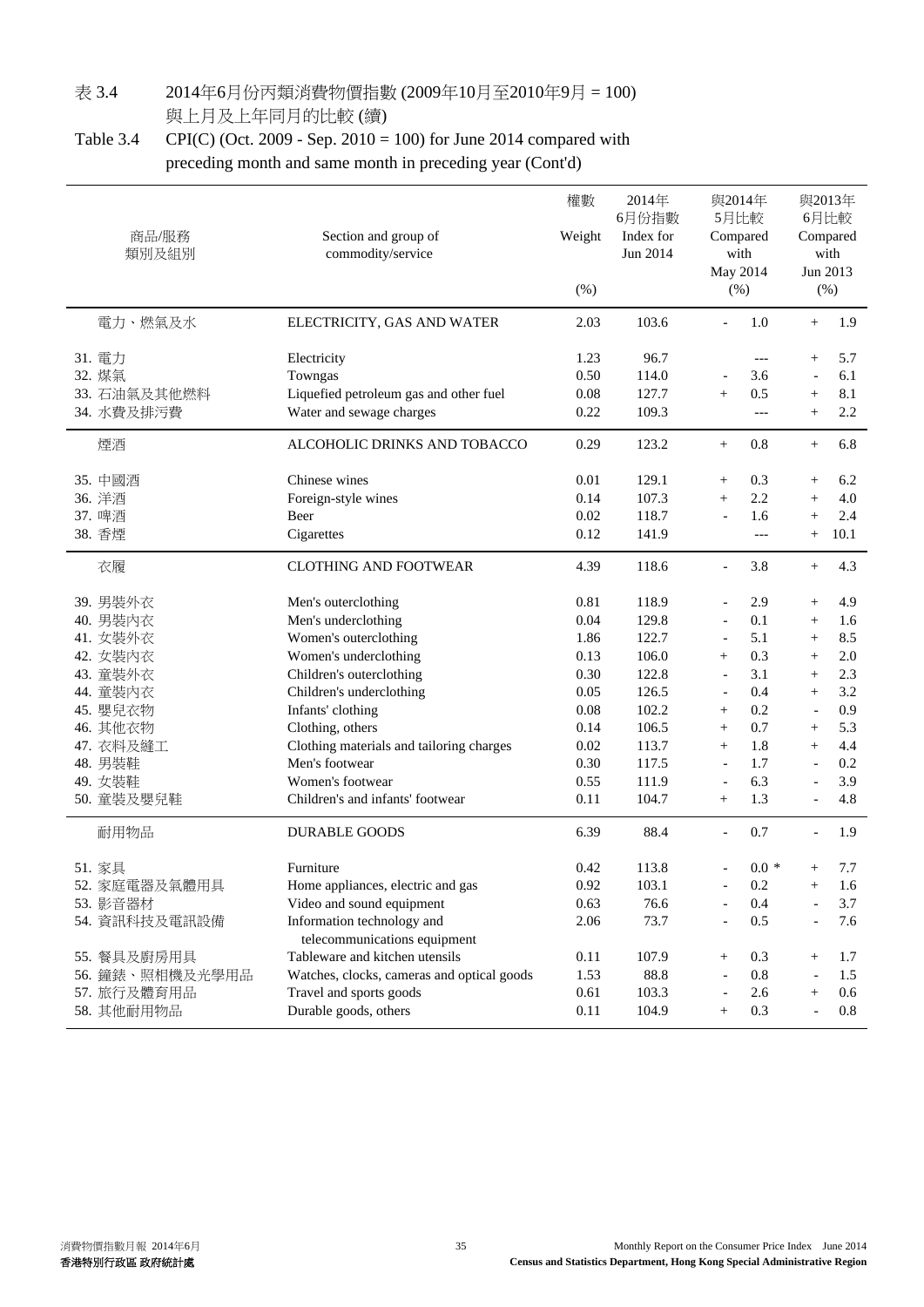# 表 3.4　2014年6月份丙類消費物價指數 (2009年10月至2010年9月 = 100) 與上月及上年同月的比較 (續)

# Table 3.4　CPI(C) (Oct. 2009 - Sep. 2010 = 100) for June 2014 compared with preceding month and same month in preceding year (Cont'd)

| 商品/服務 類別及組別 | Section and group of commodity/service | 權數 Weight (%) | 2014年 6月份指數 Index for Jun 2014 | 與2014年 5月比較 Compared with May 2014 (%) | 與2013年 6月比較 Compared with Jun 2013 (%) |
|---|---|---|---|---|---|
| 電力、燃氣及水 | ELECTRICITY, GAS AND WATER | 2.03 | 103.6 | - 1.0 | + 1.9 |
| 31. 電力 | Electricity | 1.23 | 96.7 | --- | + 5.7 |
| 32. 煤氣 | Towngas | 0.50 | 114.0 | - 3.6 | - 6.1 |
| 33. 石油氣及其他燃料 | Liquefied petroleum gas and other fuel | 0.08 | 127.7 | + 0.5 | + 8.1 |
| 34. 水費及排污費 | Water and sewage charges | 0.22 | 109.3 | --- | + 2.2 |
| 煙酒 | ALCOHOLIC DRINKS AND TOBACCO | 0.29 | 123.2 | + 0.8 | + 6.8 |
| 35. 中國酒 | Chinese wines | 0.01 | 129.1 | + 0.3 | + 6.2 |
| 36. 洋酒 | Foreign-style wines | 0.14 | 107.3 | + 2.2 | + 4.0 |
| 37. 啤酒 | Beer | 0.02 | 118.7 | - 1.6 | + 2.4 |
| 38. 香煙 | Cigarettes | 0.12 | 141.9 | --- | + 10.1 |
| 衣履 | CLOTHING AND FOOTWEAR | 4.39 | 118.6 | - 3.8 | + 4.3 |
| 39. 男裝外衣 | Men's outerclothing | 0.81 | 118.9 | - 2.9 | + 4.9 |
| 40. 男裝內衣 | Men's underclothing | 0.04 | 129.8 | - 0.1 | + 1.6 |
| 41. 女裝外衣 | Women's outerclothing | 1.86 | 122.7 | - 5.1 | + 8.5 |
| 42. 女裝內衣 | Women's underclothing | 0.13 | 106.0 | + 0.3 | + 2.0 |
| 43. 童裝外衣 | Children's outerclothing | 0.30 | 122.8 | - 3.1 | + 2.3 |
| 44. 童裝內衣 | Children's underclothing | 0.05 | 126.5 | - 0.4 | + 3.2 |
| 45. 嬰兒衣物 | Infants' clothing | 0.08 | 102.2 | + 0.2 | - 0.9 |
| 46. 其他衣物 | Clothing, others | 0.14 | 106.5 | + 0.7 | + 5.3 |
| 47. 衣料及縫工 | Clothing materials and tailoring charges | 0.02 | 113.7 | + 1.8 | + 4.4 |
| 48. 男裝鞋 | Men's footwear | 0.30 | 117.5 | - 1.7 | - 0.2 |
| 49. 女裝鞋 | Women's footwear | 0.55 | 111.9 | - 6.3 | - 3.9 |
| 50. 童裝及嬰兒鞋 | Children's and infants' footwear | 0.11 | 104.7 | + 1.3 | - 4.8 |
| 耐用物品 | DURABLE GOODS | 6.39 | 88.4 | - 0.7 | - 1.9 |
| 51. 家具 | Furniture | 0.42 | 113.8 | - 0.0 * | + 7.7 |
| 52. 家庭電器及氣體用具 | Home appliances, electric and gas | 0.92 | 103.1 | - 0.2 | + 1.6 |
| 53. 影音器材 | Video and sound equipment | 0.63 | 76.6 | - 0.4 | - 3.7 |
| 54. 資訊科技及電訊設備 | Information technology and telecommunications equipment | 2.06 | 73.7 | - 0.5 | - 7.6 |
| 55. 餐具及廚房用品 | Tableware and kitchen utensils | 0.11 | 107.9 | + 0.3 | + 1.7 |
| 56. 鐘錶、照相機及光學用品 | Watches, clocks, cameras and optical goods | 1.53 | 88.8 | - 0.8 | - 1.5 |
| 57. 旅行及體育用品 | Travel and sports goods | 0.61 | 103.3 | - 2.6 | + 0.6 |
| 58. 其他耐用物品 | Durable goods, others | 0.11 | 104.9 | + 0.3 | - 0.8 |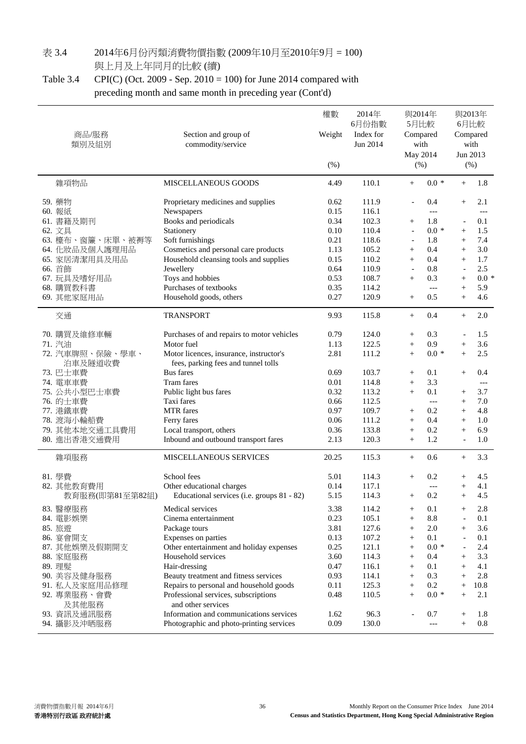表 3.4　　2014年6月份丙類消費物價指數 (2009年10月至2010年9月 = 100)
　　　　　與上月及上年同月的比較 (續)

Table 3.4　　CPI(C) (Oct. 2009 - Sep. 2010 = 100) for June 2014 compared with preceding month and same month in preceding year (Cont'd)

| 商品/服務 類別及組別 | Section and group of commodity/service | 權數 Weight (%) | 2014年6月份指數 Index for Jun 2014 | 與2014年5月比較 Compared with May 2014 (%) | 與2013年6月比較 Compared with Jun 2013 (%) |
|---|---|---|---|---|---|
| 雜項物品 | MISCELLANEOUS GOODS | 4.49 | 110.1 | + 0.0 * | + 1.8 |
| 59. 藥物 | Proprietary medicines and supplies | 0.62 | 111.9 | - 0.4 | + 2.1 |
| 60. 報紙 | Newspapers | 0.15 | 116.1 | --- | --- |
| 61. 書籍及期刊 | Books and periodicals | 0.34 | 102.3 | + 1.8 | - 0.1 |
| 62. 文具 | Stationery | 0.10 | 110.4 | - 0.0 * | + 1.5 |
| 63. 檯布、窗簾、床單、被褥等 | Soft furnishings | 0.21 | 118.6 | - 1.8 | + 7.4 |
| 64. 化妝品及個人護理用品 | Cosmetics and personal care products | 1.13 | 105.2 | + 0.4 | + 3.0 |
| 65. 家居清潔用具及用品 | Household cleansing tools and supplies | 0.15 | 110.2 | + 0.4 | + 1.7 |
| 66. 首飾 | Jewellery | 0.64 | 110.9 | - 0.8 | - 2.5 |
| 67. 玩具及嗜好用品 | Toys and hobbies | 0.53 | 108.7 | + 0.3 | + 0.0 * |
| 68. 購買教科書 | Purchases of textbooks | 0.35 | 114.2 | --- | + 5.9 |
| 69. 其他家庭用品 | Household goods, others | 0.27 | 120.9 | + 0.5 | + 4.6 |
| 交通 | TRANSPORT | 9.93 | 115.8 | + 0.4 | + 2.0 |
| 70. 購買及維修車輛 | Purchases of and repairs to motor vehicles | 0.79 | 124.0 | + 0.3 | - 1.5 |
| 71. 汽油 | Motor fuel | 1.13 | 122.5 | + 0.9 | + 3.6 |
| 72. 汽車牌照、保險、學車、泊車及隧道收費 | Motor licences, insurance, instructor's fees, parking fees and tunnel tolls | 2.81 | 111.2 | + 0.0 * | + 2.5 |
| 73. 巴士車費 | Bus fares | 0.69 | 103.7 | + 0.1 | + 0.4 |
| 74. 電車車費 | Tram fares | 0.01 | 114.8 | + 3.3 | --- |
| 75. 公共小型巴士車費 | Public light bus fares | 0.32 | 113.2 | + 0.1 | + 3.7 |
| 76. 的士車費 | Taxi fares | 0.66 | 112.5 | --- | + 7.0 |
| 77. 港鐵車費 | MTR fares | 0.97 | 109.7 | + 0.2 | + 4.8 |
| 78. 渡海小輪船費 | Ferry fares | 0.06 | 111.2 | + 0.4 | + 1.0 |
| 79. 其他本地交通工具費用 | Local transport, others | 0.36 | 133.8 | + 0.2 | + 6.9 |
| 80. 進出香港交通費用 | Inbound and outbound transport fares | 2.13 | 120.3 | + 1.2 | - 1.0 |
| 雜項服務 | MISCELLANEOUS SERVICES | 20.25 | 115.3 | + 0.6 | + 3.3 |
| 81. 學費 | School fees | 5.01 | 114.3 | + 0.2 | + 4.5 |
| 82. 其他教育費用 | Other educational charges | 0.14 | 117.1 | --- | + 4.1 |
| 教育服務(即第81至第82組) | Educational services (i.e. groups 81 - 82) | 5.15 | 114.3 | + 0.2 | + 4.5 |
| 83. 醫療服務 | Medical services | 3.38 | 114.2 | + 0.1 | + 2.8 |
| 84. 電影娛樂 | Cinema entertainment | 0.23 | 105.1 | + 8.8 | - 0.1 |
| 85. 旅遊 | Package tours | 3.81 | 127.6 | + 2.0 | + 3.6 |
| 86. 宴會開支 | Expenses on parties | 0.13 | 107.2 | + 0.1 | - 0.1 |
| 87. 其他娛樂及假期開支 | Other entertainment and holiday expenses | 0.25 | 121.1 | + 0.0 * | - 2.4 |
| 88. 家庭服務 | Household services | 3.60 | 114.3 | + 0.4 | + 3.3 |
| 89. 理髮 | Hair-dressing | 0.47 | 116.1 | + 0.1 | + 4.1 |
| 90. 美容及健身服務 | Beauty treatment and fitness services | 0.93 | 114.1 | + 0.3 | + 2.8 |
| 91. 私人及家庭用品修理 | Repairs to personal and household goods | 0.11 | 125.3 | + 0.2 | + 10.8 |
| 92. 專業服務、會費及其他服務 | Professional services, subscriptions and other services | 0.48 | 110.5 | + 0.0 * | + 2.1 |
| 93. 資訊及通訊服務 | Information and communications services | 1.62 | 96.3 | - 0.7 | + 1.8 |
| 94. 攝影及沖晒服務 | Photographic and photo-printing services | 0.09 | 130.0 | --- | + 0.8 |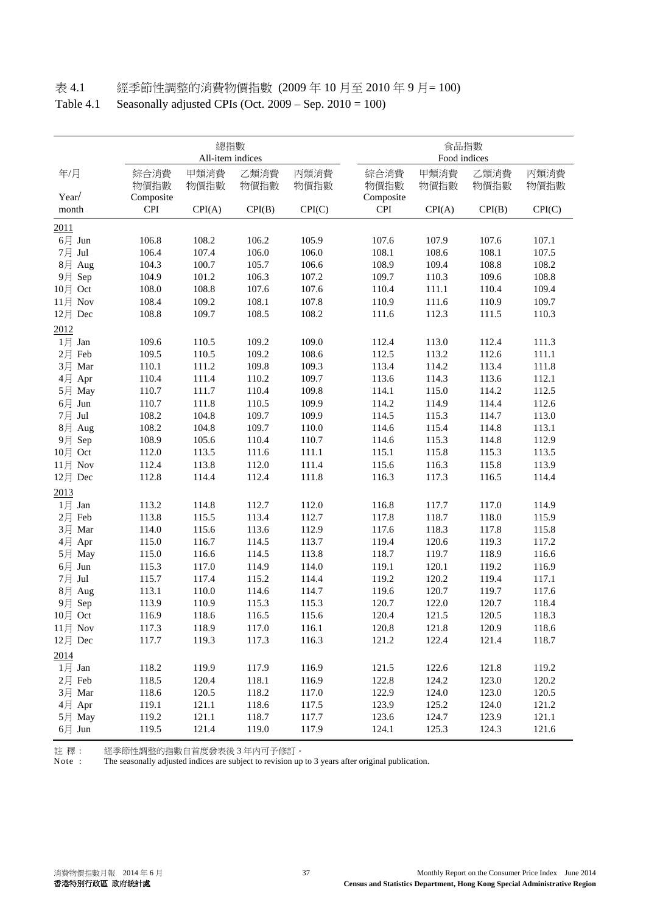表 4.1　　經季節性調整的消費物價指數 (2009 年 10 月至 2010 年 9 月= 100)

Table 4.1　　Seasonally adjusted CPIs (Oct. 2009 – Sep. 2010 = 100)

| 年/月 Year/ month | 總指數 All-item indices | | | | 食品指數 Food indices | | | |
|---|---|---|---|---|---|---|---|---|
| | 綜合消費物價指數 Composite CPI | 甲類消費物價指數 CPI(A) | 乙類消費物價指數 CPI(B) | 丙類消費物價指數 CPI(C) | 綜合消費物價指數 Composite CPI | 甲類消費物價指數 CPI(A) | 乙類消費物價指數 CPI(B) | 丙類消費物價指數 CPI(C) |
| **2011** | | | | | | | | |
| 6月 Jun | 106.8 | 108.2 | 106.2 | 105.9 | 107.6 | 107.9 | 107.6 | 107.1 |
| 7月 Jul | 106.4 | 107.4 | 106.0 | 106.0 | 108.1 | 108.6 | 108.1 | 107.5 |
| 8月 Aug | 104.3 | 100.7 | 105.7 | 106.6 | 108.9 | 109.4 | 108.8 | 108.2 |
| 9月 Sep | 104.9 | 101.2 | 106.3 | 107.2 | 109.7 | 110.3 | 109.6 | 108.8 |
| 10月 Oct | 108.0 | 108.8 | 107.6 | 107.6 | 110.4 | 111.1 | 110.4 | 109.4 |
| 11月 Nov | 108.4 | 109.2 | 108.1 | 107.8 | 110.9 | 111.6 | 110.9 | 109.7 |
| 12月 Dec | 108.8 | 109.7 | 108.5 | 108.2 | 111.6 | 112.3 | 111.5 | 110.3 |
| **2012** | | | | | | | | |
| 1月 Jan | 109.6 | 110.5 | 109.2 | 109.0 | 112.4 | 113.0 | 112.4 | 111.3 |
| 2月 Feb | 109.5 | 110.5 | 109.2 | 108.6 | 112.5 | 113.2 | 112.6 | 111.1 |
| 3月 Mar | 110.1 | 111.2 | 109.8 | 109.3 | 113.4 | 114.2 | 113.4 | 111.8 |
| 4月 Apr | 110.4 | 111.4 | 110.2 | 109.7 | 113.6 | 114.3 | 113.6 | 112.1 |
| 5月 May | 110.7 | 111.7 | 110.4 | 109.8 | 114.1 | 115.0 | 114.2 | 112.5 |
| 6月 Jun | 110.7 | 111.8 | 110.5 | 109.9 | 114.2 | 114.9 | 114.4 | 112.6 |
| 7月 Jul | 108.2 | 104.8 | 109.7 | 109.9 | 114.5 | 115.3 | 114.7 | 113.0 |
| 8月 Aug | 108.2 | 104.8 | 109.7 | 110.0 | 114.6 | 115.4 | 114.8 | 113.1 |
| 9月 Sep | 108.9 | 105.6 | 110.4 | 110.7 | 114.6 | 115.3 | 114.8 | 112.9 |
| 10月 Oct | 112.0 | 113.5 | 111.6 | 111.1 | 115.1 | 115.8 | 115.3 | 113.5 |
| 11月 Nov | 112.4 | 113.8 | 112.0 | 111.4 | 115.6 | 116.3 | 115.8 | 113.9 |
| 12月 Dec | 112.8 | 114.4 | 112.4 | 111.8 | 116.3 | 117.3 | 116.5 | 114.4 |
| **2013** | | | | | | | | |
| 1月 Jan | 113.2 | 114.8 | 112.7 | 112.0 | 116.8 | 117.7 | 117.0 | 114.9 |
| 2月 Feb | 113.8 | 115.5 | 113.4 | 112.7 | 117.8 | 118.7 | 118.0 | 115.9 |
| 3月 Mar | 114.0 | 115.6 | 113.6 | 112.9 | 117.6 | 118.3 | 117.8 | 115.8 |
| 4月 Apr | 115.0 | 116.7 | 114.5 | 113.7 | 119.4 | 120.6 | 119.3 | 117.2 |
| 5月 May | 115.0 | 116.6 | 114.5 | 113.8 | 118.7 | 119.7 | 118.9 | 116.6 |
| 6月 Jun | 115.3 | 117.0 | 114.9 | 114.0 | 119.1 | 120.1 | 119.2 | 116.9 |
| 7月 Jul | 115.7 | 117.4 | 115.2 | 114.4 | 119.2 | 120.2 | 119.4 | 117.1 |
| 8月 Aug | 113.1 | 110.0 | 114.6 | 114.7 | 119.6 | 120.7 | 119.7 | 117.6 |
| 9月 Sep | 113.9 | 110.9 | 115.3 | 115.3 | 120.7 | 122.0 | 120.7 | 118.4 |
| 10月 Oct | 116.9 | 118.6 | 116.5 | 115.6 | 120.4 | 121.5 | 120.5 | 118.3 |
| 11月 Nov | 117.3 | 118.9 | 117.0 | 116.1 | 120.8 | 121.8 | 120.9 | 118.6 |
| 12月 Dec | 117.7 | 119.3 | 117.3 | 116.3 | 121.2 | 122.4 | 121.4 | 118.7 |
| **2014** | | | | | | | | |
| 1月 Jan | 118.2 | 119.9 | 117.9 | 116.9 | 121.5 | 122.6 | 121.8 | 119.2 |
| 2月 Feb | 118.5 | 120.4 | 118.1 | 116.9 | 122.8 | 124.2 | 123.0 | 120.2 |
| 3月 Mar | 118.6 | 120.5 | 118.2 | 117.0 | 122.9 | 124.0 | 123.0 | 120.5 |
| 4月 Apr | 119.1 | 121.1 | 118.6 | 117.5 | 123.9 | 125.2 | 124.0 | 121.2 |
| 5月 May | 119.2 | 121.1 | 118.7 | 117.7 | 123.6 | 124.7 | 123.9 | 121.1 |
| 6月 Jun | 119.5 | 121.4 | 119.0 | 117.9 | 124.1 | 125.3 | 124.3 | 121.6 |

註 釋：　經季節性調整的指數自首度發表後 3 年內可予修訂。

Note :　The seasonally adjusted indices are subject to revision up to 3 years after original publication.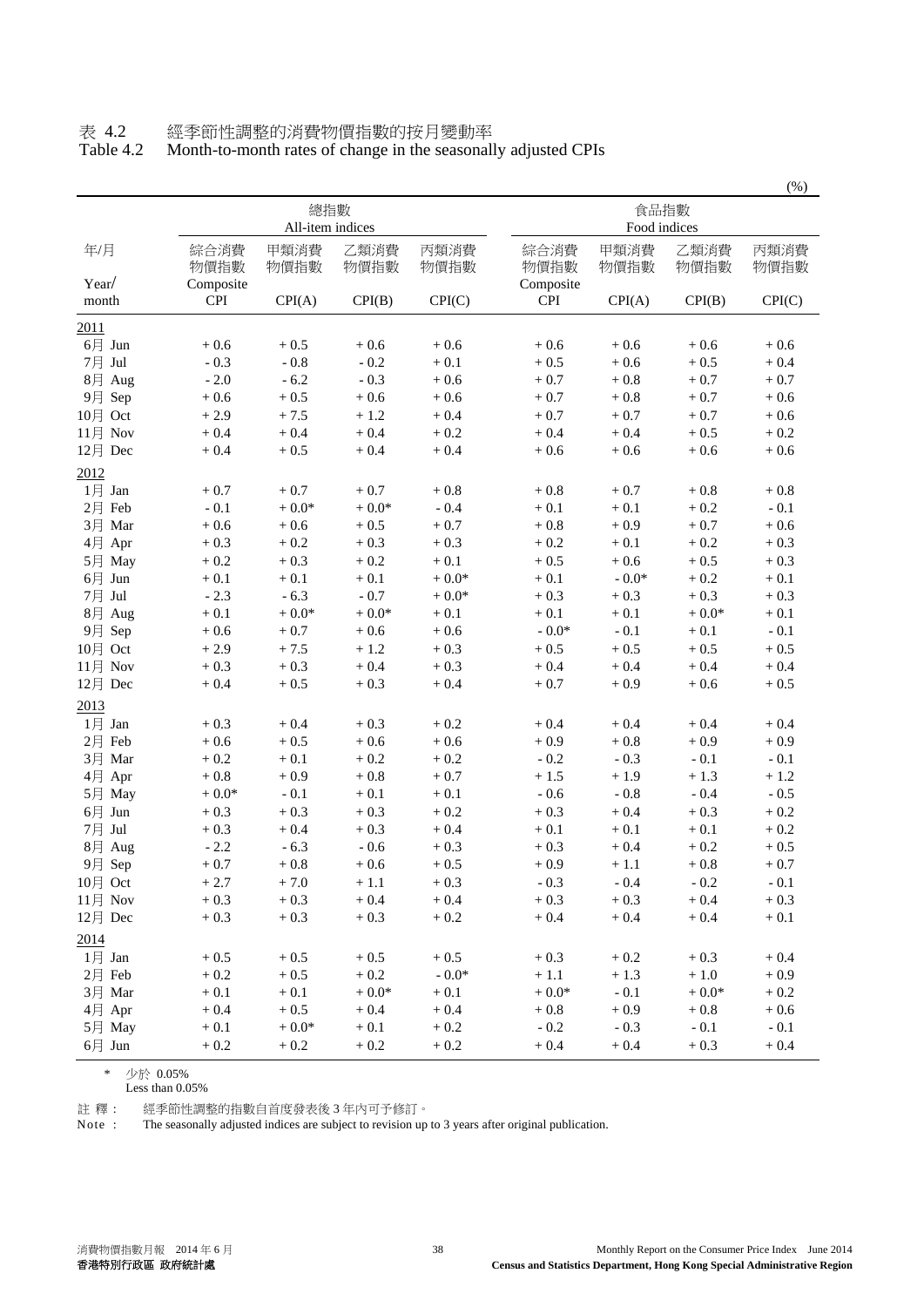表 4.2　　經季節性調整的消費物價指數的按月變動率
Table 4.2　　Month-to-month rates of change in the seasonally adjusted CPIs

(%)

| 年/月 Year/ month | 總指數 All-item indices | | | | 食品指數 Food indices | | | |
|---|---|---|---|---|---|---|---|---|
| | 綜合消費物價指數 Composite CPI | 甲類消費物價指數 CPI(A) | 乙類消費物價指數 CPI(B) | 丙類消費物價指數 CPI(C) | 綜合消費物價指數 Composite CPI | 甲類消費物價指數 CPI(A) | 乙類消費物價指數 CPI(B) | 丙類消費物價指數 CPI(C) |
| 2011 | | | | | | | | |
| 6月 Jun | + 0.6 | + 0.5 | + 0.6 | + 0.6 | + 0.6 | + 0.6 | + 0.6 | + 0.6 |
| 7月 Jul | - 0.3 | - 0.8 | - 0.2 | + 0.1 | + 0.5 | + 0.6 | + 0.5 | + 0.4 |
| 8月 Aug | - 2.0 | - 6.2 | - 0.3 | + 0.6 | + 0.7 | + 0.8 | + 0.7 | + 0.7 |
| 9月 Sep | + 0.6 | + 0.5 | + 0.6 | + 0.6 | + 0.7 | + 0.8 | + 0.7 | + 0.6 |
| 10月 Oct | + 2.9 | + 7.5 | + 1.2 | + 0.4 | + 0.7 | + 0.7 | + 0.7 | + 0.6 |
| 11月 Nov | + 0.4 | + 0.4 | + 0.4 | + 0.2 | + 0.4 | + 0.4 | + 0.5 | + 0.2 |
| 12月 Dec | + 0.4 | + 0.5 | + 0.4 | + 0.4 | + 0.6 | + 0.6 | + 0.6 | + 0.6 |
| 2012 | | | | | | | | |
| 1月 Jan | + 0.7 | + 0.7 | + 0.7 | + 0.8 | + 0.8 | + 0.7 | + 0.8 | + 0.8 |
| 2月 Feb | - 0.1 | + 0.0* | + 0.0* | - 0.4 | + 0.1 | + 0.1 | + 0.2 | - 0.1 |
| 3月 Mar | + 0.6 | + 0.6 | + 0.5 | + 0.7 | + 0.8 | + 0.9 | + 0.7 | + 0.6 |
| 4月 Apr | + 0.3 | + 0.2 | + 0.3 | + 0.3 | + 0.2 | + 0.1 | + 0.2 | + 0.3 |
| 5月 May | + 0.2 | + 0.3 | + 0.2 | + 0.1 | + 0.5 | + 0.6 | + 0.5 | + 0.3 |
| 6月 Jun | + 0.1 | + 0.1 | + 0.1 | + 0.0* | + 0.1 | - 0.0* | + 0.2 | + 0.1 |
| 7月 Jul | - 2.3 | - 6.3 | - 0.7 | + 0.0* | + 0.3 | + 0.3 | + 0.3 | + 0.3 |
| 8月 Aug | + 0.1 | + 0.0* | + 0.0* | + 0.1 | + 0.1 | + 0.1 | + 0.0* | + 0.1 |
| 9月 Sep | + 0.6 | + 0.7 | + 0.6 | + 0.6 | - 0.0* | - 0.1 | + 0.1 | - 0.1 |
| 10月 Oct | + 2.9 | + 7.5 | + 1.2 | + 0.3 | + 0.5 | + 0.5 | + 0.5 | + 0.5 |
| 11月 Nov | + 0.3 | + 0.3 | + 0.4 | + 0.3 | + 0.4 | + 0.4 | + 0.4 | + 0.4 |
| 12月 Dec | + 0.4 | + 0.5 | + 0.3 | + 0.4 | + 0.7 | + 0.9 | + 0.6 | + 0.5 |
| 2013 | | | | | | | | |
| 1月 Jan | + 0.3 | + 0.4 | + 0.3 | + 0.2 | + 0.4 | + 0.4 | + 0.4 | + 0.4 |
| 2月 Feb | + 0.6 | + 0.5 | + 0.6 | + 0.6 | + 0.9 | + 0.8 | + 0.9 | + 0.9 |
| 3月 Mar | + 0.2 | + 0.1 | + 0.2 | + 0.2 | - 0.2 | - 0.3 | - 0.1 | - 0.1 |
| 4月 Apr | + 0.8 | + 0.9 | + 0.8 | + 0.7 | + 1.5 | + 1.9 | + 1.3 | + 1.2 |
| 5月 May | + 0.0* | - 0.1 | + 0.1 | + 0.1 | - 0.6 | - 0.8 | - 0.4 | - 0.5 |
| 6月 Jun | + 0.3 | + 0.3 | + 0.3 | + 0.2 | + 0.3 | + 0.4 | + 0.3 | + 0.2 |
| 7月 Jul | + 0.3 | + 0.4 | + 0.3 | + 0.4 | + 0.1 | + 0.1 | + 0.1 | + 0.2 |
| 8月 Aug | - 2.2 | - 6.3 | - 0.6 | + 0.3 | + 0.3 | + 0.4 | + 0.2 | + 0.5 |
| 9月 Sep | + 0.7 | + 0.8 | + 0.6 | + 0.5 | + 0.9 | + 1.1 | + 0.8 | + 0.7 |
| 10月 Oct | + 2.7 | + 7.0 | + 1.1 | + 0.3 | - 0.3 | - 0.4 | - 0.2 | - 0.1 |
| 11月 Nov | + 0.3 | + 0.3 | + 0.4 | + 0.4 | + 0.3 | + 0.3 | + 0.4 | + 0.3 |
| 12月 Dec | + 0.3 | + 0.3 | + 0.3 | + 0.2 | + 0.4 | + 0.4 | + 0.4 | + 0.1 |
| 2014 | | | | | | | | |
| 1月 Jan | + 0.5 | + 0.5 | + 0.5 | + 0.5 | + 0.3 | + 0.2 | + 0.3 | + 0.4 |
| 2月 Feb | + 0.2 | + 0.5 | + 0.2 | - 0.0* | + 1.1 | + 1.3 | + 1.0 | + 0.9 |
| 3月 Mar | + 0.1 | + 0.1 | + 0.0* | + 0.1 | + 0.0* | - 0.1 | + 0.0* | + 0.2 |
| 4月 Apr | + 0.4 | + 0.5 | + 0.4 | + 0.4 | + 0.8 | + 0.9 | + 0.8 | + 0.6 |
| 5月 May | + 0.1 | + 0.0* | + 0.1 | + 0.2 | - 0.2 | - 0.3 | - 0.1 | - 0.1 |
| 6月 Jun | + 0.2 | + 0.2 | + 0.2 | + 0.2 | + 0.4 | + 0.4 | + 0.3 | + 0.4 |

\* 少於 0.05%
Less than 0.05%

註 釋 :　經季節性調整的指數自首度發表後 3 年內可予修訂。
Note :　The seasonally adjusted indices are subject to revision up to 3 years after original publication.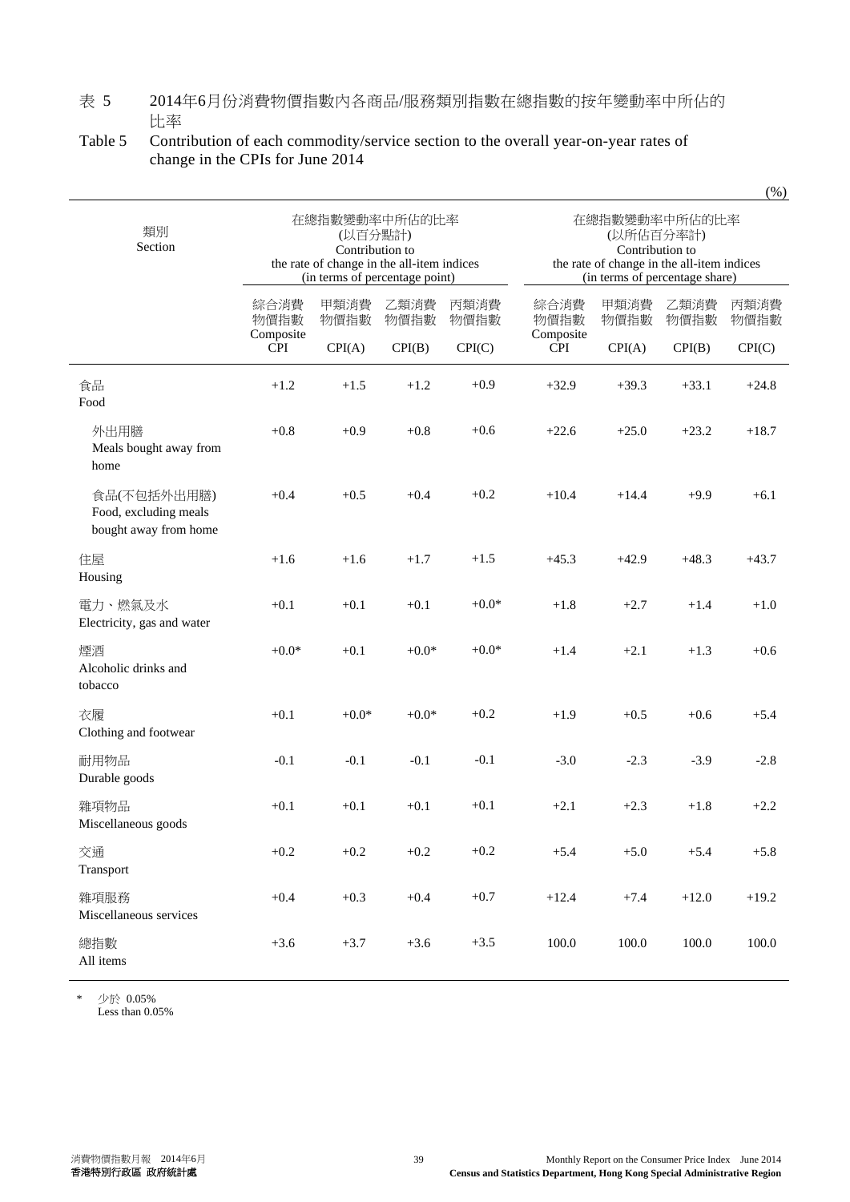表 5　2014年6月份消費物價指數內各商品/服務類別指數在總指數的按年變動率中所佔的比率

Table 5　Contribution of each commodity/service section to the overall year-on-year rates of change in the CPIs for June 2014

(%)

| 類別 Section | 在總指數變動率中所佔的比率 (以百分點計) Contribution to the rate of change in the all-item indices (in terms of percentage point) | | | | 在總指數變動率中所佔的比率 (以所佔百分率計) Contribution to the rate of change in the all-item indices (in terms of percentage share) | | | |
|---|---|---|---|---|---|---|---|---|
| | 綜合消費物價指數 Composite CPI | 甲類消費物價指數 CPI(A) | 乙類消費物價指數 CPI(B) | 丙類消費物價指數 CPI(C) | 綜合消費物價指數 Composite CPI | 甲類消費物價指數 CPI(A) | 乙類消費物價指數 CPI(B) | 丙類消費物價指數 CPI(C) |
| 食品 Food | +1.2 | +1.5 | +1.2 | +0.9 | +32.9 | +39.3 | +33.1 | +24.8 |
| 外出用膳 Meals bought away from home | +0.8 | +0.9 | +0.8 | +0.6 | +22.6 | +25.0 | +23.2 | +18.7 |
| 食品(不包括外出用膳) Food, excluding meals bought away from home | +0.4 | +0.5 | +0.4 | +0.2 | +10.4 | +14.4 | +9.9 | +6.1 |
| 住屋 Housing | +1.6 | +1.6 | +1.7 | +1.5 | +45.3 | +42.9 | +48.3 | +43.7 |
| 電力、燃氣及水 Electricity, gas and water | +0.1 | +0.1 | +0.1 | +0.0* | +1.8 | +2.7 | +1.4 | +1.0 |
| 煙酒 Alcoholic drinks and tobacco | +0.0* | +0.1 | +0.0* | +0.0* | +1.4 | +2.1 | +1.3 | +0.6 |
| 衣履 Clothing and footwear | +0.1 | +0.0* | +0.0* | +0.2 | +1.9 | +0.5 | +0.6 | +5.4 |
| 耐用物品 Durable goods | -0.1 | -0.1 | -0.1 | -0.1 | -3.0 | -2.3 | -3.9 | -2.8 |
| 雜項物品 Miscellaneous goods | +0.1 | +0.1 | +0.1 | +0.1 | +2.1 | +2.3 | +1.8 | +2.2 |
| 交通 Transport | +0.2 | +0.2 | +0.2 | +0.2 | +5.4 | +5.0 | +5.4 | +5.8 |
| 雜項服務 Miscellaneous services | +0.4 | +0.3 | +0.4 | +0.7 | +12.4 | +7.4 | +12.0 | +19.2 |
| 總指數 All items | +3.6 | +3.7 | +3.6 | +3.5 | 100.0 | 100.0 | 100.0 | 100.0 |

\* 少於 0.05%
Less than 0.05%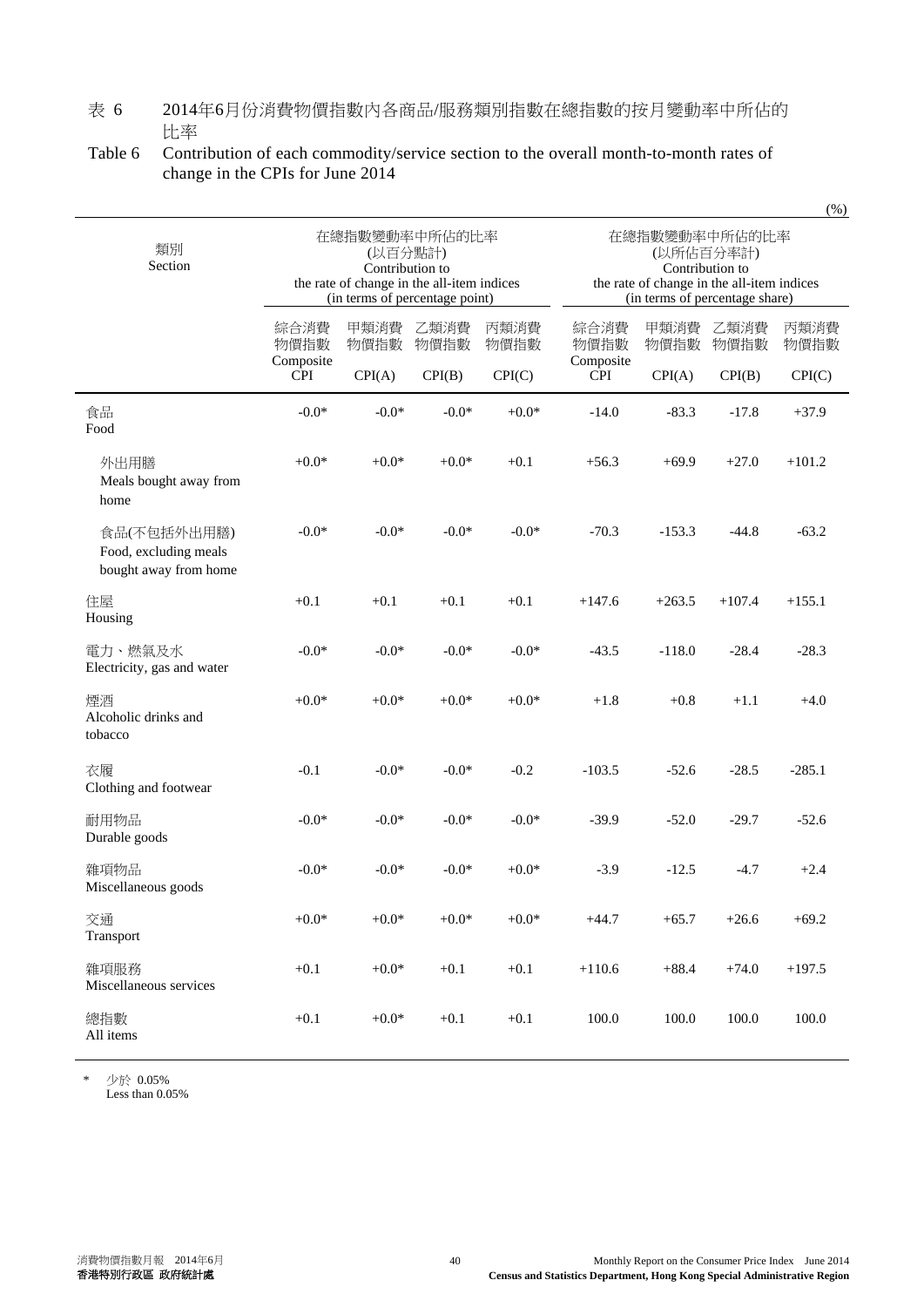表 6　2014年6月份消費物價指數內各商品/服務類別指數在總指數的按月變動率中所佔的比率

Table 6　Contribution of each commodity/service section to the overall month-to-month rates of change in the CPIs for June 2014

(%)

| 類別 Section | 在總指數變動率中所佔的比率 (以百分點計) Contribution to the rate of change in the all-item indices (in terms of percentage point) | | | | 在總指數變動率中所佔的比率 (以所佔百分率計) Contribution to the rate of change in the all-item indices (in terms of percentage share) | | | |
|---|---|---|---|---|---|---|---|---|
| | 綜合消費物價指數 Composite CPI | 甲類消費物價指數 CPI(A) | 乙類消費物價指數 CPI(B) | 丙類消費物價指數 CPI(C) | 綜合消費物價指數 Composite CPI | 甲類消費物價指數 CPI(A) | 乙類消費物價指數 CPI(B) | 丙類消費物價指數 CPI(C) |
| 食品 Food | -0.0* | -0.0* | -0.0* | +0.0* | -14.0 | -83.3 | -17.8 | +37.9 |
| 外出用膳 Meals bought away from home | +0.0* | +0.0* | +0.0* | +0.1 | +56.3 | +69.9 | +27.0 | +101.2 |
| 食品(不包括外出用膳) Food, excluding meals bought away from home | -0.0* | -0.0* | -0.0* | -0.0* | -70.3 | -153.3 | -44.8 | -63.2 |
| 住屋 Housing | +0.1 | +0.1 | +0.1 | +0.1 | +147.6 | +263.5 | +107.4 | +155.1 |
| 電力、燃氣及水 Electricity, gas and water | -0.0* | -0.0* | -0.0* | -0.0* | -43.5 | -118.0 | -28.4 | -28.3 |
| 煙酒 Alcoholic drinks and tobacco | +0.0* | +0.0* | +0.0* | +0.0* | +1.8 | +0.8 | +1.1 | +4.0 |
| 衣履 Clothing and footwear | -0.1 | -0.0* | -0.0* | -0.2 | -103.5 | -52.6 | -28.5 | -285.1 |
| 耐用物品 Durable goods | -0.0* | -0.0* | -0.0* | -0.0* | -39.9 | -52.0 | -29.7 | -52.6 |
| 雜項物品 Miscellaneous goods | -0.0* | -0.0* | -0.0* | +0.0* | -3.9 | -12.5 | -4.7 | +2.4 |
| 交通 Transport | +0.0* | +0.0* | +0.0* | +0.0* | +44.7 | +65.7 | +26.6 | +69.2 |
| 雜項服務 Miscellaneous services | +0.1 | +0.0* | +0.1 | +0.1 | +110.6 | +88.4 | +74.0 | +197.5 |
| 總指數 All items | +0.1 | +0.0* | +0.1 | +0.1 | 100.0 | 100.0 | 100.0 | 100.0 |

\*　少於 0.05%
Less than 0.05%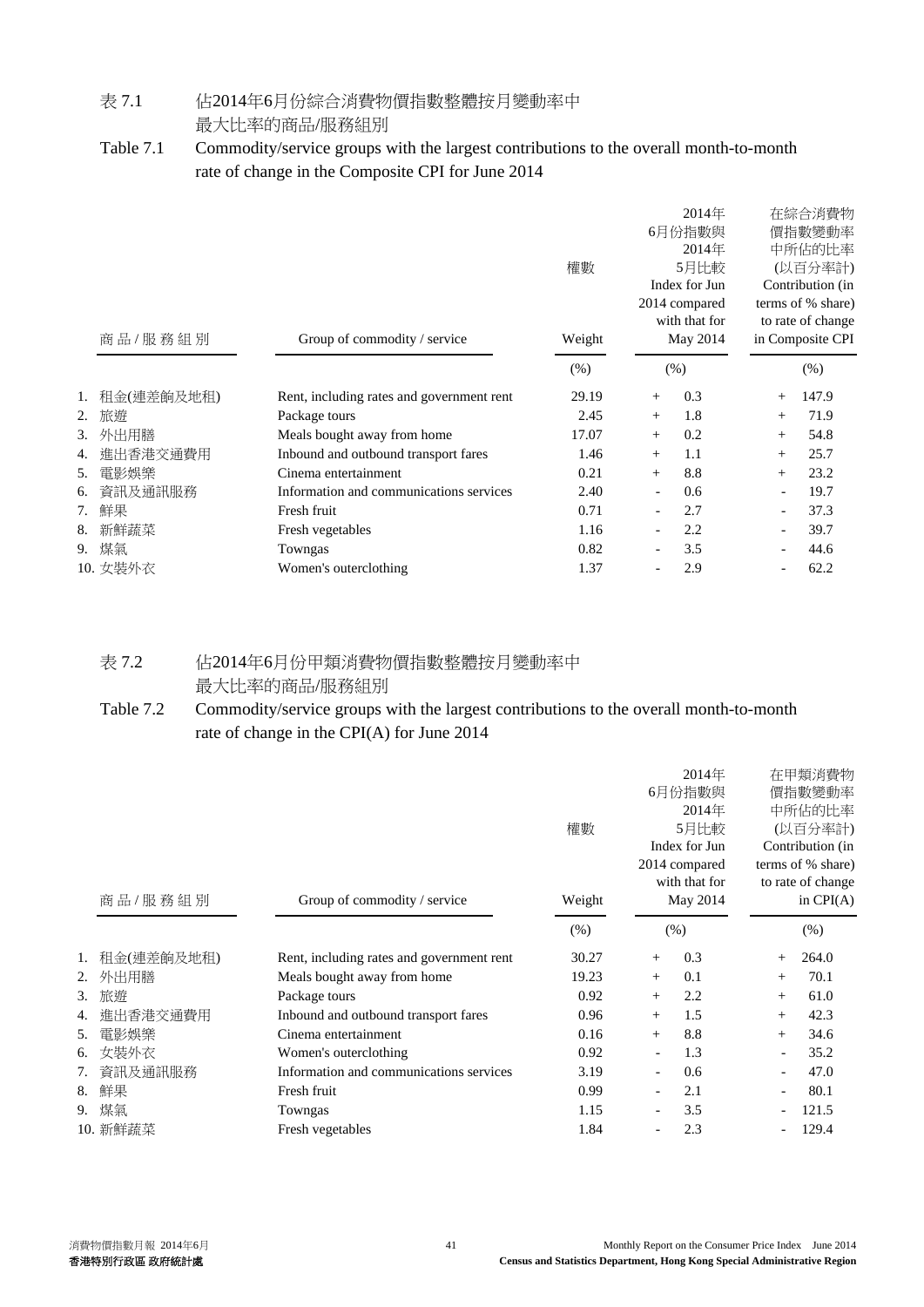表 7.1　佔2014年6月份綜合消費物價指數整體按月變動率中最大比率的商品/服務組別

Table 7.1　Commodity/service groups with the largest contributions to the overall month-to-month rate of change in the Composite CPI for June 2014

| | 商品/服務組別 | Group of commodity / service | 權數 Weight | 2014年6月份指數與2014年5月比較 Index for Jun 2014 compared with that for May 2014 | 在綜合消費物價指數變動率中所佔的比率(以百分率計) Contribution (in terms of % share) to rate of change in Composite CPI |
|---|---|---|---|---|---|
| | | | (%) | (%) | (%) |
| 1. | 租金(連差餉及地租) | Rent, including rates and government rent | 29.19 | + 0.3 | + 147.9 |
| 2. | 旅遊 | Package tours | 2.45 | + 1.8 | + 71.9 |
| 3. | 外出用膳 | Meals bought away from home | 17.07 | + 0.2 | + 54.8 |
| 4. | 進出香港交通費用 | Inbound and outbound transport fares | 1.46 | + 1.1 | + 25.7 |
| 5. | 電影娛樂 | Cinema entertainment | 0.21 | + 8.8 | + 23.2 |
| 6. | 資訊及通訊服務 | Information and communications services | 2.40 | - 0.6 | - 19.7 |
| 7. | 鮮果 | Fresh fruit | 0.71 | - 2.7 | - 37.3 |
| 8. | 新鮮蔬菜 | Fresh vegetables | 1.16 | - 2.2 | - 39.7 |
| 9. | 煤氣 | Towngas | 0.82 | - 3.5 | - 44.6 |
| 10. | 女裝外衣 | Women's outerclothing | 1.37 | - 2.9 | - 62.2 |

表 7.2　佔2014年6月份甲類消費物價指數整體按月變動率中最大比率的商品/服務組別

Table 7.2　Commodity/service groups with the largest contributions to the overall month-to-month rate of change in the CPI(A) for June 2014

| | 商品/服務組別 | Group of commodity / service | 權數 Weight | 2014年6月份指數與2014年5月比較 Index for Jun 2014 compared with that for May 2014 | 在甲類消費物價指數變動率中所佔的比率(以百分率計) Contribution (in terms of % share) to rate of change in CPI(A) |
|---|---|---|---|---|---|
| | | | (%) | (%) | (%) |
| 1. | 租金(連差餉及地租) | Rent, including rates and government rent | 30.27 | + 0.3 | + 264.0 |
| 2. | 外出用膳 | Meals bought away from home | 19.23 | + 0.1 | + 70.1 |
| 3. | 旅遊 | Package tours | 0.92 | + 2.2 | + 61.0 |
| 4. | 進出香港交通費用 | Inbound and outbound transport fares | 0.96 | + 1.5 | + 42.3 |
| 5. | 電影娛樂 | Cinema entertainment | 0.16 | + 8.8 | + 34.6 |
| 6. | 女裝外衣 | Women's outerclothing | 0.92 | - 1.3 | - 35.2 |
| 7. | 資訊及通訊服務 | Information and communications services | 3.19 | - 0.6 | - 47.0 |
| 8. | 鮮果 | Fresh fruit | 0.99 | - 2.1 | - 80.1 |
| 9. | 煤氣 | Towngas | 1.15 | - 3.5 | - 121.5 |
| 10. | 新鮮蔬菜 | Fresh vegetables | 1.84 | - 2.3 | - 129.4 |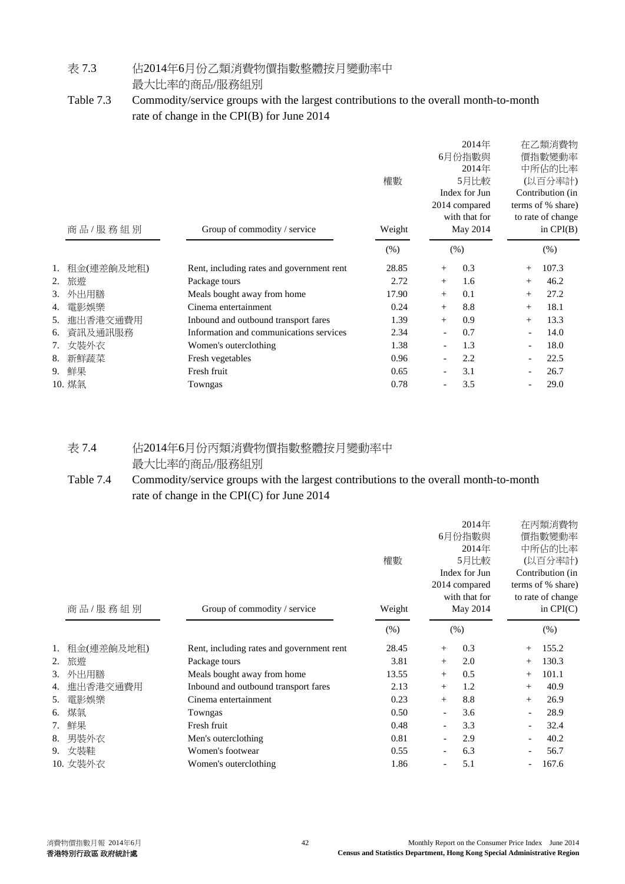## 表 7.3 佔2014年6月份乙類消費物價指數整體按月變動率中最大比率的商品/服務組別

## Table 7.3 Commodity/service groups with the largest contributions to the overall month-to-month rate of change in the CPI(B) for June 2014

| | 商品/服務組別 | Group of commodity / service | 權數 Weight | 2014年6月份指數與2014年5月比較 Index for Jun 2014 compared with that for May 2014 | 在乙類消費物價指數變動率中所佔的比率(以百分率計) Contribution (in terms of % share) to rate of change in CPI(B) |
|---|---|---|---|---|---|
| | | | (%) | (%) | (%) |
| 1. | 租金(連差餉及地租) | Rent, including rates and government rent | 28.85 | + 0.3 | + 107.3 |
| 2. | 旅遊 | Package tours | 2.72 | + 1.6 | + 46.2 |
| 3. | 外出用膳 | Meals bought away from home | 17.90 | + 0.1 | + 27.2 |
| 4. | 電影娛樂 | Cinema entertainment | 0.24 | + 8.8 | + 18.1 |
| 5. | 進出香港交通費用 | Inbound and outbound transport fares | 1.39 | + 0.9 | + 13.3 |
| 6. | 資訊及通訊服務 | Information and communications services | 2.34 | - 0.7 | - 14.0 |
| 7. | 女裝外衣 | Women's outerclothing | 1.38 | - 1.3 | - 18.0 |
| 8. | 新鮮蔬菜 | Fresh vegetables | 0.96 | - 2.2 | - 22.5 |
| 9. | 鮮果 | Fresh fruit | 0.65 | - 3.1 | - 26.7 |
| 10. | 煤氣 | Towngas | 0.78 | - 3.5 | - 29.0 |

## 表 7.4 佔2014年6月份丙類消費物價指數整體按月變動率中最大比率的商品/服務組別

## Table 7.4 Commodity/service groups with the largest contributions to the overall month-to-month rate of change in the CPI(C) for June 2014

| | 商品/服務組別 | Group of commodity / service | 權數 Weight | 2014年6月份指數與2014年5月比較 Index for Jun 2014 compared with that for May 2014 | 在丙類消費物價指數變動率中所佔的比率(以百分率計) Contribution (in terms of % share) to rate of change in CPI(C) |
|---|---|---|---|---|---|
| | | | (%) | (%) | (%) |
| 1. | 租金(連差餉及地租) | Rent, including rates and government rent | 28.45 | + 0.3 | + 155.2 |
| 2. | 旅遊 | Package tours | 3.81 | + 2.0 | + 130.3 |
| 3. | 外出用膳 | Meals bought away from home | 13.55 | + 0.5 | + 101.1 |
| 4. | 進出香港交通費用 | Inbound and outbound transport fares | 2.13 | + 1.2 | + 40.9 |
| 5. | 電影娛樂 | Cinema entertainment | 0.23 | + 8.8 | + 26.9 |
| 6. | 煤氣 | Towngas | 0.50 | - 3.6 | - 28.9 |
| 7. | 鮮果 | Fresh fruit | 0.48 | - 3.3 | - 32.4 |
| 8. | 男裝外衣 | Men's outerclothing | 0.81 | - 2.9 | - 40.2 |
| 9. | 女裝鞋 | Women's footwear | 0.55 | - 6.3 | - 56.7 |
| 10. | 女裝外衣 | Women's outerclothing | 1.86 | - 5.1 | - 167.6 |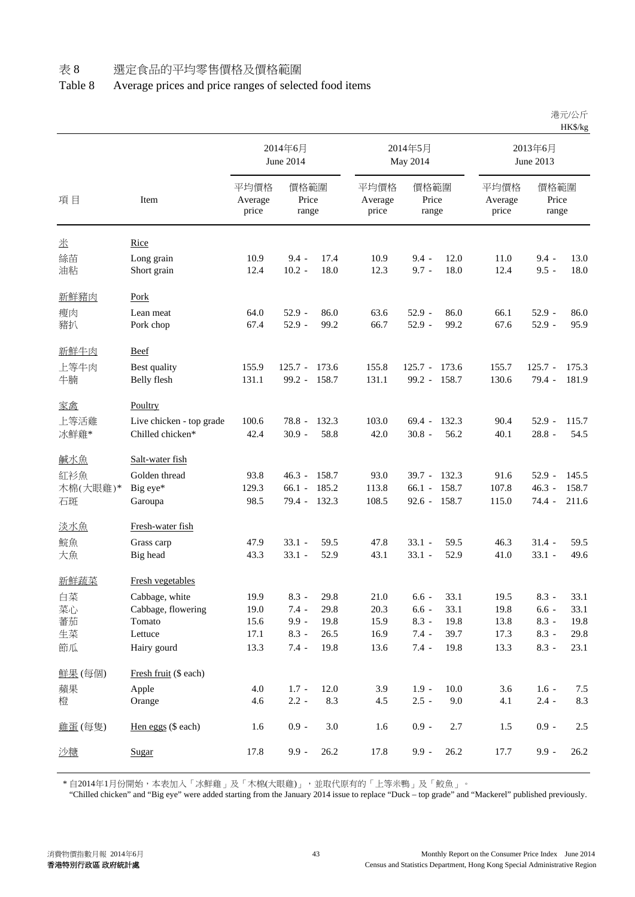# 表 8 選定食品的平均零售價格及價格範圍

# Table 8 Average prices and price ranges of selected food items

港元/公斤
HK$/kg

| 項 目 | Item | 2014年6月 June 2014 平均價格 Average price | 2014年6月 June 2014 價格範圍 Price range | 2014年5月 May 2014 平均價格 Average price | 2014年5月 May 2014 價格範圍 Price range | 2013年6月 June 2013 平均價格 Average price | 2013年6月 June 2013 價格範圍 Price range |
|---|---|---|---|---|---|---|---|
| 米 | Rice | | | | | | |
| 絲苗 | Long grain | 10.9 | 9.4 - 17.4 | 10.9 | 9.4 - 12.0 | 11.0 | 9.4 - 13.0 |
| 油粘 | Short grain | 12.4 | 10.2 - 18.0 | 12.3 | 9.7 - 18.0 | 12.4 | 9.5 - 18.0 |
| 新鮮豬肉 | Pork | | | | | | |
| 瘦肉 | Lean meat | 64.0 | 52.9 - 86.0 | 63.6 | 52.9 - 86.0 | 66.1 | 52.9 - 86.0 |
| 豬扒 | Pork chop | 67.4 | 52.9 - 99.2 | 66.7 | 52.9 - 99.2 | 67.6 | 52.9 - 95.9 |
| 新鮮牛肉 | Beef | | | | | | |
| 上等牛肉 | Best quality | 155.9 | 125.7 - 173.6 | 155.8 | 125.7 - 173.6 | 155.7 | 125.7 - 175.3 |
| 牛腩 | Belly flesh | 131.1 | 99.2 - 158.7 | 131.1 | 99.2 - 158.7 | 130.6 | 79.4 - 181.9 |
| 家禽 | Poultry | | | | | | |
| 上等活雞 | Live chicken - top grade | 100.6 | 78.8 - 132.3 | 103.0 | 69.4 - 132.3 | 90.4 | 52.9 - 115.7 |
| 冰鮮雞* | Chilled chicken* | 42.4 | 30.9 - 58.8 | 42.0 | 30.8 - 56.2 | 40.1 | 28.8 - 54.5 |
| 鹹水魚 | Salt-water fish | | | | | | |
| 紅衫魚 | Golden thread | 93.8 | 46.3 - 158.7 | 93.0 | 39.7 - 132.3 | 91.6 | 52.9 - 145.5 |
| 木棉(大眼雞)* | Big eye* | 129.3 | 66.1 - 185.2 | 113.8 | 66.1 - 158.7 | 107.8 | 46.3 - 158.7 |
| 石斑 | Garoupa | 98.5 | 79.4 - 132.3 | 108.5 | 92.6 - 158.7 | 115.0 | 74.4 - 211.6 |
| 淡水魚 | Fresh-water fish | | | | | | |
| 鯇魚 | Grass carp | 47.9 | 33.1 - 59.5 | 47.8 | 33.1 - 59.5 | 46.3 | 31.4 - 59.5 |
| 大魚 | Big head | 43.3 | 33.1 - 52.9 | 43.1 | 33.1 - 52.9 | 41.0 | 33.1 - 49.6 |
| 新鮮蔬菜 | Fresh vegetables | | | | | | |
| 白菜 | Cabbage, white | 19.9 | 8.3 - 29.8 | 21.0 | 6.6 - 33.1 | 19.5 | 8.3 - 33.1 |
| 菜心 | Cabbage, flowering | 19.0 | 7.4 - 29.8 | 20.3 | 6.6 - 33.1 | 19.8 | 6.6 - 33.1 |
| 蕃茄 | Tomato | 15.6 | 9.9 - 19.8 | 15.9 | 8.3 - 19.8 | 13.8 | 8.3 - 19.8 |
| 生菜 | Lettuce | 17.1 | 8.3 - 26.5 | 16.9 | 7.4 - 39.7 | 17.3 | 8.3 - 29.8 |
| 節瓜 | Hairy gourd | 13.3 | 7.4 - 19.8 | 13.6 | 7.4 - 19.8 | 13.3 | 8.3 - 23.1 |
| 鮮果 (每個) | Fresh fruit ($ each) | | | | | | |
| 蘋果 | Apple | 4.0 | 1.7 - 12.0 | 3.9 | 1.9 - 10.0 | 3.6 | 1.6 - 7.5 |
| 橙 | Orange | 4.6 | 2.2 - 8.3 | 4.5 | 2.5 - 9.0 | 4.1 | 2.4 - 8.3 |
| 雞蛋 (每隻) | Hen eggs ($ each) | 1.6 | 0.9 - 3.0 | 1.6 | 0.9 - 2.7 | 1.5 | 0.9 - 2.5 |
| 沙糖 | Sugar | 17.8 | 9.9 - 26.2 | 17.8 | 9.9 - 26.2 | 17.7 | 9.9 - 26.2 |

\* 自2014年1月份開始，本表加入「冰鮮雞」及「木棉(大眼雞)」，並取代原有的「上等米鴨」及「鯖魚」。
"Chilled chicken" and "Big eye" were added starting from the January 2014 issue to replace "Duck – top grade" and "Mackerel" published previously.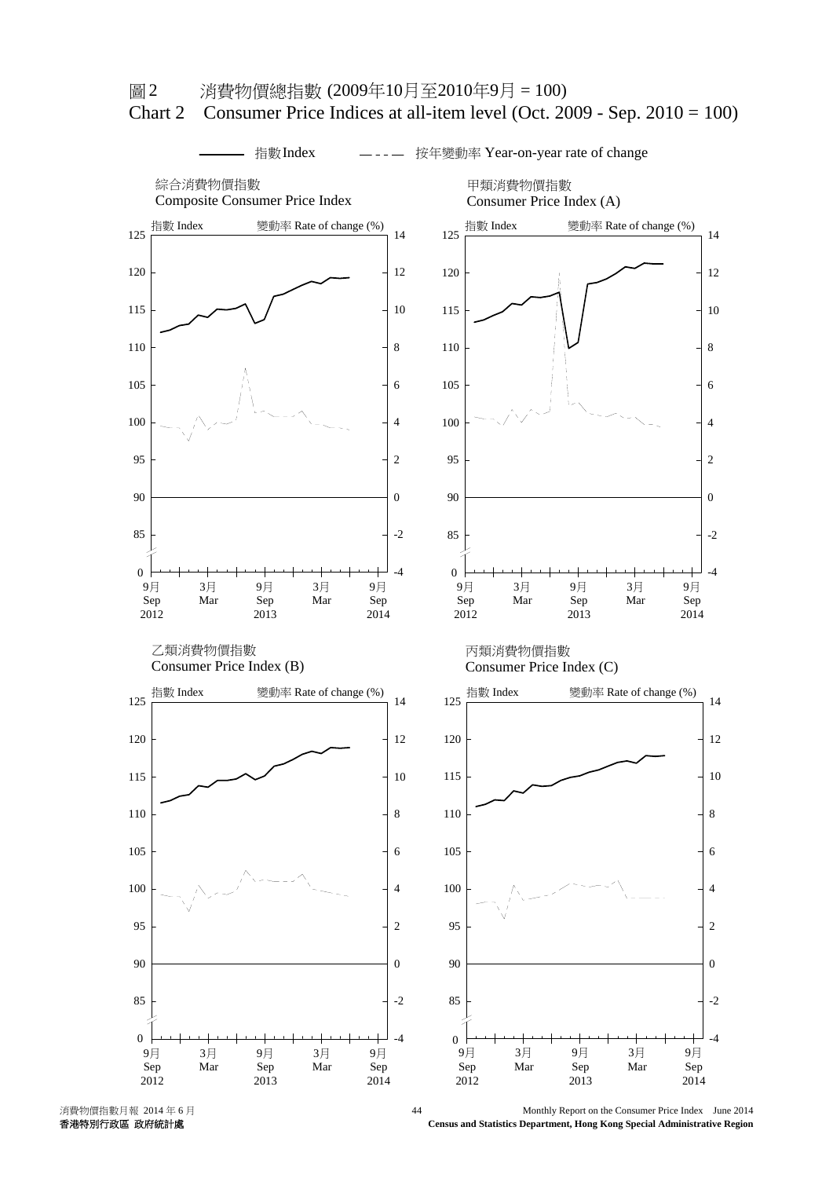圖2　　消費物價總指數 (2009年10月至2010年9月 = 100)

Chart 2　Consumer Price Indices at all-item level (Oct. 2009 - Sep. 2010 = 100)

指數Index　　按年變動率 Year-on-year rate of change

綜合消費物價指數
Composite Consumer Price Index

甲類消費物價指數
Consumer Price Index (A)

乙類消費物價指數
Consumer Price Index (B)

丙類消費物價指數
Consumer Price Index (C)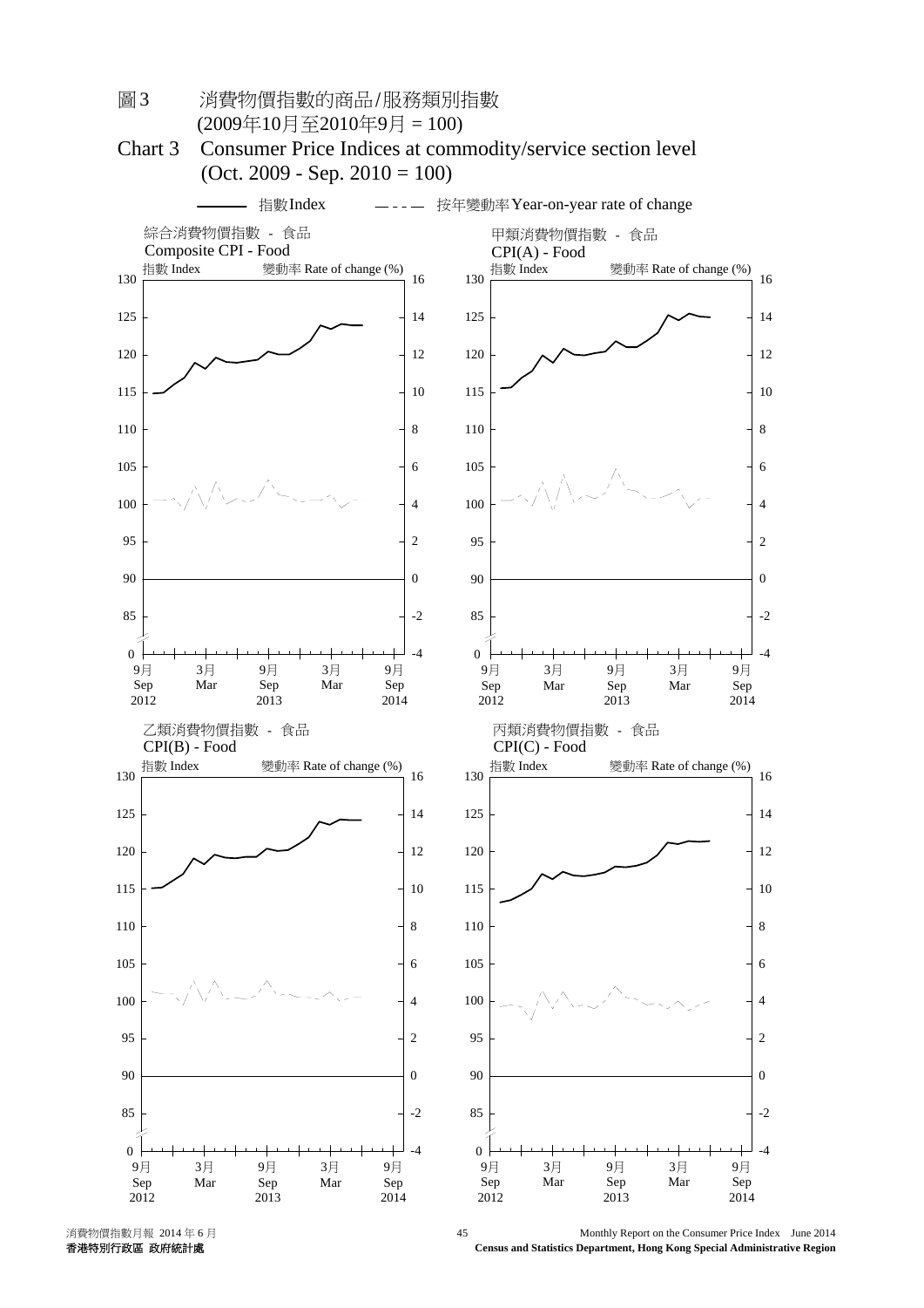# 圖3 消費物價指數的商品/服務類別指數 (2009年10月至2010年9月 = 100)

# Chart 3 Consumer Price Indices at commodity/service section level (Oct. 2009 - Sep. 2010 = 100)

———— 指數Index　　— - - — 按年變動率Year-on-year rate of change

綜合消費物價指數 - 食品
Composite CPI - Food

指數 Index　　變動率 Rate of change (%)

甲類消費物價指數 - 食品
CPI(A) - Food

指數 Index　　變動率 Rate of change (%)

乙類消費物價指數 - 食品
CPI(B) - Food

指數 Index　　變動率 Rate of change (%)

丙類消費物價指數 - 食品
CPI(C) - Food

指數 Index　　變動率 Rate of change (%)

9月 Sep 2012　3月 Mar　9月 Sep 2013　3月 Mar　9月 Sep 2014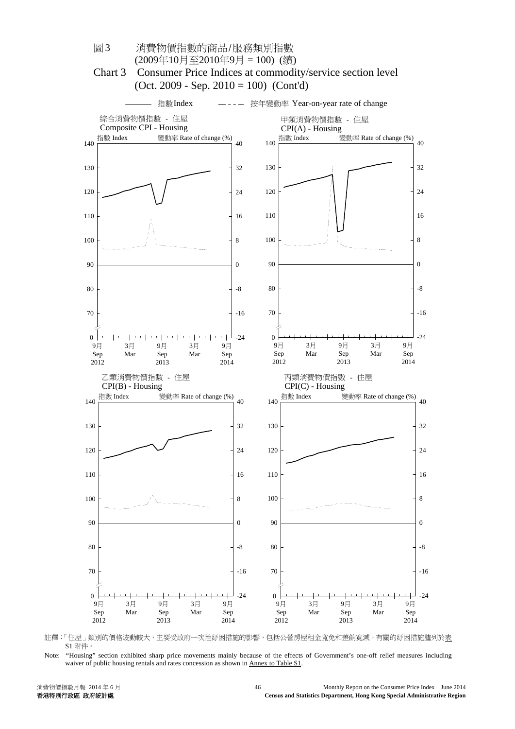# 圖3　　消費物價指數的商品/服務類別指數
(2009年10月至2010年9月 = 100)  (續)

# Chart 3　Consumer Price Indices at commodity/service section level
(Oct. 2009 - Sep. 2010 = 100)  (Cont'd)

——— 指數Index　　— - - — 按年變動率 Year-on-year rate of change

綜合消費物價指數 - 住屋
Composite CPI - Housing

甲類消費物價指數 - 住屋
CPI(A) - Housing

乙類消費物價指數 - 住屋
CPI(B) - Housing

丙類消費物價指數 - 住屋
CPI(C) - Housing

註釋 :「住屋」類別的價格波動較大，主要受政府一次性紓困措施的影響，包括公營房屋租金寬免和差餉寬減。有關的紓困措施臚列於表S1附件。

Note:　"Housing" section exhibited sharp price movements mainly because of the effects of Government's one-off relief measures including waiver of public housing rentals and rates concession as shown in Annex to Table S1.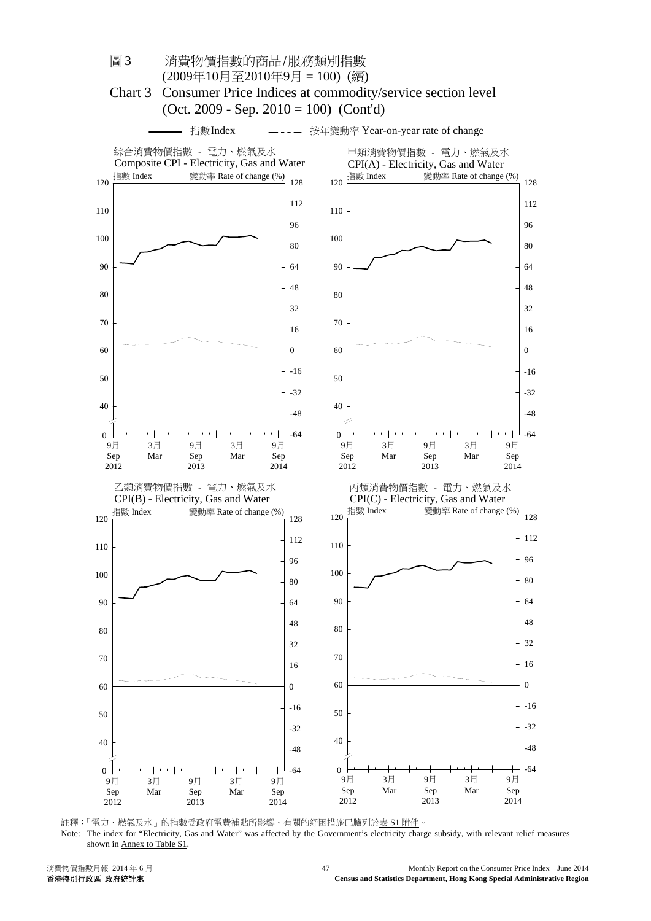# 圖3 消費物價指數的商品/服務類別指數 (2009年10月至2010年9月 = 100) (續)

# Chart 3 Consumer Price Indices at commodity/service section level (Oct. 2009 - Sep. 2010 = 100) (Cont'd)

—— 指數Index　　- - - - 按年變動率 Year-on-year rate of change

綜合消費物價指數 - 電力、燃氣及水
Composite CPI - Electricity, Gas and Water

甲類消費物價指數 - 電力、燃氣及水
CPI(A) - Electricity, Gas and Water

乙類消費物價指數 - 電力、燃氣及水
CPI(B) - Electricity, Gas and Water

丙類消費物價指數 - 電力、燃氣及水
CPI(C) - Electricity, Gas and Water

註釋:「電力、燃氣及水」的指數受政府電費補貼所影響。有關的紓困措施已臚列於表 S1 附件。

Note: The index for "Electricity, Gas and Water" was affected by the Government's electricity charge subsidy, with relevant relief measures shown in Annex to Table S1.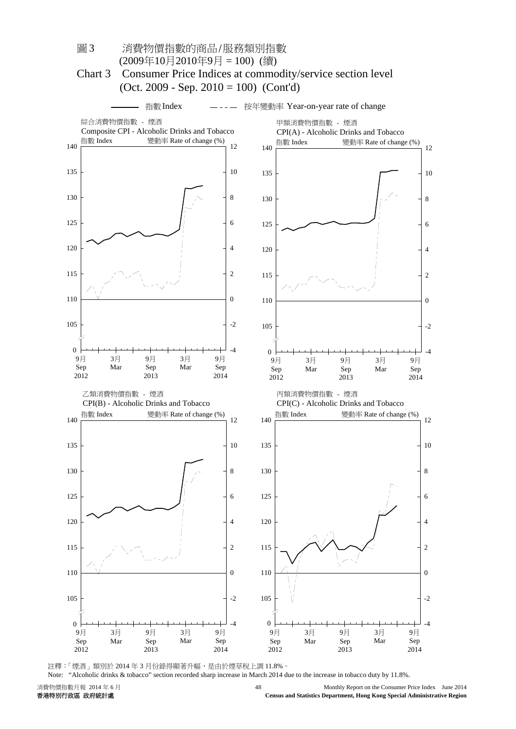# 圖 3　消費物價指數的商品/服務類別指數
## (2009年10月2010年9月 = 100) (續)

# Chart 3　Consumer Price Indices at commodity/service section level
## (Oct. 2009 - Sep. 2010 = 100) (Cont'd)

——— 指數 Index　　— - - — 按年變動率 Year-on-year rate of change

綜合消費物價指數 - 煙酒
Composite CPI - Alcoholic Drinks and Tobacco

甲類消費物價指數 - 煙酒
CPI(A) - Alcoholic Drinks and Tobacco

乙類消費物價指數 - 煙酒
CPI(B) - Alcoholic Drinks and Tobacco

丙類消費物價指數 - 煙酒
CPI(C) - Alcoholic Drinks and Tobacco

註釋：「煙酒」類別於 2014 年 3 月份錄得顯著升幅，是由於煙草稅上調 11.8%。

Note: "Alcoholic drinks & tobacco" section recorded sharp increase in March 2014 due to the increase in tobacco duty by 11.8%.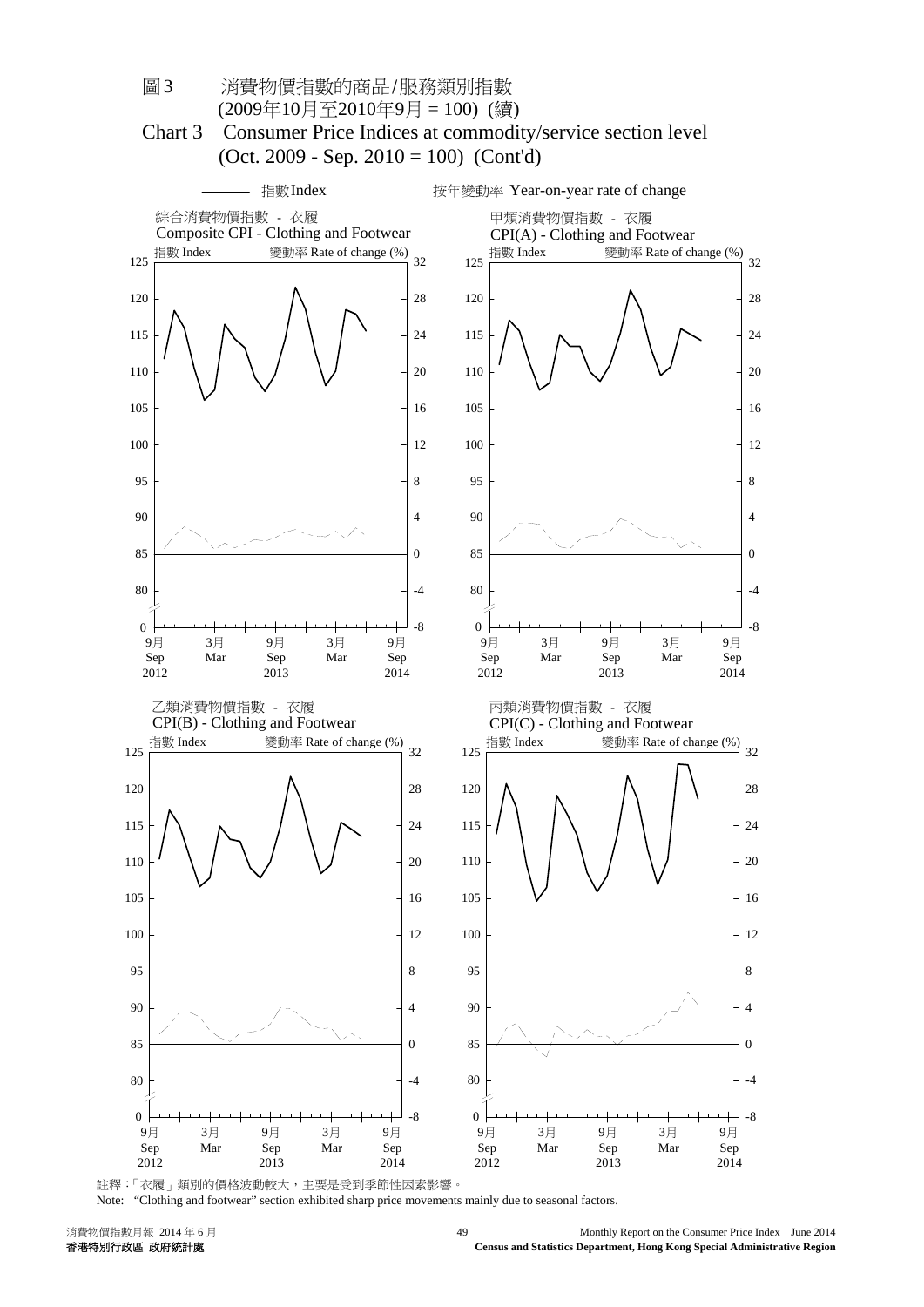# 圖3 消費物價指數的商品/服務類別指數 (2009年10月至2010年9月 = 100) (續)

# Chart 3 Consumer Price Indices at commodity/service section level (Oct. 2009 - Sep. 2010 = 100) (Cont'd)

指數Index — 按年變動率 Year-on-year rate of change

綜合消費物價指數 - 衣履
Composite CPI - Clothing and Footwear

甲類消費物價指數 - 衣履
CPI(A) - Clothing and Footwear

乙類消費物價指數 - 衣履
CPI(B) - Clothing and Footwear

丙類消費物價指數 - 衣履
CPI(C) - Clothing and Footwear

註釋：「衣履」類別的價格波動較大，主要是受到季節性因素影響。

Note: "Clothing and footwear" section exhibited sharp price movements mainly due to seasonal factors.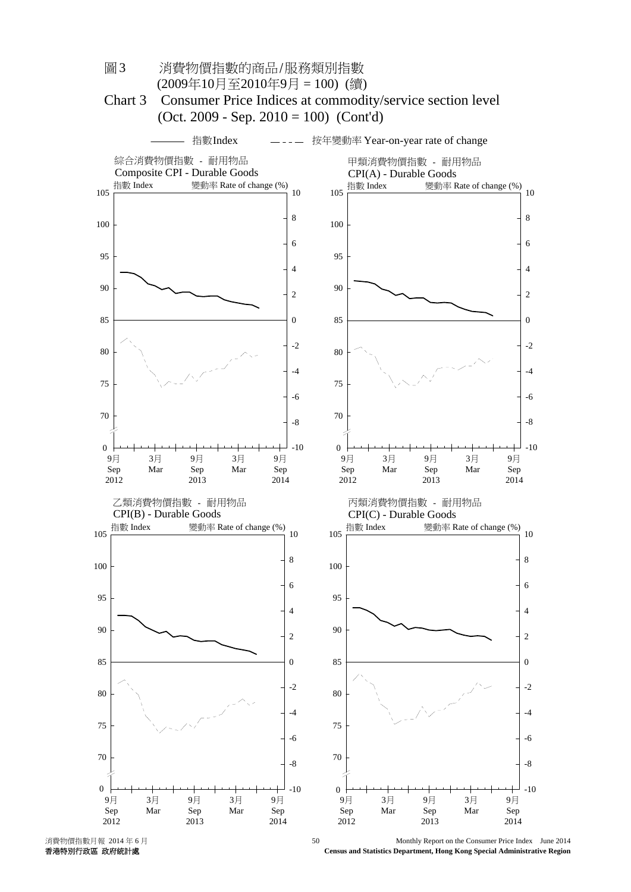# 圖3　消費物價指數的商品/服務類別指數 (2009年10月至2010年9月 = 100) (續)

# Chart 3　Consumer Price Indices at commodity/service section level (Oct. 2009 - Sep. 2010 = 100) (Cont'd)

——— 指數Index　　– - - – 按年變動率 Year-on-year rate of change

綜合消費物價指數 - 耐用物品
Composite CPI - Durable Goods

甲類消費物價指數 - 耐用物品
CPI(A) - Durable Goods

乙類消費物價指數 - 耐用物品
CPI(B) - Durable Goods

丙類消費物價指數 - 耐用物品
CPI(C) - Durable Goods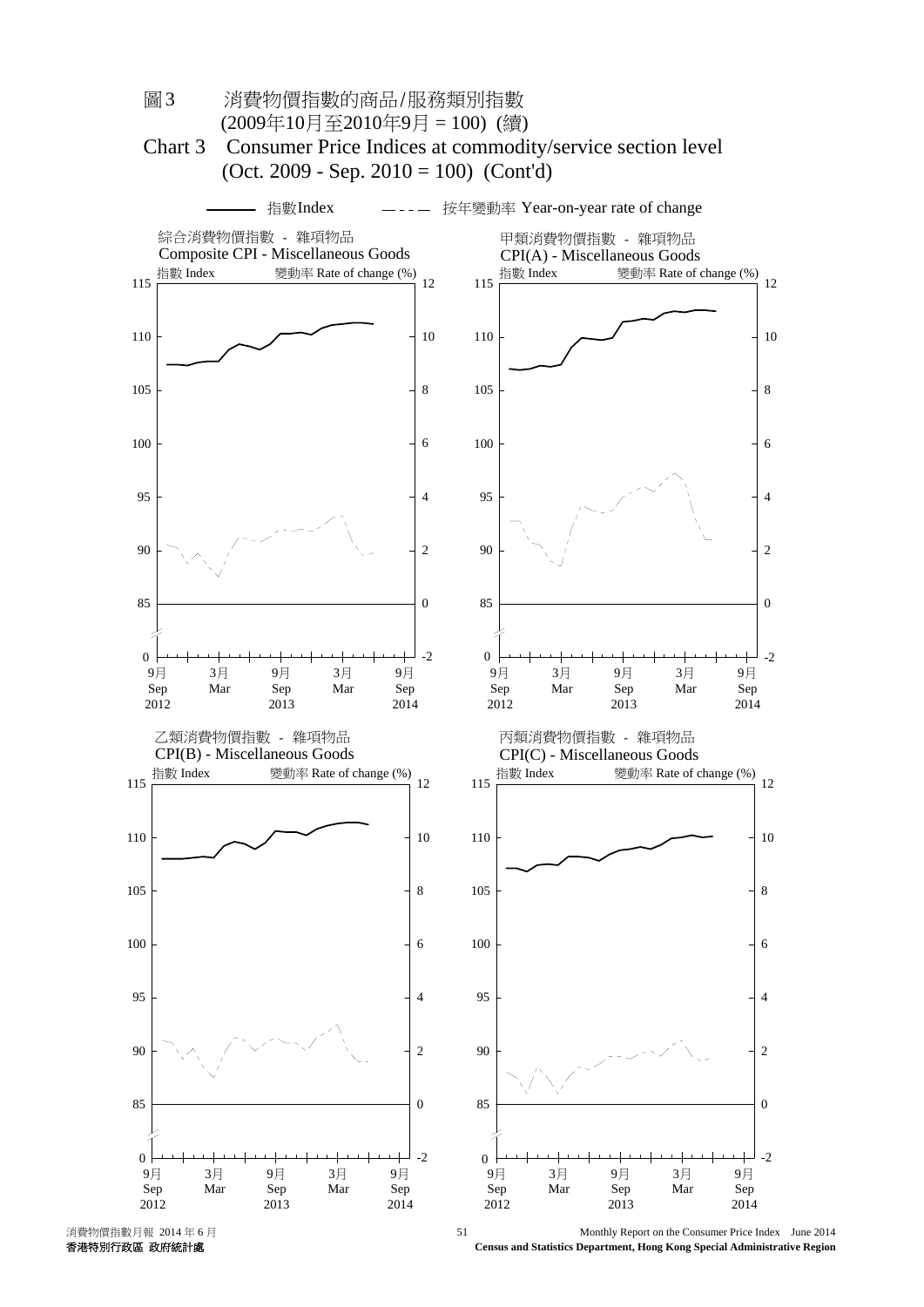# 圖3 消費物價指數的商品/服務類別指數
(2009年10月至2010年9月 = 100) (續)

# Chart 3 Consumer Price Indices at commodity/service section level
(Oct. 2009 - Sep. 2010 = 100) (Cont'd)

——— 指數Index　　— - - — 按年變動率 Year-on-year rate of change

綜合消費物價指數 - 雜項物品
Composite CPI - Miscellaneous Goods

甲類消費物價指數 - 雜項物品
CPI(A) - Miscellaneous Goods

乙類消費物價指數 - 雜項物品
CPI(B) - Miscellaneous Goods

丙類消費物價指數 - 雜項物品
CPI(C) - Miscellaneous Goods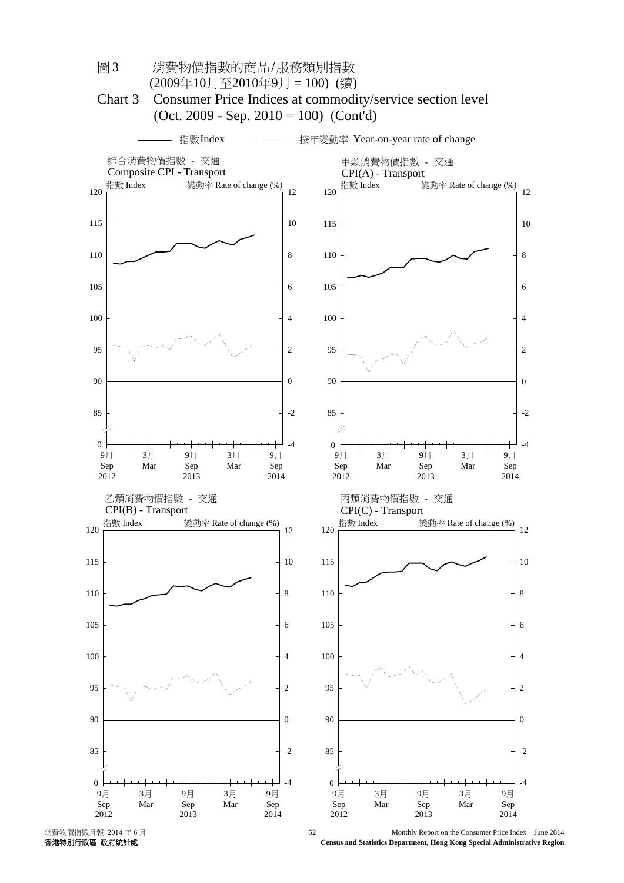# 圖 3　消費物價指數的商品/服務類別指數 (2009年10月至2010年9月 = 100) (續)

# Chart 3　Consumer Price Indices at commodity/service section level (Oct. 2009 - Sep. 2010 = 100) (Cont'd)

——— 指數Index　　— - - — 按年變動率 Year-on-year rate of change

綜合消費物價指數 - 交通
Composite CPI - Transport

甲類消費物價指數 - 交通
CPI(A) - Transport

乙類消費物價指數 - 交通
CPI(B) - Transport

丙類消費物價指數 - 交通
CPI(C) - Transport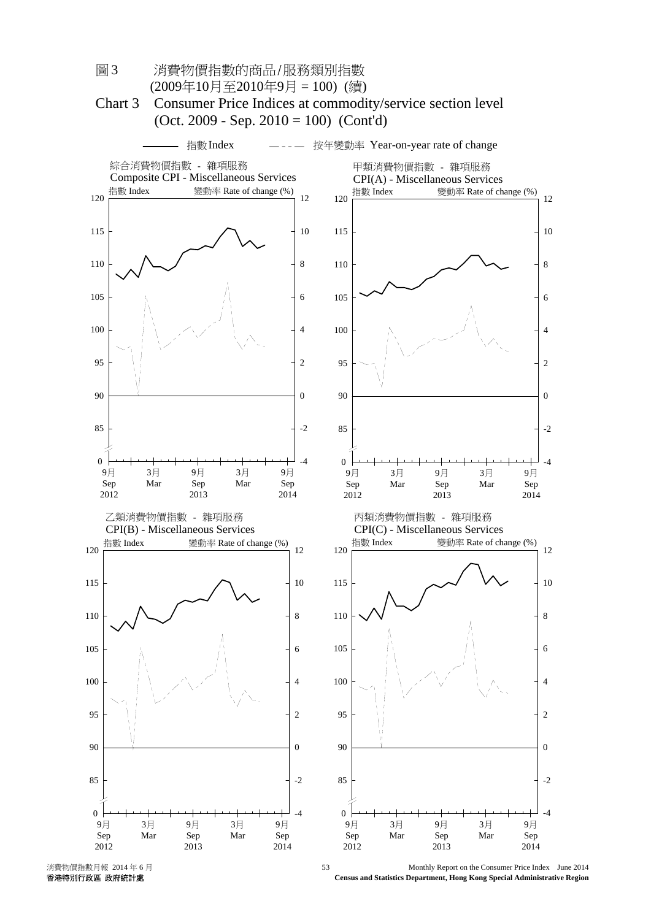# 圖 3　消費物價指數的商品/服務類別指數 (2009年10月至2010年9月 = 100) (續)

# Chart 3　Consumer Price Indices at commodity/service section level (Oct. 2009 - Sep. 2010 = 100) (Cont'd)

——— 指數Index　　— - - — 按年變動率 Year-on-year rate of change

綜合消費物價指數 - 雜項服務
Composite CPI - Miscellaneous Services

甲類消費物價指數 - 雜項服務
CPI(A) - Miscellaneous Services

乙類消費物價指數 - 雜項服務
CPI(B) - Miscellaneous Services

丙類消費物價指數 - 雜項服務
CPI(C) - Miscellaneous Services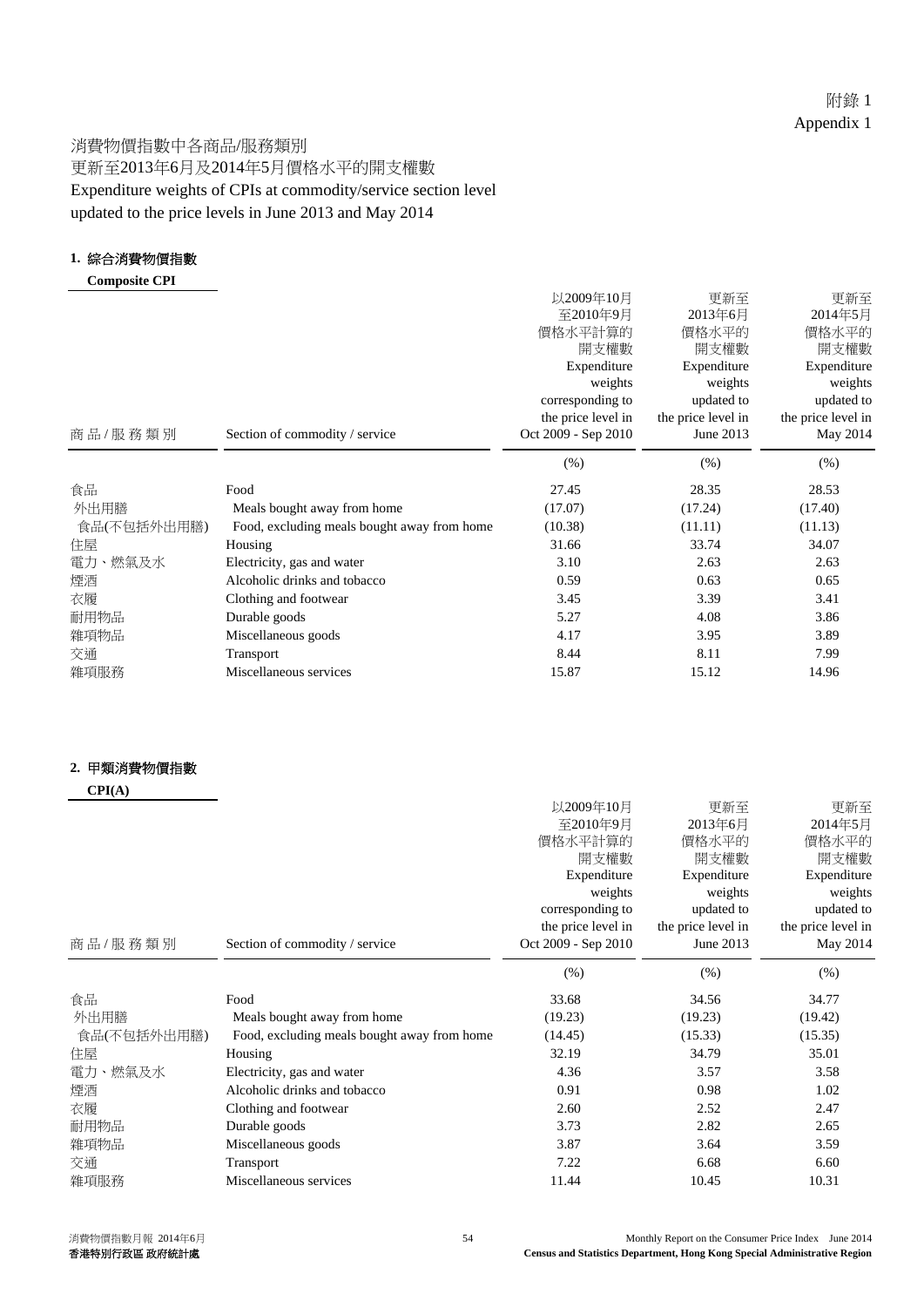附錄 1
Appendix 1

# 消費物價指數中各商品/服務類別 更新至2013年6月及2014年5月價格水平的開支權數
# Expenditure weights of CPIs at commodity/service section level updated to the price levels in June 2013 and May 2014

## 1. 綜合消費物價指數
**Composite CPI**

| 商品/服務類別 | Section of commodity / service | 以2009年10月至2010年9月價格水平計算的開支權數 Expenditure weights corresponding to the price level in Oct 2009 - Sep 2010 | 更新至2013年6月價格水平的開支權數 Expenditure weights updated to the price level in June 2013 | 更新至2014年5月價格水平的開支權數 Expenditure weights updated to the price level in May 2014 |
|---|---|---|---|---|
| | | (%) | (%) | (%) |
| 食品 | Food | 27.45 | 28.35 | 28.53 |
| 外出用膳 | Meals bought away from home | (17.07) | (17.24) | (17.40) |
| 食品(不包括外出用膳) | Food, excluding meals bought away from home | (10.38) | (11.11) | (11.13) |
| 住屋 | Housing | 31.66 | 33.74 | 34.07 |
| 電力、燃氣及水 | Electricity, gas and water | 3.10 | 2.63 | 2.63 |
| 煙酒 | Alcoholic drinks and tobacco | 0.59 | 0.63 | 0.65 |
| 衣履 | Clothing and footwear | 3.45 | 3.39 | 3.41 |
| 耐用物品 | Durable goods | 5.27 | 4.08 | 3.86 |
| 雜項物品 | Miscellaneous goods | 4.17 | 3.95 | 3.89 |
| 交通 | Transport | 8.44 | 8.11 | 7.99 |
| 雜項服務 | Miscellaneous services | 15.87 | 15.12 | 14.96 |

## 2. 甲類消費物價指數
**CPI(A)**

| 商品/服務類別 | Section of commodity / service | 以2009年10月至2010年9月價格水平計算的開支權數 Expenditure weights corresponding to the price level in Oct 2009 - Sep 2010 | 更新至2013年6月價格水平的開支權數 Expenditure weights updated to the price level in June 2013 | 更新至2014年5月價格水平的開支權數 Expenditure weights updated to the price level in May 2014 |
|---|---|---|---|---|
| | | (%) | (%) | (%) |
| 食品 | Food | 33.68 | 34.56 | 34.77 |
| 外出用膳 | Meals bought away from home | (19.23) | (19.23) | (19.42) |
| 食品(不包括外出用膳) | Food, excluding meals bought away from home | (14.45) | (15.33) | (15.35) |
| 住屋 | Housing | 32.19 | 34.79 | 35.01 |
| 電力、燃氣及水 | Electricity, gas and water | 4.36 | 3.57 | 3.58 |
| 煙酒 | Alcoholic drinks and tobacco | 0.91 | 0.98 | 1.02 |
| 衣履 | Clothing and footwear | 2.60 | 2.52 | 2.47 |
| 耐用物品 | Durable goods | 3.73 | 2.82 | 2.65 |
| 雜項物品 | Miscellaneous goods | 3.87 | 3.64 | 3.59 |
| 交通 | Transport | 7.22 | 6.68 | 6.60 |
| 雜項服務 | Miscellaneous services | 11.44 | 10.45 | 10.31 |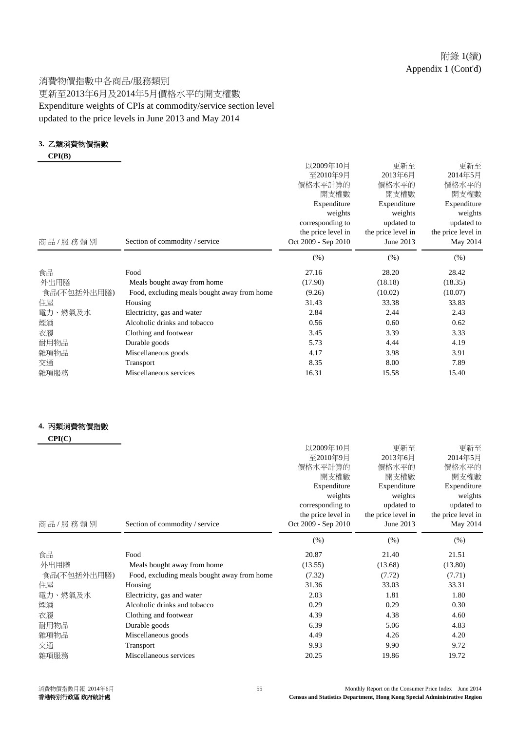附錄 1(續)
Appendix 1 (Cont'd)

# 消費物價指數中各商品/服務類別
# 更新至2013年6月及2014年5月價格水平的開支權數
# Expenditure weights of CPIs at commodity/service section level updated to the price levels in June 2013 and May 2014

## 3. 乙類消費物價指數 CPI(B)

| 商品/服務類別 | Section of commodity / service | 以2009年10月至2010年9月價格水平計算的開支權數 Expenditure weights corresponding to the price level in Oct 2009 - Sep 2010 | 更新至2013年6月價格水平的開支權數 Expenditure weights updated to the price level in June 2013 | 更新至2014年5月價格水平的開支權數 Expenditure weights updated to the price level in May 2014 |
|---|---|---|---|---|
| | | (%) | (%) | (%) |
| 食品 | Food | 27.16 | 28.20 | 28.42 |
| 外出用膳 | Meals bought away from home | (17.90) | (18.18) | (18.35) |
| 食品(不包括外出用膳) | Food, excluding meals bought away from home | (9.26) | (10.02) | (10.07) |
| 住屋 | Housing | 31.43 | 33.38 | 33.83 |
| 電力、燃氣及水 | Electricity, gas and water | 2.84 | 2.44 | 2.43 |
| 煙酒 | Alcoholic drinks and tobacco | 0.56 | 0.60 | 0.62 |
| 衣履 | Clothing and footwear | 3.45 | 3.39 | 3.33 |
| 耐用物品 | Durable goods | 5.73 | 4.44 | 4.19 |
| 雜項物品 | Miscellaneous goods | 4.17 | 3.98 | 3.91 |
| 交通 | Transport | 8.35 | 8.00 | 7.89 |
| 雜項服務 | Miscellaneous services | 16.31 | 15.58 | 15.40 |

## 4. 丙類消費物價指數 CPI(C)

| 商品/服務類別 | Section of commodity / service | 以2009年10月至2010年9月價格水平計算的開支權數 Expenditure weights corresponding to the price level in Oct 2009 - Sep 2010 | 更新至2013年6月價格水平的開支權數 Expenditure weights updated to the price level in June 2013 | 更新至2014年5月價格水平的開支權數 Expenditure weights updated to the price level in May 2014 |
|---|---|---|---|---|
| | | (%) | (%) | (%) |
| 食品 | Food | 20.87 | 21.40 | 21.51 |
| 外出用膳 | Meals bought away from home | (13.55) | (13.68) | (13.80) |
| 食品(不包括外出用膳) | Food, excluding meals bought away from home | (7.32) | (7.72) | (7.71) |
| 住屋 | Housing | 31.36 | 33.03 | 33.31 |
| 電力、燃氣及水 | Electricity, gas and water | 2.03 | 1.81 | 1.80 |
| 煙酒 | Alcoholic drinks and tobacco | 0.29 | 0.29 | 0.30 |
| 衣履 | Clothing and footwear | 4.39 | 4.38 | 4.60 |
| 耐用物品 | Durable goods | 6.39 | 5.06 | 4.83 |
| 雜項物品 | Miscellaneous goods | 4.49 | 4.26 | 4.20 |
| 交通 | Transport | 9.93 | 9.90 | 9.72 |
| 雜項服務 | Miscellaneous services | 20.25 | 19.86 | 19.72 |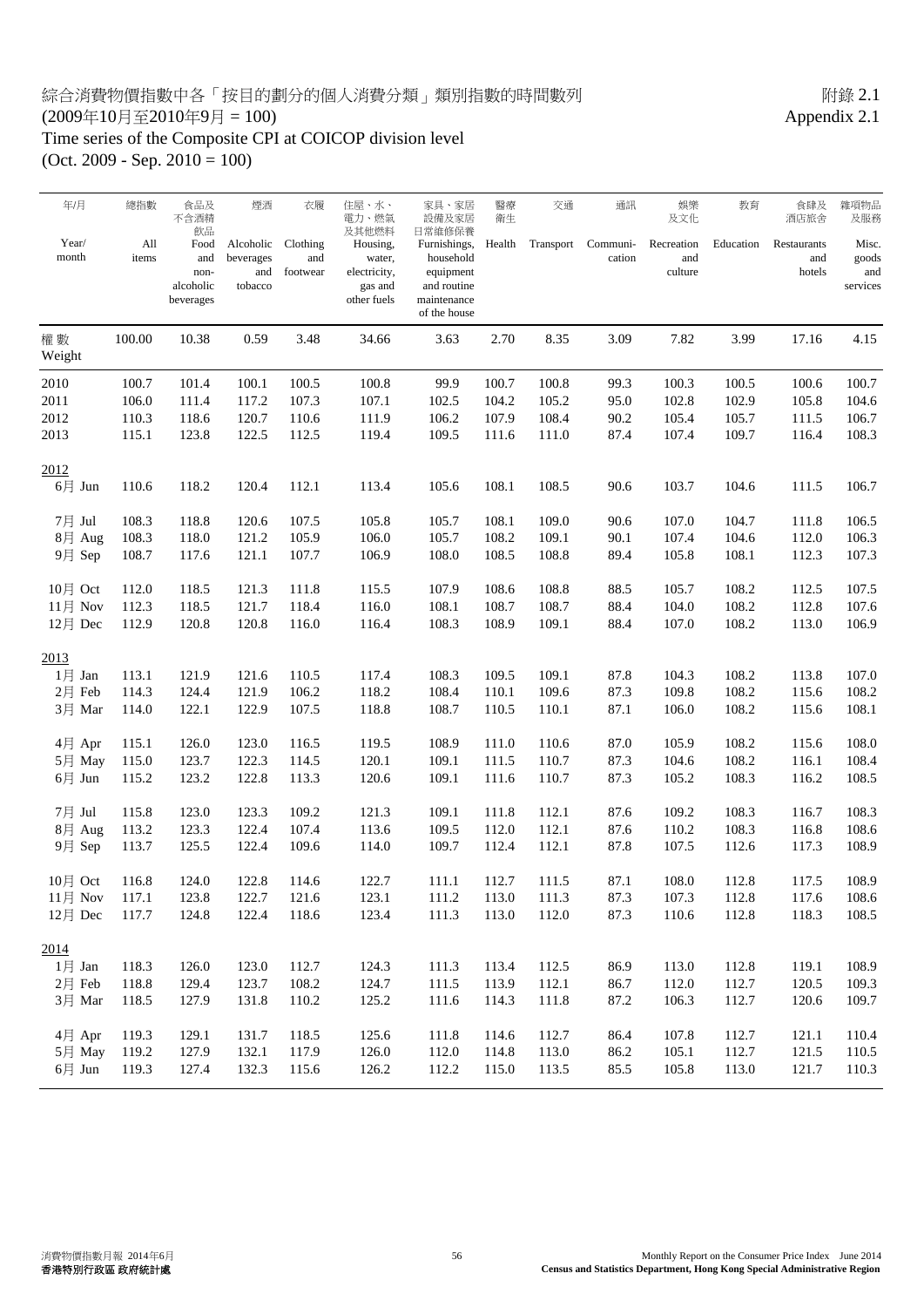# 綜合消費物價指數中各「按目的劃分的個人消費分類」類別指數的時間數列

附錄 2.1
Appendix 2.1

(2009年10月至2010年9月 = 100)

Time series of the Composite CPI at COICOP division level

(Oct. 2009 - Sep. 2010 = 100)

| 年/月 Year/ month | 總指數 All items | 食品及不含酒精飲品 Food and non-alcoholic beverages | 煙酒 Alcoholic beverages and tobacco | 衣履 Clothing and footwear | 住屋、水、電力、燃氣及其他燃料 Housing, water, electricity, gas and other fuels | 家具、家居設備及家居日常維修保養 Furnishings, household equipment and routine maintenance of the house | 醫療衛生 Health | 交通 Transport | 通訊 Communi-cation | 娛樂及文化 Recreation and culture | 教育 Education | 食肆及酒店旅舍 Restaurants and hotels | 雜項物品及服務 Misc. goods and services |
|---|---|---|---|---|---|---|---|---|---|---|---|---|---|
| 權數 Weight | 100.00 | 10.38 | 0.59 | 3.48 | 34.66 | 3.63 | 2.70 | 8.35 | 3.09 | 7.82 | 3.99 | 17.16 | 4.15 |
| 2010 | 100.7 | 101.4 | 100.1 | 100.5 | 100.8 | 99.9 | 100.7 | 100.8 | 99.3 | 100.3 | 100.5 | 100.6 | 100.7 |
| 2011 | 106.0 | 111.4 | 117.2 | 107.3 | 107.1 | 102.5 | 104.2 | 105.2 | 95.0 | 102.8 | 102.9 | 105.8 | 104.6 |
| 2012 | 110.3 | 118.6 | 120.7 | 110.6 | 111.9 | 106.2 | 107.9 | 108.4 | 90.2 | 105.4 | 105.7 | 111.5 | 106.7 |
| 2013 | 115.1 | 123.8 | 122.5 | 112.5 | 119.4 | 109.5 | 111.6 | 111.0 | 87.4 | 107.4 | 109.7 | 116.4 | 108.3 |
| 2012 | | | | | | | | | | | | | |
| 6月 Jun | 110.6 | 118.2 | 120.4 | 112.1 | 113.4 | 105.6 | 108.1 | 108.5 | 90.6 | 103.7 | 104.6 | 111.5 | 106.7 |
| 7月 Jul | 108.3 | 118.8 | 120.6 | 107.5 | 105.8 | 105.7 | 108.1 | 109.0 | 90.6 | 107.0 | 104.7 | 111.8 | 106.5 |
| 8月 Aug | 108.3 | 118.0 | 121.2 | 105.9 | 106.0 | 105.7 | 108.2 | 109.1 | 90.1 | 107.4 | 104.6 | 112.0 | 106.3 |
| 9月 Sep | 108.7 | 117.6 | 121.1 | 107.7 | 106.9 | 108.0 | 108.5 | 108.8 | 89.4 | 105.8 | 108.1 | 112.3 | 107.3 |
| 10月 Oct | 112.0 | 118.5 | 121.3 | 111.8 | 115.5 | 107.9 | 108.6 | 108.8 | 88.5 | 105.7 | 108.2 | 112.5 | 107.5 |
| 11月 Nov | 112.3 | 118.5 | 121.7 | 118.4 | 116.0 | 108.1 | 108.7 | 108.7 | 88.4 | 104.0 | 108.2 | 112.8 | 107.6 |
| 12月 Dec | 112.9 | 120.8 | 120.8 | 116.0 | 116.4 | 108.3 | 108.9 | 109.1 | 88.4 | 107.0 | 108.2 | 113.0 | 106.9 |
| 2013 | | | | | | | | | | | | | |
| 1月 Jan | 113.1 | 121.9 | 121.6 | 110.5 | 117.4 | 108.3 | 109.5 | 109.1 | 87.8 | 104.3 | 108.2 | 113.8 | 107.0 |
| 2月 Feb | 114.3 | 124.4 | 121.9 | 106.2 | 118.2 | 108.4 | 110.1 | 109.6 | 87.3 | 109.8 | 108.2 | 115.6 | 108.2 |
| 3月 Mar | 114.0 | 122.1 | 122.9 | 107.5 | 118.8 | 108.7 | 110.5 | 110.1 | 87.1 | 106.0 | 108.2 | 115.6 | 108.1 |
| 4月 Apr | 115.1 | 126.0 | 123.0 | 116.5 | 119.5 | 108.9 | 111.0 | 110.6 | 87.0 | 105.9 | 108.2 | 115.6 | 108.0 |
| 5月 May | 115.0 | 123.7 | 122.3 | 114.5 | 120.1 | 109.1 | 111.5 | 110.7 | 87.3 | 104.6 | 108.2 | 116.1 | 108.4 |
| 6月 Jun | 115.2 | 123.2 | 122.8 | 113.3 | 120.6 | 109.1 | 111.6 | 110.7 | 87.3 | 105.2 | 108.3 | 116.2 | 108.5 |
| 7月 Jul | 115.8 | 123.0 | 123.3 | 109.2 | 121.3 | 109.1 | 111.8 | 112.1 | 87.6 | 109.2 | 108.3 | 116.7 | 108.3 |
| 8月 Aug | 113.2 | 123.3 | 122.4 | 107.4 | 113.6 | 109.5 | 112.0 | 112.1 | 87.6 | 110.2 | 108.3 | 116.8 | 108.6 |
| 9月 Sep | 113.7 | 125.5 | 122.4 | 109.6 | 114.0 | 109.7 | 112.4 | 112.1 | 87.8 | 107.5 | 112.6 | 117.3 | 108.9 |
| 10月 Oct | 116.8 | 124.0 | 122.8 | 114.6 | 122.7 | 111.1 | 112.7 | 111.5 | 87.1 | 108.0 | 112.8 | 117.5 | 108.9 |
| 11月 Nov | 117.1 | 123.8 | 122.7 | 121.6 | 123.1 | 111.2 | 113.0 | 111.3 | 87.3 | 107.3 | 112.8 | 117.6 | 108.6 |
| 12月 Dec | 117.7 | 124.8 | 122.4 | 118.6 | 123.4 | 111.3 | 113.0 | 112.0 | 87.3 | 110.6 | 112.8 | 118.3 | 108.5 |
| 2014 | | | | | | | | | | | | | |
| 1月 Jan | 118.3 | 126.0 | 123.0 | 112.7 | 124.3 | 111.3 | 113.4 | 112.5 | 86.9 | 113.0 | 112.8 | 119.1 | 108.9 |
| 2月 Feb | 118.8 | 129.4 | 123.7 | 108.2 | 124.7 | 111.5 | 113.9 | 112.1 | 86.7 | 112.0 | 112.7 | 120.5 | 109.3 |
| 3月 Mar | 118.5 | 127.9 | 131.8 | 110.2 | 125.2 | 111.6 | 114.3 | 111.8 | 87.2 | 106.3 | 112.7 | 120.6 | 109.7 |
| 4月 Apr | 119.3 | 129.1 | 131.7 | 118.5 | 125.6 | 111.8 | 114.6 | 112.7 | 86.4 | 107.8 | 112.7 | 121.1 | 110.4 |
| 5月 May | 119.2 | 127.9 | 132.1 | 117.9 | 126.0 | 112.0 | 114.8 | 113.0 | 86.2 | 105.1 | 112.7 | 121.5 | 110.5 |
| 6月 Jun | 119.3 | 127.4 | 132.3 | 115.6 | 126.2 | 112.2 | 115.0 | 113.5 | 85.5 | 105.8 | 113.0 | 121.7 | 110.3 |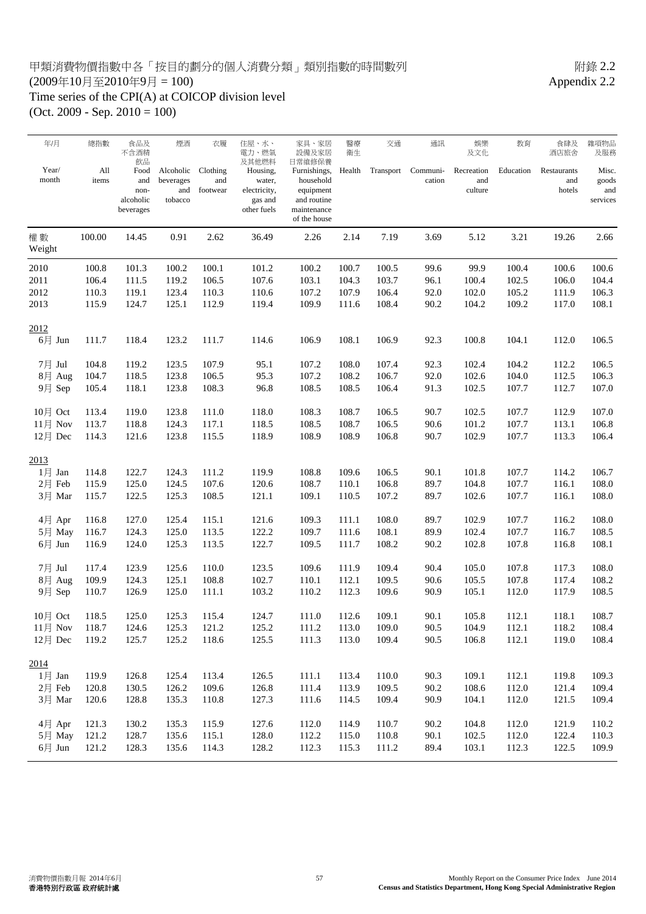甲類消費物價指數中各「按目的劃分的個人消費分類」類別指數的時間數列

(2009年10月至2010年9月 = 100)

附錄 2.2

Appendix 2.2

Time series of the CPI(A) at COICOP division level

(Oct. 2009 - Sep. 2010 = 100)

| 年/月 Year/ month | 總指數 All items | 食品及不含酒精飲品 Food and non-alcoholic beverages | 煙酒 Alcoholic beverages and tobacco | 衣履 Clothing and footwear | 住屋、水、電力、燃氣及其他燃料 Housing, water, electricity, gas and other fuels | 家具、家居設備及家居日常維修保養 Furnishings, household equipment and routine maintenance of the house | 醫療衞生 Health | 交通 Transport | 通訊 Communi-cation | 娛樂及文化 Recreation and culture | 教育 Education | 食肆及酒店旅舍 Restaurants and hotels | 雜項物品及服務 Misc. goods and services |
|---|---|---|---|---|---|---|---|---|---|---|---|---|---|
| 權 數 Weight | 100.00 | 14.45 | 0.91 | 2.62 | 36.49 | 2.26 | 2.14 | 7.19 | 3.69 | 5.12 | 3.21 | 19.26 | 2.66 |
| 2010 | 100.8 | 101.3 | 100.2 | 100.1 | 101.2 | 100.2 | 100.7 | 100.5 | 99.6 | 99.9 | 100.4 | 100.6 | 100.6 |
| 2011 | 106.4 | 111.5 | 119.2 | 106.5 | 107.6 | 103.1 | 104.3 | 103.7 | 96.1 | 100.4 | 102.5 | 106.0 | 104.4 |
| 2012 | 110.3 | 119.1 | 123.4 | 110.3 | 110.6 | 107.2 | 107.9 | 106.4 | 92.0 | 102.0 | 105.2 | 111.9 | 106.3 |
| 2013 | 115.9 | 124.7 | 125.1 | 112.9 | 119.4 | 109.9 | 111.6 | 108.4 | 90.2 | 104.2 | 109.2 | 117.0 | 108.1 |
| 2012 | | | | | | | | | | | | | |
| 6月 Jun | 111.7 | 118.4 | 123.2 | 111.7 | 114.6 | 106.9 | 108.1 | 106.9 | 92.3 | 100.8 | 104.1 | 112.0 | 106.5 |
| 7月 Jul | 104.8 | 119.2 | 123.5 | 107.9 | 95.1 | 107.2 | 108.0 | 107.4 | 92.3 | 102.4 | 104.2 | 112.2 | 106.5 |
| 8月 Aug | 104.7 | 118.5 | 123.8 | 106.5 | 95.3 | 107.2 | 108.2 | 106.7 | 92.0 | 102.6 | 104.0 | 112.5 | 106.3 |
| 9月 Sep | 105.4 | 118.1 | 123.8 | 108.3 | 96.8 | 108.5 | 108.5 | 106.4 | 91.3 | 102.5 | 107.7 | 112.7 | 107.0 |
| 10月 Oct | 113.4 | 119.0 | 123.8 | 111.0 | 118.0 | 108.3 | 108.7 | 106.5 | 90.7 | 102.5 | 107.7 | 112.9 | 107.0 |
| 11月 Nov | 113.7 | 118.8 | 124.3 | 117.1 | 118.5 | 108.5 | 108.7 | 106.5 | 90.6 | 101.2 | 107.7 | 113.1 | 106.8 |
| 12月 Dec | 114.3 | 121.6 | 123.8 | 115.5 | 118.9 | 108.9 | 108.9 | 106.8 | 90.7 | 102.9 | 107.7 | 113.3 | 106.4 |
| 2013 | | | | | | | | | | | | | |
| 1月 Jan | 114.8 | 122.7 | 124.3 | 111.2 | 119.9 | 108.8 | 109.6 | 106.5 | 90.1 | 101.8 | 107.7 | 114.2 | 106.7 |
| 2月 Feb | 115.9 | 125.0 | 124.5 | 107.6 | 120.6 | 108.7 | 110.1 | 106.8 | 89.7 | 104.8 | 107.7 | 116.1 | 108.0 |
| 3月 Mar | 115.7 | 122.5 | 125.3 | 108.5 | 121.1 | 109.1 | 110.5 | 107.2 | 89.7 | 102.6 | 107.7 | 116.1 | 108.0 |
| 4月 Apr | 116.8 | 127.0 | 125.4 | 115.1 | 121.6 | 109.3 | 111.1 | 108.0 | 89.7 | 102.9 | 107.7 | 116.2 | 108.0 |
| 5月 May | 116.7 | 124.3 | 125.0 | 113.5 | 122.2 | 109.7 | 111.6 | 108.1 | 89.9 | 102.4 | 107.7 | 116.7 | 108.5 |
| 6月 Jun | 116.9 | 124.0 | 125.3 | 113.5 | 122.7 | 109.5 | 111.7 | 108.2 | 90.2 | 102.8 | 107.8 | 116.8 | 108.1 |
| 7月 Jul | 117.4 | 123.9 | 125.6 | 110.0 | 123.5 | 109.6 | 111.9 | 109.4 | 90.4 | 105.0 | 107.8 | 117.3 | 108.0 |
| 8月 Aug | 109.9 | 124.3 | 125.1 | 108.8 | 102.7 | 110.1 | 112.1 | 109.5 | 90.6 | 105.5 | 107.8 | 117.4 | 108.2 |
| 9月 Sep | 110.7 | 126.9 | 125.0 | 111.1 | 103.2 | 110.2 | 112.3 | 109.6 | 90.9 | 105.1 | 112.0 | 117.9 | 108.5 |
| 10月 Oct | 118.5 | 125.0 | 125.3 | 115.4 | 124.7 | 111.0 | 112.6 | 109.1 | 90.1 | 105.8 | 112.1 | 118.1 | 108.7 |
| 11月 Nov | 118.7 | 124.6 | 125.3 | 121.2 | 125.2 | 111.2 | 113.0 | 109.0 | 90.5 | 104.9 | 112.1 | 118.2 | 108.4 |
| 12月 Dec | 119.2 | 125.7 | 125.2 | 118.6 | 125.5 | 111.3 | 113.0 | 109.4 | 90.5 | 106.8 | 112.1 | 119.0 | 108.4 |
| 2014 | | | | | | | | | | | | | |
| 1月 Jan | 119.9 | 126.8 | 125.4 | 113.4 | 126.5 | 111.1 | 113.4 | 110.0 | 90.3 | 109.1 | 112.1 | 119.8 | 109.3 |
| 2月 Feb | 120.8 | 130.5 | 126.2 | 109.6 | 126.8 | 111.4 | 113.9 | 109.5 | 90.2 | 108.6 | 112.0 | 121.4 | 109.4 |
| 3月 Mar | 120.6 | 128.8 | 135.3 | 110.8 | 127.3 | 111.6 | 114.5 | 109.4 | 90.9 | 104.1 | 112.0 | 121.5 | 109.4 |
| 4月 Apr | 121.3 | 130.2 | 135.3 | 115.9 | 127.6 | 112.0 | 114.9 | 110.7 | 90.2 | 104.8 | 112.0 | 121.9 | 110.2 |
| 5月 May | 121.2 | 128.7 | 135.6 | 115.1 | 128.0 | 112.2 | 115.0 | 110.8 | 90.1 | 102.5 | 112.0 | 122.4 | 110.3 |
| 6月 Jun | 121.2 | 128.3 | 135.6 | 114.3 | 128.2 | 112.3 | 115.3 | 111.2 | 89.4 | 103.1 | 112.3 | 122.5 | 109.9 |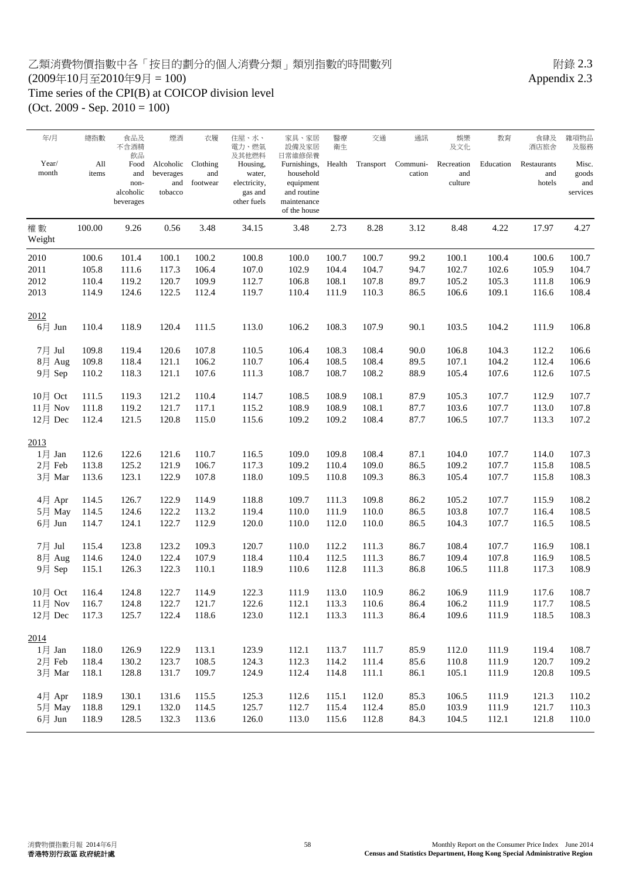# 乙類消費物價指數中各「按目的劃分的個人消費分類」類別指數的時間數列

附錄 2.3
Appendix 2.3

(2009年10月至2010年9月 = 100)

# Time series of the CPI(B) at COICOP division level

(Oct. 2009 - Sep. 2010 = 100)

| 年/月 Year/ month | 總指數 All items | 食品及不含酒精飲品 Food and non-alcoholic beverages | 煙酒 Alcoholic beverages and tobacco | 衣履 Clothing and footwear | 住屋、水、電力、燃氣及其他燃料 Housing, water, electricity, gas and other fuels | 家具、家居設備及家居日常維修保養 Furnishings, household equipment and routine maintenance of the house | 醫療衛生 Health | 交通 Transport | 通訊 Communi-cation | 娛樂及文化 Recreation and culture | 教育 Education | 食肆及酒店旅舍 Restaurants and hotels | 雜項物品及服務 Misc. goods and services |
|---|---|---|---|---|---|---|---|---|---|---|---|---|---|
| 權數 Weight | 100.00 | 9.26 | 0.56 | 3.48 | 34.15 | 3.48 | 2.73 | 8.28 | 3.12 | 8.48 | 4.22 | 17.97 | 4.27 |
| 2010 | 100.6 | 101.4 | 100.1 | 100.2 | 100.8 | 100.0 | 100.7 | 100.7 | 99.2 | 100.1 | 100.4 | 100.6 | 100.7 |
| 2011 | 105.8 | 111.6 | 117.3 | 106.4 | 107.0 | 102.9 | 104.4 | 104.7 | 94.7 | 102.7 | 102.6 | 105.9 | 104.7 |
| 2012 | 110.4 | 119.2 | 120.7 | 109.9 | 112.7 | 106.8 | 108.1 | 107.8 | 89.7 | 105.2 | 105.3 | 111.8 | 106.9 |
| 2013 | 114.9 | 124.6 | 122.5 | 112.4 | 119.7 | 110.4 | 111.9 | 110.3 | 86.5 | 106.6 | 109.1 | 116.6 | 108.4 |
| 2012 | | | | | | | | | | | | | |
| 6月 Jun | 110.4 | 118.9 | 120.4 | 111.5 | 113.0 | 106.2 | 108.3 | 107.9 | 90.1 | 103.5 | 104.2 | 111.9 | 106.8 |
| 7月 Jul | 109.8 | 119.4 | 120.6 | 107.8 | 110.5 | 106.4 | 108.3 | 108.4 | 90.0 | 106.8 | 104.3 | 112.2 | 106.6 |
| 8月 Aug | 109.8 | 118.4 | 121.1 | 106.2 | 110.7 | 106.4 | 108.5 | 108.4 | 89.5 | 107.1 | 104.2 | 112.4 | 106.6 |
| 9月 Sep | 110.2 | 118.3 | 121.1 | 107.6 | 111.3 | 108.7 | 108.7 | 108.2 | 88.9 | 105.4 | 107.6 | 112.6 | 107.5 |
| 10月 Oct | 111.5 | 119.3 | 121.2 | 110.4 | 114.7 | 108.5 | 108.9 | 108.1 | 87.9 | 105.3 | 107.7 | 112.9 | 107.7 |
| 11月 Nov | 111.8 | 119.2 | 121.7 | 117.1 | 115.2 | 108.9 | 108.9 | 108.1 | 87.7 | 103.6 | 107.7 | 113.0 | 107.8 |
| 12月 Dec | 112.4 | 121.5 | 120.8 | 115.0 | 115.6 | 109.2 | 109.2 | 108.4 | 87.7 | 106.5 | 107.7 | 113.3 | 107.2 |
| 2013 | | | | | | | | | | | | | |
| 1月 Jan | 112.6 | 122.6 | 121.6 | 110.7 | 116.5 | 109.0 | 109.8 | 108.4 | 87.1 | 104.0 | 107.7 | 114.0 | 107.3 |
| 2月 Feb | 113.8 | 125.2 | 121.9 | 106.7 | 117.3 | 109.2 | 110.4 | 109.0 | 86.5 | 109.2 | 107.7 | 115.8 | 108.5 |
| 3月 Mar | 113.6 | 123.1 | 122.9 | 107.8 | 118.0 | 109.5 | 110.8 | 109.3 | 86.3 | 105.4 | 107.7 | 115.8 | 108.3 |
| 4月 Apr | 114.5 | 126.7 | 122.9 | 114.9 | 118.8 | 109.7 | 111.3 | 109.8 | 86.2 | 105.2 | 107.7 | 115.9 | 108.2 |
| 5月 May | 114.5 | 124.6 | 122.2 | 113.2 | 119.4 | 110.0 | 111.9 | 110.0 | 86.5 | 103.8 | 107.7 | 116.4 | 108.5 |
| 6月 Jun | 114.7 | 124.1 | 122.7 | 112.9 | 120.0 | 110.0 | 112.0 | 110.0 | 86.5 | 104.3 | 107.7 | 116.5 | 108.5 |
| 7月 Jul | 115.4 | 123.8 | 123.2 | 109.3 | 120.7 | 110.0 | 112.2 | 111.3 | 86.7 | 108.4 | 107.7 | 116.9 | 108.1 |
| 8月 Aug | 114.6 | 124.0 | 122.4 | 107.9 | 118.4 | 110.4 | 112.5 | 111.3 | 86.7 | 109.4 | 107.8 | 116.9 | 108.5 |
| 9月 Sep | 115.1 | 126.3 | 122.3 | 110.1 | 118.9 | 110.6 | 112.8 | 111.3 | 86.8 | 106.5 | 111.8 | 117.3 | 108.9 |
| 10月 Oct | 116.4 | 124.8 | 122.7 | 114.9 | 122.3 | 111.9 | 113.0 | 110.9 | 86.2 | 106.9 | 111.9 | 117.6 | 108.7 |
| 11月 Nov | 116.7 | 124.8 | 122.7 | 121.7 | 122.6 | 112.1 | 113.3 | 110.6 | 86.4 | 106.2 | 111.9 | 117.7 | 108.5 |
| 12月 Dec | 117.3 | 125.7 | 122.4 | 118.6 | 123.0 | 112.1 | 113.3 | 111.3 | 86.4 | 109.6 | 111.9 | 118.5 | 108.3 |
| 2014 | | | | | | | | | | | | | |
| 1月 Jan | 118.0 | 126.9 | 122.9 | 113.1 | 123.9 | 112.1 | 113.7 | 111.7 | 85.9 | 112.0 | 111.9 | 119.4 | 108.7 |
| 2月 Feb | 118.4 | 130.2 | 123.7 | 108.5 | 124.3 | 112.3 | 114.2 | 111.4 | 85.6 | 110.8 | 111.9 | 120.7 | 109.2 |
| 3月 Mar | 118.1 | 128.8 | 131.7 | 109.7 | 124.9 | 112.4 | 114.8 | 111.1 | 86.1 | 105.1 | 111.9 | 120.8 | 109.5 |
| 4月 Apr | 118.9 | 130.1 | 131.6 | 115.5 | 125.3 | 112.6 | 115.1 | 112.0 | 85.3 | 106.5 | 111.9 | 121.3 | 110.2 |
| 5月 May | 118.8 | 129.1 | 132.0 | 114.5 | 125.7 | 112.7 | 115.4 | 112.4 | 85.0 | 103.9 | 111.9 | 121.7 | 110.3 |
| 6月 Jun | 118.9 | 128.5 | 132.3 | 113.6 | 126.0 | 113.0 | 115.6 | 112.8 | 84.3 | 104.5 | 112.1 | 121.8 | 110.0 |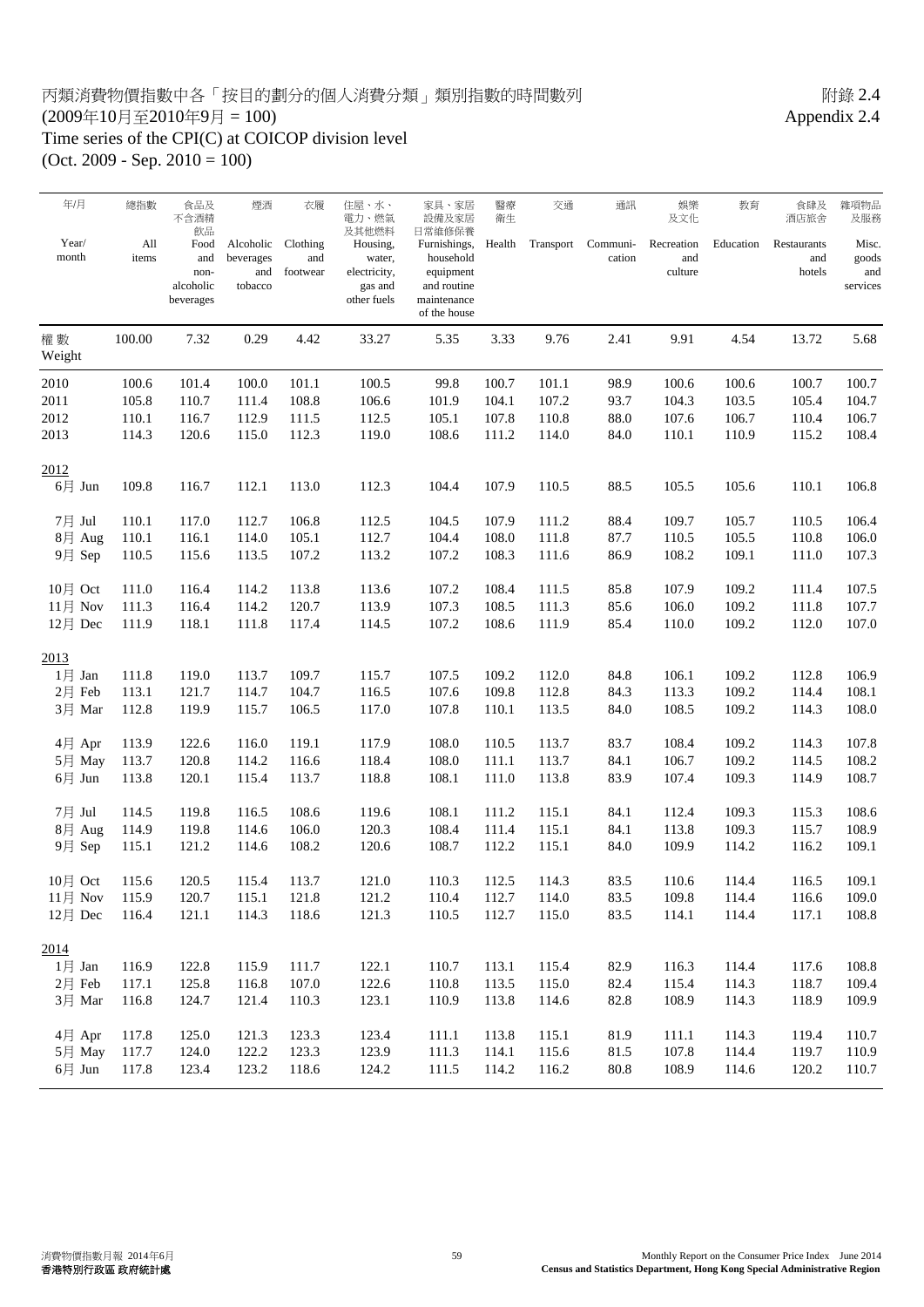# 丙類消費物價指數中各「按目的劃分的個人消費分類」類別指數的時間數列

附錄 2.4
Appendix 2.4

(2009年10月至2010年9月 = 100)

Time series of the CPI(C) at COICOP division level

(Oct. 2009 - Sep. 2010 = 100)

| 年/月 Year/ month | 總指數 All items | 食品及不含酒精飲品 Food and non-alcoholic beverages | 煙酒 Alcoholic beverages and tobacco | 衣履 Clothing and footwear | 住屋、水、電力、燃氣及其他燃料 Housing, water, electricity, gas and other fuels | 家具、家居設備及家居日常維修保養 Furnishings, household equipment and routine maintenance of the house | 醫療衛生 Health | 交通 Transport | 通訊 Communi-cation | 娛樂及文化 Recreation and culture | 教育 Education | 食肆及酒店旅舍 Restaurants and hotels | 雜項物品及服務 Misc. goods and services |
|---|---|---|---|---|---|---|---|---|---|---|---|---|---|
| 權數 Weight | 100.00 | 7.32 | 0.29 | 4.42 | 33.27 | 5.35 | 3.33 | 9.76 | 2.41 | 9.91 | 4.54 | 13.72 | 5.68 |
| 2010 | 100.6 | 101.4 | 100.0 | 101.1 | 100.5 | 99.8 | 100.7 | 101.1 | 98.9 | 100.6 | 100.6 | 100.7 | 100.7 |
| 2011 | 105.8 | 110.7 | 111.4 | 108.8 | 106.6 | 101.9 | 104.1 | 107.2 | 93.7 | 104.3 | 103.5 | 105.4 | 104.7 |
| 2012 | 110.1 | 116.7 | 112.9 | 111.5 | 112.5 | 105.1 | 107.8 | 110.8 | 88.0 | 107.6 | 106.7 | 110.4 | 106.7 |
| 2013 | 114.3 | 120.6 | 115.0 | 112.3 | 119.0 | 108.6 | 111.2 | 114.0 | 84.0 | 110.1 | 110.9 | 115.2 | 108.4 |
| 2012 | | | | | | | | | | | | | |
| 6月 Jun | 109.8 | 116.7 | 112.1 | 113.0 | 112.3 | 104.4 | 107.9 | 110.5 | 88.5 | 105.5 | 105.6 | 110.1 | 106.8 |
| 7月 Jul | 110.1 | 117.0 | 112.7 | 106.8 | 112.5 | 104.5 | 107.9 | 111.2 | 88.4 | 109.7 | 105.7 | 110.5 | 106.4 |
| 8月 Aug | 110.1 | 116.1 | 114.0 | 105.1 | 112.7 | 104.4 | 108.0 | 111.8 | 87.7 | 110.5 | 105.5 | 110.8 | 106.0 |
| 9月 Sep | 110.5 | 115.6 | 113.5 | 107.2 | 113.2 | 107.2 | 108.3 | 111.6 | 86.9 | 108.2 | 109.1 | 111.0 | 107.3 |
| 10月 Oct | 111.0 | 116.4 | 114.2 | 113.8 | 113.6 | 107.2 | 108.4 | 111.5 | 85.8 | 107.9 | 109.2 | 111.4 | 107.5 |
| 11月 Nov | 111.3 | 116.4 | 114.2 | 120.7 | 113.9 | 107.3 | 108.5 | 111.3 | 85.6 | 106.0 | 109.2 | 111.8 | 107.7 |
| 12月 Dec | 111.9 | 118.1 | 111.8 | 117.4 | 114.5 | 107.2 | 108.6 | 111.9 | 85.4 | 110.0 | 109.2 | 112.0 | 107.0 |
| 2013 | | | | | | | | | | | | | |
| 1月 Jan | 111.8 | 119.0 | 113.7 | 109.7 | 115.7 | 107.5 | 109.2 | 112.0 | 84.8 | 106.1 | 109.2 | 112.8 | 106.9 |
| 2月 Feb | 113.1 | 121.7 | 114.7 | 104.7 | 116.5 | 107.6 | 109.8 | 112.8 | 84.3 | 113.3 | 109.2 | 114.4 | 108.1 |
| 3月 Mar | 112.8 | 119.9 | 115.7 | 106.5 | 117.0 | 107.8 | 110.1 | 113.5 | 84.0 | 108.5 | 109.2 | 114.3 | 108.0 |
| 4月 Apr | 113.9 | 122.6 | 116.0 | 119.1 | 117.9 | 108.0 | 110.5 | 113.7 | 83.7 | 108.4 | 109.2 | 114.3 | 107.8 |
| 5月 May | 113.7 | 120.8 | 114.2 | 116.6 | 118.4 | 108.0 | 111.1 | 113.7 | 84.1 | 106.7 | 109.2 | 114.5 | 108.2 |
| 6月 Jun | 113.8 | 120.1 | 115.4 | 113.7 | 118.8 | 108.1 | 111.0 | 113.8 | 83.9 | 107.4 | 109.3 | 114.9 | 108.7 |
| 7月 Jul | 114.5 | 119.8 | 116.5 | 108.6 | 119.6 | 108.1 | 111.2 | 115.1 | 84.1 | 112.4 | 109.3 | 115.3 | 108.6 |
| 8月 Aug | 114.9 | 119.8 | 114.6 | 106.0 | 120.3 | 108.4 | 111.4 | 115.1 | 84.1 | 113.8 | 109.3 | 115.7 | 108.9 |
| 9月 Sep | 115.1 | 121.2 | 114.6 | 108.2 | 120.6 | 108.7 | 112.2 | 115.1 | 84.0 | 109.9 | 114.2 | 116.2 | 109.1 |
| 10月 Oct | 115.6 | 120.5 | 115.4 | 113.7 | 121.0 | 110.3 | 112.5 | 114.3 | 83.5 | 110.6 | 114.4 | 116.5 | 109.1 |
| 11月 Nov | 115.9 | 120.7 | 115.1 | 121.8 | 121.2 | 110.4 | 112.7 | 114.0 | 83.5 | 109.8 | 114.4 | 116.6 | 109.0 |
| 12月 Dec | 116.4 | 121.1 | 114.3 | 118.6 | 121.3 | 110.5 | 112.7 | 115.0 | 83.5 | 114.1 | 114.4 | 117.1 | 108.8 |
| 2014 | | | | | | | | | | | | | |
| 1月 Jan | 116.9 | 122.8 | 115.9 | 111.7 | 122.1 | 110.7 | 113.1 | 115.4 | 82.9 | 116.3 | 114.4 | 117.6 | 108.8 |
| 2月 Feb | 117.1 | 125.8 | 116.8 | 107.0 | 122.6 | 110.8 | 113.5 | 115.0 | 82.4 | 115.4 | 114.3 | 118.7 | 109.4 |
| 3月 Mar | 116.8 | 124.7 | 121.4 | 110.3 | 123.1 | 110.9 | 113.8 | 114.6 | 82.8 | 108.9 | 114.3 | 118.9 | 109.9 |
| 4月 Apr | 117.8 | 125.0 | 121.3 | 123.3 | 123.4 | 111.1 | 113.8 | 115.1 | 81.9 | 111.1 | 114.3 | 119.4 | 110.7 |
| 5月 May | 117.7 | 124.0 | 122.2 | 123.3 | 123.9 | 111.3 | 114.1 | 115.6 | 81.5 | 107.8 | 114.4 | 119.7 | 110.9 |
| 6月 Jun | 117.8 | 123.4 | 123.2 | 118.6 | 124.2 | 111.5 | 114.2 | 116.2 | 80.8 | 108.9 | 114.6 | 120.2 | 110.7 |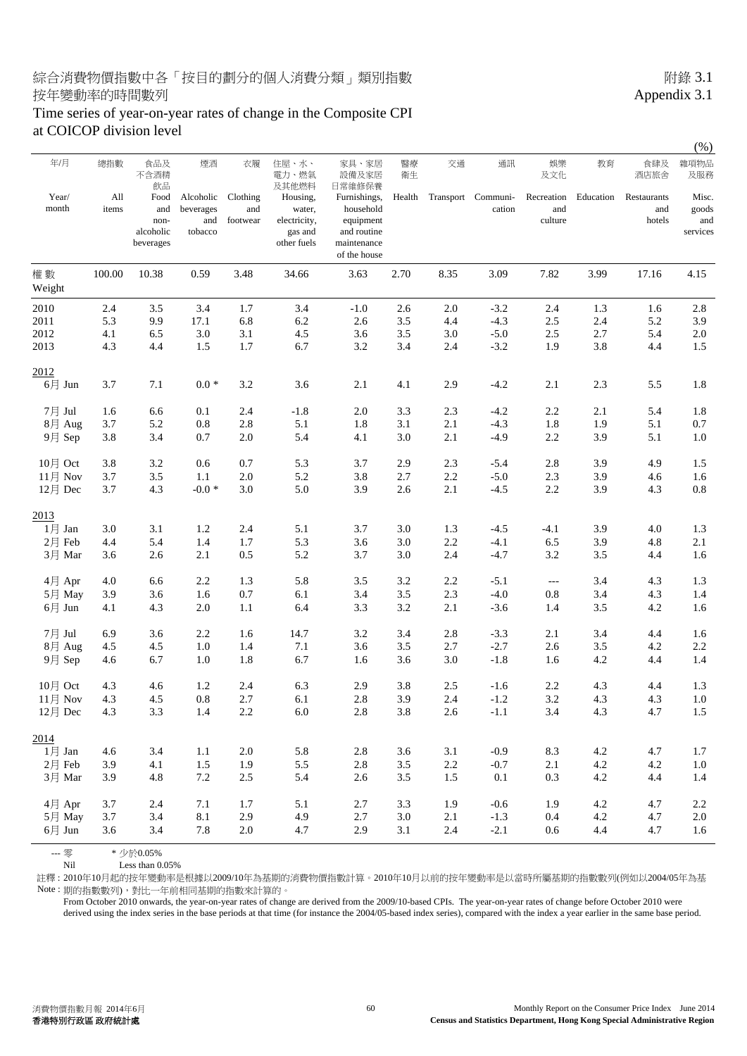# 綜合消費物價指數中各「按目的劃分的個人消費分類」類別指數按年變動率的時間數列

附錄 3.1
Appendix 3.1

# Time series of year-on-year rates of change in the Composite CPI at COICOP division level

(%)

| 年/月 Year/month | 總指數 All items | 食品及不含酒精飲品 Food and non-alcoholic beverages | 煙酒 Alcoholic beverages and tobacco | 衣履 Clothing and footwear | 住屋、水、電力、燃氣及其他燃料 Housing, water, electricity, gas and other fuels | 家具、家居設備及家居日常維修保養 Furnishings, household equipment and routine maintenance of the house | 醫療衛生 Health | 交通 Transport | 通訊 Communi-cation | 娛樂及文化 Recreation and culture | 教育 Education | 食肆及酒店旅舍 Restaurants and hotels | 雜項物品及服務 Misc. goods and services |
|---|---|---|---|---|---|---|---|---|---|---|---|---|---|
| 權數 Weight | 100.00 | 10.38 | 0.59 | 3.48 | 34.66 | 3.63 | 2.70 | 8.35 | 3.09 | 7.82 | 3.99 | 17.16 | 4.15 |
| 2010 | 2.4 | 3.5 | 3.4 | 1.7 | 3.4 | -1.0 | 2.6 | 2.0 | -3.2 | 2.4 | 1.3 | 1.6 | 2.8 |
| 2011 | 5.3 | 9.9 | 17.1 | 6.8 | 6.2 | 2.6 | 3.5 | 4.4 | -4.3 | 2.5 | 2.4 | 5.2 | 3.9 |
| 2012 | 4.1 | 6.5 | 3.0 | 3.1 | 4.5 | 3.6 | 3.5 | 3.0 | -5.0 | 2.5 | 2.7 | 5.4 | 2.0 |
| 2013 | 4.3 | 4.4 | 1.5 | 1.7 | 6.7 | 3.2 | 3.4 | 2.4 | -3.2 | 1.9 | 3.8 | 4.4 | 1.5 |
| **2012** | | | | | | | | | | | | | |
| 6月 Jun | 3.7 | 7.1 | 0.0 * | 3.2 | 3.6 | 2.1 | 4.1 | 2.9 | -4.2 | 2.1 | 2.3 | 5.5 | 1.8 |
| 7月 Jul | 1.6 | 6.6 | 0.1 | 2.4 | -1.8 | 2.0 | 3.3 | 2.3 | -4.2 | 2.2 | 2.1 | 5.4 | 1.8 |
| 8月 Aug | 3.7 | 5.2 | 0.8 | 2.8 | 5.1 | 1.8 | 3.1 | 2.1 | -4.3 | 1.8 | 1.9 | 5.1 | 0.7 |
| 9月 Sep | 3.8 | 3.4 | 0.7 | 2.0 | 5.4 | 4.1 | 3.0 | 2.1 | -4.9 | 2.2 | 3.9 | 5.1 | 1.0 |
| 10月 Oct | 3.8 | 3.2 | 0.6 | 0.7 | 5.3 | 3.7 | 2.9 | 2.3 | -5.4 | 2.8 | 3.9 | 4.9 | 1.5 |
| 11月 Nov | 3.7 | 3.5 | 1.1 | 2.0 | 5.2 | 3.8 | 2.7 | 2.2 | -5.0 | 2.3 | 3.9 | 4.6 | 1.6 |
| 12月 Dec | 3.7 | 4.3 | -0.0 * | 3.0 | 5.0 | 3.9 | 2.6 | 2.1 | -4.5 | 2.2 | 3.9 | 4.3 | 0.8 |
| **2013** | | | | | | | | | | | | | |
| 1月 Jan | 3.0 | 3.1 | 1.2 | 2.4 | 5.1 | 3.7 | 3.0 | 1.3 | -4.5 | -4.1 | 3.9 | 4.0 | 1.3 |
| 2月 Feb | 4.4 | 5.4 | 1.4 | 1.7 | 5.3 | 3.6 | 3.0 | 2.2 | -4.1 | 6.5 | 3.9 | 4.8 | 2.1 |
| 3月 Mar | 3.6 | 2.6 | 2.1 | 0.5 | 5.2 | 3.7 | 3.0 | 2.4 | -4.7 | 3.2 | 3.5 | 4.4 | 1.6 |
| 4月 Apr | 4.0 | 6.6 | 2.2 | 1.3 | 5.8 | 3.5 | 3.2 | 2.2 | -5.1 | --- | 3.4 | 4.3 | 1.3 |
| 5月 May | 3.9 | 3.6 | 1.6 | 0.7 | 6.1 | 3.4 | 3.5 | 2.3 | -4.0 | 0.8 | 3.4 | 4.3 | 1.4 |
| 6月 Jun | 4.1 | 4.3 | 2.0 | 1.1 | 6.4 | 3.3 | 3.2 | 2.1 | -3.6 | 1.4 | 3.5 | 4.2 | 1.6 |
| 7月 Jul | 6.9 | 3.6 | 2.2 | 1.6 | 14.7 | 3.2 | 3.4 | 2.8 | -3.3 | 2.1 | 3.4 | 4.4 | 1.6 |
| 8月 Aug | 4.5 | 4.5 | 1.0 | 1.4 | 7.1 | 3.6 | 3.5 | 2.7 | -2.7 | 2.6 | 3.5 | 4.2 | 2.2 |
| 9月 Sep | 4.6 | 6.7 | 1.0 | 1.8 | 6.7 | 1.6 | 3.6 | 3.0 | -1.8 | 1.6 | 4.2 | 4.4 | 1.4 |
| 10月 Oct | 4.3 | 4.6 | 1.2 | 2.4 | 6.3 | 2.9 | 3.8 | 2.5 | -1.6 | 2.2 | 4.3 | 4.4 | 1.3 |
| 11月 Nov | 4.3 | 4.5 | 0.8 | 2.7 | 6.1 | 2.8 | 3.9 | 2.4 | -1.2 | 3.2 | 4.3 | 4.3 | 1.0 |
| 12月 Dec | 4.3 | 3.3 | 1.4 | 2.2 | 6.0 | 2.8 | 3.8 | 2.6 | -1.1 | 3.4 | 4.3 | 4.7 | 1.5 |
| **2014** | | | | | | | | | | | | | |
| 1月 Jan | 4.6 | 3.4 | 1.1 | 2.0 | 5.8 | 2.8 | 3.6 | 3.1 | -0.9 | 8.3 | 4.2 | 4.7 | 1.7 |
| 2月 Feb | 3.9 | 4.1 | 1.5 | 1.9 | 5.5 | 2.8 | 3.5 | 2.2 | -0.7 | 2.1 | 4.2 | 4.2 | 1.0 |
| 3月 Mar | 3.9 | 4.8 | 7.2 | 2.5 | 5.4 | 2.6 | 3.5 | 1.5 | 0.1 | 0.3 | 4.2 | 4.4 | 1.4 |
| 4月 Apr | 3.7 | 2.4 | 7.1 | 1.7 | 5.1 | 2.7 | 3.3 | 1.9 | -0.6 | 1.9 | 4.2 | 4.7 | 2.2 |
| 5月 May | 3.7 | 3.4 | 8.1 | 2.9 | 4.9 | 2.7 | 3.0 | 2.1 | -1.3 | 0.4 | 4.2 | 4.7 | 2.0 |
| 6月 Jun | 3.6 | 3.4 | 7.8 | 2.0 | 4.7 | 2.9 | 3.1 | 2.4 | -2.1 | 0.6 | 4.4 | 4.7 | 1.6 |

--- 零 Nil　　* 少於0.05% Less than 0.05%

註釋：2010年10月起的按年變動率是根據以2009/10年為基期的消費物價指數計算。2010年10月以前的按年變動率是以當時所屬基期的指數數列(例如以2004/05年為基期的指數數列)，對比一年前相同基期的指數來計算的。

Note : From October 2010 onwards, the year-on-year rates of change are derived from the 2009/10-based CPIs. The year-on-year rates of change before October 2010 were derived using the index series in the base periods at that time (for instance the 2004/05-based index series), compared with the index a year earlier in the same base period.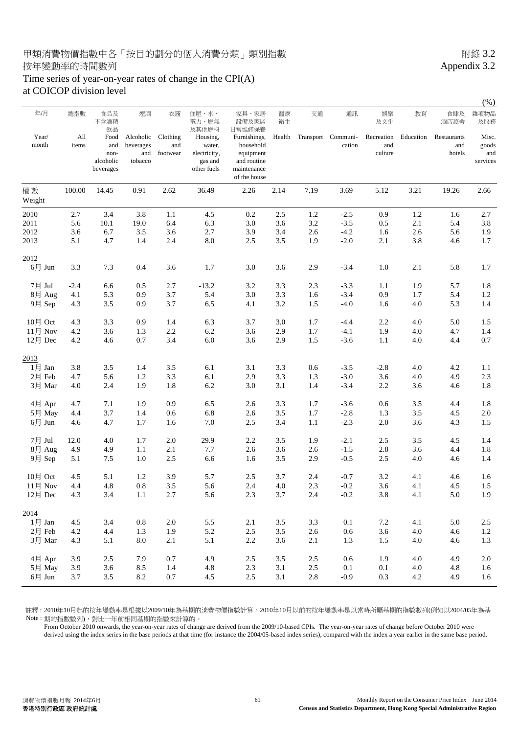# 甲類消費物價指數中各「按目的劃分的個人消費分類」類別指數 按年變動率的時間數列

# Time series of year-on-year rates of change in the CPI(A) at COICOP division level

附錄 3.2
Appendix 3.2

(%)

| 年/月 Year/ month | 總指數 All items | 食品及不含酒精飲品 Food and non-alcoholic beverages | 煙酒 Alcoholic beverages and tobacco | 衣履 Clothing and footwear | 住屋、水、電力、燃氣及其他燃料 Housing, water, electricity, gas and other fuels | 家具、家居設備及家居日常維修保養 Furnishings, household equipment and routine maintenance of the house | 醫療衛生 Health | 交通 Transport | 通訊 Communi-cation | 娛樂及文化 Recreation and culture | 教育 Education | 食肆及酒店旅舍 Restaurants and hotels | 雜項物品及服務 Misc. goods and services |
|---|---|---|---|---|---|---|---|---|---|---|---|---|---|
| 權數 Weight | 100.00 | 14.45 | 0.91 | 2.62 | 36.49 | 2.26 | 2.14 | 7.19 | 3.69 | 5.12 | 3.21 | 19.26 | 2.66 |
| 2010 | 2.7 | 3.4 | 3.8 | 1.1 | 4.5 | 0.2 | 2.5 | 1.2 | -2.5 | 0.9 | 1.2 | 1.6 | 2.7 |
| 2011 | 5.6 | 10.1 | 19.0 | 6.4 | 6.3 | 3.0 | 3.6 | 3.2 | -3.5 | 0.5 | 2.1 | 5.4 | 3.8 |
| 2012 | 3.6 | 6.7 | 3.5 | 3.6 | 2.7 | 3.9 | 3.4 | 2.6 | -4.2 | 1.6 | 2.6 | 5.6 | 1.9 |
| 2013 | 5.1 | 4.7 | 1.4 | 2.4 | 8.0 | 2.5 | 3.5 | 1.9 | -2.0 | 2.1 | 3.8 | 4.6 | 1.7 |
| 2012 | | | | | | | | | | | | | |
| 6月 Jun | 3.3 | 7.3 | 0.4 | 3.6 | 1.7 | 3.0 | 3.6 | 2.9 | -3.4 | 1.0 | 2.1 | 5.8 | 1.7 |
| 7月 Jul | -2.4 | 6.6 | 0.5 | 2.7 | -13.2 | 3.2 | 3.3 | 2.3 | -3.3 | 1.1 | 1.9 | 5.7 | 1.8 |
| 8月 Aug | 4.1 | 5.3 | 0.9 | 3.7 | 5.4 | 3.0 | 3.3 | 1.6 | -3.4 | 0.9 | 1.7 | 5.4 | 1.2 |
| 9月 Sep | 4.3 | 3.5 | 0.9 | 3.7 | 6.5 | 4.1 | 3.2 | 1.5 | -4.0 | 1.6 | 4.0 | 5.3 | 1.4 |
| 10月 Oct | 4.3 | 3.3 | 0.9 | 1.4 | 6.3 | 3.7 | 3.0 | 1.7 | -4.4 | 2.2 | 4.0 | 5.0 | 1.5 |
| 11月 Nov | 4.2 | 3.6 | 1.3 | 2.2 | 6.2 | 3.6 | 2.9 | 1.7 | -4.1 | 1.9 | 4.0 | 4.7 | 1.4 |
| 12月 Dec | 4.2 | 4.6 | 0.7 | 3.4 | 6.0 | 3.6 | 2.9 | 1.5 | -3.6 | 1.1 | 4.0 | 4.4 | 0.7 |
| 2013 | | | | | | | | | | | | | |
| 1月 Jan | 3.8 | 3.5 | 1.4 | 3.5 | 6.1 | 3.1 | 3.3 | 0.6 | -3.5 | -2.8 | 4.0 | 4.2 | 1.1 |
| 2月 Feb | 4.7 | 5.6 | 1.2 | 3.3 | 6.1 | 2.9 | 3.3 | 1.3 | -3.0 | 3.6 | 4.0 | 4.9 | 2.3 |
| 3月 Mar | 4.0 | 2.4 | 1.9 | 1.8 | 6.2 | 3.0 | 3.1 | 1.4 | -3.4 | 2.2 | 3.6 | 4.6 | 1.8 |
| 4月 Apr | 4.7 | 7.1 | 1.9 | 0.9 | 6.5 | 2.6 | 3.3 | 1.7 | -3.6 | 0.6 | 3.5 | 4.4 | 1.8 |
| 5月 May | 4.4 | 3.7 | 1.4 | 0.6 | 6.8 | 2.6 | 3.5 | 1.7 | -2.8 | 1.3 | 3.5 | 4.5 | 2.0 |
| 6月 Jun | 4.6 | 4.7 | 1.7 | 1.6 | 7.0 | 2.5 | 3.4 | 1.1 | -2.3 | 2.0 | 3.6 | 4.3 | 1.5 |
| 7月 Jul | 12.0 | 4.0 | 1.7 | 2.0 | 29.9 | 2.2 | 3.5 | 1.9 | -2.1 | 2.5 | 3.5 | 4.5 | 1.4 |
| 8月 Aug | 4.9 | 4.9 | 1.1 | 2.1 | 7.7 | 2.6 | 3.6 | 2.6 | -1.5 | 2.8 | 3.6 | 4.4 | 1.8 |
| 9月 Sep | 5.1 | 7.5 | 1.0 | 2.5 | 6.6 | 1.6 | 3.5 | 2.9 | -0.5 | 2.5 | 4.0 | 4.6 | 1.4 |
| 10月 Oct | 4.5 | 5.1 | 1.2 | 3.9 | 5.7 | 2.5 | 3.7 | 2.4 | -0.7 | 3.2 | 4.1 | 4.6 | 1.6 |
| 11月 Nov | 4.4 | 4.8 | 0.8 | 3.5 | 5.6 | 2.4 | 4.0 | 2.3 | -0.2 | 3.6 | 4.1 | 4.5 | 1.5 |
| 12月 Dec | 4.3 | 3.4 | 1.1 | 2.7 | 5.6 | 2.3 | 3.7 | 2.4 | -0.2 | 3.8 | 4.1 | 5.0 | 1.9 |
| 2014 | | | | | | | | | | | | | |
| 1月 Jan | 4.5 | 3.4 | 0.8 | 2.0 | 5.5 | 2.1 | 3.5 | 3.3 | 0.1 | 7.2 | 4.1 | 5.0 | 2.5 |
| 2月 Feb | 4.2 | 4.4 | 1.3 | 1.9 | 5.2 | 2.5 | 3.5 | 2.6 | 0.6 | 3.6 | 4.0 | 4.6 | 1.2 |
| 3月 Mar | 4.3 | 5.1 | 8.0 | 2.1 | 5.1 | 2.2 | 3.6 | 2.1 | 1.3 | 1.5 | 4.0 | 4.6 | 1.3 |
| 4月 Apr | 3.9 | 2.5 | 7.9 | 0.7 | 4.9 | 2.5 | 3.5 | 2.5 | 0.6 | 1.9 | 4.0 | 4.9 | 2.0 |
| 5月 May | 3.9 | 3.6 | 8.5 | 1.4 | 4.8 | 2.3 | 3.1 | 2.5 | 0.1 | 0.1 | 4.0 | 4.8 | 1.6 |
| 6月 Jun | 3.7 | 3.5 | 8.2 | 0.7 | 4.5 | 2.5 | 3.1 | 2.8 | -0.9 | 0.3 | 4.2 | 4.9 | 1.6 |

註釋：2010年10月起的按年變動率是根據以2009/10年為基期的消費物價指數計算。2010年10月以前的按年變動率是以當時所屬基期的指數數列(例如以2004/05年為基期的指數數列)，對比一年前相同基期的指數來計算的。

Note : From October 2010 onwards, the year-on-year rates of change are derived from the 2009/10-based CPIs. The year-on-year rates of change before October 2010 were derived using the index series in the base periods at that time (for instance the 2004/05-based index series), compared with the index a year earlier in the same base period.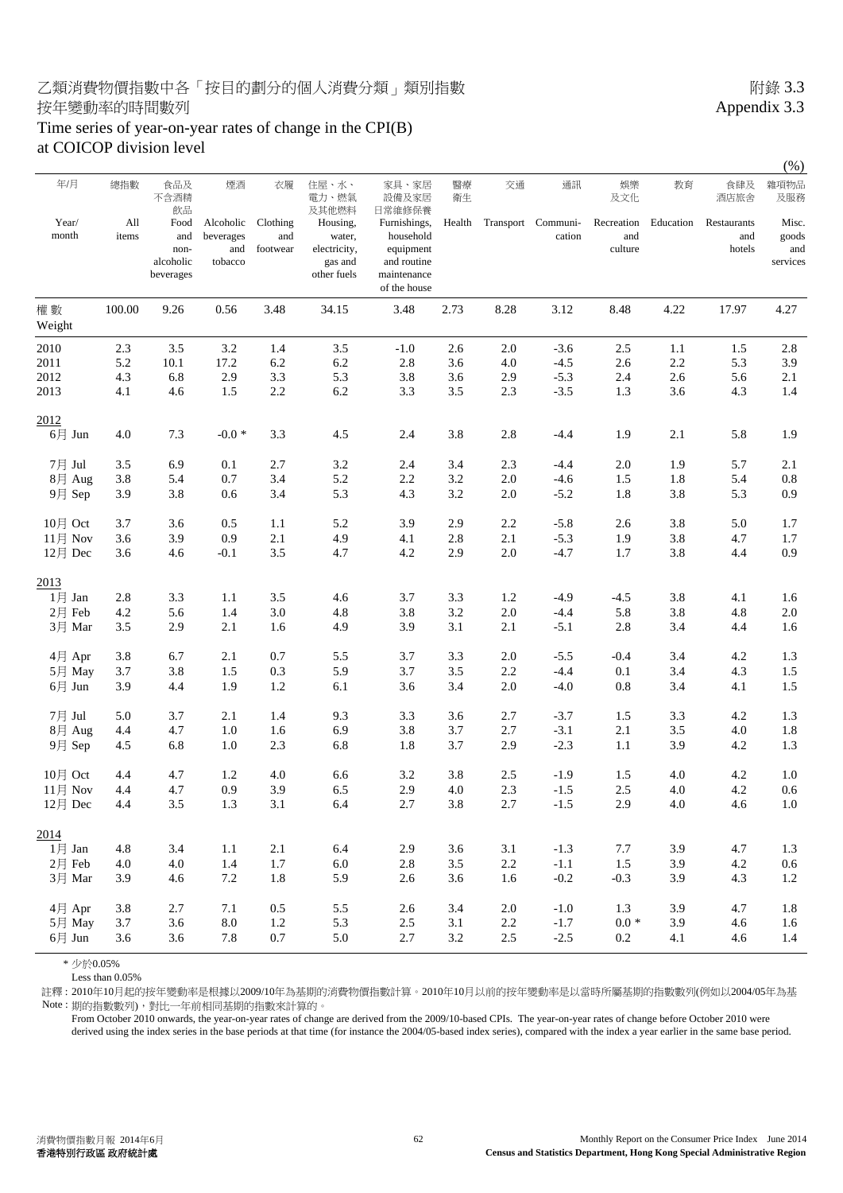# 乙類消費物價指數中各「按目的劃分的個人消費分類」類別指數 按年變動率的時間數列

# Time series of year-on-year rates of change in the CPI(B) at COICOP division level

附錄 3.3
Appendix 3.3

(%)

| 年/月 Year/month | 總指數 All items | 食品及不含酒精飲品 Food and non-alcoholic beverages | 煙酒 Alcoholic beverages and tobacco | 衣履 Clothing and footwear | 住屋、水、電力、燃氣及其他燃料 Housing, water, electricity, gas and other fuels | 家具、家居設備及家居日常維修保養 Furnishings, household equipment and routine maintenance of the house | 醫療衞生 Health | 交通 Transport | 通訊 Communi-cation | 娛樂及文化 Recreation and culture | 教育 Education | 食肆及酒店旅舍 Restaurants and hotels | 雜項物品及服務 Misc. goods and services |
|---|---|---|---|---|---|---|---|---|---|---|---|---|---|
| 權數 Weight | 100.00 | 9.26 | 0.56 | 3.48 | 34.15 | 3.48 | 2.73 | 8.28 | 3.12 | 8.48 | 4.22 | 17.97 | 4.27 |
| 2010 | 2.3 | 3.5 | 3.2 | 1.4 | 3.5 | -1.0 | 2.6 | 2.0 | -3.6 | 2.5 | 1.1 | 1.5 | 2.8 |
| 2011 | 5.2 | 10.1 | 17.2 | 6.2 | 6.2 | 2.8 | 3.6 | 4.0 | -4.5 | 2.6 | 2.2 | 5.3 | 3.9 |
| 2012 | 4.3 | 6.8 | 2.9 | 3.3 | 5.3 | 3.8 | 3.6 | 2.9 | -5.3 | 2.4 | 2.6 | 5.6 | 2.1 |
| 2013 | 4.1 | 4.6 | 1.5 | 2.2 | 6.2 | 3.3 | 3.5 | 2.3 | -3.5 | 1.3 | 3.6 | 4.3 | 1.4 |
| **2012** | | | | | | | | | | | | | |
| 6月 Jun | 4.0 | 7.3 | -0.0 * | 3.3 | 4.5 | 2.4 | 3.8 | 2.8 | -4.4 | 1.9 | 2.1 | 5.8 | 1.9 |
| 7月 Jul | 3.5 | 6.9 | 0.1 | 2.7 | 3.2 | 2.4 | 3.4 | 2.3 | -4.4 | 2.0 | 1.9 | 5.7 | 2.1 |
| 8月 Aug | 3.8 | 5.4 | 0.7 | 3.4 | 5.2 | 2.2 | 3.2 | 2.0 | -4.6 | 1.5 | 1.8 | 5.4 | 0.8 |
| 9月 Sep | 3.9 | 3.8 | 0.6 | 3.4 | 5.3 | 4.3 | 3.2 | 2.0 | -5.2 | 1.8 | 3.8 | 5.3 | 0.9 |
| 10月 Oct | 3.7 | 3.6 | 0.5 | 1.1 | 5.2 | 3.9 | 2.9 | 2.2 | -5.8 | 2.6 | 3.8 | 5.0 | 1.7 |
| 11月 Nov | 3.6 | 3.9 | 0.9 | 2.1 | 4.9 | 4.1 | 2.8 | 2.1 | -5.3 | 1.9 | 3.8 | 4.7 | 1.7 |
| 12月 Dec | 3.6 | 4.6 | -0.1 | 3.5 | 4.7 | 4.2 | 2.9 | 2.0 | -4.7 | 1.7 | 3.8 | 4.4 | 0.9 |
| **2013** | | | | | | | | | | | | | |
| 1月 Jan | 2.8 | 3.3 | 1.1 | 3.5 | 4.6 | 3.7 | 3.3 | 1.2 | -4.9 | -4.5 | 3.8 | 4.1 | 1.6 |
| 2月 Feb | 4.2 | 5.6 | 1.4 | 3.0 | 4.8 | 3.8 | 3.2 | 2.0 | -4.4 | 5.8 | 3.8 | 4.8 | 2.0 |
| 3月 Mar | 3.5 | 2.9 | 2.1 | 1.6 | 4.9 | 3.9 | 3.1 | 2.1 | -5.1 | 2.8 | 3.4 | 4.4 | 1.6 |
| 4月 Apr | 3.8 | 6.7 | 2.1 | 0.7 | 5.5 | 3.7 | 3.3 | 2.0 | -5.5 | -0.4 | 3.4 | 4.2 | 1.3 |
| 5月 May | 3.7 | 3.8 | 1.5 | 0.3 | 5.9 | 3.7 | 3.5 | 2.2 | -4.4 | 0.1 | 3.4 | 4.3 | 1.5 |
| 6月 Jun | 3.9 | 4.4 | 1.9 | 1.2 | 6.1 | 3.6 | 3.4 | 2.0 | -4.0 | 0.8 | 3.4 | 4.1 | 1.5 |
| 7月 Jul | 5.0 | 3.7 | 2.1 | 1.4 | 9.3 | 3.3 | 3.6 | 2.7 | -3.7 | 1.5 | 3.3 | 4.2 | 1.3 |
| 8月 Aug | 4.4 | 4.7 | 1.0 | 1.6 | 6.9 | 3.8 | 3.7 | 2.7 | -3.1 | 2.1 | 3.5 | 4.0 | 1.8 |
| 9月 Sep | 4.5 | 6.8 | 1.0 | 2.3 | 6.8 | 1.8 | 3.7 | 2.9 | -2.3 | 1.1 | 3.9 | 4.2 | 1.3 |
| 10月 Oct | 4.4 | 4.7 | 1.2 | 4.0 | 6.6 | 3.2 | 3.8 | 2.5 | -1.9 | 1.5 | 4.0 | 4.2 | 1.0 |
| 11月 Nov | 4.4 | 4.7 | 0.9 | 3.9 | 6.5 | 2.9 | 4.0 | 2.3 | -1.5 | 2.5 | 4.0 | 4.2 | 0.6 |
| 12月 Dec | 4.4 | 3.5 | 1.3 | 3.1 | 6.4 | 2.7 | 3.8 | 2.7 | -1.5 | 2.9 | 4.0 | 4.6 | 1.0 |
| **2014** | | | | | | | | | | | | | |
| 1月 Jan | 4.8 | 3.4 | 1.1 | 2.1 | 6.4 | 2.9 | 3.6 | 3.1 | -1.3 | 7.7 | 3.9 | 4.7 | 1.3 |
| 2月 Feb | 4.0 | 4.0 | 1.4 | 1.7 | 6.0 | 2.8 | 3.5 | 2.2 | -1.1 | 1.5 | 3.9 | 4.2 | 0.6 |
| 3月 Mar | 3.9 | 4.6 | 7.2 | 1.8 | 5.9 | 2.6 | 3.6 | 1.6 | -0.2 | -0.3 | 3.9 | 4.3 | 1.2 |
| 4月 Apr | 3.8 | 2.7 | 7.1 | 0.5 | 5.5 | 2.6 | 3.4 | 2.0 | -1.0 | 1.3 | 3.9 | 4.7 | 1.8 |
| 5月 May | 3.7 | 3.6 | 8.0 | 1.2 | 5.3 | 2.5 | 3.1 | 2.2 | -1.7 | 0.0 * | 3.9 | 4.6 | 1.6 |
| 6月 Jun | 3.6 | 3.6 | 7.8 | 0.7 | 5.0 | 2.7 | 3.2 | 2.5 | -2.5 | 0.2 | 4.1 | 4.6 | 1.4 |

\* 少於0.05%
Less than 0.05%

註釋：2010年10月起的按年變動率是根據以2009/10年為基期的消費物價指數計算。2010年10月以前的按年變動率是以當時所屬基期的指數數列(例如以2004/05年為基期的指數數列)，對比一年前相同基期的指數來計算的。

Note : From October 2010 onwards, the year-on-year rates of change are derived from the 2009/10-based CPIs. The year-on-year rates of change before October 2010 were derived using the index series in the base periods at that time (for instance the 2004/05-based index series), compared with the index a year earlier in the same base period.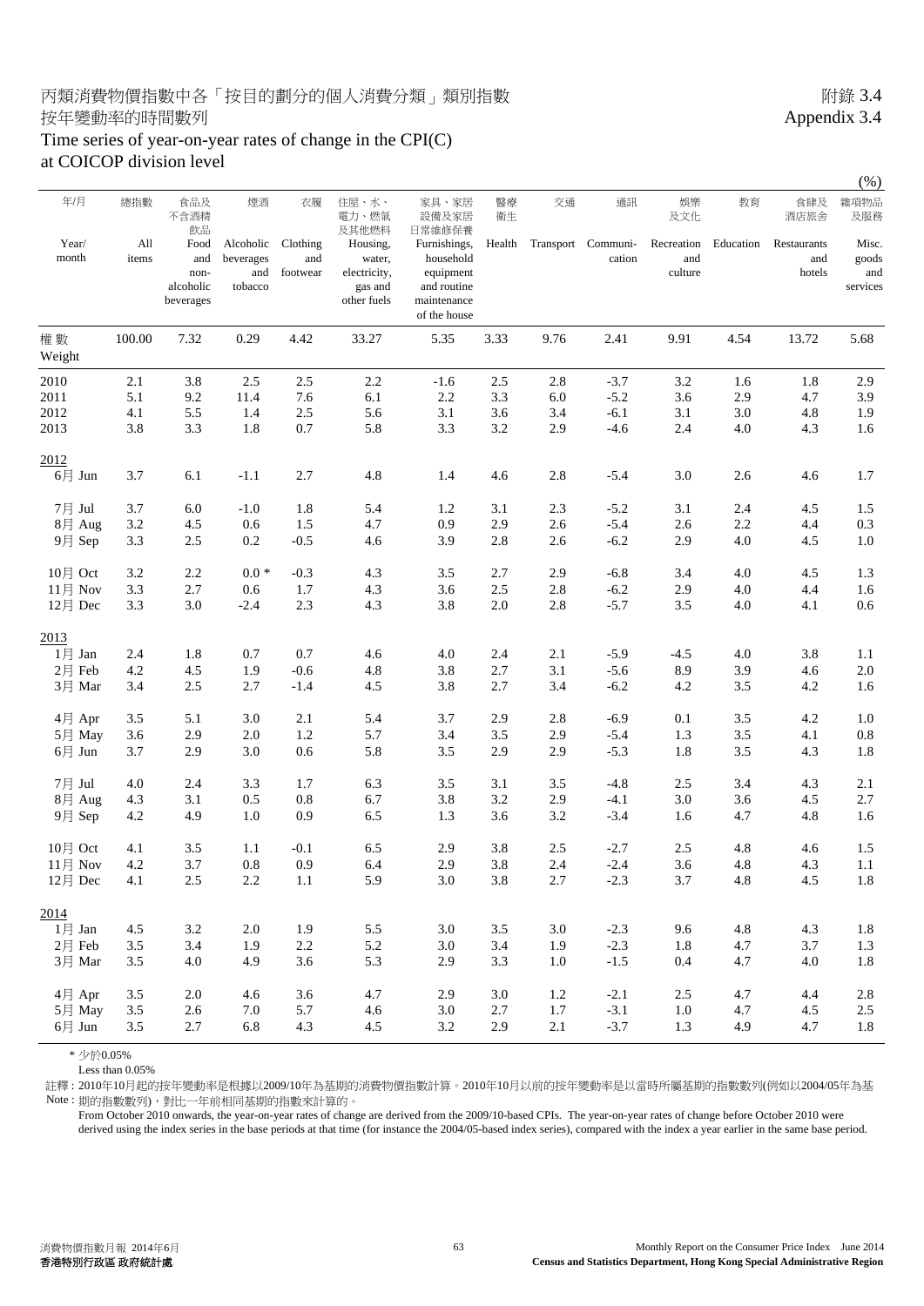丙類消費物價指數中各「按目的劃分的個人消費分類」類別指數 按年變動率的時間數列

附錄 3.4
Appendix 3.4

# Time series of year-on-year rates of change in the CPI(C) at COICOP division level

(%)

| 年/月 Year/month | 總指數 All items | 食品及不含酒精飲品 Food and non-alcoholic beverages | 煙酒 Alcoholic beverages and tobacco | 衣履 Clothing and footwear | 住屋、水、電力、燃氣及其他燃料 Housing, water, electricity, gas and other fuels | 家具、家居設備及家居日常維修保養 Furnishings, household equipment and routine maintenance of the house | 醫療衛生 Health | 交通 Transport | 通訊 Communi-cation | 娛樂及文化 Recreation and culture | 教育 Education | 食肆及酒店旅舍 Restaurants and hotels | 雜項物品及服務 Misc. goods and services |
|---|---|---|---|---|---|---|---|---|---|---|---|---|---|
| 權數 Weight | 100.00 | 7.32 | 0.29 | 4.42 | 33.27 | 5.35 | 3.33 | 9.76 | 2.41 | 9.91 | 4.54 | 13.72 | 5.68 |
| 2010 | 2.1 | 3.8 | 2.5 | 2.5 | 2.2 | -1.6 | 2.5 | 2.8 | -3.7 | 3.2 | 1.6 | 1.8 | 2.9 |
| 2011 | 5.1 | 9.2 | 11.4 | 7.6 | 6.1 | 2.2 | 3.3 | 6.0 | -5.2 | 3.6 | 2.9 | 4.7 | 3.9 |
| 2012 | 4.1 | 5.5 | 1.4 | 2.5 | 5.6 | 3.1 | 3.6 | 3.4 | -6.1 | 3.1 | 3.0 | 4.8 | 1.9 |
| 2013 | 3.8 | 3.3 | 1.8 | 0.7 | 5.8 | 3.3 | 3.2 | 2.9 | -4.6 | 2.4 | 4.0 | 4.3 | 1.6 |
| 2012 | | | | | | | | | | | | | |
| 6月 Jun | 3.7 | 6.1 | -1.1 | 2.7 | 4.8 | 1.4 | 4.6 | 2.8 | -5.4 | 3.0 | 2.6 | 4.6 | 1.7 |
| 7月 Jul | 3.7 | 6.0 | -1.0 | 1.8 | 5.4 | 1.2 | 3.1 | 2.3 | -5.2 | 3.1 | 2.4 | 4.5 | 1.5 |
| 8月 Aug | 3.2 | 4.5 | 0.6 | 1.5 | 4.7 | 0.9 | 2.9 | 2.6 | -5.4 | 2.6 | 2.2 | 4.4 | 0.3 |
| 9月 Sep | 3.3 | 2.5 | 0.2 | -0.5 | 4.6 | 3.9 | 2.8 | 2.6 | -6.2 | 2.9 | 4.0 | 4.5 | 1.0 |
| 10月 Oct | 3.2 | 2.2 | 0.0 * | -0.3 | 4.3 | 3.5 | 2.7 | 2.9 | -6.8 | 3.4 | 4.0 | 4.5 | 1.3 |
| 11月 Nov | 3.3 | 2.7 | 0.6 | 1.7 | 4.3 | 3.6 | 2.5 | 2.8 | -6.2 | 2.9 | 4.0 | 4.4 | 1.6 |
| 12月 Dec | 3.3 | 3.0 | -2.4 | 2.3 | 4.3 | 3.8 | 2.0 | 2.8 | -5.7 | 3.5 | 4.0 | 4.1 | 0.6 |
| 2013 | | | | | | | | | | | | | |
| 1月 Jan | 2.4 | 1.8 | 0.7 | 0.7 | 4.6 | 4.0 | 2.4 | 2.1 | -5.9 | -4.5 | 4.0 | 3.8 | 1.1 |
| 2月 Feb | 4.2 | 4.5 | 1.9 | -0.6 | 4.8 | 3.8 | 2.7 | 3.1 | -5.6 | 8.9 | 3.9 | 4.6 | 2.0 |
| 3月 Mar | 3.4 | 2.5 | 2.7 | -1.4 | 4.5 | 3.8 | 2.7 | 3.4 | -6.2 | 4.2 | 3.5 | 4.2 | 1.6 |
| 4月 Apr | 3.5 | 5.1 | 3.0 | 2.1 | 5.4 | 3.7 | 2.9 | 2.8 | -6.9 | 0.1 | 3.5 | 4.2 | 1.0 |
| 5月 May | 3.6 | 2.9 | 2.0 | 1.2 | 5.7 | 3.4 | 3.5 | 2.9 | -5.4 | 1.3 | 3.5 | 4.1 | 0.8 |
| 6月 Jun | 3.7 | 2.9 | 3.0 | 0.6 | 5.8 | 3.5 | 2.9 | 2.9 | -5.3 | 1.8 | 3.5 | 4.3 | 1.8 |
| 7月 Jul | 4.0 | 2.4 | 3.3 | 1.7 | 6.3 | 3.5 | 3.1 | 3.5 | -4.8 | 2.5 | 3.4 | 4.3 | 2.1 |
| 8月 Aug | 4.3 | 3.1 | 0.5 | 0.8 | 6.7 | 3.8 | 3.2 | 2.9 | -4.1 | 3.0 | 3.6 | 4.5 | 2.7 |
| 9月 Sep | 4.2 | 4.9 | 1.0 | 0.9 | 6.5 | 1.3 | 3.6 | 3.2 | -3.4 | 1.6 | 4.7 | 4.8 | 1.6 |
| 10月 Oct | 4.1 | 3.5 | 1.1 | -0.1 | 6.5 | 2.9 | 3.8 | 2.5 | -2.7 | 2.5 | 4.8 | 4.6 | 1.5 |
| 11月 Nov | 4.2 | 3.7 | 0.8 | 0.9 | 6.4 | 2.9 | 3.8 | 2.4 | -2.4 | 3.6 | 4.8 | 4.3 | 1.1 |
| 12月 Dec | 4.1 | 2.5 | 2.2 | 1.1 | 5.9 | 3.0 | 3.8 | 2.7 | -2.3 | 3.7 | 4.8 | 4.5 | 1.8 |
| 2014 | | | | | | | | | | | | | |
| 1月 Jan | 4.5 | 3.2 | 2.0 | 1.9 | 5.5 | 3.0 | 3.5 | 3.0 | -2.3 | 9.6 | 4.8 | 4.3 | 1.8 |
| 2月 Feb | 3.5 | 3.4 | 1.9 | 2.2 | 5.2 | 3.0 | 3.4 | 1.9 | -2.3 | 1.8 | 4.7 | 3.7 | 1.3 |
| 3月 Mar | 3.5 | 4.0 | 4.9 | 3.6 | 5.3 | 2.9 | 3.3 | 1.0 | -1.5 | 0.4 | 4.7 | 4.0 | 1.8 |
| 4月 Apr | 3.5 | 2.0 | 4.6 | 3.6 | 4.7 | 2.9 | 3.0 | 1.2 | -2.1 | 2.5 | 4.7 | 4.4 | 2.8 |
| 5月 May | 3.5 | 2.6 | 7.0 | 5.7 | 4.6 | 3.0 | 2.7 | 1.7 | -3.1 | 1.0 | 4.7 | 4.5 | 2.5 |
| 6月 Jun | 3.5 | 2.7 | 6.8 | 4.3 | 4.5 | 3.2 | 2.9 | 2.1 | -3.7 | 1.3 | 4.9 | 4.7 | 1.8 |

\* 少於0.05%
Less than 0.05%

註釋：2010年10月起的按年變動率是根據以2009/10年為基期的消費物價指數計算。2010年10月以前的按年變動率是以當時所屬基期的指數數列(例如以2004/05年為基期的指數數列)，對比一年前相同基期的指數來計算的。

Note : From October 2010 onwards, the year-on-year rates of change are derived from the 2009/10-based CPIs. The year-on-year rates of change before October 2010 were derived using the index series in the base periods at that time (for instance the 2004/05-based index series), compared with the index a year earlier in the same base period.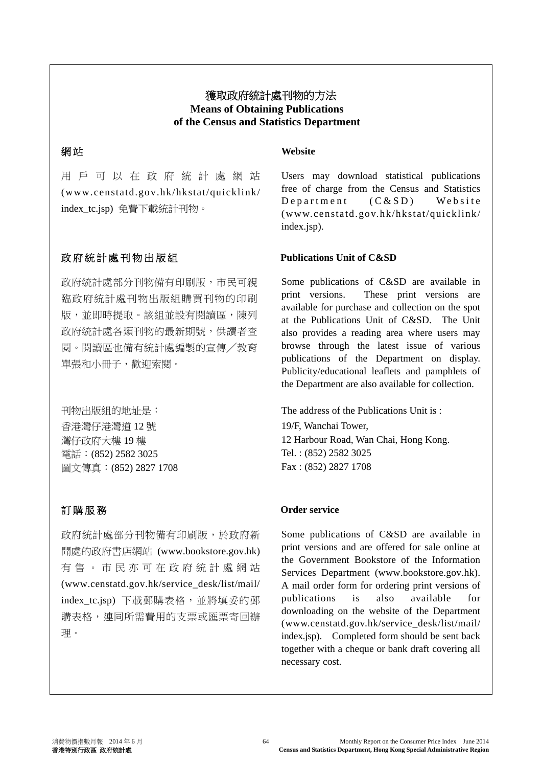# 獲取政府統計處刊物的方法
# Means of Obtaining Publications of the Census and Statistics Department

## 網站

用戶可以在政府統計處網站 (www.censtatd.gov.hk/hkstat/quicklink/index_tc.jsp) 免費下載統計刊物。

## Website

Users may download statistical publications free of charge from the Census and Statistics Department (C&SD) Website (www.censtatd.gov.hk/hkstat/quicklink/index.jsp).

## 政府統計處刊物出版組

政府統計處部分刊物備有印刷版，市民可親臨政府統計處刊物出版組購買刊物的印刷版，並即時提取。該組並設有閱讀區，陳列政府統計處各類刊物的最新期號，供讀者查閱。閱讀區也備有統計處編製的宣傳／教育單張和小冊子，歡迎索閱。

刊物出版組的地址是：
香港灣仔港灣道 12 號
灣仔政府大樓 19 樓
電話：(852) 2582 3025
圖文傳真：(852) 2827 1708

## Publications Unit of C&SD

Some publications of C&SD are available in print versions. These print versions are available for purchase and collection on the spot at the Publications Unit of C&SD. The Unit also provides a reading area where users may browse through the latest issue of various publications of the Department on display. Publicity/educational leaflets and pamphlets of the Department are also available for collection.

The address of the Publications Unit is :
19/F, Wanchai Tower,
12 Harbour Road, Wan Chai, Hong Kong.
Tel. : (852) 2582 3025
Fax : (852) 2827 1708

## 訂購服務

政府統計處部分刊物備有印刷版，於政府新聞處的政府書店網站 (www.bookstore.gov.hk) 有售。市民亦可在政府統計處網站 (www.censtatd.gov.hk/service_desk/list/mail/index_tc.jsp) 下載郵購表格，並將填妥的郵購表格，連同所需費用的支票或匯票寄回辦理。

## Order service

Some publications of C&SD are available in print versions and are offered for sale online at the Government Bookstore of the Information Services Department (www.bookstore.gov.hk). A mail order form for ordering print versions of publications is also available for downloading on the website of the Department (www.censtatd.gov.hk/service_desk/list/mail/index.jsp). Completed form should be sent back together with a cheque or bank draft covering all necessary cost.